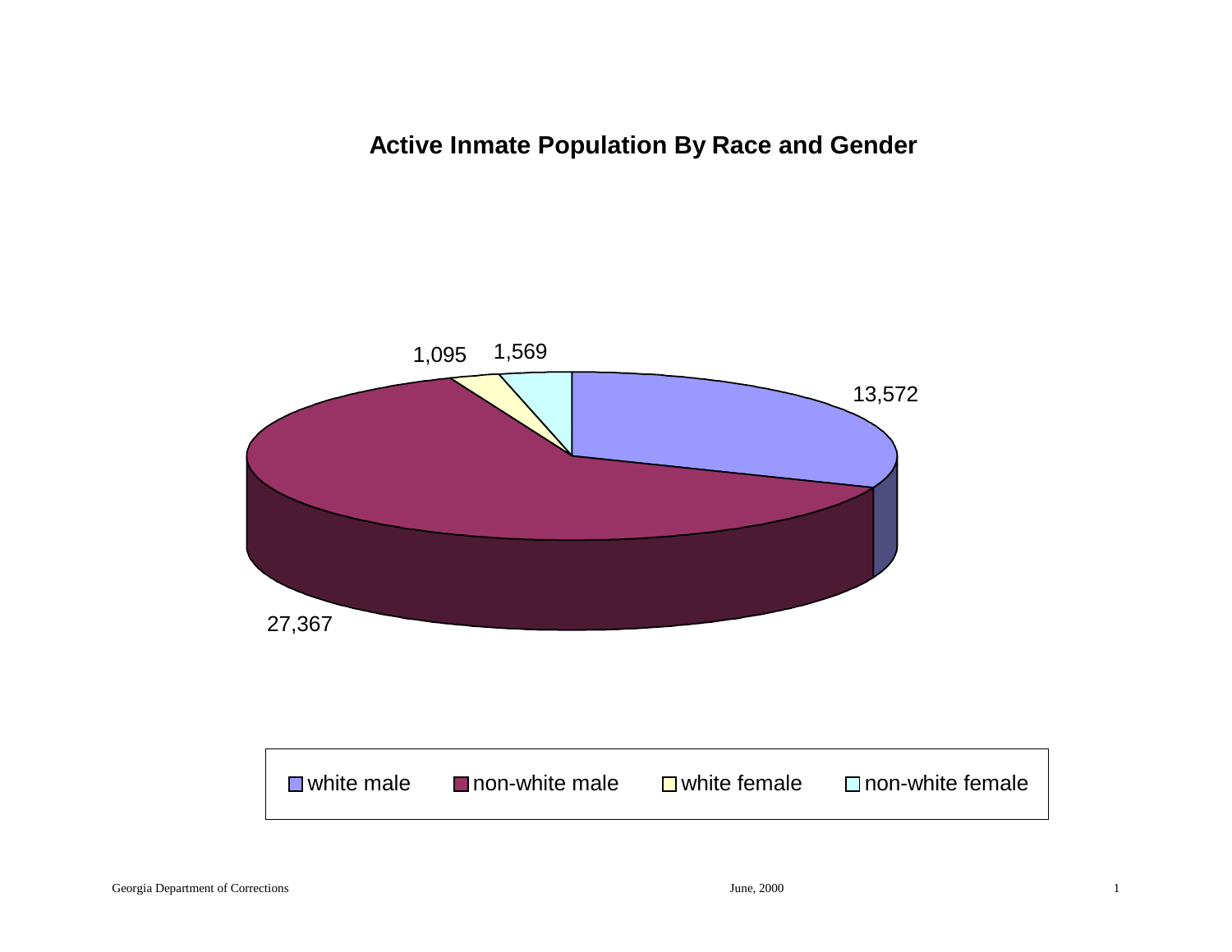## Active Inmate Population By Race and Gender

| Category | Population |
|---|---|
| white male | 13,572 |
| non-white male | 27,367 |
| white female | 1,095 |
| non-white female | 1,569 |

Georgia Department of Corrections

June, 2000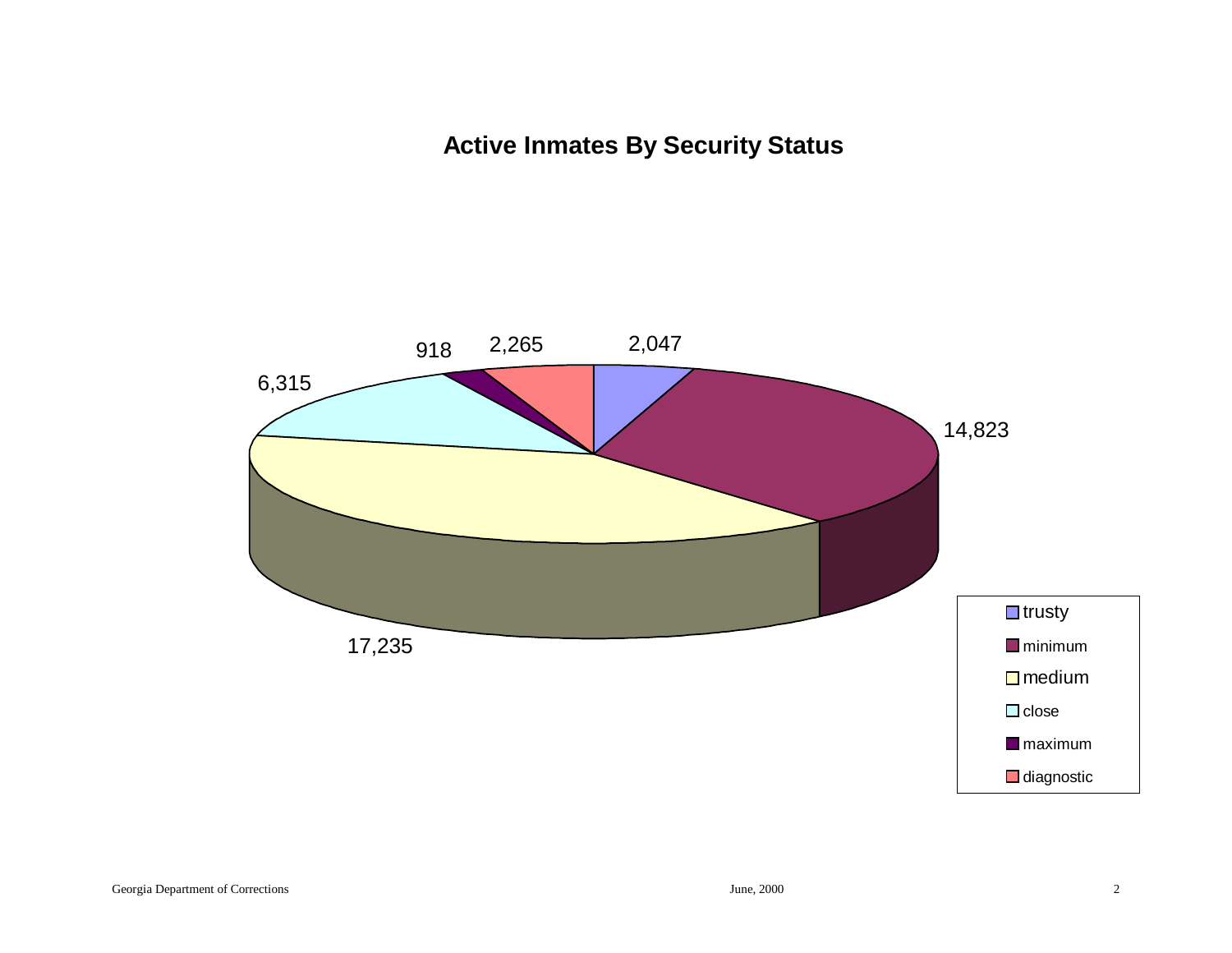# Active Inmates By Security Status

| Security Status | Inmates |
| --- | --- |
| trusty | 2,047 |
| minimum | 14,823 |
| medium | 17,235 |
| close | 6,315 |
| maximum | 918 |
| diagnostic | 2,265 |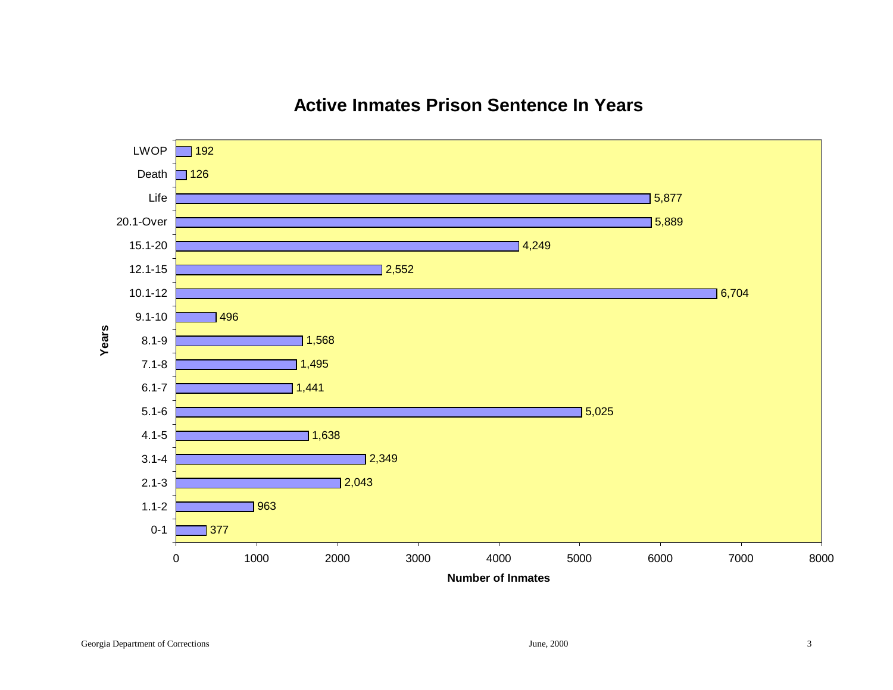## Active Inmates Prison Sentence In Years

| Years | Number of Inmates |
| --- | --- |
| LWOP | 192 |
| Death | 126 |
| Life | 5,877 |
| 20.1-Over | 5,889 |
| 15.1-20 | 4,249 |
| 12.1-15 | 2,552 |
| 10.1-12 | 6,704 |
| 9.1-10 | 496 |
| 8.1-9 | 1,568 |
| 7.1-8 | 1,495 |
| 6.1-7 | 1,441 |
| 5.1-6 | 5,025 |
| 4.1-5 | 1,638 |
| 3.1-4 | 2,349 |
| 2.1-3 | 2,043 |
| 1.1-2 | 963 |
| 0-1 | 377 |

Georgia Department of Corrections — June, 2000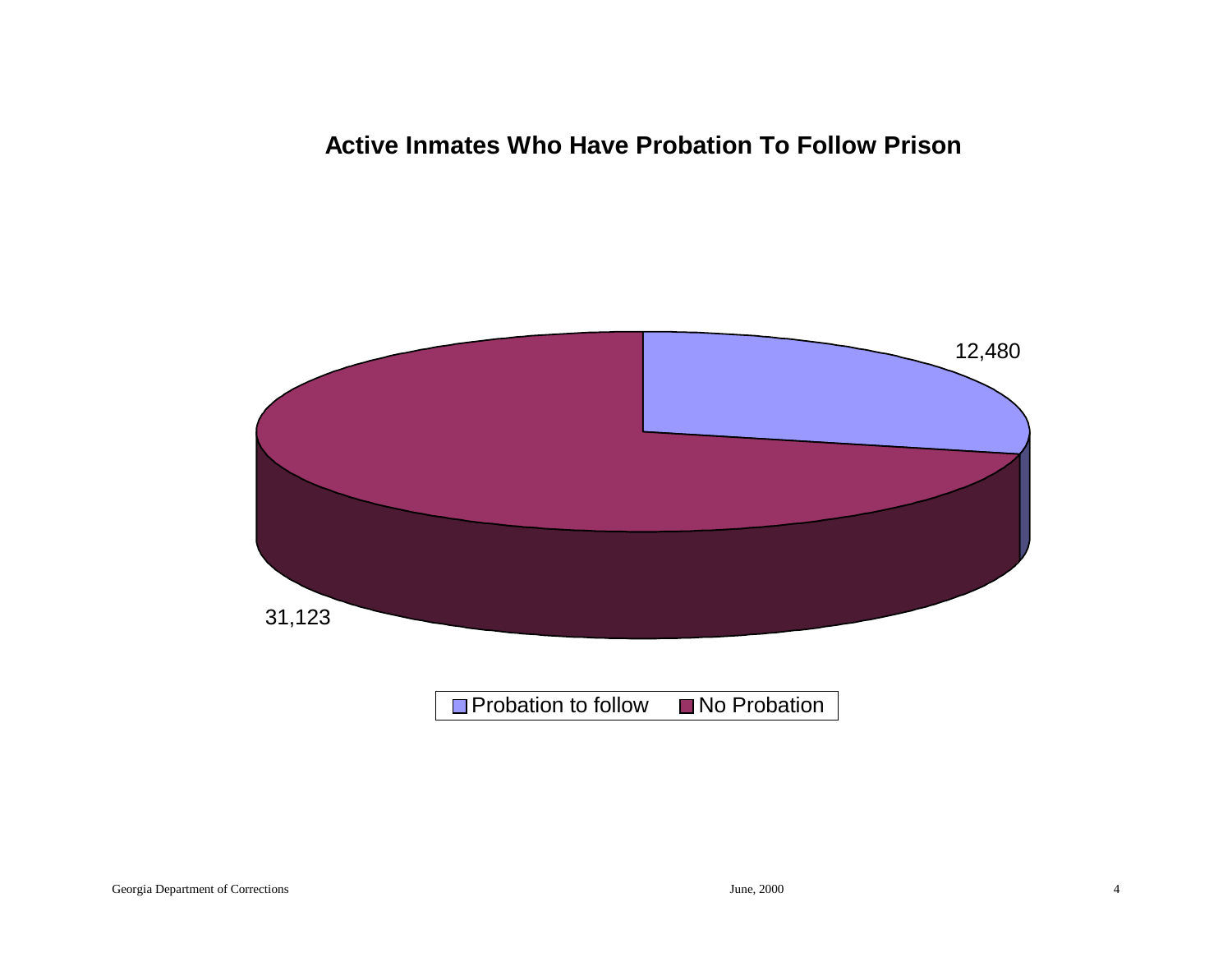# Active Inmates Who Have Probation To Follow Prison

12,480

31,123

Probation to follow   No Probation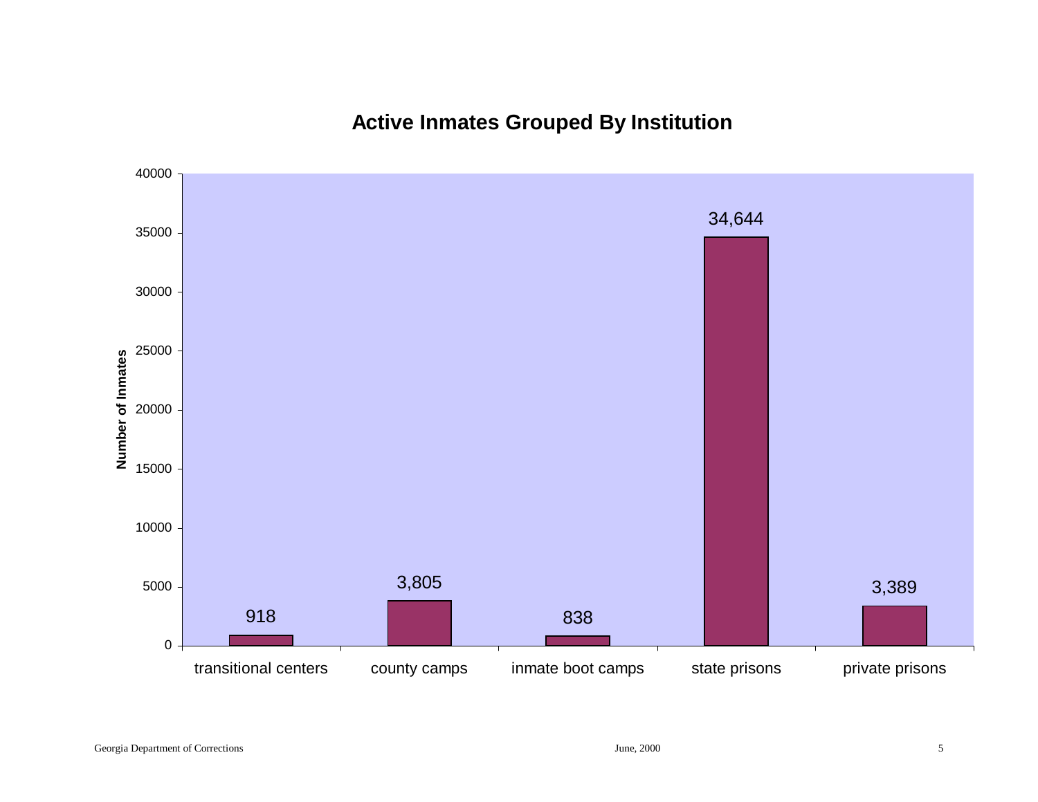## Active Inmates Grouped By Institution

| Institution | Number of Inmates |
|---|---|
| transitional centers | 918 |
| county camps | 3,805 |
| inmate boot camps | 838 |
| state prisons | 34,644 |
| private prisons | 3,389 |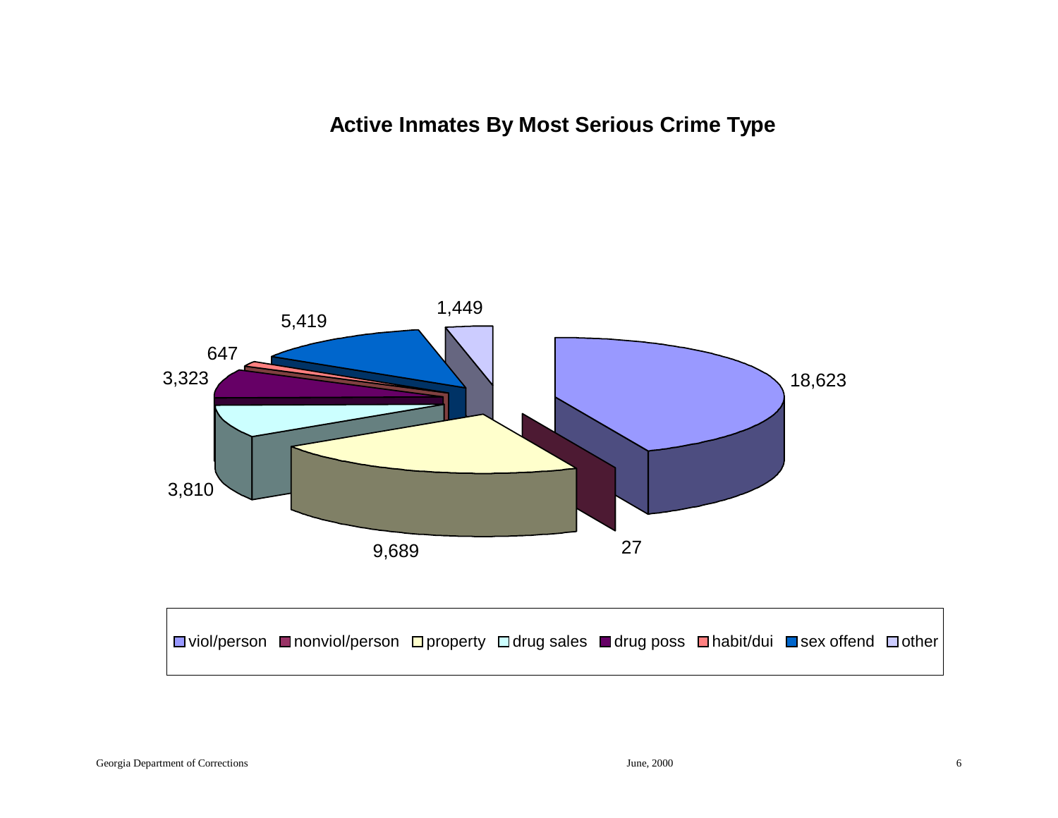## Active Inmates By Most Serious Crime Type

| Crime Type | Active Inmates |
|---|---|
| viol/person | 18,623 |
| nonviol/person | 27 |
| property | 9,689 |
| drug sales | 3,810 |
| drug poss | 3,323 |
| habit/dui | 647 |
| sex offend | 5,419 |
| other | 1,449 |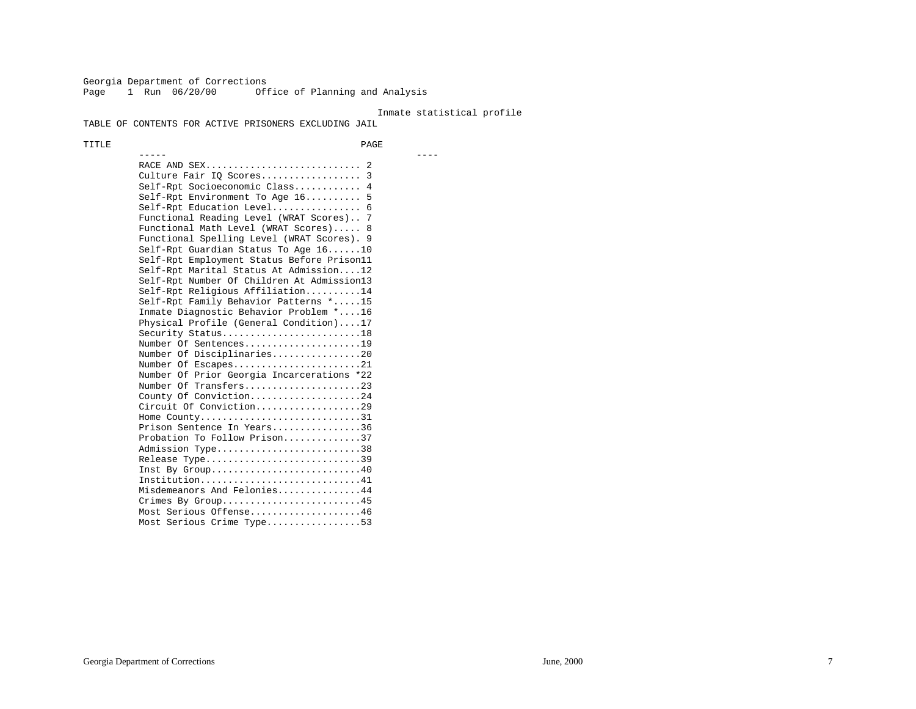Georgia Department of Corrections
Page 1 Run 06/20/00 Office of Planning and Analysis

Inmate statistical profile

TABLE OF CONTENTS FOR ACTIVE PRISONERS EXCLUDING JAIL

| TITLE | PAGE |
|---|---|
| RACE AND SEX | 2 |
| Culture Fair IQ Scores | 3 |
| Self-Rpt Socioeconomic Class | 4 |
| Self-Rpt Environment To Age 16 | 5 |
| Self-Rpt Education Level | 6 |
| Functional Reading Level (WRAT Scores) | 7 |
| Functional Math Level (WRAT Scores) | 8 |
| Functional Spelling Level (WRAT Scores) | 9 |
| Self-Rpt Guardian Status To Age 16 | 10 |
| Self-Rpt Employment Status Before Prison | 11 |
| Self-Rpt Marital Status At Admission | 12 |
| Self-Rpt Number Of Children At Admission | 13 |
| Self-Rpt Religious Affiliation | 14 |
| Self-Rpt Family Behavior Patterns * | 15 |
| Inmate Diagnostic Behavior Problem * | 16 |
| Physical Profile (General Condition) | 17 |
| Security Status | 18 |
| Number Of Sentences | 19 |
| Number Of Disciplinaries | 20 |
| Number Of Escapes | 21 |
| Number Of Prior Georgia Incarcerations * | 22 |
| Number Of Transfers | 23 |
| County Of Conviction | 24 |
| Circuit Of Conviction | 29 |
| Home County | 31 |
| Prison Sentence In Years | 36 |
| Probation To Follow Prison | 37 |
| Admission Type | 38 |
| Release Type | 39 |
| Inst By Group | 40 |
| Institution | 41 |
| Misdemeanors And Felonies | 44 |
| Crimes By Group | 45 |
| Most Serious Offense | 46 |
| Most Serious Crime Type | 53 |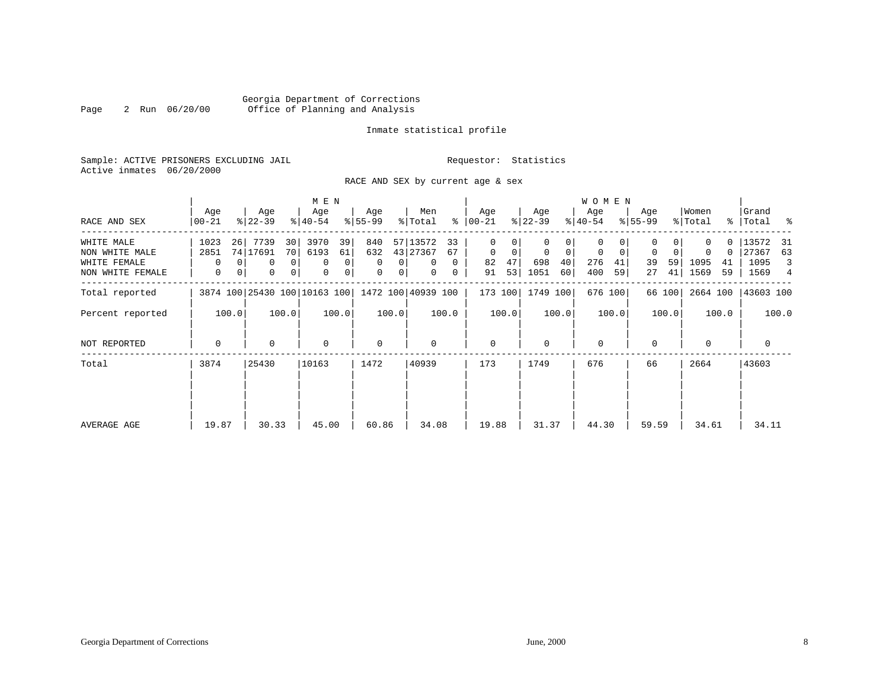Georgia Department of Corrections
Office of Planning and Analysis

Page 2 Run 06/20/00

Inmate statistical profile

Sample: ACTIVE PRISONERS EXCLUDING JAIL

Requestor: Statistics

Active inmates 06/20/2000

RACE AND SEX by current age & sex

| RACE AND SEX | MEN Age 00-21 | % | Age 22-39 | % | Age 40-54 | % | Age 55-99 | % | Men Total | % | WOMEN Age 00-21 | % | Age 22-39 | % | Age 40-54 | % | Age 55-99 | % | Women Total | % | Grand Total | % |
|---|---|---|---|---|---|---|---|---|---|---|---|---|---|---|---|---|---|---|---|---|---|---|
| WHITE MALE | 1023 | 26 | 7739 | 30 | 3970 | 39 | 840 | 57 | 13572 | 33 | 0 | 0 | 0 | 0 | 0 | 0 | 0 | 0 | 0 | 0 | 13572 | 31 |
| NON WHITE MALE | 2851 | 74 | 17691 | 70 | 6193 | 61 | 632 | 43 | 27367 | 67 | 0 | 0 | 0 | 0 | 0 | 0 | 0 | 0 | 0 | 0 | 27367 | 63 |
| WHITE FEMALE | 0 | 0 | 0 | 0 | 0 | 0 | 0 | 0 | 0 | 0 | 82 | 47 | 698 | 40 | 276 | 41 | 39 | 59 | 1095 | 41 | 1095 | 3 |
| NON WHITE FEMALE | 0 | 0 | 0 | 0 | 0 | 0 | 0 | 0 | 0 | 0 | 91 | 53 | 1051 | 60 | 400 | 59 | 27 | 41 | 1569 | 59 | 1569 | 4 |
| Total reported | 3874 | 100 | 25430 | 100 | 10163 | 100 | 1472 | 100 | 40939 | 100 | 173 | 100 | 1749 | 100 | 676 | 100 | 66 | 100 | 2664 | 100 | 43603 | 100 |
| Percent reported | | 100.0 | | 100.0 | | 100.0 | | 100.0 | | 100.0 | | 100.0 | | 100.0 | | 100.0 | | 100.0 | | 100.0 | | 100.0 |
| NOT REPORTED | 0 | | 0 | | 0 | | 0 | | 0 | | 0 | | 0 | | 0 | | 0 | | 0 | | 0 | |
| Total | 3874 | | 25430 | | 10163 | | 1472 | | 40939 | | 173 | | 1749 | | 676 | | 66 | | 2664 | | 43603 | |
| AVERAGE AGE | 19.87 | | 30.33 | | 45.00 | | 60.86 | | 34.08 | | 19.88 | | 31.37 | | 44.30 | | 59.59 | | 34.61 | | 34.11 | |

Georgia Department of Corrections — June, 2000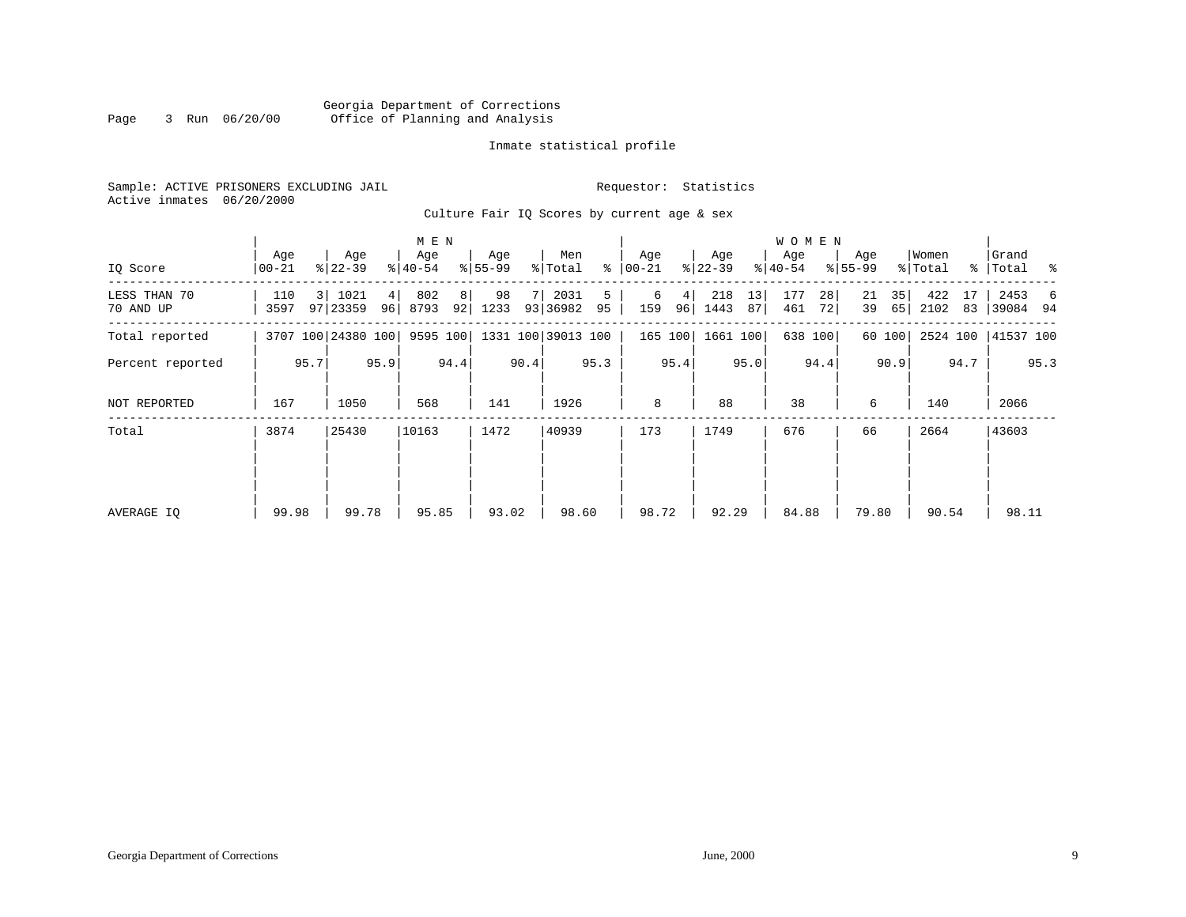Georgia Department of Corrections
Office of Planning and Analysis

Inmate statistical profile

Sample: ACTIVE PRISONERS EXCLUDING JAIL
Active inmates 06/20/2000

Requestor: Statistics

Culture Fair IQ Scores by current age & sex

| IQ Score | MEN Age 00-21 | % | Age 22-39 | % | Age 40-54 | % | Age 55-99 | % | Men Total | % | WOMEN Age 00-21 | % | Age 22-39 | % | Age 40-54 | % | Age 55-99 | % | Women Total | % | Grand Total | % |
|---|---|---|---|---|---|---|---|---|---|---|---|---|---|---|---|---|---|---|---|---|---|---|
| LESS THAN 70 | 110 | 3 | 1021 | 4 | 802 | 8 | 98 | 7 | 2031 | 5 | 6 | 4 | 218 | 13 | 177 | 28 | 21 | 35 | 422 | 17 | 2453 | 6 |
| 70 AND UP | 3597 | 97 | 23359 | 96 | 8793 | 92 | 1233 | 93 | 36982 | 95 | 159 | 96 | 1443 | 87 | 461 | 72 | 39 | 65 | 2102 | 83 | 39084 | 94 |
| Total reported | 3707 | 100 | 24380 | 100 | 9595 | 100 | 1331 | 100 | 39013 | 100 | 165 | 100 | 1661 | 100 | 638 | 100 | 60 | 100 | 2524 | 100 | 41537 | 100 |
| Percent reported | | 95.7 | | 95.9 | | 94.4 | | 90.4 | | 95.3 | | 95.4 | | 95.0 | | 94.4 | | 90.9 | | 94.7 | | 95.3 |
| NOT REPORTED | 167 | | 1050 | | 568 | | 141 | | 1926 | | 8 | | 88 | | 38 | | 6 | | 140 | | 2066 | |
| Total | 3874 | | 25430 | | 10163 | | 1472 | | 40939 | | 173 | | 1749 | | 676 | | 66 | | 2664 | | 43603 | |
| AVERAGE IQ | 99.98 | | 99.78 | | 95.85 | | 93.02 | | 98.60 | | 98.72 | | 92.29 | | 84.88 | | 79.80 | | 90.54 | | 98.11 | |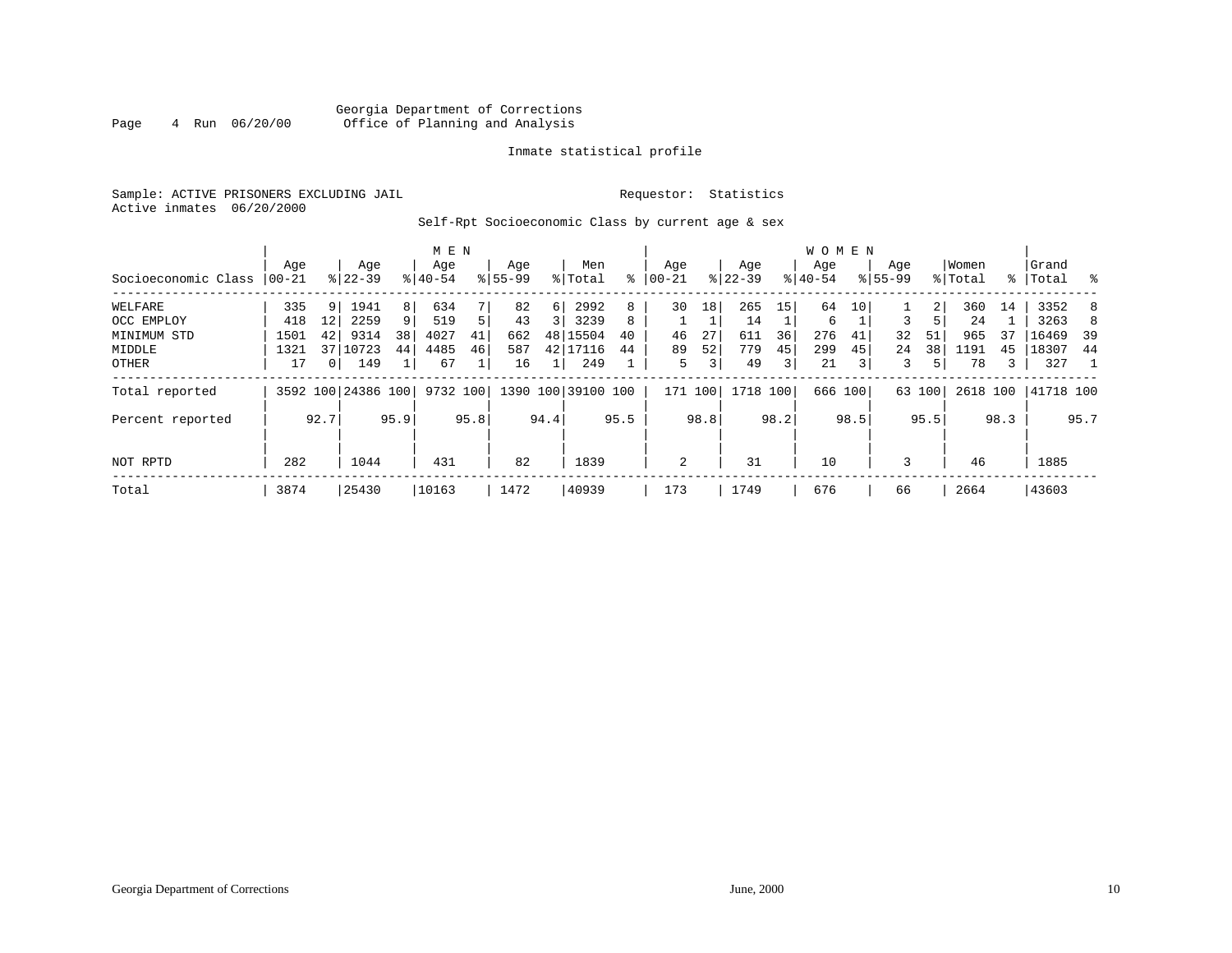Georgia Department of Corrections
Office of Planning and Analysis

Inmate statistical profile

Sample: ACTIVE PRISONERS EXCLUDING JAIL

Requestor: Statistics

Active inmates 06/20/2000

Self-Rpt Socioeconomic Class by current age & sex

| Socioeconomic Class | MEN Age 00-21 | % | Age 22-39 | % | Age 40-54 | % | Age 55-99 | % | Men Total | % | WOMEN Age 00-21 | % | Age 22-39 | % | Age 40-54 | % | Age 55-99 | % | Women Total | % | Grand Total | % |
|---|---|---|---|---|---|---|---|---|---|---|---|---|---|---|---|---|---|---|---|---|---|---|
| WELFARE | 335 | 9 | 1941 | 8 | 634 | 7 | 82 | 6 | 2992 | 8 | 30 | 18 | 265 | 15 | 64 | 10 | 1 | 2 | 360 | 14 | 3352 | 8 |
| OCC EMPLOY | 418 | 12 | 2259 | 9 | 519 | 5 | 43 | 3 | 3239 | 8 | 1 | 1 | 14 | 1 | 6 | 1 | 3 | 5 | 24 | 1 | 3263 | 8 |
| MINIMUM STD | 1501 | 42 | 9314 | 38 | 4027 | 41 | 662 | 48 | 15504 | 40 | 46 | 27 | 611 | 36 | 276 | 41 | 32 | 51 | 965 | 37 | 16469 | 39 |
| MIDDLE | 1321 | 37 | 10723 | 44 | 4485 | 46 | 587 | 42 | 17116 | 44 | 89 | 52 | 779 | 45 | 299 | 45 | 24 | 38 | 1191 | 45 | 18307 | 44 |
| OTHER | 17 | 0 | 149 | 1 | 67 | 1 | 16 | 1 | 249 | 1 | 5 | 3 | 49 | 3 | 21 | 3 | 3 | 5 | 78 | 3 | 327 | 1 |
| Total reported | 3592 | 100 | 24386 | 100 | 9732 | 100 | 1390 | 100 | 39100 | 100 | 171 | 100 | 1718 | 100 | 666 | 100 | 63 | 100 | 2618 | 100 | 41718 | 100 |
| Percent reported | | 92.7 | | 95.9 | | 95.8 | | 94.4 | | 95.5 | | 98.8 | | 98.2 | | 98.5 | | 95.5 | | 98.3 | | 95.7 |
| NOT RPTD | 282 | | 1044 | | 431 | | 82 | | 1839 | | 2 | | 31 | | 10 | | 3 | | 46 | | 1885 | |
| Total | 3874 | | 25430 | | 10163 | | 1472 | | 40939 | | 173 | | 1749 | | 676 | | 66 | | 2664 | | 43603 | |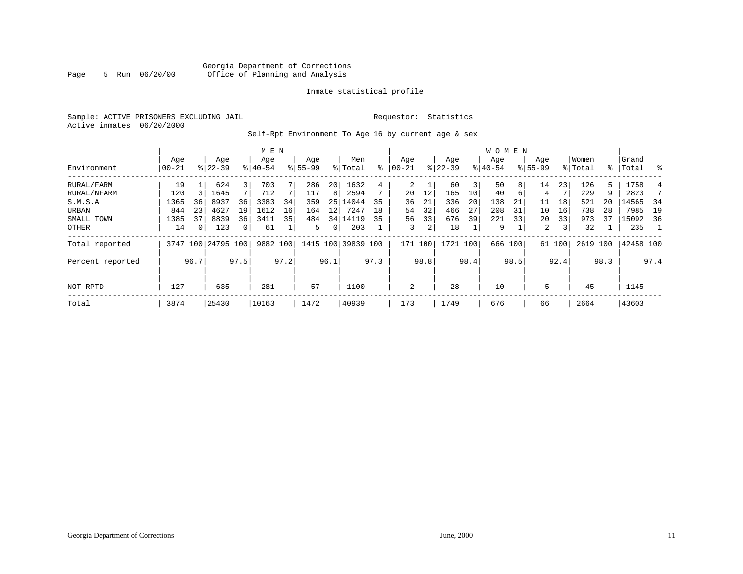Georgia Department of Corrections
Office of Planning and Analysis

Inmate statistical profile

Sample: ACTIVE PRISONERS EXCLUDING JAIL
Requestor: Statistics
Active inmates 06/20/2000

Self-Rpt Environment To Age 16 by current age & sex

| Environment | MEN Age 00-21 | % | Age 22-39 | % | Age 40-54 | % | Age 55-99 | % | Men Total | % | WOMEN Age 00-21 | % | Age 22-39 | % | Age 40-54 | % | Age 55-99 | % | Women Total | % | Grand Total | % |
|---|---|---|---|---|---|---|---|---|---|---|---|---|---|---|---|---|---|---|---|---|---|---|
| RURAL/FARM | 19 | 1 | 624 | 3 | 703 | 7 | 286 | 20 | 1632 | 4 | 2 | 1 | 60 | 3 | 50 | 8 | 14 | 23 | 126 | 5 | 1758 | 4 |
| RURAL/NFARM | 120 | 3 | 1645 | 7 | 712 | 7 | 117 | 8 | 2594 | 7 | 20 | 12 | 165 | 10 | 40 | 6 | 4 | 7 | 229 | 9 | 2823 | 7 |
| S.M.S.A | 1365 | 36 | 8937 | 36 | 3383 | 34 | 359 | 25 | 14044 | 35 | 36 | 21 | 336 | 20 | 138 | 21 | 11 | 18 | 521 | 20 | 14565 | 34 |
| URBAN | 844 | 23 | 4627 | 19 | 1612 | 16 | 164 | 12 | 7247 | 18 | 54 | 32 | 466 | 27 | 208 | 31 | 10 | 16 | 738 | 28 | 7985 | 19 |
| SMALL TOWN | 1385 | 37 | 8839 | 36 | 3411 | 35 | 484 | 34 | 14119 | 35 | 56 | 33 | 676 | 39 | 221 | 33 | 20 | 33 | 973 | 37 | 15092 | 36 |
| OTHER | 14 | 0 | 123 | 0 | 61 | 1 | 5 | 0 | 203 | 1 | 3 | 2 | 18 | 1 | 9 | 1 | 2 | 3 | 32 | 1 | 235 | 1 |
| Total reported | 3747 | 100 | 24795 | 100 | 9882 | 100 | 1415 | 100 | 39839 | 100 | 171 | 100 | 1721 | 100 | 666 | 100 | 61 | 100 | 2619 | 100 | 42458 | 100 |
| Percent reported | | 96.7 | | 97.5 | | 97.2 | | 96.1 | | 97.3 | | 98.8 | | 98.4 | | 98.5 | | 92.4 | | 98.3 | | 97.4 |
| NOT RPTD | 127 | | 635 | | 281 | | 57 | | 1100 | | 2 | | 28 | | 10 | | 5 | | 45 | | 1145 | |
| Total | 3874 | | 25430 | | 10163 | | 1472 | | 40939 | | 173 | | 1749 | | 676 | | 66 | | 2664 | | 43603 | |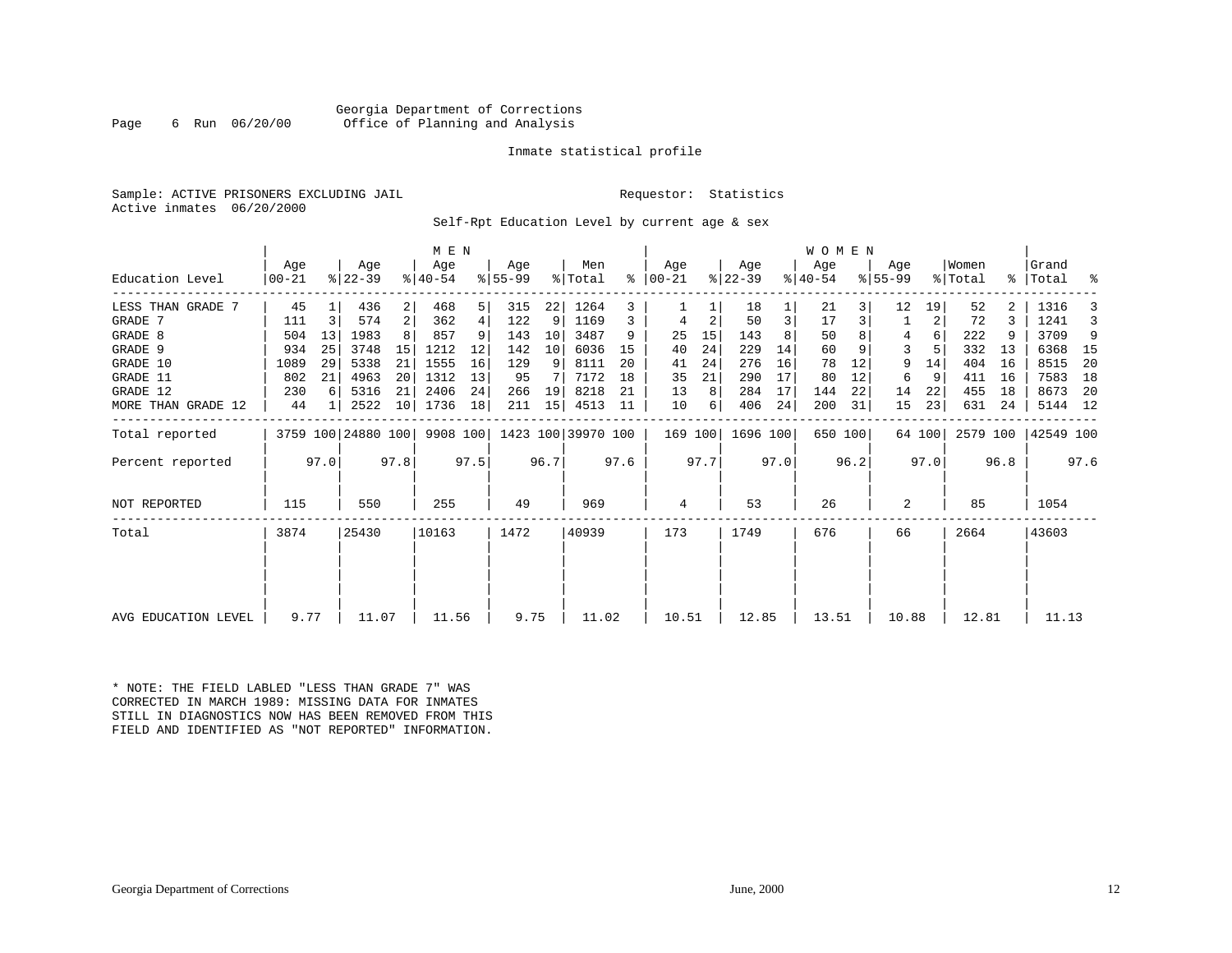Georgia Department of Corrections
Office of Planning and Analysis

Page 6 Run 06/20/00

Inmate statistical profile

Sample: ACTIVE PRISONERS EXCLUDING JAIL

Requestor: Statistics

Active inmates 06/20/2000

Self-Rpt Education Level by current age & sex

| Education Level | MEN Age 00-21 | % | Age 22-39 | % | Age 40-54 | % | Age 55-99 | % | Men Total | % | WOMEN Age 00-21 | % | Age 22-39 | % | Age 40-54 | % | Age 55-99 | % | Women Total | % | Grand Total | % |
|---|---|---|---|---|---|---|---|---|---|---|---|---|---|---|---|---|---|---|---|---|---|---|
| LESS THAN GRADE 7 | 45 | 1 | 436 | 2 | 468 | 5 | 315 | 22 | 1264 | 3 | 1 | 1 | 18 | 1 | 21 | 3 | 12 | 19 | 52 | 2 | 1316 | 3 |
| GRADE 7 | 111 | 3 | 574 | 2 | 362 | 4 | 122 | 9 | 1169 | 3 | 4 | 2 | 50 | 3 | 17 | 3 | 1 | 2 | 72 | 3 | 1241 | 3 |
| GRADE 8 | 504 | 13 | 1983 | 8 | 857 | 9 | 143 | 10 | 3487 | 9 | 25 | 15 | 143 | 8 | 50 | 8 | 4 | 6 | 222 | 9 | 3709 | 9 |
| GRADE 9 | 934 | 25 | 3748 | 15 | 1212 | 12 | 142 | 10 | 6036 | 15 | 40 | 24 | 229 | 14 | 60 | 9 | 3 | 5 | 332 | 13 | 6368 | 15 |
| GRADE 10 | 1089 | 29 | 5338 | 21 | 1555 | 16 | 129 | 9 | 8111 | 20 | 41 | 24 | 276 | 16 | 78 | 12 | 9 | 14 | 404 | 16 | 8515 | 20 |
| GRADE 11 | 802 | 21 | 4963 | 20 | 1312 | 13 | 95 | 7 | 7172 | 18 | 35 | 21 | 290 | 17 | 80 | 12 | 6 | 9 | 411 | 16 | 7583 | 18 |
| GRADE 12 | 230 | 6 | 5316 | 21 | 2406 | 24 | 266 | 19 | 8218 | 21 | 13 | 8 | 284 | 17 | 144 | 22 | 14 | 22 | 455 | 18 | 8673 | 20 |
| MORE THAN GRADE 12 | 44 | 1 | 2522 | 10 | 1736 | 18 | 211 | 15 | 4513 | 11 | 10 | 6 | 406 | 24 | 200 | 31 | 15 | 23 | 631 | 24 | 5144 | 12 |
| Total reported | 3759 | 100 | 24880 | 100 | 9908 | 100 | 1423 | 100 | 39970 | 100 | 169 | 100 | 1696 | 100 | 650 | 100 | 64 | 100 | 2579 | 100 | 42549 | 100 |
| Percent reported | | 97.0 | | 97.8 | | 97.5 | | 96.7 | | 97.6 | | 97.7 | | 97.0 | | 96.2 | | 97.0 | | 96.8 | | 97.6 |
| NOT REPORTED | 115 | | 550 | | 255 | | 49 | | 969 | | 4 | | 53 | | 26 | | 2 | | 85 | | 1054 | |
| Total | 3874 | | 25430 | | 10163 | | 1472 | | 40939 | | 173 | | 1749 | | 676 | | 66 | | 2664 | | 43603 | |
| AVG EDUCATION LEVEL | 9.77 | | 11.07 | | 11.56 | | 9.75 | | 11.02 | | 10.51 | | 12.85 | | 13.51 | | 10.88 | | 12.81 | | 11.13 | |

\* NOTE: THE FIELD LABLED "LESS THAN GRADE 7" WAS CORRECTED IN MARCH 1989: MISSING DATA FOR INMATES STILL IN DIAGNOSTICS NOW HAS BEEN REMOVED FROM THIS FIELD AND IDENTIFIED AS "NOT REPORTED" INFORMATION.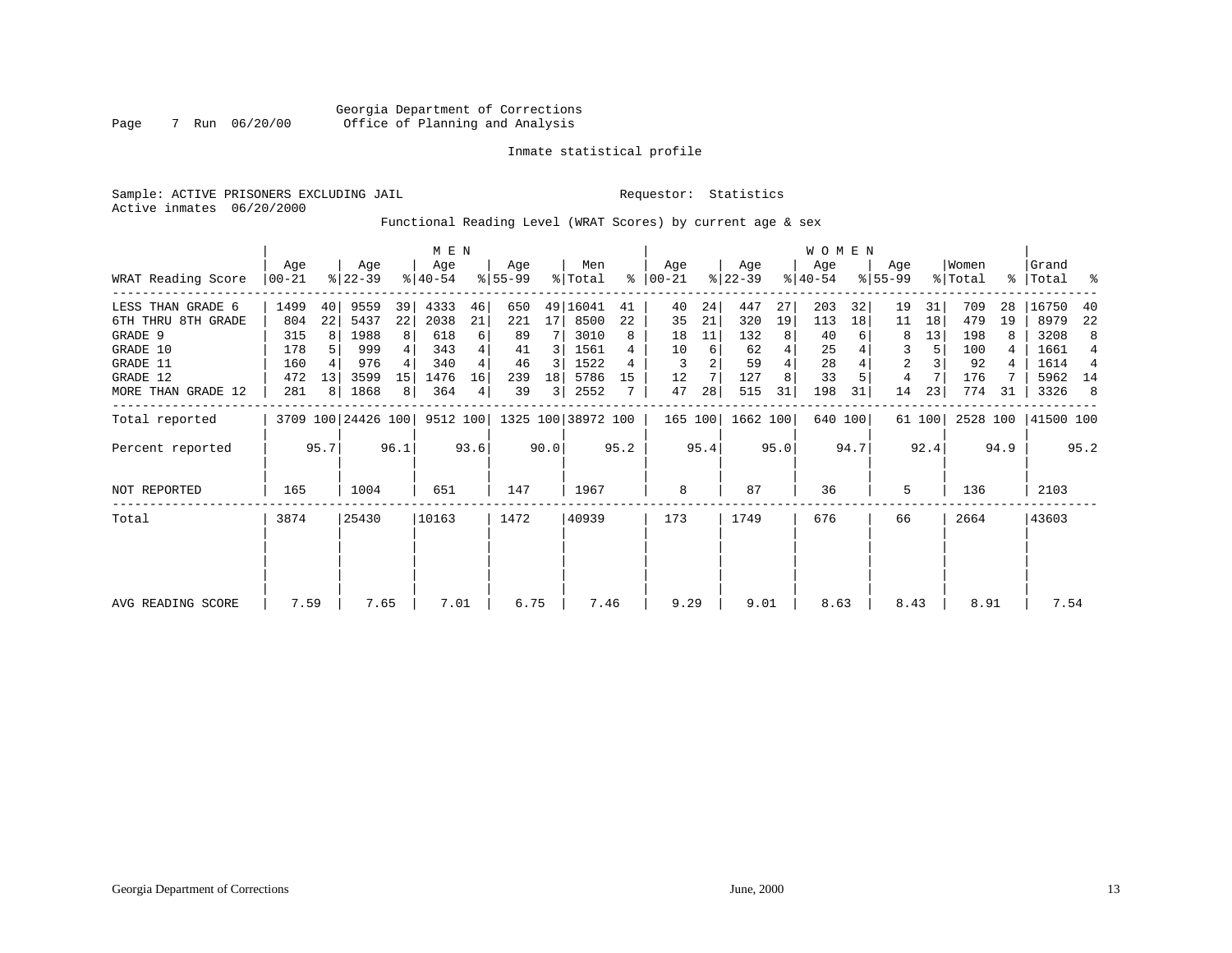Georgia Department of Corrections
Office of Planning and Analysis

Inmate statistical profile

Sample: ACTIVE PRISONERS EXCLUDING JAIL    Requestor: Statistics
Active inmates 06/20/2000

Functional Reading Level (WRAT Scores) by current age & sex

| WRAT Reading Score | MEN Age 00-21 | % | Age 22-39 | % | Age 40-54 | % | Age 55-99 | % | Men Total | % | WOMEN Age 00-21 | % | Age 22-39 | % | Age 40-54 | % | Age 55-99 | % | Women Total | % | Grand Total | % |
|---|---|---|---|---|---|---|---|---|---|---|---|---|---|---|---|---|---|---|---|---|---|---|
| LESS THAN GRADE 6 | 1499 | 40 | 9559 | 39 | 4333 | 46 | 650 | 49 | 16041 | 41 | 40 | 24 | 447 | 27 | 203 | 32 | 19 | 31 | 709 | 28 | 16750 | 40 |
| 6TH THRU 8TH GRADE | 804 | 22 | 5437 | 22 | 2038 | 21 | 221 | 17 | 8500 | 22 | 35 | 21 | 320 | 19 | 113 | 18 | 11 | 18 | 479 | 19 | 8979 | 22 |
| GRADE 9 | 315 | 8 | 1988 | 8 | 618 | 6 | 89 | 7 | 3010 | 8 | 18 | 11 | 132 | 8 | 40 | 6 | 8 | 13 | 198 | 8 | 3208 | 8 |
| GRADE 10 | 178 | 5 | 999 | 4 | 343 | 4 | 41 | 3 | 1561 | 4 | 10 | 6 | 62 | 4 | 25 | 4 | 3 | 5 | 100 | 4 | 1661 | 4 |
| GRADE 11 | 160 | 4 | 976 | 4 | 340 | 4 | 46 | 3 | 1522 | 4 | 3 | 2 | 59 | 4 | 28 | 4 | 2 | 3 | 92 | 4 | 1614 | 4 |
| GRADE 12 | 472 | 13 | 3599 | 15 | 1476 | 16 | 239 | 18 | 5786 | 15 | 12 | 7 | 127 | 8 | 33 | 5 | 4 | 7 | 176 | 7 | 5962 | 14 |
| MORE THAN GRADE 12 | 281 | 8 | 1868 | 8 | 364 | 4 | 39 | 3 | 2552 | 7 | 47 | 28 | 515 | 31 | 198 | 31 | 14 | 23 | 774 | 31 | 3326 | 8 |
| Total reported | 3709 | 100 | 24426 | 100 | 9512 | 100 | 1325 | 100 | 38972 | 100 | 165 | 100 | 1662 | 100 | 640 | 100 | 61 | 100 | 2528 | 100 | 41500 | 100 |
| Percent reported | | 95.7 | | 96.1 | | 93.6 | | 90.0 | | 95.2 | | 95.4 | | 95.0 | | 94.7 | | 92.4 | | 94.9 | | 95.2 |
| NOT REPORTED | 165 | | 1004 | | 651 | | 147 | | 1967 | | 8 | | 87 | | 36 | | 5 | | 136 | | 2103 | |
| Total | 3874 | | 25430 | | 10163 | | 1472 | | 40939 | | 173 | | 1749 | | 676 | | 66 | | 2664 | | 43603 | |
| AVG READING SCORE | 7.59 | | 7.65 | | 7.01 | | 6.75 | | 7.46 | | 9.29 | | 9.01 | | 8.63 | | 8.43 | | 8.91 | | 7.54 | |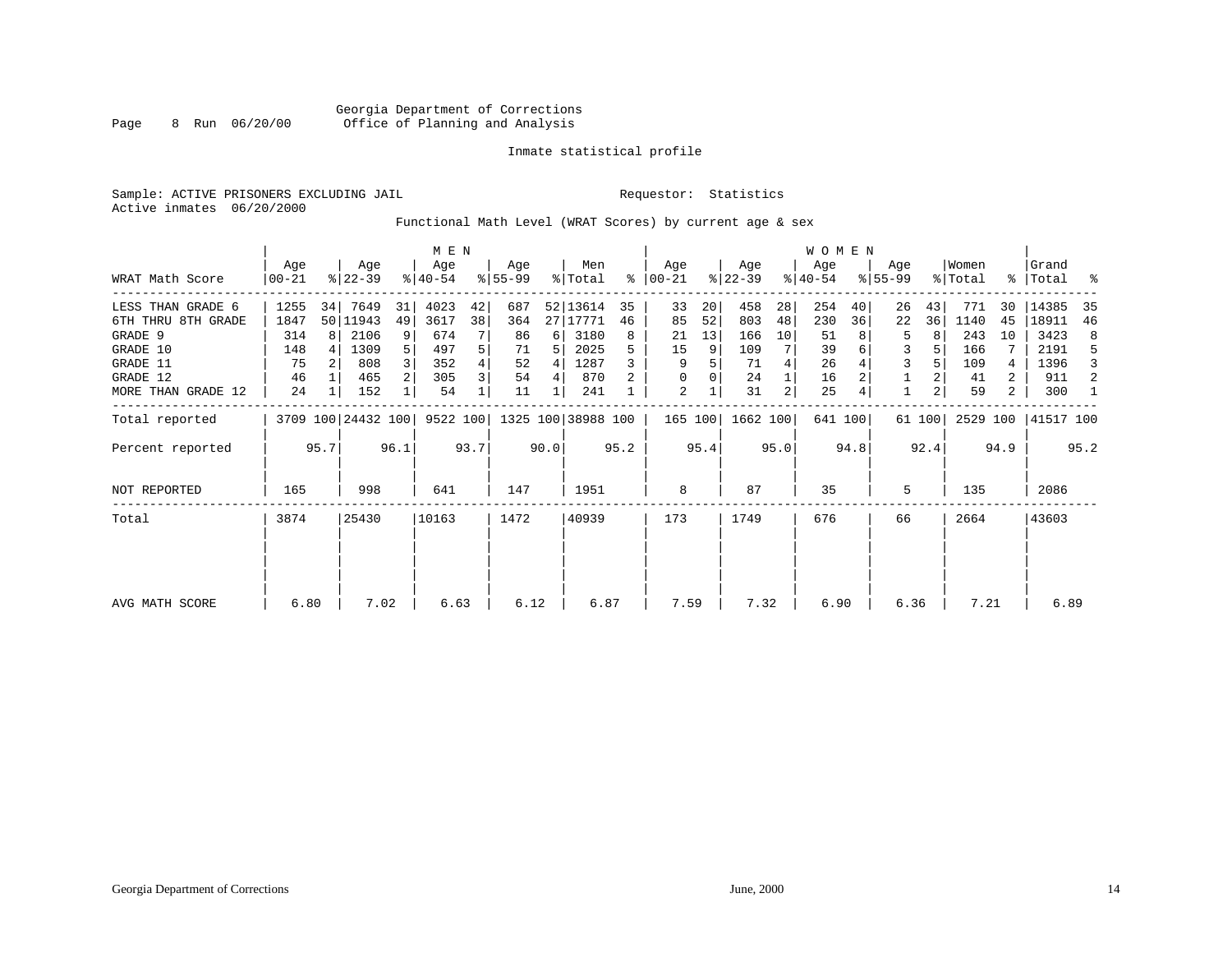Georgia Department of Corrections
Office of Planning and Analysis

Page 8 Run 06/20/00

Inmate statistical profile

Sample: ACTIVE PRISONERS EXCLUDING JAIL                    Requestor: Statistics
Active inmates 06/20/2000

Functional Math Level (WRAT Scores) by current age & sex

| | MEN | | | | | | | | | | WOMEN | | | | | | | | | | | |
|---|---|---|---|---|---|---|---|---|---|---|---|---|---|---|---|---|---|---|---|---|---|---|
| WRAT Math Score | Age 00-21 | % | Age 22-39 | % | Age 40-54 | % | Age 55-99 | % | Men Total | % | Age 00-21 | % | Age 22-39 | % | Age 40-54 | % | Age 55-99 | % | Women Total | % | Grand Total | % |
| LESS THAN GRADE 6 | 1255 | 34 | 7649 | 31 | 4023 | 42 | 687 | 52 | 13614 | 35 | 33 | 20 | 458 | 28 | 254 | 40 | 26 | 43 | 771 | 30 | 14385 | 35 |
| 6TH THRU 8TH GRADE | 1847 | 50 | 11943 | 49 | 3617 | 38 | 364 | 27 | 17771 | 46 | 85 | 52 | 803 | 48 | 230 | 36 | 22 | 36 | 1140 | 45 | 18911 | 46 |
| GRADE 9 | 314 | 8 | 2106 | 9 | 674 | 7 | 86 | 6 | 3180 | 8 | 21 | 13 | 166 | 10 | 51 | 8 | 5 | 8 | 243 | 10 | 3423 | 8 |
| GRADE 10 | 148 | 4 | 1309 | 5 | 497 | 5 | 71 | 5 | 2025 | 5 | 15 | 9 | 109 | 7 | 39 | 6 | 3 | 5 | 166 | 7 | 2191 | 5 |
| GRADE 11 | 75 | 2 | 808 | 3 | 352 | 4 | 52 | 4 | 1287 | 3 | 9 | 5 | 71 | 4 | 26 | 4 | 3 | 5 | 109 | 4 | 1396 | 3 |
| GRADE 12 | 46 | 1 | 465 | 2 | 305 | 3 | 54 | 4 | 870 | 2 | 0 | 0 | 24 | 1 | 16 | 2 | 1 | 2 | 41 | 2 | 911 | 2 |
| MORE THAN GRADE 12 | 24 | 1 | 152 | 1 | 54 | 1 | 11 | 1 | 241 | 1 | 2 | 1 | 31 | 2 | 25 | 4 | 1 | 2 | 59 | 2 | 300 | 1 |
| Total reported | 3709 | 100 | 24432 | 100 | 9522 | 100 | 1325 | 100 | 38988 | 100 | 165 | 100 | 1662 | 100 | 641 | 100 | 61 | 100 | 2529 | 100 | 41517 | 100 |
| Percent reported | | 95.7 | | 96.1 | | 93.7 | | 90.0 | | 95.2 | | 95.4 | | 95.0 | | 94.8 | | 92.4 | | 94.9 | | 95.2 |
| NOT REPORTED | 165 | | 998 | | 641 | | 147 | | 1951 | | 8 | | 87 | | 35 | | 5 | | 135 | | 2086 | |
| Total | 3874 | | 25430 | | 10163 | | 1472 | | 40939 | | 173 | | 1749 | | 676 | | 66 | | 2664 | | 43603 | |
| AVG MATH SCORE | 6.80 | | 7.02 | | 6.63 | | 6.12 | | 6.87 | | 7.59 | | 7.32 | | 6.90 | | 6.36 | | 7.21 | | 6.89 | |

Georgia Department of Corrections                    June, 2000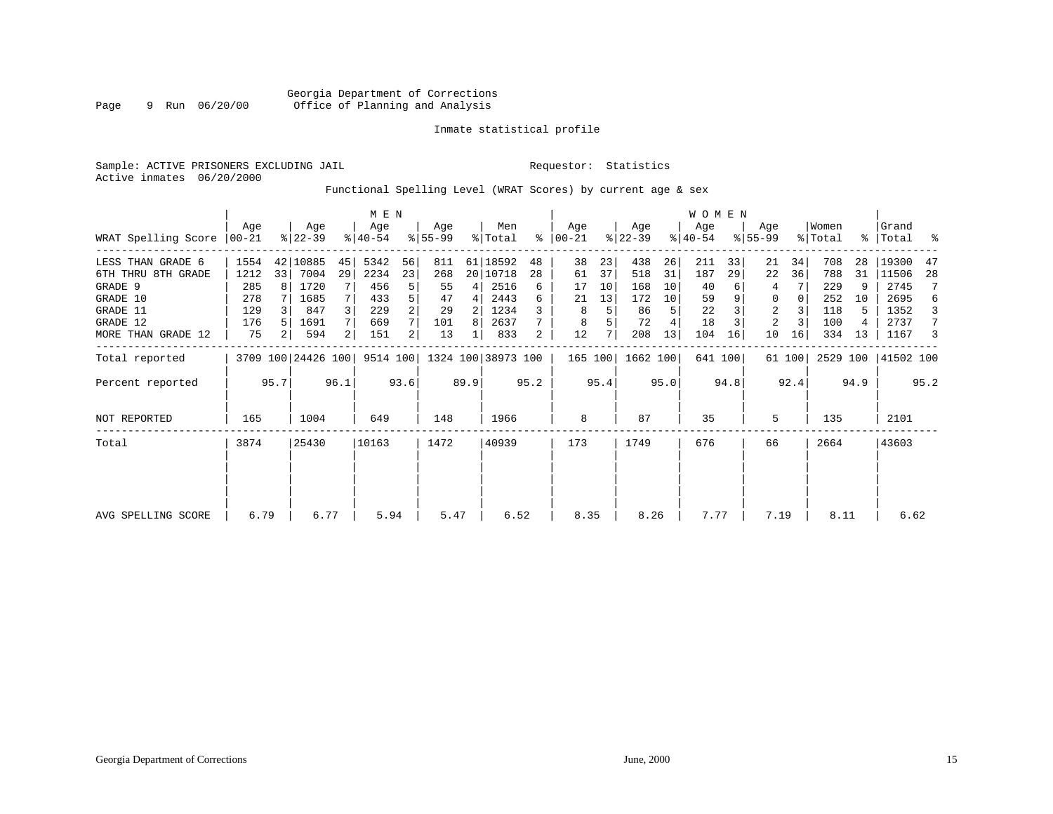Georgia Department of Corrections
Office of Planning and Analysis

Page 9 Run 06/20/00

Inmate statistical profile

Sample: ACTIVE PRISONERS EXCLUDING JAIL

Requestor: Statistics

Active inmates 06/20/2000

Functional Spelling Level (WRAT Scores) by current age & sex

| WRAT Spelling Score | MEN Age 00-21 | % | Age 22-39 | % | Age 40-54 | % | Age 55-99 | % | Men Total | % | WOMEN Age 00-21 | % | Age 22-39 | % | Age 40-54 | % | Age 55-99 | % | Women Total | % | Grand Total | % |
|---|---|---|---|---|---|---|---|---|---|---|---|---|---|---|---|---|---|---|---|---|---|---|
| LESS THAN GRADE 6 | 1554 | 42 | 10885 | 45 | 5342 | 56 | 811 | 61 | 18592 | 48 | 38 | 23 | 438 | 26 | 211 | 33 | 21 | 34 | 708 | 28 | 19300 | 47 |
| 6TH THRU 8TH GRADE | 1212 | 33 | 7004 | 29 | 2234 | 23 | 268 | 20 | 10718 | 28 | 61 | 37 | 518 | 31 | 187 | 29 | 22 | 36 | 788 | 31 | 11506 | 28 |
| GRADE 9 | 285 | 8 | 1720 | 7 | 456 | 5 | 55 | 4 | 2516 | 6 | 17 | 10 | 168 | 10 | 40 | 6 | 4 | 7 | 229 | 9 | 2745 | 7 |
| GRADE 10 | 278 | 7 | 1685 | 7 | 433 | 5 | 47 | 4 | 2443 | 6 | 21 | 13 | 172 | 10 | 59 | 9 | 0 | 0 | 252 | 10 | 2695 | 6 |
| GRADE 11 | 129 | 3 | 847 | 3 | 229 | 2 | 29 | 2 | 1234 | 3 | 8 | 5 | 86 | 5 | 22 | 3 | 2 | 3 | 118 | 5 | 1352 | 3 |
| GRADE 12 | 176 | 5 | 1691 | 7 | 669 | 7 | 101 | 8 | 2637 | 7 | 8 | 5 | 72 | 4 | 18 | 3 | 2 | 3 | 100 | 4 | 2737 | 7 |
| MORE THAN GRADE 12 | 75 | 2 | 594 | 2 | 151 | 2 | 13 | 1 | 833 | 2 | 12 | 7 | 208 | 13 | 104 | 16 | 10 | 16 | 334 | 13 | 1167 | 3 |
| Total reported | 3709 | 100 | 24426 | 100 | 9514 | 100 | 1324 | 100 | 38973 | 100 | 165 | 100 | 1662 | 100 | 641 | 100 | 61 | 100 | 2529 | 100 | 41502 | 100 |
| Percent reported | | 95.7 | | 96.1 | | 93.6 | | 89.9 | | 95.2 | | 95.4 | | 95.0 | | 94.8 | | 92.4 | | 94.9 | | 95.2 |
| NOT REPORTED | 165 | | 1004 | | 649 | | 148 | | 1966 | | 8 | | 87 | | 35 | | 5 | | 135 | | 2101 | |
| Total | 3874 | | 25430 | | 10163 | | 1472 | | 40939 | | 173 | | 1749 | | 676 | | 66 | | 2664 | | 43603 | |
| AVG SPELLING SCORE | 6.79 | | 6.77 | | 5.94 | | 5.47 | | 6.52 | | 8.35 | | 8.26 | | 7.77 | | 7.19 | | 8.11 | | 6.62 | |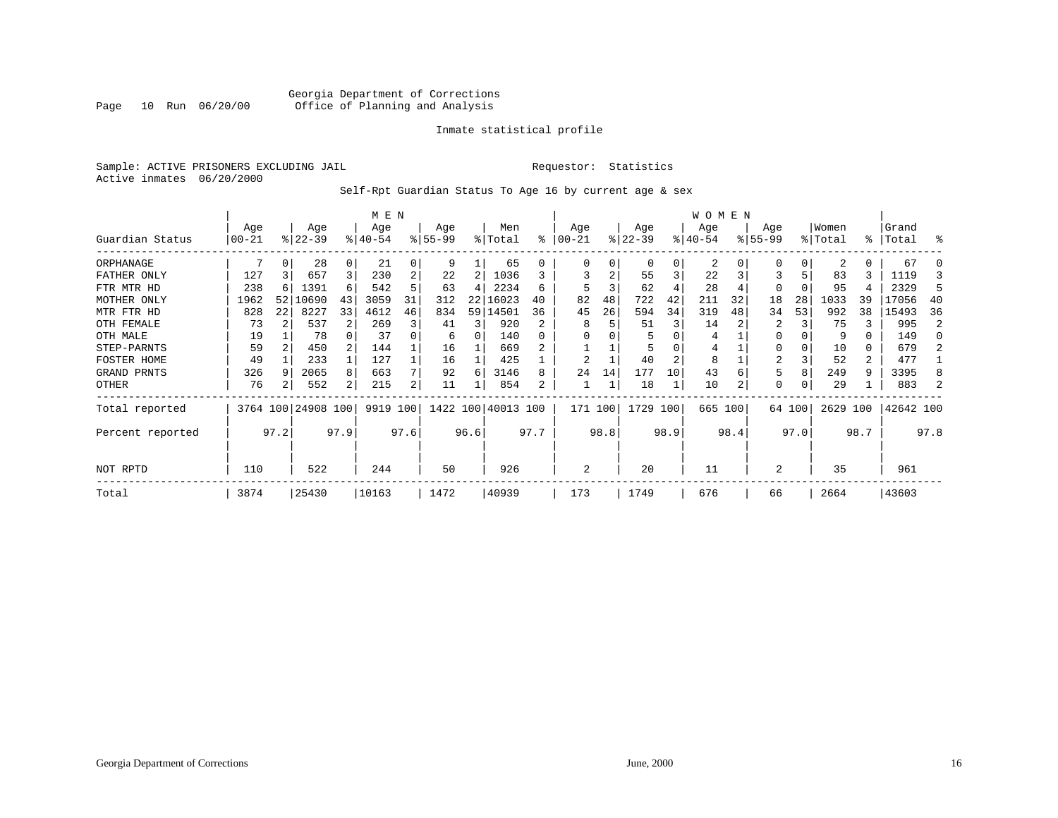Georgia Department of Corrections
Office of Planning and Analysis

Inmate statistical profile

Sample: ACTIVE PRISONERS EXCLUDING JAIL

Requestor: Statistics

Active inmates 06/20/2000

Self-Rpt Guardian Status To Age 16 by current age & sex

| Guardian Status | MEN Age 00-21 | % | Age 22-39 | % | Age 40-54 | % | Age 55-99 | % | Men Total | % | WOMEN Age 00-21 | % | Age 22-39 | % | Age 40-54 | % | Age 55-99 | % | Women Total | % | Grand Total | % |
|---|---|---|---|---|---|---|---|---|---|---|---|---|---|---|---|---|---|---|---|---|---|---|
| ORPHANAGE | 7 | 0 | 28 | 0 | 21 | 0 | 9 | 1 | 65 | 0 | 0 | 0 | 0 | 0 | 2 | 0 | 0 | 0 | 2 | 0 | 67 | 0 |
| FATHER ONLY | 127 | 3 | 657 | 3 | 230 | 2 | 22 | 2 | 1036 | 3 | 3 | 2 | 55 | 3 | 22 | 3 | 3 | 5 | 83 | 3 | 1119 | 3 |
| FTR MTR HD | 238 | 6 | 1391 | 6 | 542 | 5 | 63 | 4 | 2234 | 6 | 5 | 3 | 62 | 4 | 28 | 4 | 0 | 0 | 95 | 4 | 2329 | 5 |
| MOTHER ONLY | 1962 | 52 | 10690 | 43 | 3059 | 31 | 312 | 22 | 16023 | 40 | 82 | 48 | 722 | 42 | 211 | 32 | 18 | 28 | 1033 | 39 | 17056 | 40 |
| MTR FTR HD | 828 | 22 | 8227 | 33 | 4612 | 46 | 834 | 59 | 14501 | 36 | 45 | 26 | 594 | 34 | 319 | 48 | 34 | 53 | 992 | 38 | 15493 | 36 |
| OTH FEMALE | 73 | 2 | 537 | 2 | 269 | 3 | 41 | 3 | 920 | 2 | 8 | 5 | 51 | 3 | 14 | 2 | 2 | 3 | 75 | 3 | 995 | 2 |
| OTH MALE | 19 | 1 | 78 | 0 | 37 | 0 | 6 | 0 | 140 | 0 | 0 | 0 | 5 | 0 | 4 | 1 | 0 | 0 | 9 | 0 | 149 | 0 |
| STEP-PARNTS | 59 | 2 | 450 | 2 | 144 | 1 | 16 | 1 | 669 | 2 | 1 | 1 | 5 | 0 | 4 | 1 | 0 | 0 | 10 | 0 | 679 | 2 |
| FOSTER HOME | 49 | 1 | 233 | 1 | 127 | 1 | 16 | 1 | 425 | 1 | 2 | 1 | 40 | 2 | 8 | 1 | 2 | 3 | 52 | 2 | 477 | 1 |
| GRAND PRNTS | 326 | 9 | 2065 | 8 | 663 | 7 | 92 | 6 | 3146 | 8 | 24 | 14 | 177 | 10 | 43 | 6 | 5 | 8 | 249 | 9 | 3395 | 8 |
| OTHER | 76 | 2 | 552 | 2 | 215 | 2 | 11 | 1 | 854 | 2 | 1 | 1 | 18 | 1 | 10 | 2 | 0 | 0 | 29 | 1 | 883 | 2 |
| Total reported | 3764 | 100 | 24908 | 100 | 9919 | 100 | 1422 | 100 | 40013 | 100 | 171 | 100 | 1729 | 100 | 665 | 100 | 64 | 100 | 2629 | 100 | 42642 | 100 |
| Percent reported | | 97.2 | | 97.9 | | 97.6 | | 96.6 | | 97.7 | | 98.8 | | 98.9 | | 98.4 | | 97.0 | | 98.7 | | 97.8 |
| NOT RPTD | 110 | | 522 | | 244 | | 50 | | 926 | | 2 | | 20 | | 11 | | 2 | | 35 | | 961 | |
| Total | 3874 | | 25430 | | 10163 | | 1472 | | 40939 | | 173 | | 1749 | | 676 | | 66 | | 2664 | | 43603 | |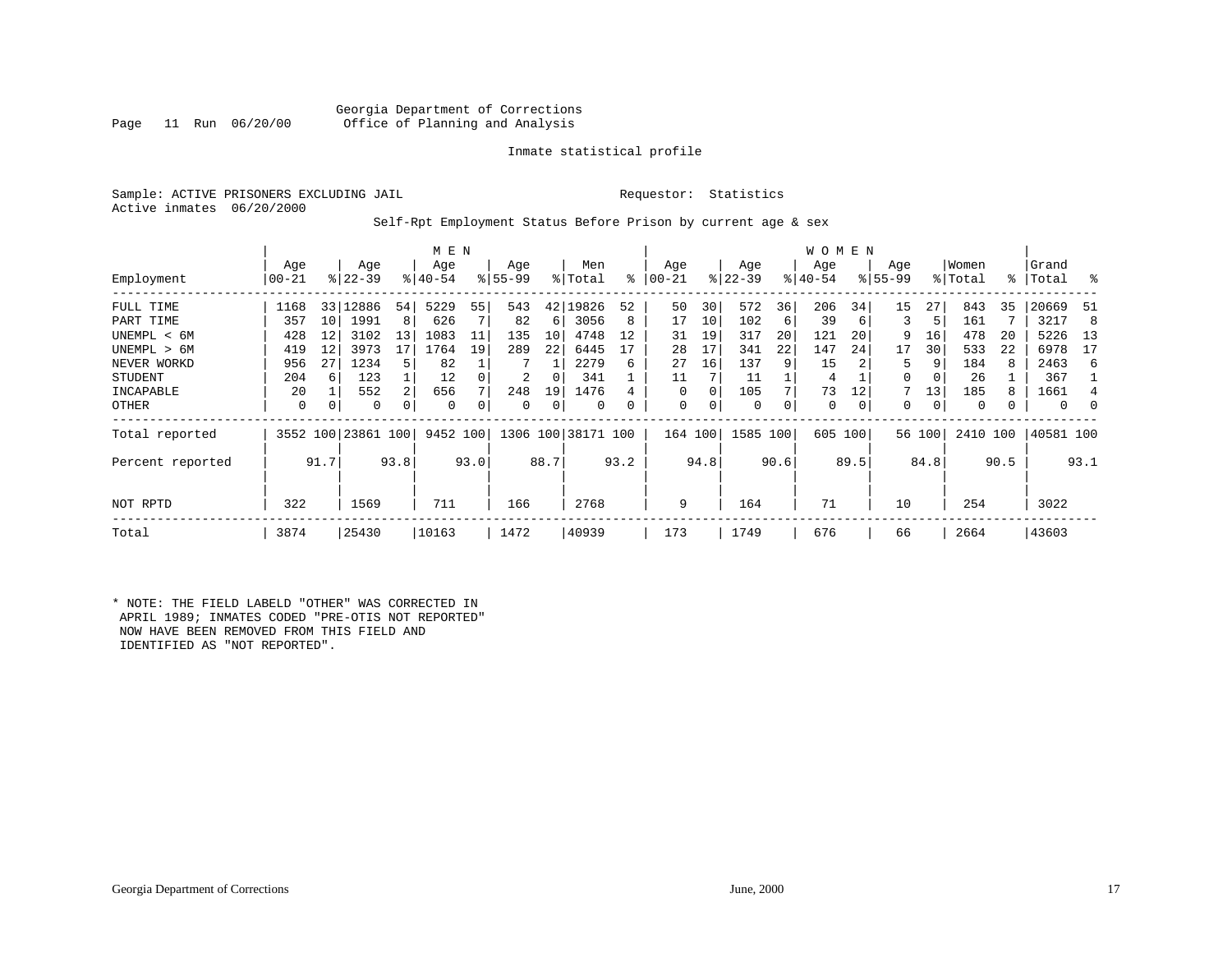Georgia Department of Corrections
Office of Planning and Analysis

Page 11 Run 06/20/00

Inmate statistical profile

Sample: ACTIVE PRISONERS EXCLUDING JAIL

Requestor: Statistics

Active inmates 06/20/2000

Self-Rpt Employment Status Before Prison by current age & sex

| Employment | MEN Age 00-21 | % | Age 22-39 | % | Age 40-54 | % | Age 55-99 | % | Men Total | % | WOMEN Age 00-21 | % | Age 22-39 | % | Age 40-54 | % | Age 55-99 | % | Women Total | % | Grand Total | % |
|---|---|---|---|---|---|---|---|---|---|---|---|---|---|---|---|---|---|---|---|---|---|---|
| FULL TIME | 1168 | 33 | 12886 | 54 | 5229 | 55 | 543 | 42 | 19826 | 52 | 50 | 30 | 572 | 36 | 206 | 34 | 15 | 27 | 843 | 35 | 20669 | 51 |
| PART TIME | 357 | 10 | 1991 | 8 | 626 | 7 | 82 | 6 | 3056 | 8 | 17 | 10 | 102 | 6 | 39 | 6 | 3 | 5 | 161 | 7 | 3217 | 8 |
| UNEMPL < 6M | 428 | 12 | 3102 | 13 | 1083 | 11 | 135 | 10 | 4748 | 12 | 31 | 19 | 317 | 20 | 121 | 20 | 9 | 16 | 478 | 20 | 5226 | 13 |
| UNEMPL > 6M | 419 | 12 | 3973 | 17 | 1764 | 19 | 289 | 22 | 6445 | 17 | 28 | 17 | 341 | 22 | 147 | 24 | 17 | 30 | 533 | 22 | 6978 | 17 |
| NEVER WORKD | 956 | 27 | 1234 | 5 | 82 | 1 | 7 | 1 | 2279 | 6 | 27 | 16 | 137 | 9 | 15 | 2 | 5 | 9 | 184 | 8 | 2463 | 6 |
| STUDENT | 204 | 6 | 123 | 1 | 12 | 0 | 2 | 0 | 341 | 1 | 11 | 7 | 11 | 1 | 4 | 1 | 0 | 0 | 26 | 1 | 367 | 1 |
| INCAPABLE | 20 | 1 | 552 | 2 | 656 | 7 | 248 | 19 | 1476 | 4 | 0 | 0 | 105 | 7 | 73 | 12 | 7 | 13 | 185 | 8 | 1661 | 4 |
| OTHER | 0 | 0 | 0 | 0 | 0 | 0 | 0 | 0 | 0 | 0 | 0 | 0 | 0 | 0 | 0 | 0 | 0 | 0 | 0 | 0 | 0 | 0 |
| Total reported | 3552 | 100 | 23861 | 100 | 9452 | 100 | 1306 | 100 | 38171 | 100 | 164 | 100 | 1585 | 100 | 605 | 100 | 56 | 100 | 2410 | 100 | 40581 | 100 |
| Percent reported | | 91.7 | | 93.8 | | 93.0 | | 88.7 | | 93.2 | | 94.8 | | 90.6 | | 89.5 | | 84.8 | | 90.5 | | 93.1 |
| NOT RPTD | 322 | | 1569 | | 711 | | 166 | | 2768 | | 9 | | 164 | | 71 | | 10 | | 254 | | 3022 | |
| Total | 3874 | | 25430 | | 10163 | | 1472 | | 40939 | | 173 | | 1749 | | 676 | | 66 | | 2664 | | 43603 | |

* NOTE: THE FIELD LABELD "OTHER" WAS CORRECTED IN APRIL 1989; INMATES CODED "PRE-OTIS NOT REPORTED" NOW HAVE BEEN REMOVED FROM THIS FIELD AND IDENTIFIED AS "NOT REPORTED".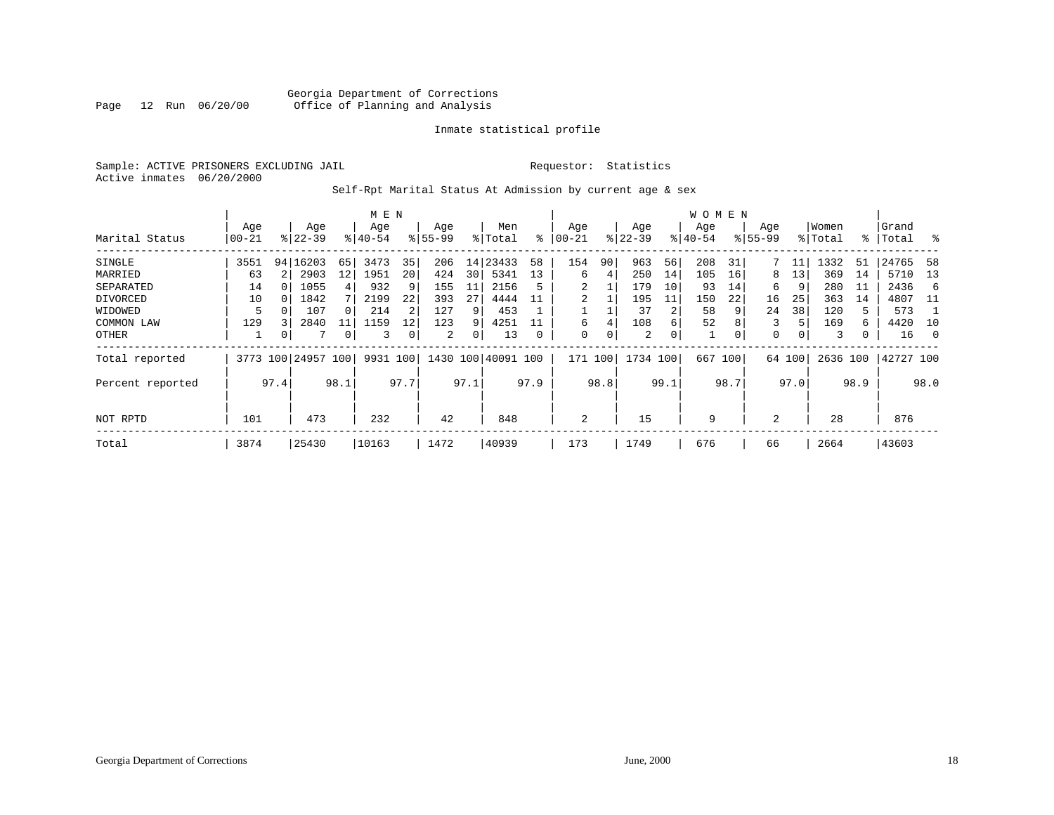Georgia Department of Corrections
Office of Planning and Analysis

Inmate statistical profile

Sample: ACTIVE PRISONERS EXCLUDING JAIL                Requestor: Statistics
Active inmates 06/20/2000

Self-Rpt Marital Status At Admission by current age & sex

| Marital Status | MEN Age 00-21 | % | Age 22-39 | % | Age 40-54 | % | Age 55-99 | % | Men Total | % | WOMEN Age 00-21 | % | Age 22-39 | % | Age 40-54 | % | Age 55-99 | % | Women Total | % | Grand Total | % |
|---|---|---|---|---|---|---|---|---|---|---|---|---|---|---|---|---|---|---|---|---|---|---|
| SINGLE | 3551 | 94 | 16203 | 65 | 3473 | 35 | 206 | 14 | 23433 | 58 | 154 | 90 | 963 | 56 | 208 | 31 | 7 | 11 | 1332 | 51 | 24765 | 58 |
| MARRIED | 63 | 2 | 2903 | 12 | 1951 | 20 | 424 | 30 | 5341 | 13 | 6 | 4 | 250 | 14 | 105 | 16 | 8 | 13 | 369 | 14 | 5710 | 13 |
| SEPARATED | 14 | 0 | 1055 | 4 | 932 | 9 | 155 | 11 | 2156 | 5 | 2 | 1 | 179 | 10 | 93 | 14 | 6 | 9 | 280 | 11 | 2436 | 6 |
| DIVORCED | 10 | 0 | 1842 | 7 | 2199 | 22 | 393 | 27 | 4444 | 11 | 2 | 1 | 195 | 11 | 150 | 22 | 16 | 25 | 363 | 14 | 4807 | 11 |
| WIDOWED | 5 | 0 | 107 | 0 | 214 | 2 | 127 | 9 | 453 | 1 | 1 | 1 | 37 | 2 | 58 | 9 | 24 | 38 | 120 | 5 | 573 | 1 |
| COMMON LAW | 129 | 3 | 2840 | 11 | 1159 | 12 | 123 | 9 | 4251 | 11 | 6 | 4 | 108 | 6 | 52 | 8 | 3 | 5 | 169 | 6 | 4420 | 10 |
| OTHER | 1 | 0 | 7 | 0 | 3 | 0 | 2 | 0 | 13 | 0 | 0 | 0 | 2 | 0 | 1 | 0 | 0 | 0 | 3 | 0 | 16 | 0 |
| Total reported | 3773 | 100 | 24957 | 100 | 9931 | 100 | 1430 | 100 | 40091 | 100 | 171 | 100 | 1734 | 100 | 667 | 100 | 64 | 100 | 2636 | 100 | 42727 | 100 |
| Percent reported | | 97.4 | | 98.1 | | 97.7 | | 97.1 | | 97.9 | | 98.8 | | 99.1 | | 98.7 | | 97.0 | | 98.9 | | 98.0 |
| NOT RPTD | 101 | | 473 | | 232 | | 42 | | 848 | | 2 | | 15 | | 9 | | 2 | | 28 | | 876 | |
| Total | 3874 | | 25430 | | 10163 | | 1472 | | 40939 | | 173 | | 1749 | | 676 | | 66 | | 2664 | | 43603 | |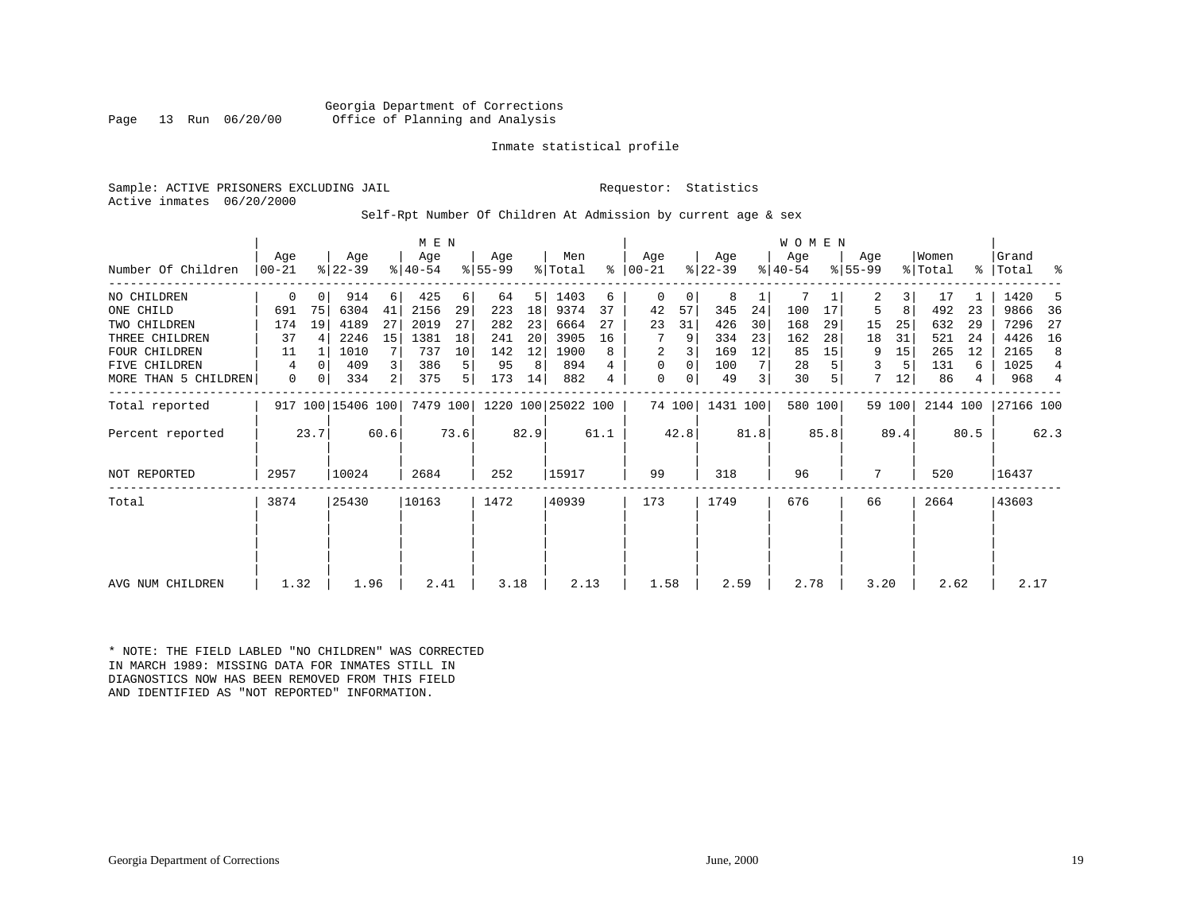Georgia Department of Corrections
Office of Planning and Analysis

Inmate statistical profile

Sample: ACTIVE PRISONERS EXCLUDING JAIL    Requestor: Statistics
Active inmates 06/20/2000

Self-Rpt Number Of Children At Admission by current age & sex

| Number Of Children | MEN Age 00-21 | % | Age 22-39 | % | Age 40-54 | % | Age 55-99 | % | Men Total | % | WOMEN Age 00-21 | % | Age 22-39 | % | Age 40-54 | % | Age 55-99 | % | Women Total | % | Grand Total | % |
|---|---|---|---|---|---|---|---|---|---|---|---|---|---|---|---|---|---|---|---|---|---|---|
| NO CHILDREN | 0 | 0 | 914 | 6 | 425 | 6 | 64 | 5 | 1403 | 6 | 0 | 0 | 8 | 1 | 7 | 1 | 2 | 3 | 17 | 1 | 1420 | 5 |
| ONE CHILD | 691 | 75 | 6304 | 41 | 2156 | 29 | 223 | 18 | 9374 | 37 | 42 | 57 | 345 | 24 | 100 | 17 | 5 | 8 | 492 | 23 | 9866 | 36 |
| TWO CHILDREN | 174 | 19 | 4189 | 27 | 2019 | 27 | 282 | 23 | 6664 | 27 | 23 | 31 | 426 | 30 | 168 | 29 | 15 | 25 | 632 | 29 | 7296 | 27 |
| THREE CHILDREN | 37 | 4 | 2246 | 15 | 1381 | 18 | 241 | 20 | 3905 | 16 | 7 | 9 | 334 | 23 | 162 | 28 | 18 | 31 | 521 | 24 | 4426 | 16 |
| FOUR CHILDREN | 11 | 1 | 1010 | 7 | 737 | 10 | 142 | 12 | 1900 | 8 | 2 | 3 | 169 | 12 | 85 | 15 | 9 | 15 | 265 | 12 | 2165 | 8 |
| FIVE CHILDREN | 4 | 0 | 409 | 3 | 386 | 5 | 95 | 8 | 894 | 4 | 0 | 0 | 100 | 7 | 28 | 5 | 3 | 5 | 131 | 6 | 1025 | 4 |
| MORE THAN 5 CHILDREN | 0 | 0 | 334 | 2 | 375 | 5 | 173 | 14 | 882 | 4 | 0 | 0 | 49 | 3 | 30 | 5 | 7 | 12 | 86 | 4 | 968 | 4 |
| Total reported | 917 | 100 | 15406 | 100 | 7479 | 100 | 1220 | 100 | 25022 | 100 | 74 | 100 | 1431 | 100 | 580 | 100 | 59 | 100 | 2144 | 100 | 27166 | 100 |
| Percent reported | | 23.7 | | 60.6 | | 73.6 | | 82.9 | | 61.1 | | 42.8 | | 81.8 | | 85.8 | | 89.4 | | 80.5 | | 62.3 |
| NOT REPORTED | 2957 | | 10024 | | 2684 | | 252 | | 15917 | | 99 | | 318 | | 96 | | 7 | | 520 | | 16437 | |
| Total | 3874 | | 25430 | | 10163 | | 1472 | | 40939 | | 173 | | 1749 | | 676 | | 66 | | 2664 | | 43603 | |
| AVG NUM CHILDREN | 1.32 | | 1.96 | | 2.41 | | 3.18 | | 2.13 | | 1.58 | | 2.59 | | 2.78 | | 3.20 | | 2.62 | | 2.17 | |

* NOTE: THE FIELD LABLED "NO CHILDREN" WAS CORRECTED IN MARCH 1989: MISSING DATA FOR INMATES STILL IN DIAGNOSTICS NOW HAS BEEN REMOVED FROM THIS FIELD AND IDENTIFIED AS "NOT REPORTED" INFORMATION.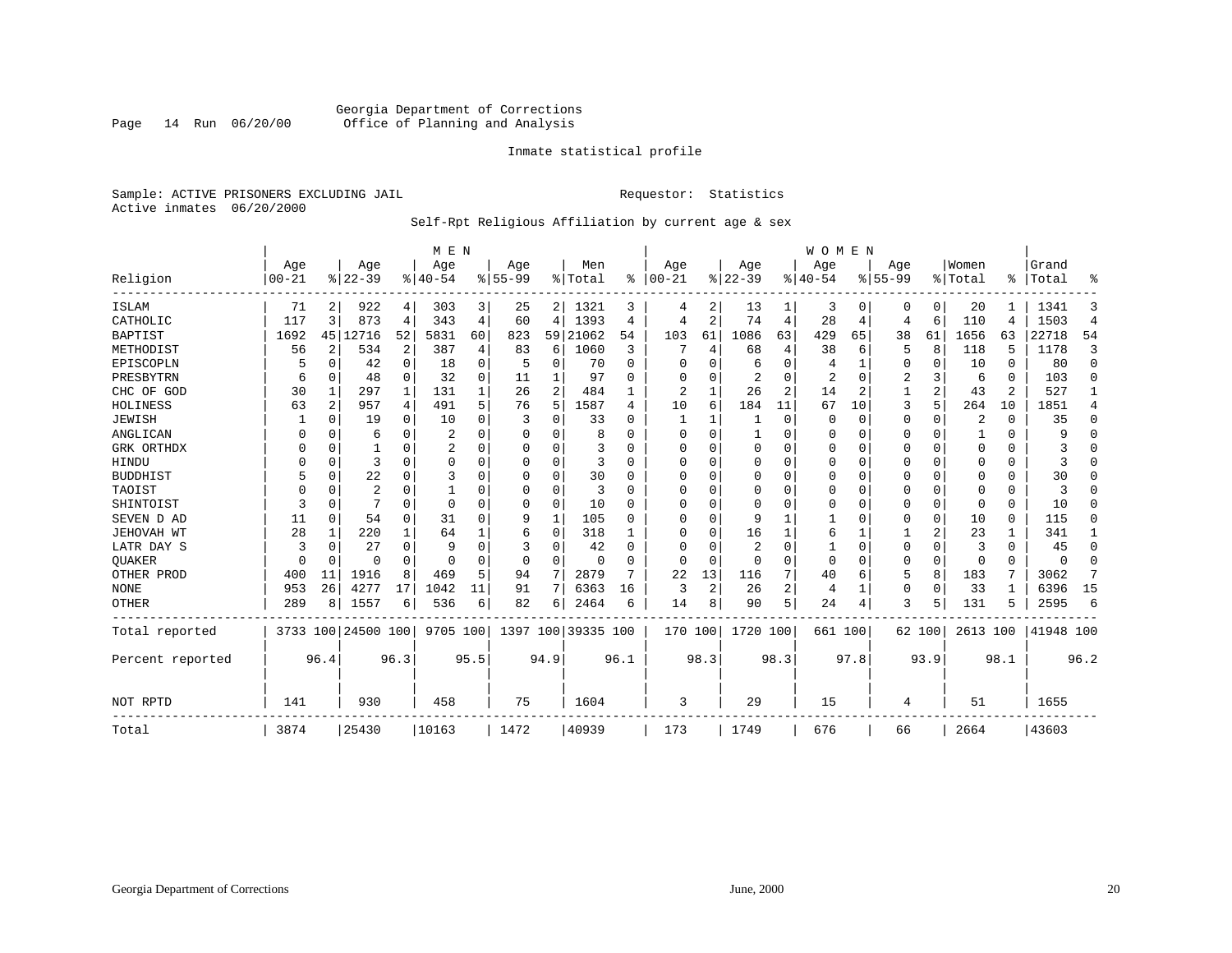Georgia Department of Corrections
Office of Planning and Analysis

Page 14 Run 06/20/00

Inmate statistical profile

Sample: ACTIVE PRISONERS EXCLUDING JAIL

Requestor: Statistics

Active inmates 06/20/2000

Self-Rpt Religious Affiliation by current age & sex

| Religion | MEN Age 00-21 | % | Age 22-39 | % | Age 40-54 | % | Age 55-99 | % | Men Total | % | WOMEN Age 00-21 | % | Age 22-39 | % | Age 40-54 | % | Age 55-99 | % | Women Total | % | Grand Total | % |
|---|---|---|---|---|---|---|---|---|---|---|---|---|---|---|---|---|---|---|---|---|---|---|
| ISLAM | 71 | 2 | 922 | 4 | 303 | 3 | 25 | 2 | 1321 | 3 | 4 | 2 | 13 | 1 | 3 | 0 | 0 | 0 | 20 | 1 | 1341 | 3 |
| CATHOLIC | 117 | 3 | 873 | 4 | 343 | 4 | 60 | 4 | 1393 | 4 | 4 | 2 | 74 | 4 | 28 | 4 | 4 | 6 | 110 | 4 | 1503 | 4 |
| BAPTIST | 1692 | 45 | 12716 | 52 | 5831 | 60 | 823 | 59 | 21062 | 54 | 103 | 61 | 1086 | 63 | 429 | 65 | 38 | 61 | 1656 | 63 | 22718 | 54 |
| METHODIST | 56 | 2 | 534 | 2 | 387 | 4 | 83 | 6 | 1060 | 3 | 7 | 4 | 68 | 4 | 38 | 6 | 5 | 8 | 118 | 5 | 1178 | 3 |
| EPISCOPLN | 5 | 0 | 42 | 0 | 18 | 0 | 5 | 0 | 70 | 0 | 0 | 0 | 6 | 0 | 4 | 1 | 0 | 0 | 10 | 0 | 80 | 0 |
| PRESBYTRN | 6 | 0 | 48 | 0 | 32 | 0 | 11 | 1 | 97 | 0 | 0 | 0 | 2 | 0 | 2 | 0 | 2 | 3 | 6 | 0 | 103 | 0 |
| CHC OF GOD | 30 | 1 | 297 | 1 | 131 | 1 | 26 | 2 | 484 | 1 | 2 | 1 | 26 | 2 | 14 | 2 | 1 | 2 | 43 | 2 | 527 | 1 |
| HOLINESS | 63 | 2 | 957 | 4 | 491 | 5 | 76 | 5 | 1587 | 4 | 10 | 6 | 184 | 11 | 67 | 10 | 3 | 5 | 264 | 10 | 1851 | 4 |
| JEWISH | 1 | 0 | 19 | 0 | 10 | 0 | 3 | 0 | 33 | 0 | 1 | 1 | 1 | 0 | 0 | 0 | 0 | 0 | 2 | 0 | 35 | 0 |
| ANGLICAN | 0 | 0 | 6 | 0 | 2 | 0 | 0 | 0 | 8 | 0 | 0 | 0 | 1 | 0 | 0 | 0 | 0 | 0 | 1 | 0 | 9 | 0 |
| GRK ORTHDX | 0 | 0 | 1 | 0 | 2 | 0 | 0 | 0 | 3 | 0 | 0 | 0 | 0 | 0 | 0 | 0 | 0 | 0 | 0 | 0 | 3 | 0 |
| HINDU | 0 | 0 | 3 | 0 | 0 | 0 | 0 | 0 | 3 | 0 | 0 | 0 | 0 | 0 | 0 | 0 | 0 | 0 | 0 | 0 | 3 | 0 |
| BUDDHIST | 5 | 0 | 22 | 0 | 3 | 0 | 0 | 0 | 30 | 0 | 0 | 0 | 0 | 0 | 0 | 0 | 0 | 0 | 0 | 0 | 30 | 0 |
| TAOIST | 0 | 0 | 2 | 0 | 1 | 0 | 0 | 0 | 3 | 0 | 0 | 0 | 0 | 0 | 0 | 0 | 0 | 0 | 0 | 0 | 3 | 0 |
| SHINTOIST | 3 | 0 | 7 | 0 | 0 | 0 | 0 | 0 | 10 | 0 | 0 | 0 | 0 | 0 | 0 | 0 | 0 | 0 | 0 | 0 | 10 | 0 |
| SEVEN D AD | 11 | 0 | 54 | 0 | 31 | 0 | 9 | 1 | 105 | 0 | 0 | 0 | 9 | 1 | 1 | 0 | 0 | 0 | 10 | 0 | 115 | 0 |
| JEHOVAH WT | 28 | 1 | 220 | 1 | 64 | 1 | 6 | 0 | 318 | 1 | 0 | 0 | 16 | 1 | 6 | 1 | 1 | 2 | 23 | 1 | 341 | 1 |
| LATR DAY S | 3 | 0 | 27 | 0 | 9 | 0 | 3 | 0 | 42 | 0 | 0 | 0 | 2 | 0 | 1 | 0 | 0 | 0 | 3 | 0 | 45 | 0 |
| QUAKER | 0 | 0 | 0 | 0 | 0 | 0 | 0 | 0 | 0 | 0 | 0 | 0 | 0 | 0 | 0 | 0 | 0 | 0 | 0 | 0 | 0 | 0 |
| OTHER PROD | 400 | 11 | 1916 | 8 | 469 | 5 | 94 | 7 | 2879 | 7 | 22 | 13 | 116 | 7 | 40 | 6 | 5 | 8 | 183 | 7 | 3062 | 7 |
| NONE | 953 | 26 | 4277 | 17 | 1042 | 11 | 91 | 7 | 6363 | 16 | 3 | 2 | 26 | 2 | 4 | 1 | 0 | 0 | 33 | 1 | 6396 | 15 |
| OTHER | 289 | 8 | 1557 | 6 | 536 | 6 | 82 | 6 | 2464 | 6 | 14 | 8 | 90 | 5 | 24 | 4 | 3 | 5 | 131 | 5 | 2595 | 6 |
| Total reported | 3733 | 100 | 24500 | 100 | 9705 | 100 | 1397 | 100 | 39335 | 100 | 170 | 100 | 1720 | 100 | 661 | 100 | 62 | 100 | 2613 | 100 | 41948 | 100 |
| Percent reported | | 96.4 | | 96.3 | | 95.5 | | 94.9 | | 96.1 | | 98.3 | | 98.3 | | 97.8 | | 93.9 | | 98.1 | | 96.2 |
| NOT RPTD | 141 | | 930 | | 458 | | 75 | | 1604 | | 3 | | 29 | | 15 | | 4 | | 51 | | 1655 | |
| Total | 3874 | | 25430 | | 10163 | | 1472 | | 40939 | | 173 | | 1749 | | 676 | | 66 | | 2664 | | 43603 | |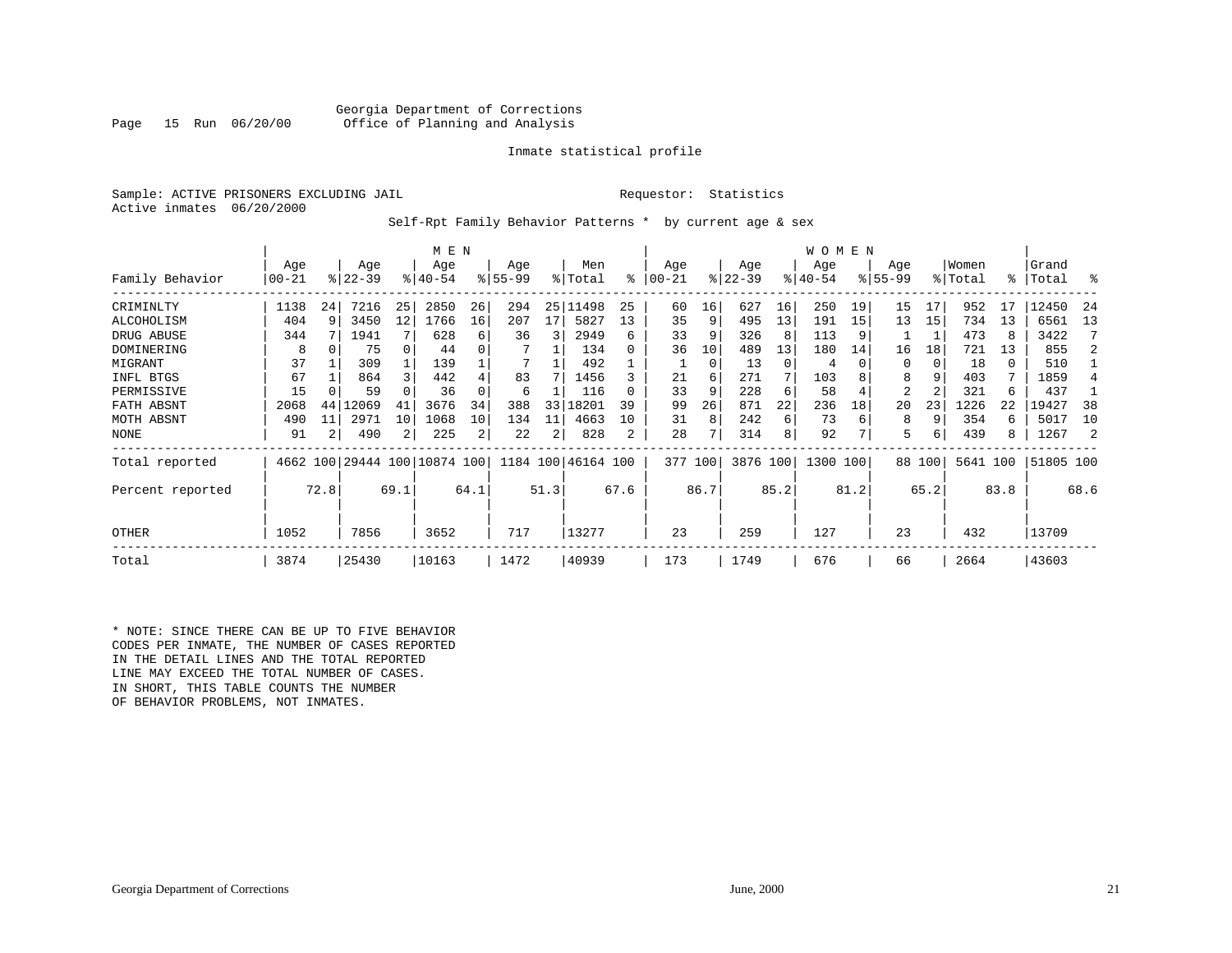Georgia Department of Corrections
Office of Planning and Analysis

Inmate statistical profile

Sample: ACTIVE PRISONERS EXCLUDING JAIL          Requestor: Statistics
Active inmates 06/20/2000

Self-Rpt Family Behavior Patterns * by current age & sex

| Family Behavior | MEN Age 00-21 | % | Age 22-39 | % | Age 40-54 | % | Age 55-99 | % | Men Total | % | WOMEN Age 00-21 | % | Age 22-39 | % | Age 40-54 | % | Age 55-99 | % | Women Total | % | Grand Total | % |
|---|---|---|---|---|---|---|---|---|---|---|---|---|---|---|---|---|---|---|---|---|---|---|
| CRIMINLTY | 1138 | 24 | 7216 | 25 | 2850 | 26 | 294 | 25 | 11498 | 25 | 60 | 16 | 627 | 16 | 250 | 19 | 15 | 17 | 952 | 17 | 12450 | 24 |
| ALCOHOLISM | 404 | 9 | 3450 | 12 | 1766 | 16 | 207 | 17 | 5827 | 13 | 35 | 9 | 495 | 13 | 191 | 15 | 13 | 15 | 734 | 13 | 6561 | 13 |
| DRUG ABUSE | 344 | 7 | 1941 | 7 | 628 | 6 | 36 | 3 | 2949 | 6 | 33 | 9 | 326 | 8 | 113 | 9 | 1 | 1 | 473 | 8 | 3422 | 7 |
| DOMINERING | 8 | 0 | 75 | 0 | 44 | 0 | 7 | 1 | 134 | 0 | 36 | 10 | 489 | 13 | 180 | 14 | 16 | 18 | 721 | 13 | 855 | 2 |
| MIGRANT | 37 | 1 | 309 | 1 | 139 | 1 | 7 | 1 | 492 | 1 | 1 | 0 | 13 | 0 | 4 | 0 | 0 | 0 | 18 | 0 | 510 | 1 |
| INFL BTGS | 67 | 1 | 864 | 3 | 442 | 4 | 83 | 7 | 1456 | 3 | 21 | 6 | 271 | 7 | 103 | 8 | 8 | 9 | 403 | 7 | 1859 | 4 |
| PERMISSIVE | 15 | 0 | 59 | 0 | 36 | 0 | 6 | 1 | 116 | 0 | 33 | 9 | 228 | 6 | 58 | 4 | 2 | 2 | 321 | 6 | 437 | 1 |
| FATH ABSNT | 2068 | 44 | 12069 | 41 | 3676 | 34 | 388 | 33 | 18201 | 39 | 99 | 26 | 871 | 22 | 236 | 18 | 20 | 23 | 1226 | 22 | 19427 | 38 |
| MOTH ABSNT | 490 | 11 | 2971 | 10 | 1068 | 10 | 134 | 11 | 4663 | 10 | 31 | 8 | 242 | 6 | 73 | 6 | 8 | 9 | 354 | 6 | 5017 | 10 |
| NONE | 91 | 2 | 490 | 2 | 225 | 2 | 22 | 2 | 828 | 2 | 28 | 7 | 314 | 8 | 92 | 7 | 5 | 6 | 439 | 8 | 1267 | 2 |
| Total reported | 4662 | 100 | 29444 | 100 | 10874 | 100 | 1184 | 100 | 46164 | 100 | 377 | 100 | 3876 | 100 | 1300 | 100 | 88 | 100 | 5641 | 100 | 51805 | 100 |
| Percent reported | | 72.8 | | 69.1 | | 64.1 | | 51.3 | | 67.6 | | 86.7 | | 85.2 | | 81.2 | | 65.2 | | 83.8 | | 68.6 |
| OTHER | 1052 | | 7856 | | 3652 | | 717 | | 13277 | | 23 | | 259 | | 127 | | 23 | | 432 | | 13709 | |
| Total | 3874 | | 25430 | | 10163 | | 1472 | | 40939 | | 173 | | 1749 | | 676 | | 66 | | 2664 | | 43603 | |

* NOTE: SINCE THERE CAN BE UP TO FIVE BEHAVIOR CODES PER INMATE, THE NUMBER OF CASES REPORTED IN THE DETAIL LINES AND THE TOTAL REPORTED LINE MAY EXCEED THE TOTAL NUMBER OF CASES. IN SHORT, THIS TABLE COUNTS THE NUMBER OF BEHAVIOR PROBLEMS, NOT INMATES.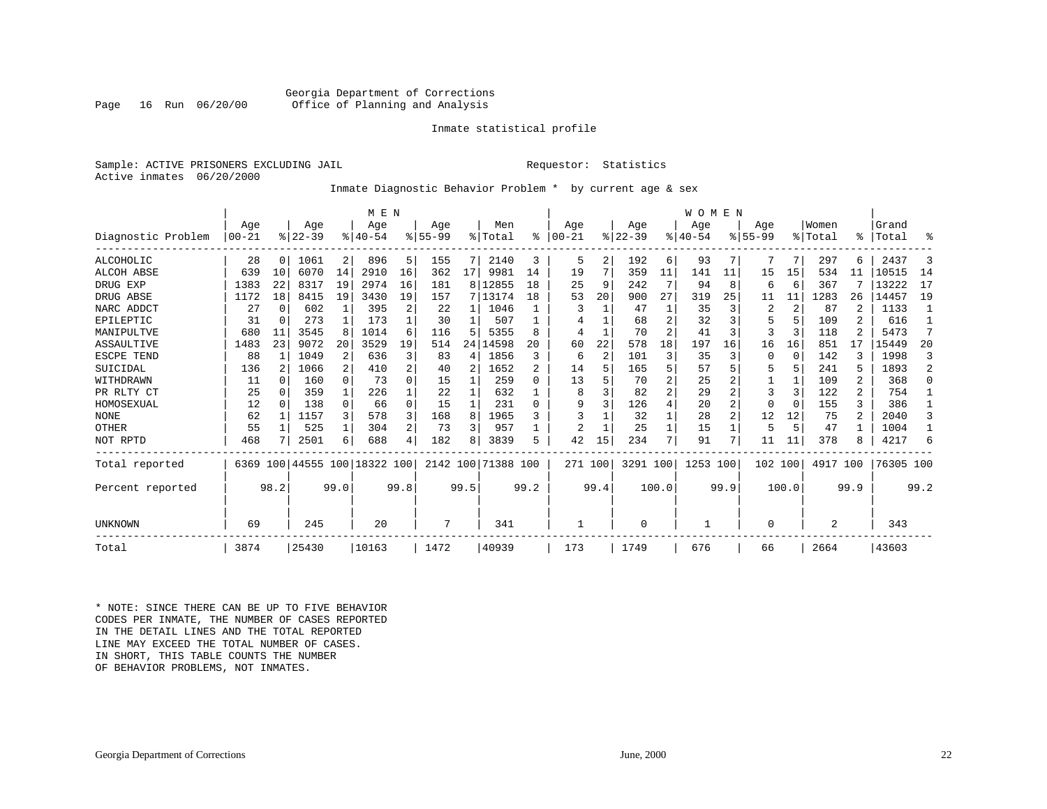Georgia Department of Corrections
Page 16 Run 06/20/00 Office of Planning and Analysis

Inmate statistical profile

Sample: ACTIVE PRISONERS EXCLUDING JAIL Requestor: Statistics
Active inmates 06/20/2000

Inmate Diagnostic Behavior Problem * by current age & sex

| | MEN | | | | | | | | | | WOMEN | | | | | | | | | | | |
|---|---|---|---|---|---|---|---|---|---|---|---|---|---|---|---|---|---|---|---|---|---|---|
| Diagnostic Problem | Age 00-21 | % | Age 22-39 | % | Age 40-54 | % | Age 55-99 | % | Men Total | % | Age 00-21 | % | Age 22-39 | % | Age 40-54 | % | Age 55-99 | % | Women Total | % | Grand Total | % |
| ALCOHOLIC | 28 | 0 | 1061 | 2 | 896 | 5 | 155 | 7 | 2140 | 3 | 5 | 2 | 192 | 6 | 93 | 7 | 7 | 7 | 297 | 6 | 2437 | 3 |
| ALCOH ABSE | 639 | 10 | 6070 | 14 | 2910 | 16 | 362 | 17 | 9981 | 14 | 19 | 7 | 359 | 11 | 141 | 11 | 15 | 15 | 534 | 11 | 10515 | 14 |
| DRUG EXP | 1383 | 22 | 8317 | 19 | 2974 | 16 | 181 | 8 | 12855 | 18 | 25 | 9 | 242 | 7 | 94 | 8 | 6 | 6 | 367 | 7 | 13222 | 17 |
| DRUG ABSE | 1172 | 18 | 8415 | 19 | 3430 | 19 | 157 | 7 | 13174 | 18 | 53 | 20 | 900 | 27 | 319 | 25 | 11 | 11 | 1283 | 26 | 14457 | 19 |
| NARC ADDCT | 27 | 0 | 602 | 1 | 395 | 2 | 22 | 1 | 1046 | 1 | 3 | 1 | 47 | 1 | 35 | 3 | 2 | 2 | 87 | 2 | 1133 | 1 |
| EPILEPTIC | 31 | 0 | 273 | 1 | 173 | 1 | 30 | 1 | 507 | 1 | 4 | 1 | 68 | 2 | 32 | 3 | 5 | 5 | 109 | 2 | 616 | 1 |
| MANIPULTVE | 680 | 11 | 3545 | 8 | 1014 | 6 | 116 | 5 | 5355 | 8 | 4 | 1 | 70 | 2 | 41 | 3 | 3 | 3 | 118 | 2 | 5473 | 7 |
| ASSAULTIVE | 1483 | 23 | 9072 | 20 | 3529 | 19 | 514 | 24 | 14598 | 20 | 60 | 22 | 578 | 18 | 197 | 16 | 16 | 16 | 851 | 17 | 15449 | 20 |
| ESCPE TEND | 88 | 1 | 1049 | 2 | 636 | 3 | 83 | 4 | 1856 | 3 | 6 | 2 | 101 | 3 | 35 | 3 | 0 | 0 | 142 | 3 | 1998 | 3 |
| SUICIDAL | 136 | 2 | 1066 | 2 | 410 | 2 | 40 | 2 | 1652 | 2 | 14 | 5 | 165 | 5 | 57 | 5 | 5 | 5 | 241 | 5 | 1893 | 2 |
| WITHDRAWN | 11 | 0 | 160 | 0 | 73 | 0 | 15 | 1 | 259 | 0 | 13 | 5 | 70 | 2 | 25 | 2 | 1 | 1 | 109 | 2 | 368 | 0 |
| PR RLTY CT | 25 | 0 | 359 | 1 | 226 | 1 | 22 | 1 | 632 | 1 | 8 | 3 | 82 | 2 | 29 | 2 | 3 | 3 | 122 | 2 | 754 | 1 |
| HOMOSEXUAL | 12 | 0 | 138 | 0 | 66 | 0 | 15 | 1 | 231 | 0 | 9 | 3 | 126 | 4 | 20 | 2 | 0 | 0 | 155 | 3 | 386 | 1 |
| NONE | 62 | 1 | 1157 | 3 | 578 | 3 | 168 | 8 | 1965 | 3 | 3 | 1 | 32 | 1 | 28 | 2 | 12 | 12 | 75 | 2 | 2040 | 3 |
| OTHER | 55 | 1 | 525 | 1 | 304 | 2 | 73 | 3 | 957 | 1 | 2 | 1 | 25 | 1 | 15 | 1 | 5 | 5 | 47 | 1 | 1004 | 1 |
| NOT RPTD | 468 | 7 | 2501 | 6 | 688 | 4 | 182 | 8 | 3839 | 5 | 42 | 15 | 234 | 7 | 91 | 7 | 11 | 11 | 378 | 8 | 4217 | 6 |
| Total reported | 6369 | 100 | 44555 | 100 | 18322 | 100 | 2142 | 100 | 71388 | 100 | 271 | 100 | 3291 | 100 | 1253 | 100 | 102 | 100 | 4917 | 100 | 76305 | 100 |
| Percent reported | | 98.2 | | 99.0 | | 99.8 | | 99.5 | | 99.2 | | 99.4 | | 100.0 | | 99.9 | | 100.0 | | 99.9 | | 99.2 |
| UNKNOWN | 69 | | 245 | | 20 | | 7 | | 341 | | 1 | | 0 | | 1 | | 0 | | 2 | | 343 | |
| Total | 3874 | | 25430 | | 10163 | | 1472 | | 40939 | | 173 | | 1749 | | 676 | | 66 | | 2664 | | 43603 | |

* NOTE: SINCE THERE CAN BE UP TO FIVE BEHAVIOR CODES PER INMATE, THE NUMBER OF CASES REPORTED IN THE DETAIL LINES AND THE TOTAL REPORTED LINE MAY EXCEED THE TOTAL NUMBER OF CASES. IN SHORT, THIS TABLE COUNTS THE NUMBER OF BEHAVIOR PROBLEMS, NOT INMATES.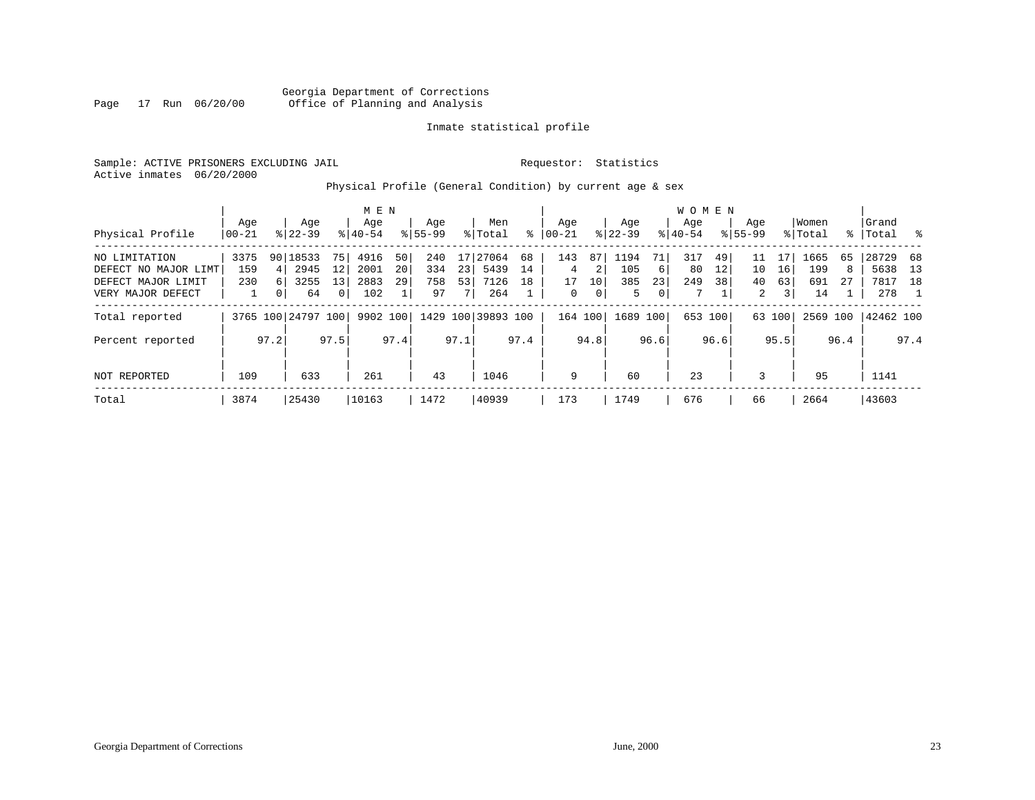Georgia Department of Corrections
Office of Planning and Analysis

Inmate statistical profile

Sample: ACTIVE PRISONERS EXCLUDING JAIL

Requestor: Statistics

Active inmates 06/20/2000

Physical Profile (General Condition) by current age & sex

| Physical Profile | MEN Age 00-21 | % | Age 22-39 | % | Age 40-54 | % | Age 55-99 | % | Men Total | % | WOMEN Age 00-21 | % | Age 22-39 | % | Age 40-54 | % | Age 55-99 | % | Women Total | % | Grand Total | % |
|---|---|---|---|---|---|---|---|---|---|---|---|---|---|---|---|---|---|---|---|---|---|---|
| NO LIMITATION | 3375 | 90 | 18533 | 75 | 4916 | 50 | 240 | 17 | 27064 | 68 | 143 | 87 | 1194 | 71 | 317 | 49 | 11 | 17 | 1665 | 65 | 28729 | 68 |
| DEFECT NO MAJOR LIMT | 159 | 4 | 2945 | 12 | 2001 | 20 | 334 | 23 | 5439 | 14 | 4 | 2 | 105 | 6 | 80 | 12 | 10 | 16 | 199 | 8 | 5638 | 13 |
| DEFECT MAJOR LIMIT | 230 | 6 | 3255 | 13 | 2883 | 29 | 758 | 53 | 7126 | 18 | 17 | 10 | 385 | 23 | 249 | 38 | 40 | 63 | 691 | 27 | 7817 | 18 |
| VERY MAJOR DEFECT | 1 | 0 | 64 | 0 | 102 | 1 | 97 | 7 | 264 | 1 | 0 | 0 | 5 | 0 | 7 | 1 | 2 | 3 | 14 | 1 | 278 | 1 |
| Total reported | 3765 | 100 | 24797 | 100 | 9902 | 100 | 1429 | 100 | 39893 | 100 | 164 | 100 | 1689 | 100 | 653 | 100 | 63 | 100 | 2569 | 100 | 42462 | 100 |
| Percent reported | | 97.2 | | 97.5 | | 97.4 | | 97.1 | | 97.4 | | 94.8 | | 96.6 | | 96.6 | | 95.5 | | 96.4 | | 97.4 |
| NOT REPORTED | 109 | | 633 | | 261 | | 43 | | 1046 | | 9 | | 60 | | 23 | | 3 | | 95 | | 1141 | |
| Total | 3874 | | 25430 | | 10163 | | 1472 | | 40939 | | 173 | | 1749 | | 676 | | 66 | | 2664 | | 43603 | |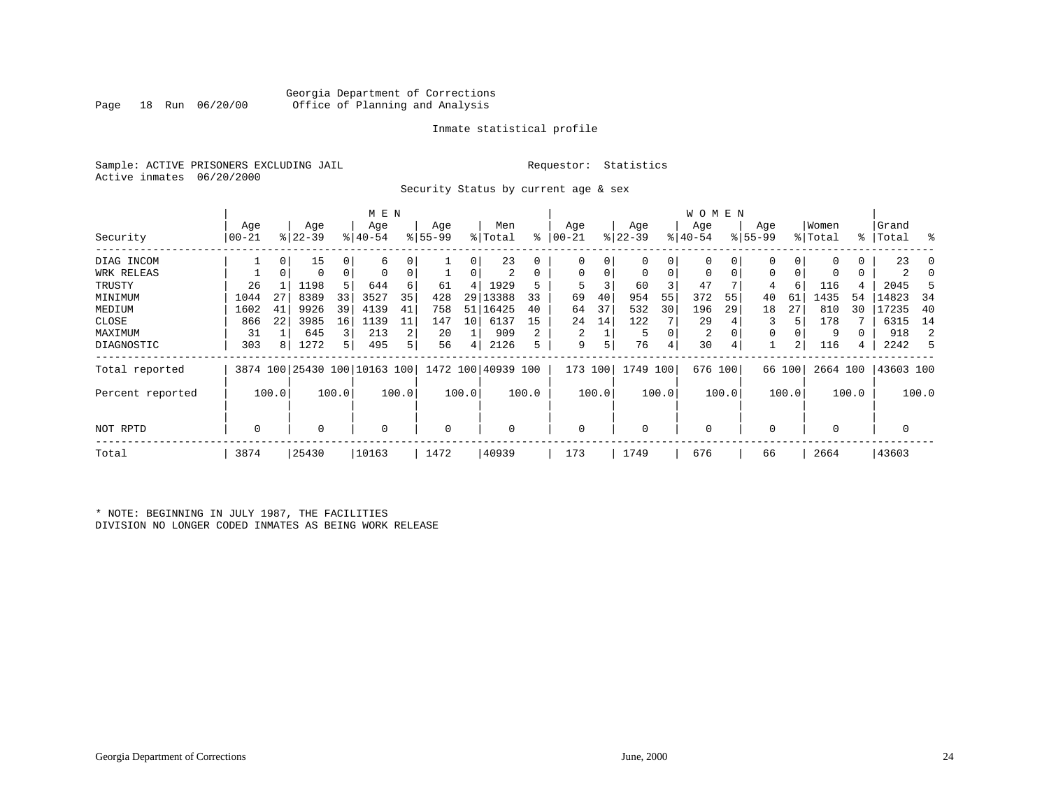Georgia Department of Corrections
Page 18 Run 06/20/00 Office of Planning and Analysis

Inmate statistical profile

Sample: ACTIVE PRISONERS EXCLUDING JAIL Requestor: Statistics
Active inmates 06/20/2000

Security Status by current age & sex

| Security | MEN Age 00-21 | % | Age 22-39 | % | Age 40-54 | % | Age 55-99 | % | Men Total | % | WOMEN Age 00-21 | % | Age 22-39 | % | Age 40-54 | % | Age 55-99 | % | Women Total | % | Grand Total | % |
|---|---|---|---|---|---|---|---|---|---|---|---|---|---|---|---|---|---|---|---|---|---|---|
| DIAG INCOM | 1 | 0 | 15 | 0 | 6 | 0 | 1 | 0 | 23 | 0 | 0 | 0 | 0 | 0 | 0 | 0 | 0 | 0 | 0 | 0 | 23 | 0 |
| WRK RELEAS | 1 | 0 | 0 | 0 | 0 | 0 | 1 | 0 | 2 | 0 | 0 | 0 | 0 | 0 | 0 | 0 | 0 | 0 | 0 | 0 | 2 | 0 |
| TRUSTY | 26 | 1 | 1198 | 5 | 644 | 6 | 61 | 4 | 1929 | 5 | 5 | 3 | 60 | 3 | 47 | 7 | 4 | 6 | 116 | 4 | 2045 | 5 |
| MINIMUM | 1044 | 27 | 8389 | 33 | 3527 | 35 | 428 | 29 | 13388 | 33 | 69 | 40 | 954 | 55 | 372 | 55 | 40 | 61 | 1435 | 54 | 14823 | 34 |
| MEDIUM | 1602 | 41 | 9926 | 39 | 4139 | 41 | 758 | 51 | 16425 | 40 | 64 | 37 | 532 | 30 | 196 | 29 | 18 | 27 | 810 | 30 | 17235 | 40 |
| CLOSE | 866 | 22 | 3985 | 16 | 1139 | 11 | 147 | 10 | 6137 | 15 | 24 | 14 | 122 | 7 | 29 | 4 | 3 | 5 | 178 | 7 | 6315 | 14 |
| MAXIMUM | 31 | 1 | 645 | 3 | 213 | 2 | 20 | 1 | 909 | 2 | 2 | 1 | 5 | 0 | 2 | 0 | 0 | 0 | 9 | 0 | 918 | 2 |
| DIAGNOSTIC | 303 | 8 | 1272 | 5 | 495 | 5 | 56 | 4 | 2126 | 5 | 9 | 5 | 76 | 4 | 30 | 4 | 1 | 2 | 116 | 4 | 2242 | 5 |
| Total reported | 3874 | 100 | 25430 | 100 | 10163 | 100 | 1472 | 100 | 40939 | 100 | 173 | 100 | 1749 | 100 | 676 | 100 | 66 | 100 | 2664 | 100 | 43603 | 100 |
| Percent reported | | 100.0 | | 100.0 | | 100.0 | | 100.0 | | 100.0 | | 100.0 | | 100.0 | | 100.0 | | 100.0 | | 100.0 | | 100.0 |
| NOT RPTD | 0 | | 0 | | 0 | | 0 | | 0 | | 0 | | 0 | | 0 | | 0 | | 0 | | 0 | |
| Total | 3874 | | 25430 | | 10163 | | 1472 | | 40939 | | 173 | | 1749 | | 676 | | 66 | | 2664 | | 43603 | |

* NOTE: BEGINNING IN JULY 1987, THE FACILITIES DIVISION NO LONGER CODED INMATES AS BEING WORK RELEASE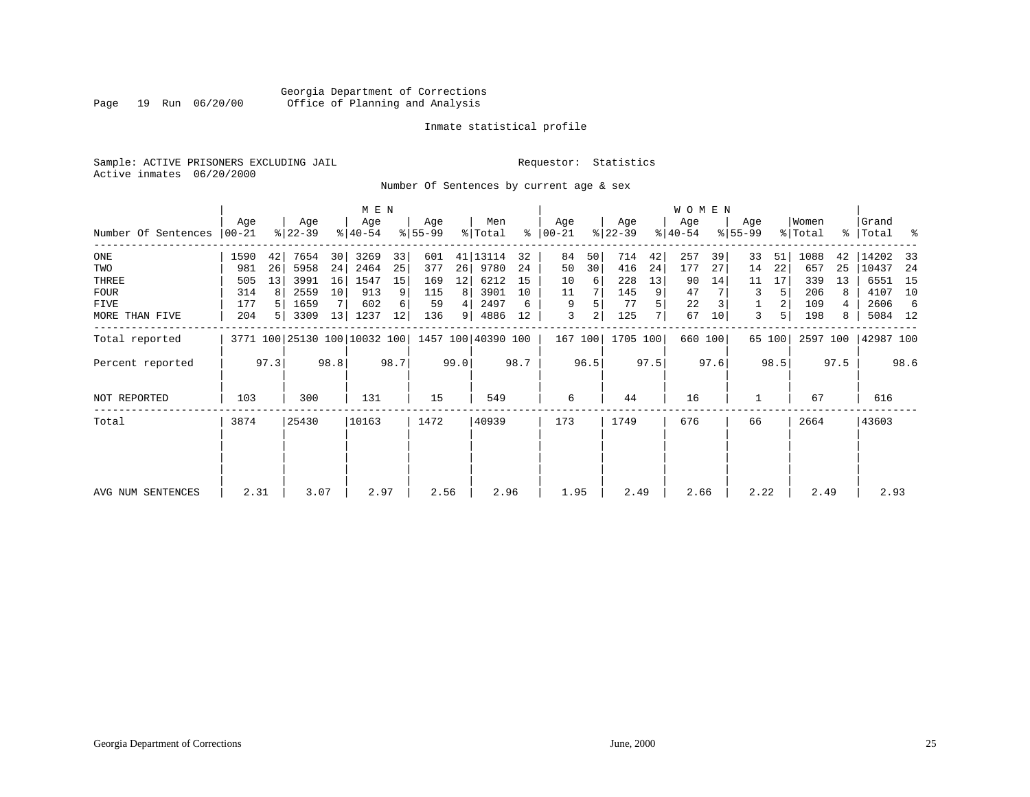Georgia Department of Corrections
Office of Planning and Analysis

Inmate statistical profile

Sample: ACTIVE PRISONERS EXCLUDING JAIL

Requestor: Statistics

Active inmates 06/20/2000

Number Of Sentences by current age & sex

| Number Of Sentences | MEN Age 00-21 | % | Age 22-39 | % | Age 40-54 | % | Age 55-99 | % | Men Total | % | WOMEN Age 00-21 | % | Age 22-39 | % | Age 40-54 | % | Age 55-99 | % | Women Total | % | Grand Total | % |
|---|---|---|---|---|---|---|---|---|---|---|---|---|---|---|---|---|---|---|---|---|---|---|
| ONE | 1590 | 42 | 7654 | 30 | 3269 | 33 | 601 | 41 | 13114 | 32 | 84 | 50 | 714 | 42 | 257 | 39 | 33 | 51 | 1088 | 42 | 14202 | 33 |
| TWO | 981 | 26 | 5958 | 24 | 2464 | 25 | 377 | 26 | 9780 | 24 | 50 | 30 | 416 | 24 | 177 | 27 | 14 | 22 | 657 | 25 | 10437 | 24 |
| THREE | 505 | 13 | 3991 | 16 | 1547 | 15 | 169 | 12 | 6212 | 15 | 10 | 6 | 228 | 13 | 90 | 14 | 11 | 17 | 339 | 13 | 6551 | 15 |
| FOUR | 314 | 8 | 2559 | 10 | 913 | 9 | 115 | 8 | 3901 | 10 | 11 | 7 | 145 | 9 | 47 | 7 | 3 | 5 | 206 | 8 | 4107 | 10 |
| FIVE | 177 | 5 | 1659 | 7 | 602 | 6 | 59 | 4 | 2497 | 6 | 9 | 5 | 77 | 5 | 22 | 3 | 1 | 2 | 109 | 4 | 2606 | 6 |
| MORE THAN FIVE | 204 | 5 | 3309 | 13 | 1237 | 12 | 136 | 9 | 4886 | 12 | 3 | 2 | 125 | 7 | 67 | 10 | 3 | 5 | 198 | 8 | 5084 | 12 |
| Total reported | 3771 | 100 | 25130 | 100 | 10032 | 100 | 1457 | 100 | 40390 | 100 | 167 | 100 | 1705 | 100 | 660 | 100 | 65 | 100 | 2597 | 100 | 42987 | 100 |
| Percent reported | | 97.3 | | 98.8 | | 98.7 | | 99.0 | | 98.7 | | 96.5 | | 97.5 | | 97.6 | | 98.5 | | 97.5 | | 98.6 |
| NOT REPORTED | 103 | | 300 | | 131 | | 15 | | 549 | | 6 | | 44 | | 16 | | 1 | | 67 | | 616 | |
| Total | 3874 | | 25430 | | 10163 | | 1472 | | 40939 | | 173 | | 1749 | | 676 | | 66 | | 2664 | | 43603 | |
| AVG NUM SENTENCES | 2.31 | | 3.07 | | 2.97 | | 2.56 | | 2.96 | | 1.95 | | 2.49 | | 2.66 | | 2.22 | | 2.49 | | 2.93 | |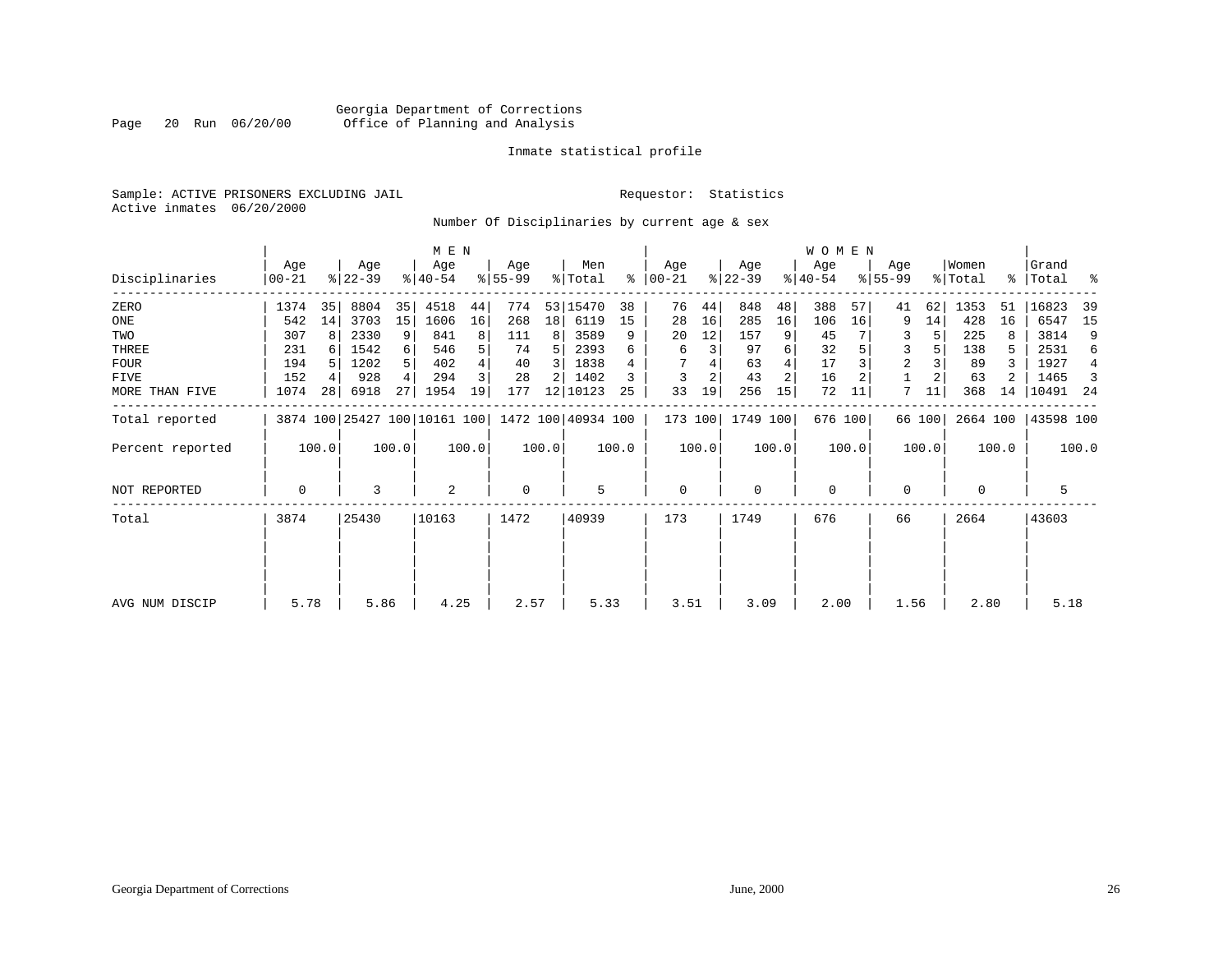Georgia Department of Corrections
Office of Planning and Analysis

Inmate statistical profile

Sample: ACTIVE PRISONERS EXCLUDING JAIL

Requestor: Statistics

Active inmates 06/20/2000

Number Of Disciplinaries by current age & sex

| Disciplinaries | MEN Age 00-21 | % | Age 22-39 | % | Age 40-54 | % | Age 55-99 | % | Men Total | % | WOMEN Age 00-21 | % | Age 22-39 | % | Age 40-54 | % | Age 55-99 | % | Women Total | % | Grand Total | % |
|---|---|---|---|---|---|---|---|---|---|---|---|---|---|---|---|---|---|---|---|---|---|---|
| ZERO | 1374 | 35 | 8804 | 35 | 4518 | 44 | 774 | 53 | 15470 | 38 | 76 | 44 | 848 | 48 | 388 | 57 | 41 | 62 | 1353 | 51 | 16823 | 39 |
| ONE | 542 | 14 | 3703 | 15 | 1606 | 16 | 268 | 18 | 6119 | 15 | 28 | 16 | 285 | 16 | 106 | 16 | 9 | 14 | 428 | 16 | 6547 | 15 |
| TWO | 307 | 8 | 2330 | 9 | 841 | 8 | 111 | 8 | 3589 | 9 | 20 | 12 | 157 | 9 | 45 | 7 | 3 | 5 | 225 | 8 | 3814 | 9 |
| THREE | 231 | 6 | 1542 | 6 | 546 | 5 | 74 | 5 | 2393 | 6 | 6 | 3 | 97 | 6 | 32 | 5 | 3 | 5 | 138 | 5 | 2531 | 6 |
| FOUR | 194 | 5 | 1202 | 5 | 402 | 4 | 40 | 3 | 1838 | 4 | 7 | 4 | 63 | 4 | 17 | 3 | 2 | 3 | 89 | 3 | 1927 | 4 |
| FIVE | 152 | 4 | 928 | 4 | 294 | 3 | 28 | 2 | 1402 | 3 | 3 | 2 | 43 | 2 | 16 | 2 | 1 | 2 | 63 | 2 | 1465 | 3 |
| MORE THAN FIVE | 1074 | 28 | 6918 | 27 | 1954 | 19 | 177 | 12 | 10123 | 25 | 33 | 19 | 256 | 15 | 72 | 11 | 7 | 11 | 368 | 14 | 10491 | 24 |
| Total reported | 3874 | 100 | 25427 | 100 | 10161 | 100 | 1472 | 100 | 40934 | 100 | 173 | 100 | 1749 | 100 | 676 | 100 | 66 | 100 | 2664 | 100 | 43598 | 100 |
| Percent reported | | 100.0 | | 100.0 | | 100.0 | | 100.0 | | 100.0 | | 100.0 | | 100.0 | | 100.0 | | 100.0 | | 100.0 | | 100.0 |
| NOT REPORTED | 0 | | 3 | | 2 | | 0 | | 5 | | 0 | | 0 | | 0 | | 0 | | 0 | | 5 | |
| Total | 3874 | | 25430 | | 10163 | | 1472 | | 40939 | | 173 | | 1749 | | 676 | | 66 | | 2664 | | 43603 | |
| AVG NUM DISCIP | 5.78 | | 5.86 | | 4.25 | | 2.57 | | 5.33 | | 3.51 | | 3.09 | | 2.00 | | 1.56 | | 2.80 | | 5.18 | |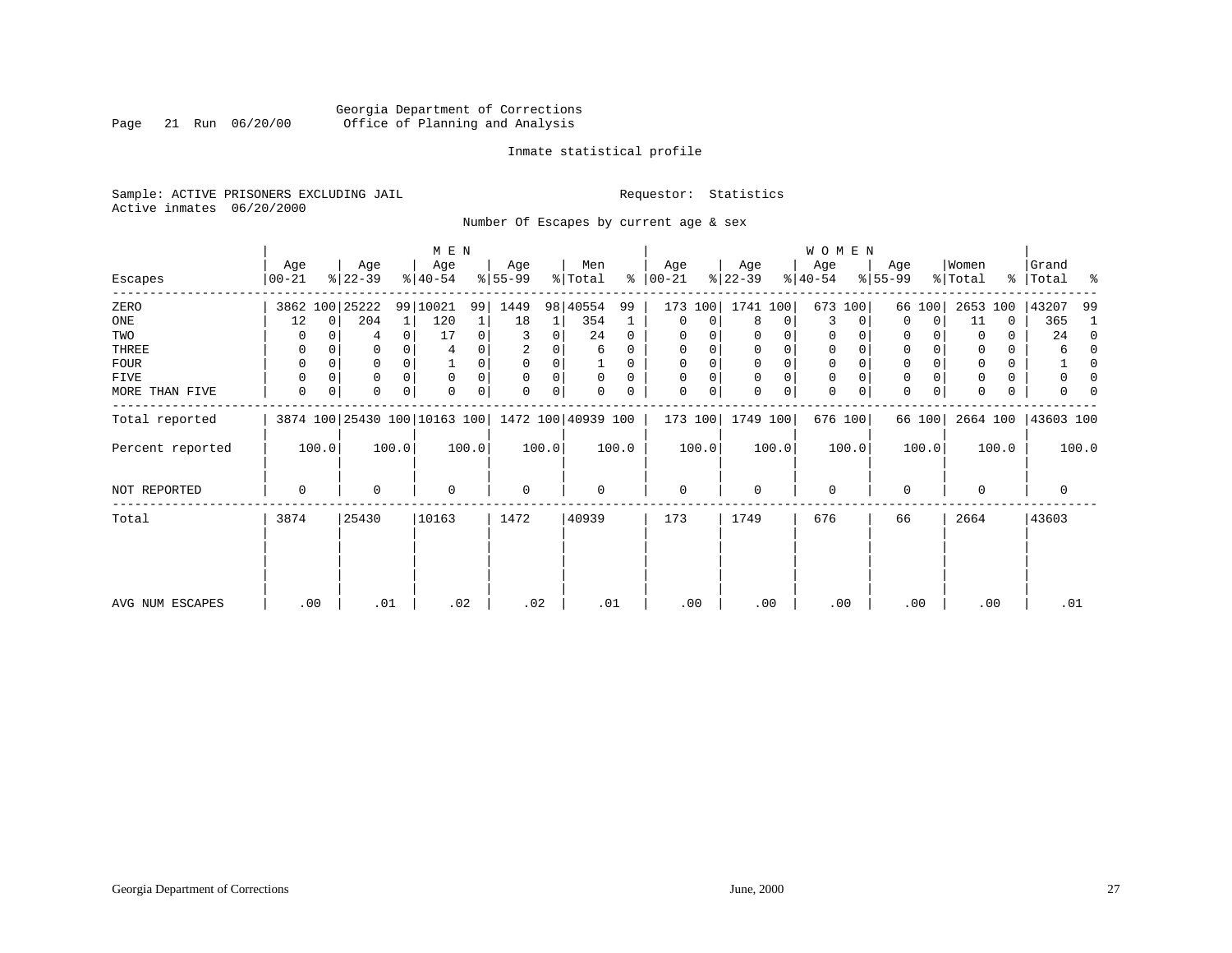Georgia Department of Corrections
Page 21 Run 06/20/00 Office of Planning and Analysis

Inmate statistical profile

Sample: ACTIVE PRISONERS EXCLUDING JAIL Requestor: Statistics
Active inmates 06/20/2000

Number Of Escapes by current age & sex

| Escapes | MEN Age 00-21 | % | Age 22-39 | % | Age 40-54 | % | Age 55-99 | % | Men Total | % | WOMEN Age 00-21 | % | Age 22-39 | % | Age 40-54 | % | Age 55-99 | % | Women Total | % | Grand Total | % |
|---|---|---|---|---|---|---|---|---|---|---|---|---|---|---|---|---|---|---|---|---|---|---|
| ZERO | 3862 | 100 | 25222 | 99 | 10021 | 99 | 1449 | 98 | 40554 | 99 | 173 | 100 | 1741 | 100 | 673 | 100 | 66 | 100 | 2653 | 100 | 43207 | 99 |
| ONE | 12 | 0 | 204 | 1 | 120 | 1 | 18 | 1 | 354 | 1 | 0 | 0 | 8 | 0 | 3 | 0 | 0 | 0 | 11 | 0 | 365 | 1 |
| TWO | 0 | 0 | 4 | 0 | 17 | 0 | 3 | 0 | 24 | 0 | 0 | 0 | 0 | 0 | 0 | 0 | 0 | 0 | 0 | 0 | 24 | 0 |
| THREE | 0 | 0 | 0 | 0 | 4 | 0 | 2 | 0 | 6 | 0 | 0 | 0 | 0 | 0 | 0 | 0 | 0 | 0 | 0 | 0 | 6 | 0 |
| FOUR | 0 | 0 | 0 | 0 | 1 | 0 | 0 | 0 | 1 | 0 | 0 | 0 | 0 | 0 | 0 | 0 | 0 | 0 | 0 | 0 | 1 | 0 |
| FIVE | 0 | 0 | 0 | 0 | 0 | 0 | 0 | 0 | 0 | 0 | 0 | 0 | 0 | 0 | 0 | 0 | 0 | 0 | 0 | 0 | 0 | 0 |
| MORE THAN FIVE | 0 | 0 | 0 | 0 | 0 | 0 | 0 | 0 | 0 | 0 | 0 | 0 | 0 | 0 | 0 | 0 | 0 | 0 | 0 | 0 | 0 | 0 |
| Total reported | 3874 | 100 | 25430 | 100 | 10163 | 100 | 1472 | 100 | 40939 | 100 | 173 | 100 | 1749 | 100 | 676 | 100 | 66 | 100 | 2664 | 100 | 43603 | 100 |
| Percent reported | 100.0 | | 100.0 | | 100.0 | | 100.0 | | 100.0 | | 100.0 | | 100.0 | | 100.0 | | 100.0 | | 100.0 | | 100.0 | |
| NOT REPORTED | 0 | | 0 | | 0 | | 0 | | 0 | | 0 | | 0 | | 0 | | 0 | | 0 | | 0 | |
| Total | 3874 | | 25430 | | 10163 | | 1472 | | 40939 | | 173 | | 1749 | | 676 | | 66 | | 2664 | | 43603 | |
| AVG NUM ESCAPES | .00 | | .01 | | .02 | | .02 | | .01 | | .00 | | .00 | | .00 | | .00 | | .00 | | .01 | |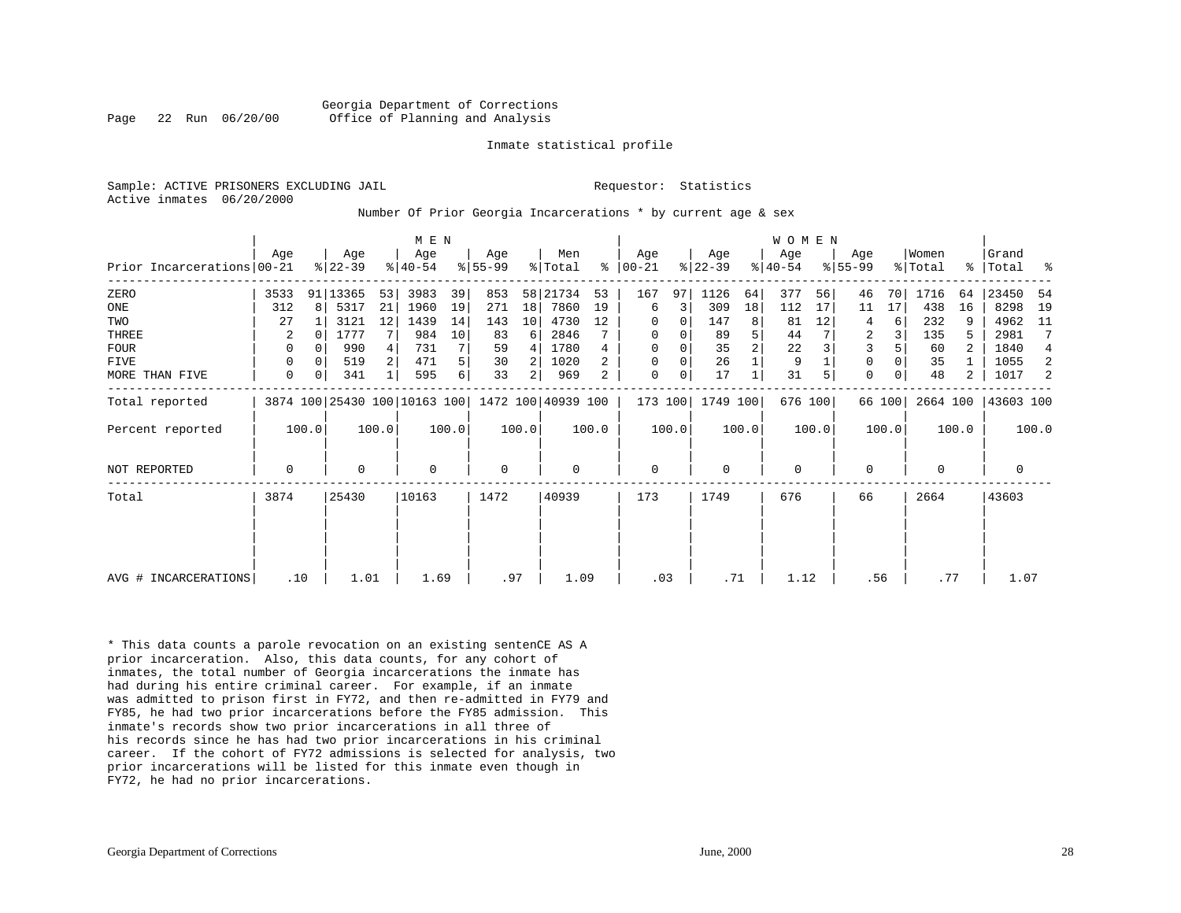Georgia Department of Corrections
Office of Planning and Analysis

Inmate statistical profile

Sample: ACTIVE PRISONERS EXCLUDING JAIL

Requestor: Statistics

Active inmates 06/20/2000

Number Of Prior Georgia Incarcerations * by current age & sex

| Prior Incarcerations | MEN Age 00-21 | % | Age 22-39 | % | Age 40-54 | % | Age 55-99 | % | Men Total | % | WOMEN Age 00-21 | % | Age 22-39 | % | Age 40-54 | % | Age 55-99 | % | Women Total | % | Grand Total | % |
|---|---|---|---|---|---|---|---|---|---|---|---|---|---|---|---|---|---|---|---|---|---|---|
| ZERO | 3533 | 91 | 13365 | 53 | 3983 | 39 | 853 | 58 | 21734 | 53 | 167 | 97 | 1126 | 64 | 377 | 56 | 46 | 70 | 1716 | 64 | 23450 | 54 |
| ONE | 312 | 8 | 5317 | 21 | 1960 | 19 | 271 | 18 | 7860 | 19 | 6 | 3 | 309 | 18 | 112 | 17 | 11 | 17 | 438 | 16 | 8298 | 19 |
| TWO | 27 | 1 | 3121 | 12 | 1439 | 14 | 143 | 10 | 4730 | 12 | 0 | 0 | 147 | 8 | 81 | 12 | 4 | 6 | 232 | 9 | 4962 | 11 |
| THREE | 2 | 0 | 1777 | 7 | 984 | 10 | 83 | 6 | 2846 | 7 | 0 | 0 | 89 | 5 | 44 | 7 | 2 | 3 | 135 | 5 | 2981 | 7 |
| FOUR | 0 | 0 | 990 | 4 | 731 | 7 | 59 | 4 | 1780 | 4 | 0 | 0 | 35 | 2 | 22 | 3 | 3 | 5 | 60 | 2 | 1840 | 4 |
| FIVE | 0 | 0 | 519 | 2 | 471 | 5 | 30 | 2 | 1020 | 2 | 0 | 0 | 26 | 1 | 9 | 1 | 0 | 0 | 35 | 1 | 1055 | 2 |
| MORE THAN FIVE | 0 | 0 | 341 | 1 | 595 | 6 | 33 | 2 | 969 | 2 | 0 | 0 | 17 | 1 | 31 | 5 | 0 | 0 | 48 | 2 | 1017 | 2 |
| Total reported | 3874 | 100 | 25430 | 100 | 10163 | 100 | 1472 | 100 | 40939 | 100 | 173 | 100 | 1749 | 100 | 676 | 100 | 66 | 100 | 2664 | 100 | 43603 | 100 |
| Percent reported | 100.0 | | 100.0 | | 100.0 | | 100.0 | | 100.0 | | 100.0 | | 100.0 | | 100.0 | | 100.0 | | 100.0 | | 100.0 | |
| NOT REPORTED | 0 | | 0 | | 0 | | 0 | | 0 | | 0 | | 0 | | 0 | | 0 | | 0 | | 0 | |
| Total | 3874 | | 25430 | | 10163 | | 1472 | | 40939 | | 173 | | 1749 | | 676 | | 66 | | 2664 | | 43603 | |
| AVG # INCARCERATIONS | .10 | | 1.01 | | 1.69 | | .97 | | 1.09 | | .03 | | .71 | | 1.12 | | .56 | | .77 | | 1.07 | |

* This data counts a parole revocation on an existing sentenCE AS A prior incarceration. Also, this data counts, for any cohort of inmates, the total number of Georgia incarcerations the inmate has had during his entire criminal career. For example, if an inmate was admitted to prison first in FY72, and then re-admitted in FY79 and FY85, he had two prior incarcerations before the FY85 admission. This inmate's records show two prior incarcerations in all three of his records since he has had two prior incarcerations in his criminal career. If the cohort of FY72 admissions is selected for analysis, two prior incarcerations will be listed for this inmate even though in FY72, he had no prior incarcerations.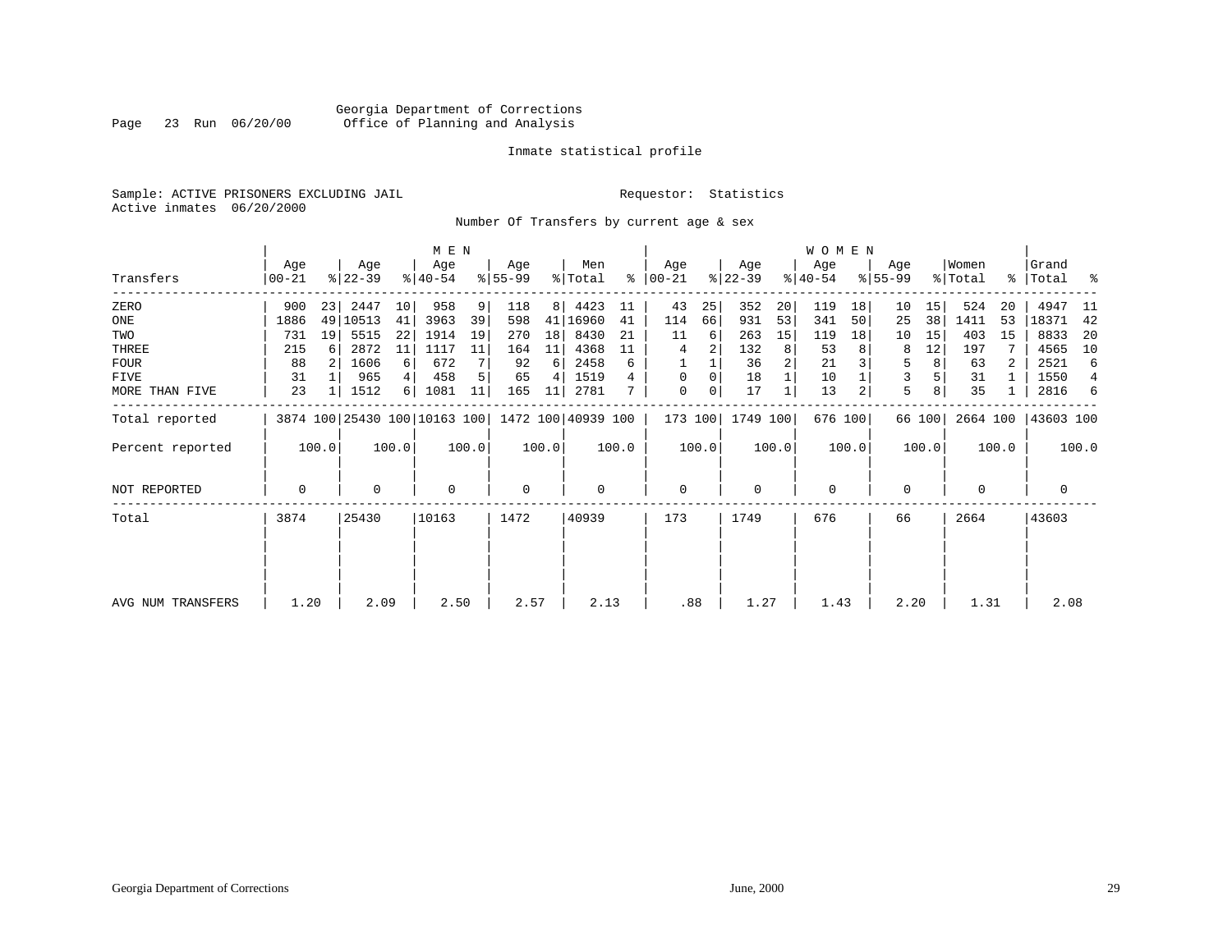Georgia Department of Corrections
Office of Planning and Analysis

Inmate statistical profile

Sample: ACTIVE PRISONERS EXCLUDING JAIL

Requestor: Statistics

Active inmates 06/20/2000

Number Of Transfers by current age & sex

| Transfers | MEN Age 00-21 | % | Age 22-39 | % | Age 40-54 | % | Age 55-99 | % | Men Total | % | WOMEN Age 00-21 | % | Age 22-39 | % | Age 40-54 | % | Age 55-99 | % | Women Total | % | Grand Total | % |
|---|---|---|---|---|---|---|---|---|---|---|---|---|---|---|---|---|---|---|---|---|---|---|
| ZERO | 900 | 23 | 2447 | 10 | 958 | 9 | 118 | 8 | 4423 | 11 | 43 | 25 | 352 | 20 | 119 | 18 | 10 | 15 | 524 | 20 | 4947 | 11 |
| ONE | 1886 | 49 | 10513 | 41 | 3963 | 39 | 598 | 41 | 16960 | 41 | 114 | 66 | 931 | 53 | 341 | 50 | 25 | 38 | 1411 | 53 | 18371 | 42 |
| TWO | 731 | 19 | 5515 | 22 | 1914 | 19 | 270 | 18 | 8430 | 21 | 11 | 6 | 263 | 15 | 119 | 18 | 10 | 15 | 403 | 15 | 8833 | 20 |
| THREE | 215 | 6 | 2872 | 11 | 1117 | 11 | 164 | 11 | 4368 | 11 | 4 | 2 | 132 | 8 | 53 | 8 | 8 | 12 | 197 | 7 | 4565 | 10 |
| FOUR | 88 | 2 | 1606 | 6 | 672 | 7 | 92 | 6 | 2458 | 6 | 1 | 1 | 36 | 2 | 21 | 3 | 5 | 8 | 63 | 2 | 2521 | 6 |
| FIVE | 31 | 1 | 965 | 4 | 458 | 5 | 65 | 4 | 1519 | 4 | 0 | 0 | 18 | 1 | 10 | 1 | 3 | 5 | 31 | 1 | 1550 | 4 |
| MORE THAN FIVE | 23 | 1 | 1512 | 6 | 1081 | 11 | 165 | 11 | 2781 | 7 | 0 | 0 | 17 | 1 | 13 | 2 | 5 | 8 | 35 | 1 | 2816 | 6 |
| Total reported | 3874 | 100 | 25430 | 100 | 10163 | 100 | 1472 | 100 | 40939 | 100 | 173 | 100 | 1749 | 100 | 676 | 100 | 66 | 100 | 2664 | 100 | 43603 | 100 |
| Percent reported | | 100.0 | | 100.0 | | 100.0 | | 100.0 | | 100.0 | | 100.0 | | 100.0 | | 100.0 | | 100.0 | | 100.0 | | 100.0 |
| NOT REPORTED | 0 | | 0 | | 0 | | 0 | | 0 | | 0 | | 0 | | 0 | | 0 | | 0 | | 0 | |
| Total | 3874 | | 25430 | | 10163 | | 1472 | | 40939 | | 173 | | 1749 | | 676 | | 66 | | 2664 | | 43603 | |
| AVG NUM TRANSFERS | 1.20 | | 2.09 | | 2.50 | | 2.57 | | 2.13 | | .88 | | 1.27 | | 1.43 | | 2.20 | | 1.31 | | 2.08 | |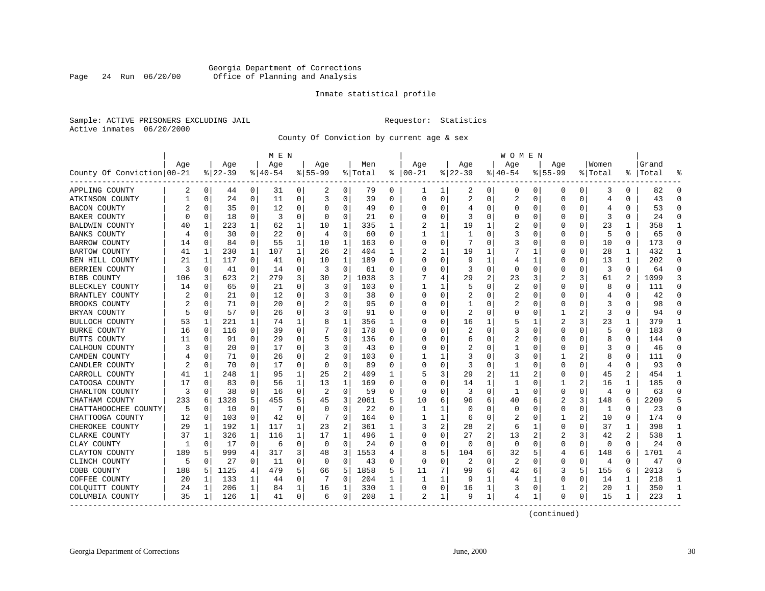Georgia Department of Corrections
Office of Planning and Analysis

Inmate statistical profile

Sample: ACTIVE PRISONERS EXCLUDING JAIL　　　　Requestor: Statistics
Active inmates 06/20/2000

County Of Conviction by current age & sex

| County Of Conviction | MEN Age 00-21 | % | Age 22-39 | % | Age 40-54 | % | Age 55-99 | % | Men Total | % | WOMEN Age 00-21 | % | Age 22-39 | % | Age 40-54 | % | Age 55-99 | % | Women Total | % | Grand Total | % |
|---|---|---|---|---|---|---|---|---|---|---|---|---|---|---|---|---|---|---|---|---|---|---|
| APPLING COUNTY | 2 | 0 | 44 | 0 | 31 | 0 | 2 | 0 | 79 | 0 | 1 | 1 | 2 | 0 | 0 | 0 | 0 | 0 | 3 | 0 | 82 | 0 |
| ATKINSON COUNTY | 1 | 0 | 24 | 0 | 11 | 0 | 3 | 0 | 39 | 0 | 0 | 0 | 2 | 0 | 2 | 0 | 0 | 0 | 4 | 0 | 43 | 0 |
| BACON COUNTY | 2 | 0 | 35 | 0 | 12 | 0 | 0 | 0 | 49 | 0 | 0 | 0 | 4 | 0 | 0 | 0 | 0 | 0 | 4 | 0 | 53 | 0 |
| BAKER COUNTY | 0 | 0 | 18 | 0 | 3 | 0 | 0 | 0 | 21 | 0 | 0 | 0 | 3 | 0 | 0 | 0 | 0 | 0 | 3 | 0 | 24 | 0 |
| BALDWIN COUNTY | 40 | 1 | 223 | 1 | 62 | 1 | 10 | 1 | 335 | 1 | 2 | 1 | 19 | 1 | 2 | 0 | 0 | 0 | 23 | 1 | 358 | 1 |
| BANKS COUNTY | 4 | 0 | 30 | 0 | 22 | 0 | 4 | 0 | 60 | 0 | 1 | 1 | 1 | 0 | 3 | 0 | 0 | 0 | 5 | 0 | 65 | 0 |
| BARROW COUNTY | 14 | 0 | 84 | 0 | 55 | 1 | 10 | 1 | 163 | 0 | 0 | 0 | 7 | 0 | 3 | 0 | 0 | 0 | 10 | 0 | 173 | 0 |
| BARTOW COUNTY | 41 | 1 | 230 | 1 | 107 | 1 | 26 | 2 | 404 | 1 | 2 | 1 | 19 | 1 | 7 | 1 | 0 | 0 | 28 | 1 | 432 | 1 |
| BEN HILL COUNTY | 21 | 1 | 117 | 0 | 41 | 0 | 10 | 1 | 189 | 0 | 0 | 0 | 9 | 1 | 4 | 1 | 0 | 0 | 13 | 1 | 202 | 0 |
| BERRIEN COUNTY | 3 | 0 | 41 | 0 | 14 | 0 | 3 | 0 | 61 | 0 | 0 | 0 | 3 | 0 | 0 | 0 | 0 | 0 | 3 | 0 | 64 | 0 |
| BIBB COUNTY | 106 | 3 | 623 | 2 | 279 | 3 | 30 | 2 | 1038 | 3 | 7 | 4 | 29 | 2 | 23 | 3 | 2 | 3 | 61 | 2 | 1099 | 3 |
| BLECKLEY COUNTY | 14 | 0 | 65 | 0 | 21 | 0 | 3 | 0 | 103 | 0 | 1 | 1 | 5 | 0 | 2 | 0 | 0 | 0 | 8 | 0 | 111 | 0 |
| BRANTLEY COUNTY | 2 | 0 | 21 | 0 | 12 | 0 | 3 | 0 | 38 | 0 | 0 | 0 | 2 | 0 | 2 | 0 | 0 | 0 | 4 | 0 | 42 | 0 |
| BROOKS COUNTY | 2 | 0 | 71 | 0 | 20 | 0 | 2 | 0 | 95 | 0 | 0 | 0 | 1 | 0 | 2 | 0 | 0 | 0 | 3 | 0 | 98 | 0 |
| BRYAN COUNTY | 5 | 0 | 57 | 0 | 26 | 0 | 3 | 0 | 91 | 0 | 0 | 0 | 2 | 0 | 0 | 0 | 1 | 2 | 3 | 0 | 94 | 0 |
| BULLOCH COUNTY | 53 | 1 | 221 | 1 | 74 | 1 | 8 | 1 | 356 | 1 | 0 | 0 | 16 | 1 | 5 | 1 | 2 | 3 | 23 | 1 | 379 | 1 |
| BURKE COUNTY | 16 | 0 | 116 | 0 | 39 | 0 | 7 | 0 | 178 | 0 | 0 | 0 | 2 | 0 | 3 | 0 | 0 | 0 | 5 | 0 | 183 | 0 |
| BUTTS COUNTY | 11 | 0 | 91 | 0 | 29 | 0 | 5 | 0 | 136 | 0 | 0 | 0 | 6 | 0 | 2 | 0 | 0 | 0 | 8 | 0 | 144 | 0 |
| CALHOUN COUNTY | 3 | 0 | 20 | 0 | 17 | 0 | 3 | 0 | 43 | 0 | 0 | 0 | 2 | 0 | 1 | 0 | 0 | 0 | 3 | 0 | 46 | 0 |
| CAMDEN COUNTY | 4 | 0 | 71 | 0 | 26 | 0 | 2 | 0 | 103 | 0 | 1 | 1 | 3 | 0 | 3 | 0 | 1 | 2 | 8 | 0 | 111 | 0 |
| CANDLER COUNTY | 2 | 0 | 70 | 0 | 17 | 0 | 0 | 0 | 89 | 0 | 0 | 0 | 3 | 0 | 1 | 0 | 0 | 0 | 4 | 0 | 93 | 0 |
| CARROLL COUNTY | 41 | 1 | 248 | 1 | 95 | 1 | 25 | 2 | 409 | 1 | 5 | 3 | 29 | 2 | 11 | 2 | 0 | 0 | 45 | 2 | 454 | 1 |
| CATOOSA COUNTY | 17 | 0 | 83 | 0 | 56 | 1 | 13 | 1 | 169 | 0 | 0 | 0 | 14 | 1 | 1 | 0 | 1 | 2 | 16 | 1 | 185 | 0 |
| CHARLTON COUNTY | 3 | 0 | 38 | 0 | 16 | 0 | 2 | 0 | 59 | 0 | 0 | 0 | 3 | 0 | 1 | 0 | 0 | 0 | 4 | 0 | 63 | 0 |
| CHATHAM COUNTY | 233 | 6 | 1328 | 5 | 455 | 5 | 45 | 3 | 2061 | 5 | 10 | 6 | 96 | 6 | 40 | 6 | 2 | 3 | 148 | 6 | 2209 | 5 |
| CHATTAHOOCHEE COUNTY | 5 | 0 | 10 | 0 | 7 | 0 | 0 | 0 | 22 | 0 | 1 | 1 | 0 | 0 | 0 | 0 | 0 | 0 | 1 | 0 | 23 | 0 |
| CHATTOOGA COUNTY | 12 | 0 | 103 | 0 | 42 | 0 | 7 | 0 | 164 | 0 | 1 | 1 | 6 | 0 | 2 | 0 | 1 | 2 | 10 | 0 | 174 | 0 |
| CHEROKEE COUNTY | 29 | 1 | 192 | 1 | 117 | 1 | 23 | 2 | 361 | 1 | 3 | 2 | 28 | 2 | 6 | 1 | 0 | 0 | 37 | 1 | 398 | 1 |
| CLARKE COUNTY | 37 | 1 | 326 | 1 | 116 | 1 | 17 | 1 | 496 | 1 | 0 | 0 | 27 | 2 | 13 | 2 | 2 | 3 | 42 | 2 | 538 | 1 |
| CLAY COUNTY | 1 | 0 | 17 | 0 | 6 | 0 | 0 | 0 | 24 | 0 | 0 | 0 | 0 | 0 | 0 | 0 | 0 | 0 | 0 | 0 | 24 | 0 |
| CLAYTON COUNTY | 189 | 5 | 999 | 4 | 317 | 3 | 48 | 3 | 1553 | 4 | 8 | 5 | 104 | 6 | 32 | 5 | 4 | 6 | 148 | 6 | 1701 | 4 |
| CLINCH COUNTY | 5 | 0 | 27 | 0 | 11 | 0 | 0 | 0 | 43 | 0 | 0 | 0 | 2 | 0 | 2 | 0 | 0 | 0 | 4 | 0 | 47 | 0 |
| COBB COUNTY | 188 | 5 | 1125 | 4 | 479 | 5 | 66 | 5 | 1858 | 5 | 11 | 7 | 99 | 6 | 42 | 6 | 3 | 5 | 155 | 6 | 2013 | 5 |
| COFFEE COUNTY | 20 | 1 | 133 | 1 | 44 | 0 | 7 | 0 | 204 | 1 | 1 | 1 | 9 | 1 | 4 | 1 | 0 | 0 | 14 | 1 | 218 | 1 |
| COLQUITT COUNTY | 24 | 1 | 206 | 1 | 84 | 1 | 16 | 1 | 330 | 1 | 0 | 0 | 16 | 1 | 3 | 0 | 1 | 2 | 20 | 1 | 350 | 1 |
| COLUMBIA COUNTY | 35 | 1 | 126 | 1 | 41 | 0 | 6 | 0 | 208 | 1 | 2 | 1 | 9 | 1 | 4 | 1 | 0 | 0 | 15 | 1 | 223 | 1 |

(continued)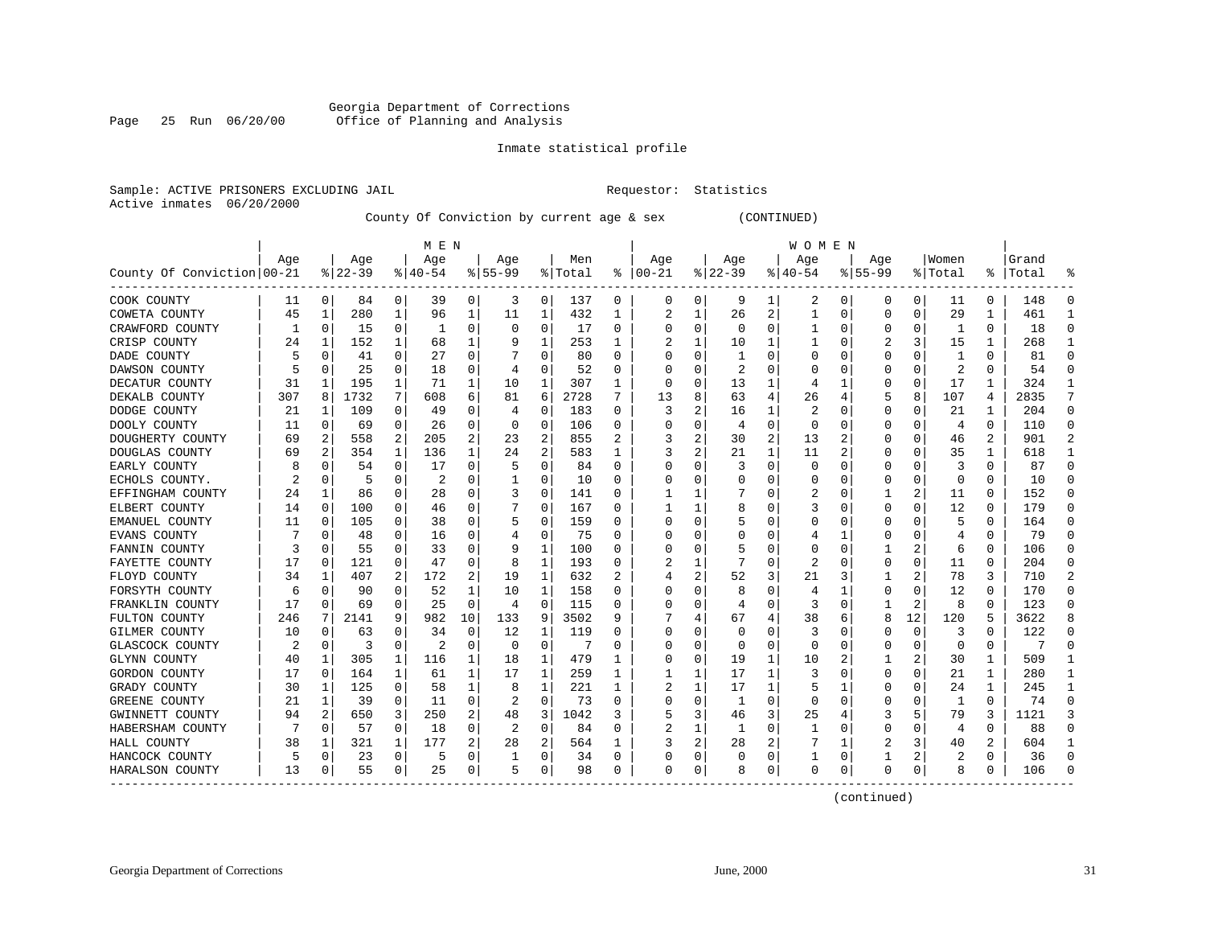Georgia Department of Corrections
Office of Planning and Analysis

Inmate statistical profile

Sample: ACTIVE PRISONERS EXCLUDING JAIL    Requestor: Statistics
Active inmates 06/20/2000

County Of Conviction by current age & sex (CONTINUED)

| County Of Conviction | MEN Age 00-21 | % | Age 22-39 | % | Age 40-54 | % | Age 55-99 | % | Men Total | % | WOMEN Age 00-21 | % | Age 22-39 | % | Age 40-54 | % | Age 55-99 | % | Women Total | % | Grand Total | % |
|---|---|---|---|---|---|---|---|---|---|---|---|---|---|---|---|---|---|---|---|---|---|---|
| COOK COUNTY | 11 | 0 | 84 | 0 | 39 | 0 | 3 | 0 | 137 | 0 | 0 | 0 | 9 | 1 | 2 | 0 | 0 | 0 | 11 | 0 | 148 | 0 |
| COWETA COUNTY | 45 | 1 | 280 | 1 | 96 | 1 | 11 | 1 | 432 | 1 | 2 | 1 | 26 | 2 | 1 | 0 | 0 | 0 | 29 | 1 | 461 | 1 |
| CRAWFORD COUNTY | 1 | 0 | 15 | 0 | 1 | 0 | 0 | 0 | 17 | 0 | 0 | 0 | 0 | 0 | 1 | 0 | 0 | 0 | 1 | 0 | 18 | 0 |
| CRISP COUNTY | 24 | 1 | 152 | 1 | 68 | 1 | 9 | 1 | 253 | 1 | 2 | 1 | 10 | 1 | 1 | 0 | 2 | 3 | 15 | 1 | 268 | 1 |
| DADE COUNTY | 5 | 0 | 41 | 0 | 27 | 0 | 7 | 0 | 80 | 0 | 0 | 0 | 1 | 0 | 0 | 0 | 0 | 0 | 1 | 0 | 81 | 0 |
| DAWSON COUNTY | 5 | 0 | 25 | 0 | 18 | 0 | 4 | 0 | 52 | 0 | 0 | 0 | 2 | 0 | 0 | 0 | 0 | 0 | 2 | 0 | 54 | 0 |
| DECATUR COUNTY | 31 | 1 | 195 | 1 | 71 | 1 | 10 | 1 | 307 | 1 | 0 | 0 | 13 | 1 | 4 | 1 | 0 | 0 | 17 | 1 | 324 | 1 |
| DEKALB COUNTY | 307 | 8 | 1732 | 7 | 608 | 6 | 81 | 6 | 2728 | 7 | 13 | 8 | 63 | 4 | 26 | 4 | 5 | 8 | 107 | 4 | 2835 | 7 |
| DODGE COUNTY | 21 | 1 | 109 | 0 | 49 | 0 | 4 | 0 | 183 | 0 | 3 | 2 | 16 | 1 | 2 | 0 | 0 | 0 | 21 | 1 | 204 | 0 |
| DOOLY COUNTY | 11 | 0 | 69 | 0 | 26 | 0 | 0 | 0 | 106 | 0 | 0 | 0 | 4 | 0 | 0 | 0 | 0 | 0 | 4 | 0 | 110 | 0 |
| DOUGHERTY COUNTY | 69 | 2 | 558 | 2 | 205 | 2 | 23 | 2 | 855 | 2 | 3 | 2 | 30 | 2 | 13 | 2 | 0 | 0 | 46 | 2 | 901 | 2 |
| DOUGLAS COUNTY | 69 | 2 | 354 | 1 | 136 | 1 | 24 | 2 | 583 | 1 | 3 | 2 | 21 | 1 | 11 | 2 | 0 | 0 | 35 | 1 | 618 | 1 |
| EARLY COUNTY | 8 | 0 | 54 | 0 | 17 | 0 | 5 | 0 | 84 | 0 | 0 | 0 | 3 | 0 | 0 | 0 | 0 | 0 | 3 | 0 | 87 | 0 |
| ECHOLS COUNTY. | 2 | 0 | 5 | 0 | 2 | 0 | 1 | 0 | 10 | 0 | 0 | 0 | 0 | 0 | 0 | 0 | 0 | 0 | 0 | 0 | 10 | 0 |
| EFFINGHAM COUNTY | 24 | 1 | 86 | 0 | 28 | 0 | 3 | 0 | 141 | 0 | 1 | 1 | 7 | 0 | 2 | 0 | 1 | 2 | 11 | 0 | 152 | 0 |
| ELBERT COUNTY | 14 | 0 | 100 | 0 | 46 | 0 | 7 | 0 | 167 | 0 | 1 | 1 | 8 | 0 | 3 | 0 | 0 | 0 | 12 | 0 | 179 | 0 |
| EMANUEL COUNTY | 11 | 0 | 105 | 0 | 38 | 0 | 5 | 0 | 159 | 0 | 0 | 0 | 5 | 0 | 0 | 0 | 0 | 0 | 5 | 0 | 164 | 0 |
| EVANS COUNTY | 7 | 0 | 48 | 0 | 16 | 0 | 4 | 0 | 75 | 0 | 0 | 0 | 0 | 0 | 4 | 1 | 0 | 0 | 4 | 0 | 79 | 0 |
| FANNIN COUNTY | 3 | 0 | 55 | 0 | 33 | 0 | 9 | 1 | 100 | 0 | 0 | 0 | 5 | 0 | 0 | 0 | 1 | 2 | 6 | 0 | 106 | 0 |
| FAYETTE COUNTY | 17 | 0 | 121 | 0 | 47 | 0 | 8 | 1 | 193 | 0 | 2 | 1 | 7 | 0 | 2 | 0 | 0 | 0 | 11 | 0 | 204 | 0 |
| FLOYD COUNTY | 34 | 1 | 407 | 2 | 172 | 2 | 19 | 1 | 632 | 2 | 4 | 2 | 52 | 3 | 21 | 3 | 1 | 2 | 78 | 3 | 710 | 2 |
| FORSYTH COUNTY | 6 | 0 | 90 | 0 | 52 | 1 | 10 | 1 | 158 | 0 | 0 | 0 | 8 | 0 | 4 | 1 | 0 | 0 | 12 | 0 | 170 | 0 |
| FRANKLIN COUNTY | 17 | 0 | 69 | 0 | 25 | 0 | 4 | 0 | 115 | 0 | 0 | 0 | 4 | 0 | 3 | 0 | 1 | 2 | 8 | 0 | 123 | 0 |
| FULTON COUNTY | 246 | 7 | 2141 | 9 | 982 | 10 | 133 | 9 | 3502 | 9 | 7 | 4 | 67 | 4 | 38 | 6 | 8 | 12 | 120 | 5 | 3622 | 8 |
| GILMER COUNTY | 10 | 0 | 63 | 0 | 34 | 0 | 12 | 1 | 119 | 0 | 0 | 0 | 0 | 0 | 3 | 0 | 0 | 0 | 3 | 0 | 122 | 0 |
| GLASCOCK COUNTY | 2 | 0 | 3 | 0 | 2 | 0 | 0 | 0 | 7 | 0 | 0 | 0 | 0 | 0 | 0 | 0 | 0 | 0 | 0 | 0 | 7 | 0 |
| GLYNN COUNTY | 40 | 1 | 305 | 1 | 116 | 1 | 18 | 1 | 479 | 1 | 0 | 0 | 19 | 1 | 10 | 2 | 1 | 2 | 30 | 1 | 509 | 1 |
| GORDON COUNTY | 17 | 0 | 164 | 1 | 61 | 1 | 17 | 1 | 259 | 1 | 1 | 1 | 17 | 1 | 3 | 0 | 0 | 0 | 21 | 1 | 280 | 1 |
| GRADY COUNTY | 30 | 1 | 125 | 0 | 58 | 1 | 8 | 1 | 221 | 1 | 2 | 1 | 17 | 1 | 5 | 1 | 0 | 0 | 24 | 1 | 245 | 1 |
| GREENE COUNTY | 21 | 1 | 39 | 0 | 11 | 0 | 2 | 0 | 73 | 0 | 0 | 0 | 1 | 0 | 0 | 0 | 0 | 0 | 1 | 0 | 74 | 0 |
| GWINNETT COUNTY | 94 | 2 | 650 | 3 | 250 | 2 | 48 | 3 | 1042 | 3 | 5 | 3 | 46 | 3 | 25 | 4 | 3 | 5 | 79 | 3 | 1121 | 3 |
| HABERSHAM COUNTY | 7 | 0 | 57 | 0 | 18 | 0 | 2 | 0 | 84 | 0 | 2 | 1 | 1 | 0 | 1 | 0 | 0 | 0 | 4 | 0 | 88 | 0 |
| HALL COUNTY | 38 | 1 | 321 | 1 | 177 | 2 | 28 | 2 | 564 | 1 | 3 | 2 | 28 | 2 | 7 | 1 | 2 | 3 | 40 | 2 | 604 | 1 |
| HANCOCK COUNTY | 5 | 0 | 23 | 0 | 5 | 0 | 1 | 0 | 34 | 0 | 0 | 0 | 0 | 0 | 1 | 0 | 1 | 2 | 2 | 0 | 36 | 0 |
| HARALSON COUNTY | 13 | 0 | 55 | 0 | 25 | 0 | 5 | 0 | 98 | 0 | 0 | 0 | 8 | 0 | 0 | 0 | 0 | 0 | 8 | 0 | 106 | 0 |

(continued)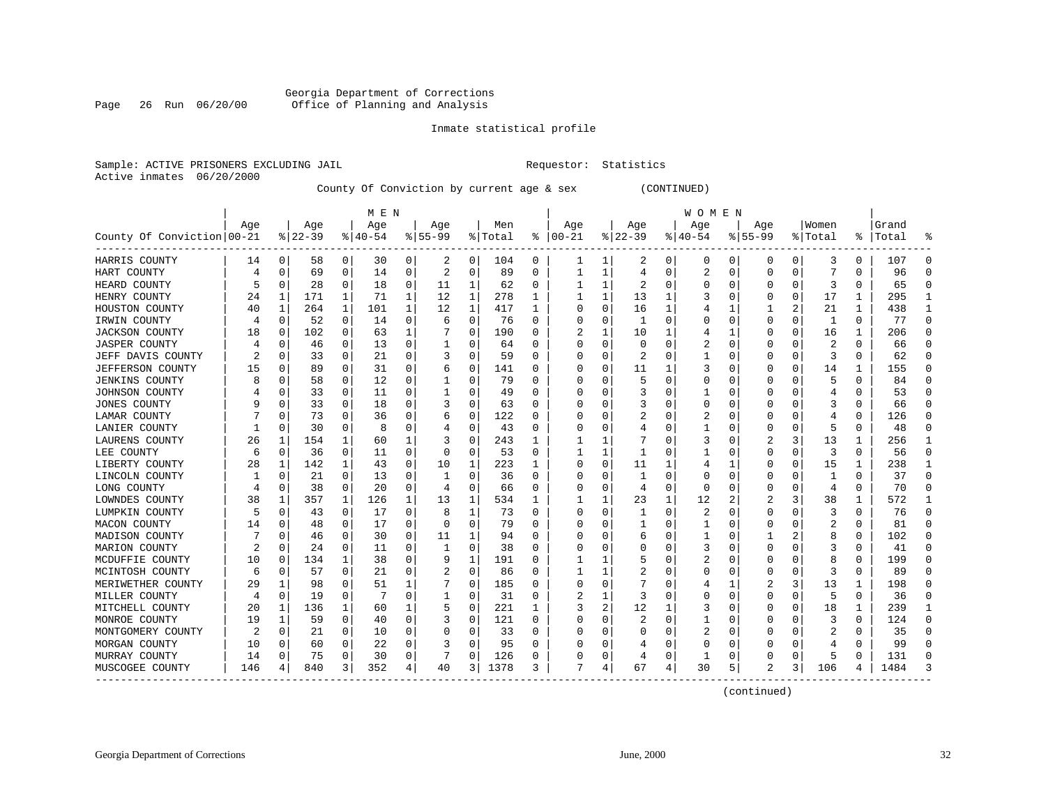Georgia Department of Corrections
Page 26 Run 06/20/00 Office of Planning and Analysis

Inmate statistical profile

Sample: ACTIVE PRISONERS EXCLUDING JAIL Requestor: Statistics
Active inmates 06/20/2000

County Of Conviction by current age & sex (CONTINUED)

| County Of Conviction | MEN Age 00-21 | % | Age 22-39 | % | Age 40-54 | % | Age 55-99 | % | Men Total | % | WOMEN Age 00-21 | % | Age 22-39 | % | Age 40-54 | % | Age 55-99 | % | Women Total | % | Grand Total | % |
|---|---|---|---|---|---|---|---|---|---|---|---|---|---|---|---|---|---|---|---|---|---|---|
| HARRIS COUNTY | 14 | 0 | 58 | 0 | 30 | 0 | 2 | 0 | 104 | 0 | 1 | 1 | 2 | 0 | 0 | 0 | 0 | 0 | 3 | 0 | 107 | 0 |
| HART COUNTY | 4 | 0 | 69 | 0 | 14 | 0 | 2 | 0 | 89 | 0 | 1 | 1 | 4 | 0 | 2 | 0 | 0 | 0 | 7 | 0 | 96 | 0 |
| HEARD COUNTY | 5 | 0 | 28 | 0 | 18 | 0 | 11 | 1 | 62 | 0 | 1 | 1 | 2 | 0 | 0 | 0 | 0 | 0 | 3 | 0 | 65 | 0 |
| HENRY COUNTY | 24 | 1 | 171 | 1 | 71 | 1 | 12 | 1 | 278 | 1 | 1 | 1 | 13 | 1 | 3 | 0 | 0 | 0 | 17 | 1 | 295 | 1 |
| HOUSTON COUNTY | 40 | 1 | 264 | 1 | 101 | 1 | 12 | 1 | 417 | 1 | 0 | 0 | 16 | 1 | 4 | 1 | 1 | 2 | 21 | 1 | 438 | 1 |
| IRWIN COUNTY | 4 | 0 | 52 | 0 | 14 | 0 | 6 | 0 | 76 | 0 | 0 | 0 | 1 | 0 | 0 | 0 | 0 | 0 | 1 | 0 | 77 | 0 |
| JACKSON COUNTY | 18 | 0 | 102 | 0 | 63 | 1 | 7 | 0 | 190 | 0 | 2 | 1 | 10 | 1 | 4 | 1 | 0 | 0 | 16 | 1 | 206 | 0 |
| JASPER COUNTY | 4 | 0 | 46 | 0 | 13 | 0 | 1 | 0 | 64 | 0 | 0 | 0 | 0 | 0 | 2 | 0 | 0 | 0 | 2 | 0 | 66 | 0 |
| JEFF DAVIS COUNTY | 2 | 0 | 33 | 0 | 21 | 0 | 3 | 0 | 59 | 0 | 0 | 0 | 2 | 0 | 1 | 0 | 0 | 0 | 3 | 0 | 62 | 0 |
| JEFFERSON COUNTY | 15 | 0 | 89 | 0 | 31 | 0 | 6 | 0 | 141 | 0 | 0 | 0 | 11 | 1 | 3 | 0 | 0 | 0 | 14 | 1 | 155 | 0 |
| JENKINS COUNTY | 8 | 0 | 58 | 0 | 12 | 0 | 1 | 0 | 79 | 0 | 0 | 0 | 5 | 0 | 0 | 0 | 0 | 0 | 5 | 0 | 84 | 0 |
| JOHNSON COUNTY | 4 | 0 | 33 | 0 | 11 | 0 | 1 | 0 | 49 | 0 | 0 | 0 | 3 | 0 | 1 | 0 | 0 | 0 | 4 | 0 | 53 | 0 |
| JONES COUNTY | 9 | 0 | 33 | 0 | 18 | 0 | 3 | 0 | 63 | 0 | 0 | 0 | 3 | 0 | 0 | 0 | 0 | 0 | 3 | 0 | 66 | 0 |
| LAMAR COUNTY | 7 | 0 | 73 | 0 | 36 | 0 | 6 | 0 | 122 | 0 | 0 | 0 | 2 | 0 | 2 | 0 | 0 | 0 | 4 | 0 | 126 | 0 |
| LANIER COUNTY | 1 | 0 | 30 | 0 | 8 | 0 | 4 | 0 | 43 | 0 | 0 | 0 | 4 | 0 | 1 | 0 | 0 | 0 | 5 | 0 | 48 | 0 |
| LAURENS COUNTY | 26 | 1 | 154 | 1 | 60 | 1 | 3 | 0 | 243 | 1 | 1 | 1 | 7 | 0 | 3 | 0 | 2 | 3 | 13 | 1 | 256 | 1 |
| LEE COUNTY | 6 | 0 | 36 | 0 | 11 | 0 | 0 | 0 | 53 | 0 | 1 | 1 | 1 | 0 | 1 | 0 | 0 | 0 | 3 | 0 | 56 | 0 |
| LIBERTY COUNTY | 28 | 1 | 142 | 1 | 43 | 0 | 10 | 1 | 223 | 1 | 0 | 0 | 11 | 1 | 4 | 1 | 0 | 0 | 15 | 1 | 238 | 1 |
| LINCOLN COUNTY | 1 | 0 | 21 | 0 | 13 | 0 | 1 | 0 | 36 | 0 | 0 | 0 | 1 | 0 | 0 | 0 | 0 | 0 | 1 | 0 | 37 | 0 |
| LONG COUNTY | 4 | 0 | 38 | 0 | 20 | 0 | 4 | 0 | 66 | 0 | 0 | 0 | 4 | 0 | 0 | 0 | 0 | 0 | 4 | 0 | 70 | 0 |
| LOWNDES COUNTY | 38 | 1 | 357 | 1 | 126 | 1 | 13 | 1 | 534 | 1 | 1 | 1 | 23 | 1 | 12 | 2 | 2 | 3 | 38 | 1 | 572 | 1 |
| LUMPKIN COUNTY | 5 | 0 | 43 | 0 | 17 | 0 | 8 | 1 | 73 | 0 | 0 | 0 | 1 | 0 | 2 | 0 | 0 | 0 | 3 | 0 | 76 | 0 |
| MACON COUNTY | 14 | 0 | 48 | 0 | 17 | 0 | 0 | 0 | 79 | 0 | 0 | 0 | 1 | 0 | 1 | 0 | 0 | 0 | 2 | 0 | 81 | 0 |
| MADISON COUNTY | 7 | 0 | 46 | 0 | 30 | 0 | 11 | 1 | 94 | 0 | 0 | 0 | 6 | 0 | 1 | 0 | 1 | 2 | 8 | 0 | 102 | 0 |
| MARION COUNTY | 2 | 0 | 24 | 0 | 11 | 0 | 1 | 0 | 38 | 0 | 0 | 0 | 0 | 0 | 3 | 0 | 0 | 0 | 3 | 0 | 41 | 0 |
| MCDUFFIE COUNTY | 10 | 0 | 134 | 1 | 38 | 0 | 9 | 1 | 191 | 0 | 1 | 1 | 5 | 0 | 2 | 0 | 0 | 0 | 8 | 0 | 199 | 0 |
| MCINTOSH COUNTY | 6 | 0 | 57 | 0 | 21 | 0 | 2 | 0 | 86 | 0 | 1 | 1 | 2 | 0 | 0 | 0 | 0 | 0 | 3 | 0 | 89 | 0 |
| MERIWETHER COUNTY | 29 | 1 | 98 | 0 | 51 | 1 | 7 | 0 | 185 | 0 | 0 | 0 | 7 | 0 | 4 | 1 | 2 | 3 | 13 | 1 | 198 | 0 |
| MILLER COUNTY | 4 | 0 | 19 | 0 | 7 | 0 | 1 | 0 | 31 | 0 | 2 | 1 | 3 | 0 | 0 | 0 | 0 | 0 | 5 | 0 | 36 | 0 |
| MITCHELL COUNTY | 20 | 1 | 136 | 1 | 60 | 1 | 5 | 0 | 221 | 1 | 3 | 2 | 12 | 1 | 3 | 0 | 0 | 0 | 18 | 1 | 239 | 1 |
| MONROE COUNTY | 19 | 1 | 59 | 0 | 40 | 0 | 3 | 0 | 121 | 0 | 0 | 0 | 2 | 0 | 1 | 0 | 0 | 0 | 3 | 0 | 124 | 0 |
| MONTGOMERY COUNTY | 2 | 0 | 21 | 0 | 10 | 0 | 0 | 0 | 33 | 0 | 0 | 0 | 0 | 0 | 2 | 0 | 0 | 0 | 2 | 0 | 35 | 0 |
| MORGAN COUNTY | 10 | 0 | 60 | 0 | 22 | 0 | 3 | 0 | 95 | 0 | 0 | 0 | 4 | 0 | 0 | 0 | 0 | 0 | 4 | 0 | 99 | 0 |
| MURRAY COUNTY | 14 | 0 | 75 | 0 | 30 | 0 | 7 | 0 | 126 | 0 | 0 | 0 | 4 | 0 | 1 | 0 | 0 | 0 | 5 | 0 | 131 | 0 |
| MUSCOGEE COUNTY | 146 | 4 | 840 | 3 | 352 | 4 | 40 | 3 | 1378 | 3 | 7 | 4 | 67 | 4 | 30 | 5 | 2 | 3 | 106 | 4 | 1484 | 3 |

(continued)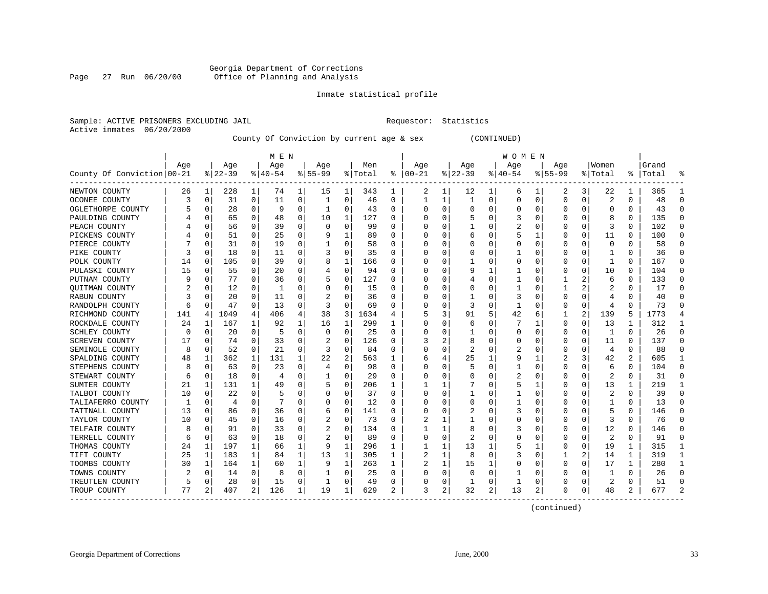Georgia Department of Corrections
Page 27 Run 06/20/00 Office of Planning and Analysis

Inmate statistical profile

Sample: ACTIVE PRISONERS EXCLUDING JAIL Requestor: Statistics
Active inmates 06/20/2000

County Of Conviction by current age & sex (CONTINUED)

| County Of Conviction | MEN Age 00-21 | % | Age 22-39 | % | Age 40-54 | % | Age 55-99 | % | Men Total | % | WOMEN Age 00-21 | % | Age 22-39 | % | Age 40-54 | % | Age 55-99 | % | Women Total | % | Grand Total | % |
|---|---|---|---|---|---|---|---|---|---|---|---|---|---|---|---|---|---|---|---|---|---|---|
| NEWTON COUNTY | 26 | 1 | 228 | 1 | 74 | 1 | 15 | 1 | 343 | 1 | 2 | 1 | 12 | 1 | 6 | 1 | 2 | 3 | 22 | 1 | 365 | 1 |
| OCONEE COUNTY | 3 | 0 | 31 | 0 | 11 | 0 | 1 | 0 | 46 | 0 | 1 | 1 | 1 | 0 | 0 | 0 | 0 | 0 | 2 | 0 | 48 | 0 |
| OGLETHORPE COUNTY | 5 | 0 | 28 | 0 | 9 | 0 | 1 | 0 | 43 | 0 | 0 | 0 | 0 | 0 | 0 | 0 | 0 | 0 | 0 | 0 | 43 | 0 |
| PAULDING COUNTY | 4 | 0 | 65 | 0 | 48 | 0 | 10 | 1 | 127 | 0 | 0 | 0 | 5 | 0 | 3 | 0 | 0 | 0 | 8 | 0 | 135 | 0 |
| PEACH COUNTY | 4 | 0 | 56 | 0 | 39 | 0 | 0 | 0 | 99 | 0 | 0 | 0 | 1 | 0 | 2 | 0 | 0 | 0 | 3 | 0 | 102 | 0 |
| PICKENS COUNTY | 4 | 0 | 51 | 0 | 25 | 0 | 9 | 1 | 89 | 0 | 0 | 0 | 6 | 0 | 5 | 1 | 0 | 0 | 11 | 0 | 100 | 0 |
| PIERCE COUNTY | 7 | 0 | 31 | 0 | 19 | 0 | 1 | 0 | 58 | 0 | 0 | 0 | 0 | 0 | 0 | 0 | 0 | 0 | 0 | 0 | 58 | 0 |
| PIKE COUNTY | 3 | 0 | 18 | 0 | 11 | 0 | 3 | 0 | 35 | 0 | 0 | 0 | 0 | 0 | 1 | 0 | 0 | 0 | 1 | 0 | 36 | 0 |
| POLK COUNTY | 14 | 0 | 105 | 0 | 39 | 0 | 8 | 1 | 166 | 0 | 0 | 0 | 1 | 0 | 0 | 0 | 0 | 0 | 1 | 0 | 167 | 0 |
| PULASKI COUNTY | 15 | 0 | 55 | 0 | 20 | 0 | 4 | 0 | 94 | 0 | 0 | 0 | 9 | 1 | 1 | 0 | 0 | 0 | 10 | 0 | 104 | 0 |
| PUTNAM COUNTY | 9 | 0 | 77 | 0 | 36 | 0 | 5 | 0 | 127 | 0 | 0 | 0 | 4 | 0 | 1 | 0 | 1 | 2 | 6 | 0 | 133 | 0 |
| QUITMAN COUNTY | 2 | 0 | 12 | 0 | 1 | 0 | 0 | 0 | 15 | 0 | 0 | 0 | 0 | 0 | 1 | 0 | 1 | 2 | 2 | 0 | 17 | 0 |
| RABUN COUNTY | 3 | 0 | 20 | 0 | 11 | 0 | 2 | 0 | 36 | 0 | 0 | 0 | 1 | 0 | 3 | 0 | 0 | 0 | 4 | 0 | 40 | 0 |
| RANDOLPH COUNTY | 6 | 0 | 47 | 0 | 13 | 0 | 3 | 0 | 69 | 0 | 0 | 0 | 3 | 0 | 1 | 0 | 0 | 0 | 4 | 0 | 73 | 0 |
| RICHMOND COUNTY | 141 | 4 | 1049 | 4 | 406 | 4 | 38 | 3 | 1634 | 4 | 5 | 3 | 91 | 5 | 42 | 6 | 1 | 2 | 139 | 5 | 1773 | 4 |
| ROCKDALE COUNTY | 24 | 1 | 167 | 1 | 92 | 1 | 16 | 1 | 299 | 1 | 0 | 0 | 6 | 0 | 7 | 1 | 0 | 0 | 13 | 1 | 312 | 1 |
| SCHLEY COUNTY | 0 | 0 | 20 | 0 | 5 | 0 | 0 | 0 | 25 | 0 | 0 | 0 | 1 | 0 | 0 | 0 | 0 | 0 | 1 | 0 | 26 | 0 |
| SCREVEN COUNTY | 17 | 0 | 74 | 0 | 33 | 0 | 2 | 0 | 126 | 0 | 3 | 2 | 8 | 0 | 0 | 0 | 0 | 0 | 11 | 0 | 137 | 0 |
| SEMINOLE COUNTY | 8 | 0 | 52 | 0 | 21 | 0 | 3 | 0 | 84 | 0 | 0 | 0 | 2 | 0 | 2 | 0 | 0 | 0 | 4 | 0 | 88 | 0 |
| SPALDING COUNTY | 48 | 1 | 362 | 1 | 131 | 1 | 22 | 2 | 563 | 1 | 6 | 4 | 25 | 1 | 9 | 1 | 2 | 3 | 42 | 2 | 605 | 1 |
| STEPHENS COUNTY | 8 | 0 | 63 | 0 | 23 | 0 | 4 | 0 | 98 | 0 | 0 | 0 | 5 | 0 | 1 | 0 | 0 | 0 | 6 | 0 | 104 | 0 |
| STEWART COUNTY | 6 | 0 | 18 | 0 | 4 | 0 | 1 | 0 | 29 | 0 | 0 | 0 | 0 | 0 | 2 | 0 | 0 | 0 | 2 | 0 | 31 | 0 |
| SUMTER COUNTY | 21 | 1 | 131 | 1 | 49 | 0 | 5 | 0 | 206 | 1 | 1 | 1 | 7 | 0 | 5 | 1 | 0 | 0 | 13 | 1 | 219 | 1 |
| TALBOT COUNTY | 10 | 0 | 22 | 0 | 5 | 0 | 0 | 0 | 37 | 0 | 0 | 0 | 1 | 0 | 1 | 0 | 0 | 0 | 2 | 0 | 39 | 0 |
| TALIAFERRO COUNTY | 1 | 0 | 4 | 0 | 7 | 0 | 0 | 0 | 12 | 0 | 0 | 0 | 0 | 0 | 1 | 0 | 0 | 0 | 1 | 0 | 13 | 0 |
| TATTNALL COUNTY | 13 | 0 | 86 | 0 | 36 | 0 | 6 | 0 | 141 | 0 | 0 | 0 | 2 | 0 | 3 | 0 | 0 | 0 | 5 | 0 | 146 | 0 |
| TAYLOR COUNTY | 10 | 0 | 45 | 0 | 16 | 0 | 2 | 0 | 73 | 0 | 2 | 1 | 1 | 0 | 0 | 0 | 0 | 0 | 3 | 0 | 76 | 0 |
| TELFAIR COUNTY | 8 | 0 | 91 | 0 | 33 | 0 | 2 | 0 | 134 | 0 | 1 | 1 | 8 | 0 | 3 | 0 | 0 | 0 | 12 | 0 | 146 | 0 |
| TERRELL COUNTY | 6 | 0 | 63 | 0 | 18 | 0 | 2 | 0 | 89 | 0 | 0 | 0 | 2 | 0 | 0 | 0 | 0 | 0 | 2 | 0 | 91 | 0 |
| THOMAS COUNTY | 24 | 1 | 197 | 1 | 66 | 1 | 9 | 1 | 296 | 1 | 1 | 1 | 13 | 1 | 5 | 1 | 0 | 0 | 19 | 1 | 315 | 1 |
| TIFT COUNTY | 25 | 1 | 183 | 1 | 84 | 1 | 13 | 1 | 305 | 1 | 2 | 1 | 8 | 0 | 3 | 0 | 1 | 2 | 14 | 1 | 319 | 1 |
| TOOMBS COUNTY | 30 | 1 | 164 | 1 | 60 | 1 | 9 | 1 | 263 | 1 | 2 | 1 | 15 | 1 | 0 | 0 | 0 | 0 | 17 | 1 | 280 | 1 |
| TOWNS COUNTY | 2 | 0 | 14 | 0 | 8 | 0 | 1 | 0 | 25 | 0 | 0 | 0 | 0 | 0 | 1 | 0 | 0 | 0 | 1 | 0 | 26 | 0 |
| TREUTLEN COUNTY | 5 | 0 | 28 | 0 | 15 | 0 | 1 | 0 | 49 | 0 | 0 | 0 | 1 | 0 | 1 | 0 | 0 | 0 | 2 | 0 | 51 | 0 |
| TROUP COUNTY | 77 | 2 | 407 | 2 | 126 | 1 | 19 | 1 | 629 | 2 | 3 | 2 | 32 | 2 | 13 | 2 | 0 | 0 | 48 | 2 | 677 | 2 |

(continued)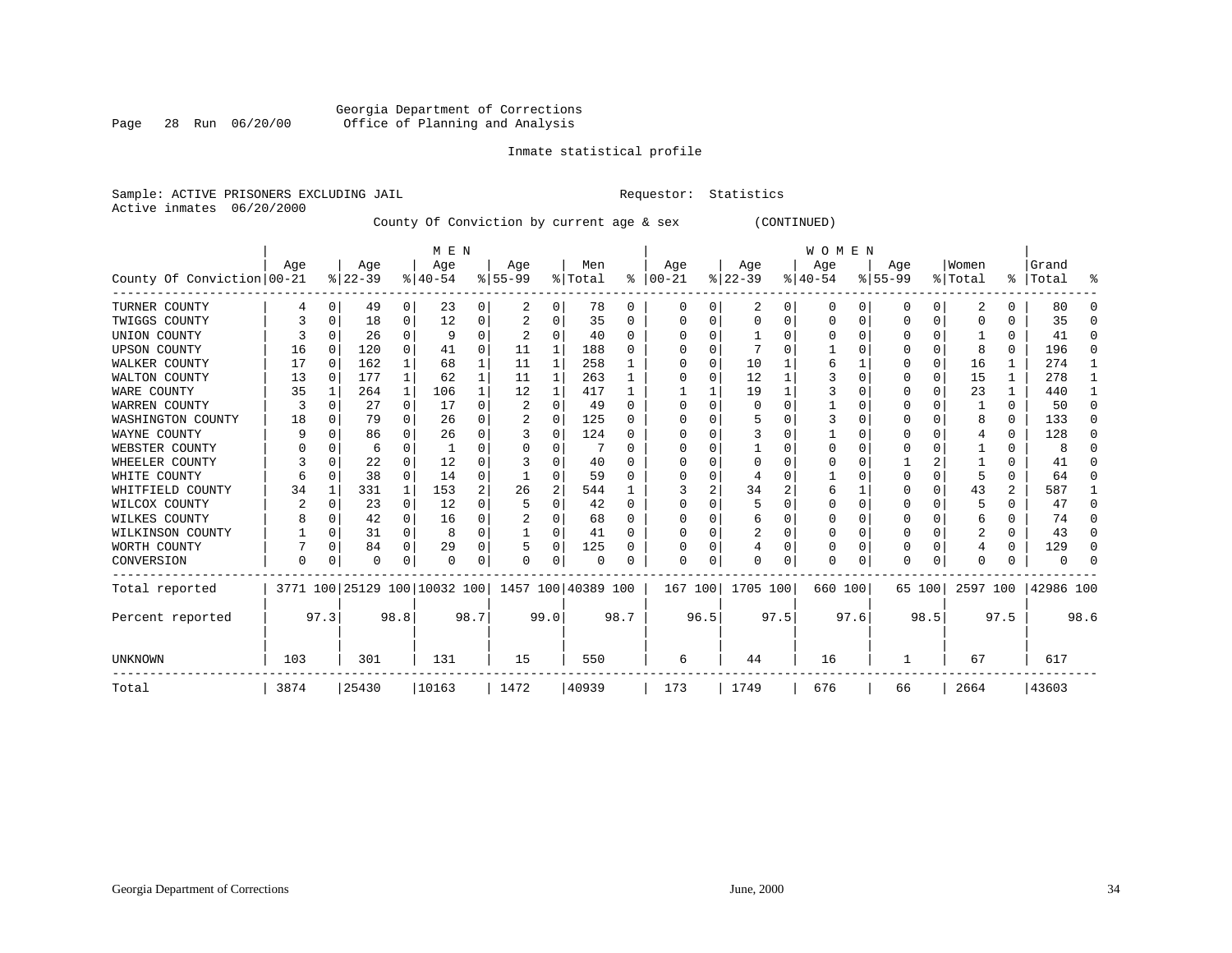Georgia Department of Corrections
Office of Planning and Analysis

Inmate statistical profile

Sample: ACTIVE PRISONERS EXCLUDING JAIL                Requestor: Statistics
Active inmates 06/20/2000

County Of Conviction by current age & sex (CONTINUED)

| County Of Conviction | MEN Age 00-21 | % | Age 22-39 | % | Age 40-54 | % | Age 55-99 | % | Men Total | % | WOMEN Age 00-21 | % | Age 22-39 | % | Age 40-54 | % | Age 55-99 | % | Women Total | % | Grand Total | % |
|---|---|---|---|---|---|---|---|---|---|---|---|---|---|---|---|---|---|---|---|---|---|---|
| TURNER COUNTY | 4 | 0 | 49 | 0 | 23 | 0 | 2 | 0 | 78 | 0 | 0 | 0 | 2 | 0 | 0 | 0 | 0 | 0 | 2 | 0 | 80 | 0 |
| TWIGGS COUNTY | 3 | 0 | 18 | 0 | 12 | 0 | 2 | 0 | 35 | 0 | 0 | 0 | 0 | 0 | 0 | 0 | 0 | 0 | 0 | 0 | 35 | 0 |
| UNION COUNTY | 3 | 0 | 26 | 0 | 9 | 0 | 2 | 0 | 40 | 0 | 0 | 0 | 1 | 0 | 0 | 0 | 0 | 0 | 1 | 0 | 41 | 0 |
| UPSON COUNTY | 16 | 0 | 120 | 0 | 41 | 0 | 11 | 1 | 188 | 0 | 0 | 0 | 7 | 0 | 1 | 0 | 0 | 0 | 8 | 0 | 196 | 0 |
| WALKER COUNTY | 17 | 0 | 162 | 1 | 68 | 1 | 11 | 1 | 258 | 1 | 0 | 0 | 10 | 1 | 6 | 1 | 0 | 0 | 16 | 1 | 274 | 1 |
| WALTON COUNTY | 13 | 0 | 177 | 1 | 62 | 1 | 11 | 1 | 263 | 1 | 0 | 0 | 12 | 1 | 3 | 0 | 0 | 0 | 15 | 1 | 278 | 1 |
| WARE COUNTY | 35 | 1 | 264 | 1 | 106 | 1 | 12 | 1 | 417 | 1 | 1 | 1 | 19 | 1 | 3 | 0 | 0 | 0 | 23 | 1 | 440 | 1 |
| WARREN COUNTY | 3 | 0 | 27 | 0 | 17 | 0 | 2 | 0 | 49 | 0 | 0 | 0 | 0 | 0 | 1 | 0 | 0 | 0 | 1 | 0 | 50 | 0 |
| WASHINGTON COUNTY | 18 | 0 | 79 | 0 | 26 | 0 | 2 | 0 | 125 | 0 | 0 | 0 | 5 | 0 | 3 | 0 | 0 | 0 | 8 | 0 | 133 | 0 |
| WAYNE COUNTY | 9 | 0 | 86 | 0 | 26 | 0 | 3 | 0 | 124 | 0 | 0 | 0 | 3 | 0 | 1 | 0 | 0 | 0 | 4 | 0 | 128 | 0 |
| WEBSTER COUNTY | 0 | 0 | 6 | 0 | 1 | 0 | 0 | 0 | 7 | 0 | 0 | 0 | 1 | 0 | 0 | 0 | 0 | 0 | 1 | 0 | 8 | 0 |
| WHEELER COUNTY | 3 | 0 | 22 | 0 | 12 | 0 | 3 | 0 | 40 | 0 | 0 | 0 | 0 | 0 | 0 | 0 | 1 | 2 | 1 | 0 | 41 | 0 |
| WHITE COUNTY | 6 | 0 | 38 | 0 | 14 | 0 | 1 | 0 | 59 | 0 | 0 | 0 | 4 | 0 | 1 | 0 | 0 | 0 | 5 | 0 | 64 | 0 |
| WHITFIELD COUNTY | 34 | 1 | 331 | 1 | 153 | 2 | 26 | 2 | 544 | 1 | 3 | 2 | 34 | 2 | 6 | 1 | 0 | 0 | 43 | 2 | 587 | 1 |
| WILCOX COUNTY | 2 | 0 | 23 | 0 | 12 | 0 | 5 | 0 | 42 | 0 | 0 | 0 | 5 | 0 | 0 | 0 | 0 | 0 | 5 | 0 | 47 | 0 |
| WILKES COUNTY | 8 | 0 | 42 | 0 | 16 | 0 | 2 | 0 | 68 | 0 | 0 | 0 | 6 | 0 | 0 | 0 | 0 | 0 | 6 | 0 | 74 | 0 |
| WILKINSON COUNTY | 1 | 0 | 31 | 0 | 8 | 0 | 1 | 0 | 41 | 0 | 0 | 0 | 2 | 0 | 0 | 0 | 0 | 0 | 2 | 0 | 43 | 0 |
| WORTH COUNTY | 7 | 0 | 84 | 0 | 29 | 0 | 5 | 0 | 125 | 0 | 0 | 0 | 4 | 0 | 0 | 0 | 0 | 0 | 4 | 0 | 129 | 0 |
| CONVERSION | 0 | 0 | 0 | 0 | 0 | 0 | 0 | 0 | 0 | 0 | 0 | 0 | 0 | 0 | 0 | 0 | 0 | 0 | 0 | 0 | 0 | 0 |
| Total reported | 3771 | 100 | 25129 | 100 | 10032 | 100 | 1457 | 100 | 40389 | 100 | 167 | 100 | 1705 | 100 | 660 | 100 | 65 | 100 | 2597 | 100 | 42986 | 100 |
| Percent reported | | 97.3 | | 98.8 | | 98.7 | | 99.0 | | 98.7 | | 96.5 | | 97.5 | | 97.6 | | 98.5 | | 97.5 | | 98.6 |
| UNKNOWN | 103 | | 301 | | 131 | | 15 | | 550 | | 6 | | 44 | | 16 | | 1 | | 67 | | 617 | |
| Total | 3874 | | 25430 | | 10163 | | 1472 | | 40939 | | 173 | | 1749 | | 676 | | 66 | | 2664 | | 43603 | |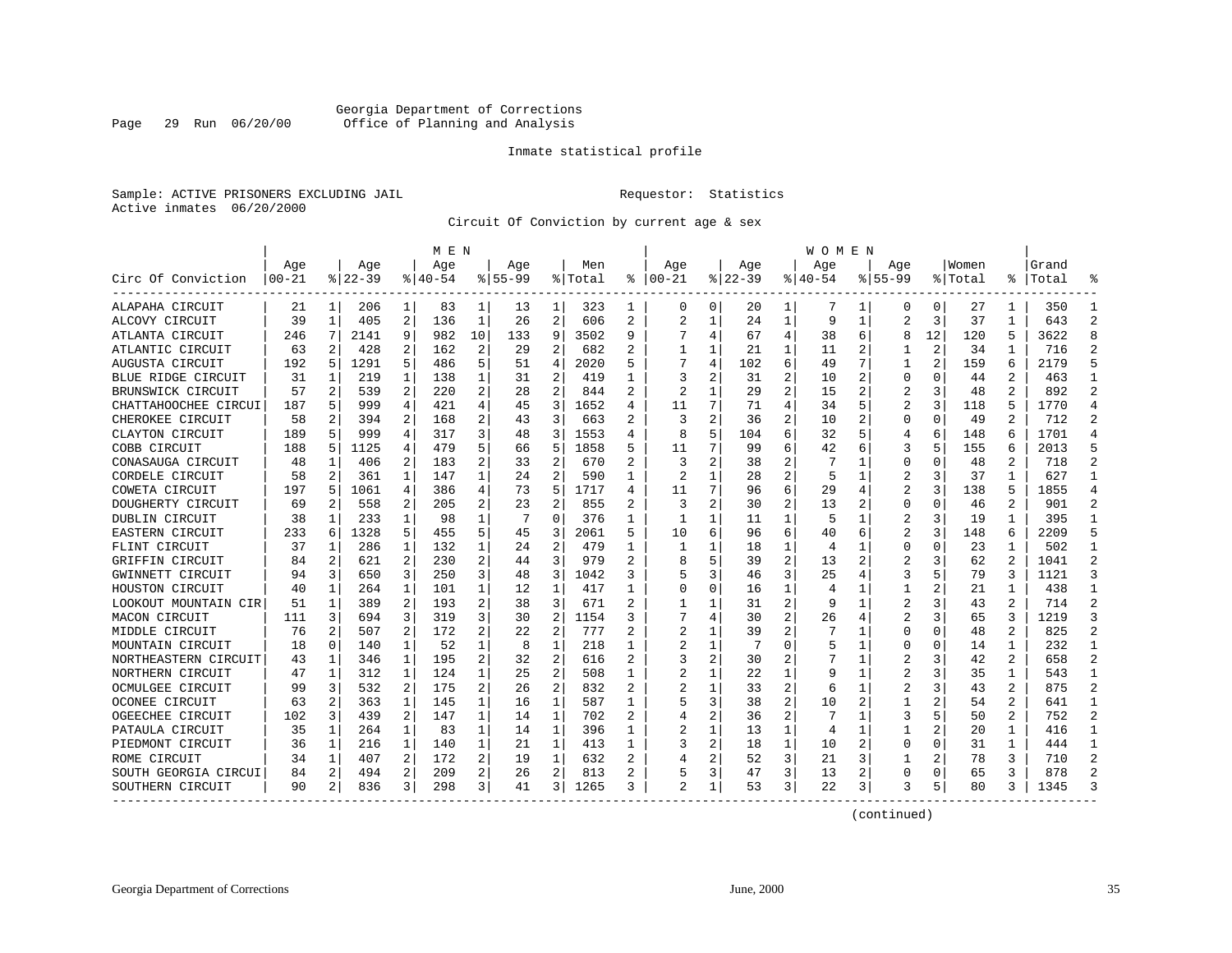Georgia Department of Corrections
Office of Planning and Analysis

Inmate statistical profile

Sample: ACTIVE PRISONERS EXCLUDING JAIL    Requestor: Statistics
Active inmates 06/20/2000

Circuit Of Conviction by current age & sex

| Circ Of Conviction | MEN Age 00-21 | % | Age 22-39 | % | Age 40-54 | % | Age 55-99 | % | Men Total | % | WOMEN Age 00-21 | % | Age 22-39 | % | Age 40-54 | % | Age 55-99 | % | Women Total | % | Grand Total | % |
|---|---|---|---|---|---|---|---|---|---|---|---|---|---|---|---|---|---|---|---|---|---|---|
| ALAPAHA CIRCUIT | 21 | 1 | 206 | 1 | 83 | 1 | 13 | 1 | 323 | 1 | 0 | 0 | 20 | 1 | 7 | 1 | 0 | 0 | 27 | 1 | 350 | 1 |
| ALCOVY CIRCUIT | 39 | 1 | 405 | 2 | 136 | 1 | 26 | 2 | 606 | 2 | 2 | 1 | 24 | 1 | 9 | 1 | 2 | 3 | 37 | 1 | 643 | 2 |
| ATLANTA CIRCUIT | 246 | 7 | 2141 | 9 | 982 | 10 | 133 | 9 | 3502 | 9 | 7 | 4 | 67 | 4 | 38 | 6 | 8 | 12 | 120 | 5 | 3622 | 8 |
| ATLANTIC CIRCUIT | 63 | 2 | 428 | 2 | 162 | 2 | 29 | 2 | 682 | 2 | 1 | 1 | 21 | 1 | 11 | 2 | 1 | 2 | 34 | 1 | 716 | 2 |
| AUGUSTA CIRCUIT | 192 | 5 | 1291 | 5 | 486 | 5 | 51 | 4 | 2020 | 5 | 7 | 4 | 102 | 6 | 49 | 7 | 1 | 2 | 159 | 6 | 2179 | 5 |
| BLUE RIDGE CIRCUIT | 31 | 1 | 219 | 1 | 138 | 1 | 31 | 2 | 419 | 1 | 3 | 2 | 31 | 2 | 10 | 2 | 0 | 0 | 44 | 2 | 463 | 1 |
| BRUNSWICK CIRCUIT | 57 | 2 | 539 | 2 | 220 | 2 | 28 | 2 | 844 | 2 | 2 | 1 | 29 | 2 | 15 | 2 | 2 | 3 | 48 | 2 | 892 | 2 |
| CHATTAHOOCHEE CIRCUI | 187 | 5 | 999 | 4 | 421 | 4 | 45 | 3 | 1652 | 4 | 11 | 7 | 71 | 4 | 34 | 5 | 2 | 3 | 118 | 5 | 1770 | 4 |
| CHEROKEE CIRCUIT | 58 | 2 | 394 | 2 | 168 | 2 | 43 | 3 | 663 | 2 | 3 | 2 | 36 | 2 | 10 | 2 | 0 | 0 | 49 | 2 | 712 | 2 |
| CLAYTON CIRCUIT | 189 | 5 | 999 | 4 | 317 | 3 | 48 | 3 | 1553 | 4 | 8 | 5 | 104 | 6 | 32 | 5 | 4 | 6 | 148 | 6 | 1701 | 4 |
| COBB CIRCUIT | 188 | 5 | 1125 | 4 | 479 | 5 | 66 | 5 | 1858 | 5 | 11 | 7 | 99 | 6 | 42 | 6 | 3 | 5 | 155 | 6 | 2013 | 5 |
| CONASAUGA CIRCUIT | 48 | 1 | 406 | 2 | 183 | 2 | 33 | 2 | 670 | 2 | 3 | 2 | 38 | 2 | 7 | 1 | 0 | 0 | 48 | 2 | 718 | 2 |
| CORDELE CIRCUIT | 58 | 2 | 361 | 1 | 147 | 1 | 24 | 2 | 590 | 1 | 2 | 1 | 28 | 2 | 5 | 1 | 2 | 3 | 37 | 1 | 627 | 1 |
| COWETA CIRCUIT | 197 | 5 | 1061 | 4 | 386 | 4 | 73 | 5 | 1717 | 4 | 11 | 7 | 96 | 6 | 29 | 4 | 2 | 3 | 138 | 5 | 1855 | 4 |
| DOUGHERTY CIRCUIT | 69 | 2 | 558 | 2 | 205 | 2 | 23 | 2 | 855 | 2 | 3 | 2 | 30 | 2 | 13 | 2 | 0 | 0 | 46 | 2 | 901 | 2 |
| DUBLIN CIRCUIT | 38 | 1 | 233 | 1 | 98 | 1 | 7 | 0 | 376 | 1 | 1 | 1 | 11 | 1 | 5 | 1 | 2 | 3 | 19 | 1 | 395 | 1 |
| EASTERN CIRCUIT | 233 | 6 | 1328 | 5 | 455 | 5 | 45 | 3 | 2061 | 5 | 10 | 6 | 96 | 6 | 40 | 6 | 2 | 3 | 148 | 6 | 2209 | 5 |
| FLINT CIRCUIT | 37 | 1 | 286 | 1 | 132 | 1 | 24 | 2 | 479 | 1 | 1 | 1 | 18 | 1 | 4 | 1 | 0 | 0 | 23 | 1 | 502 | 1 |
| GRIFFIN CIRCUIT | 84 | 2 | 621 | 2 | 230 | 2 | 44 | 3 | 979 | 2 | 8 | 5 | 39 | 2 | 13 | 2 | 2 | 3 | 62 | 2 | 1041 | 2 |
| GWINNETT CIRCUIT | 94 | 3 | 650 | 3 | 250 | 3 | 48 | 3 | 1042 | 3 | 5 | 3 | 46 | 3 | 25 | 4 | 3 | 5 | 79 | 3 | 1121 | 3 |
| HOUSTON CIRCUIT | 40 | 1 | 264 | 1 | 101 | 1 | 12 | 1 | 417 | 1 | 0 | 0 | 16 | 1 | 4 | 1 | 1 | 2 | 21 | 1 | 438 | 1 |
| LOOKOUT MOUNTAIN CIR | 51 | 1 | 389 | 2 | 193 | 2 | 38 | 3 | 671 | 2 | 1 | 1 | 31 | 2 | 9 | 1 | 2 | 3 | 43 | 2 | 714 | 2 |
| MACON CIRCUIT | 111 | 3 | 694 | 3 | 319 | 3 | 30 | 2 | 1154 | 3 | 7 | 4 | 30 | 2 | 26 | 4 | 2 | 3 | 65 | 3 | 1219 | 3 |
| MIDDLE CIRCUIT | 76 | 2 | 507 | 2 | 172 | 2 | 22 | 2 | 777 | 2 | 2 | 1 | 39 | 2 | 7 | 1 | 0 | 0 | 48 | 2 | 825 | 2 |
| MOUNTAIN CIRCUIT | 18 | 0 | 140 | 1 | 52 | 1 | 8 | 1 | 218 | 1 | 2 | 1 | 7 | 0 | 5 | 1 | 0 | 0 | 14 | 1 | 232 | 1 |
| NORTHEASTERN CIRCUIT | 43 | 1 | 346 | 1 | 195 | 2 | 32 | 2 | 616 | 2 | 3 | 2 | 30 | 2 | 7 | 1 | 2 | 3 | 42 | 2 | 658 | 2 |
| NORTHERN CIRCUIT | 47 | 1 | 312 | 1 | 124 | 1 | 25 | 2 | 508 | 1 | 2 | 1 | 22 | 1 | 9 | 1 | 2 | 3 | 35 | 1 | 543 | 1 |
| OCMULGEE CIRCUIT | 99 | 3 | 532 | 2 | 175 | 2 | 26 | 2 | 832 | 2 | 2 | 1 | 33 | 2 | 6 | 1 | 2 | 3 | 43 | 2 | 875 | 2 |
| OCONEE CIRCUIT | 63 | 2 | 363 | 1 | 145 | 1 | 16 | 1 | 587 | 1 | 5 | 3 | 38 | 2 | 10 | 2 | 1 | 2 | 54 | 2 | 641 | 1 |
| OGEECHEE CIRCUIT | 102 | 3 | 439 | 2 | 147 | 1 | 14 | 1 | 702 | 2 | 4 | 2 | 36 | 2 | 7 | 1 | 3 | 5 | 50 | 2 | 752 | 2 |
| PATAULA CIRCUIT | 35 | 1 | 264 | 1 | 83 | 1 | 14 | 1 | 396 | 1 | 2 | 1 | 13 | 1 | 4 | 1 | 1 | 2 | 20 | 1 | 416 | 1 |
| PIEDMONT CIRCUIT | 36 | 1 | 216 | 1 | 140 | 1 | 21 | 1 | 413 | 1 | 3 | 2 | 18 | 1 | 10 | 2 | 0 | 0 | 31 | 1 | 444 | 1 |
| ROME CIRCUIT | 34 | 1 | 407 | 2 | 172 | 2 | 19 | 1 | 632 | 2 | 4 | 2 | 52 | 3 | 21 | 3 | 1 | 2 | 78 | 3 | 710 | 2 |
| SOUTH GEORGIA CIRCUI | 84 | 2 | 494 | 2 | 209 | 2 | 26 | 2 | 813 | 2 | 5 | 3 | 47 | 3 | 13 | 2 | 0 | 0 | 65 | 3 | 878 | 2 |
| SOUTHERN CIRCUIT | 90 | 2 | 836 | 3 | 298 | 3 | 41 | 3 | 1265 | 3 | 2 | 1 | 53 | 3 | 22 | 3 | 3 | 5 | 80 | 3 | 1345 | 3 |

(continued)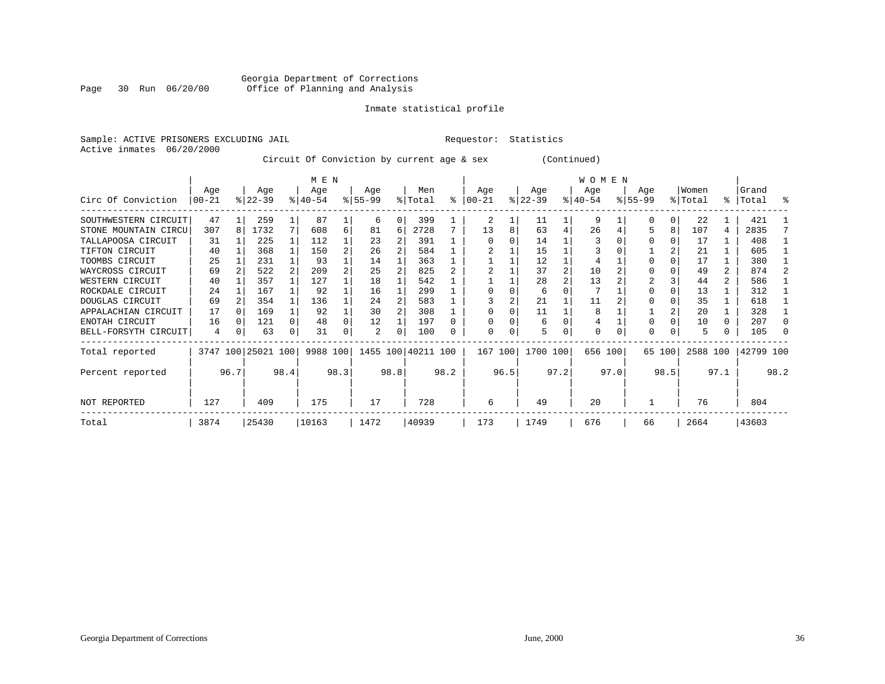Georgia Department of Corrections
Office of Planning and Analysis

Inmate statistical profile

Sample: ACTIVE PRISONERS EXCLUDING JAIL Requestor: Statistics
Active inmates 06/20/2000

Circuit Of Conviction by current age & sex (Continued)

| Circ Of Conviction | MEN Age 00-21 | % | Age 22-39 | % | Age 40-54 | % | Age 55-99 | % | Men Total | % | WOMEN Age 00-21 | % | Age 22-39 | % | Age 40-54 | % | Age 55-99 | % | Women Total | % | Grand Total | % |
|---|---|---|---|---|---|---|---|---|---|---|---|---|---|---|---|---|---|---|---|---|---|---|
| SOUTHWESTERN CIRCUIT | 47 | 1 | 259 | 1 | 87 | 1 | 6 | 0 | 399 | 1 | 2 | 1 | 11 | 1 | 9 | 1 | 0 | 0 | 22 | 1 | 421 | 1 |
| STONE MOUNTAIN CIRCU | 307 | 8 | 1732 | 7 | 608 | 6 | 81 | 6 | 2728 | 7 | 13 | 8 | 63 | 4 | 26 | 4 | 5 | 8 | 107 | 4 | 2835 | 7 |
| TALLAPOOSA CIRCUIT | 31 | 1 | 225 | 1 | 112 | 1 | 23 | 2 | 391 | 1 | 0 | 0 | 14 | 1 | 3 | 0 | 0 | 0 | 17 | 1 | 408 | 1 |
| TIFTON CIRCUIT | 40 | 1 | 368 | 1 | 150 | 2 | 26 | 2 | 584 | 1 | 2 | 1 | 15 | 1 | 3 | 0 | 1 | 2 | 21 | 1 | 605 | 1 |
| TOOMBS CIRCUIT | 25 | 1 | 231 | 1 | 93 | 1 | 14 | 1 | 363 | 1 | 1 | 1 | 12 | 1 | 4 | 1 | 0 | 0 | 17 | 1 | 380 | 1 |
| WAYCROSS CIRCUIT | 69 | 2 | 522 | 2 | 209 | 2 | 25 | 2 | 825 | 2 | 2 | 1 | 37 | 2 | 10 | 2 | 0 | 0 | 49 | 2 | 874 | 2 |
| WESTERN CIRCUIT | 40 | 1 | 357 | 1 | 127 | 1 | 18 | 1 | 542 | 1 | 1 | 1 | 28 | 2 | 13 | 2 | 2 | 3 | 44 | 2 | 586 | 1 |
| ROCKDALE CIRCUIT | 24 | 1 | 167 | 1 | 92 | 1 | 16 | 1 | 299 | 1 | 0 | 0 | 6 | 0 | 7 | 1 | 0 | 0 | 13 | 1 | 312 | 1 |
| DOUGLAS CIRCUIT | 69 | 2 | 354 | 1 | 136 | 1 | 24 | 2 | 583 | 1 | 3 | 2 | 21 | 1 | 11 | 2 | 0 | 0 | 35 | 1 | 618 | 1 |
| APPALACHIAN CIRCUIT | 17 | 0 | 169 | 1 | 92 | 1 | 30 | 2 | 308 | 1 | 0 | 0 | 11 | 1 | 8 | 1 | 1 | 2 | 20 | 1 | 328 | 1 |
| ENOTAH CIRCUIT | 16 | 0 | 121 | 0 | 48 | 0 | 12 | 1 | 197 | 0 | 0 | 0 | 6 | 0 | 4 | 1 | 0 | 0 | 10 | 0 | 207 | 0 |
| BELL-FORSYTH CIRCUIT | 4 | 0 | 63 | 0 | 31 | 0 | 2 | 0 | 100 | 0 | 0 | 0 | 5 | 0 | 0 | 0 | 0 | 0 | 5 | 0 | 105 | 0 |
| Total reported | 3747 | 100 | 25021 | 100 | 9988 | 100 | 1455 | 100 | 40211 | 100 | 167 | 100 | 1700 | 100 | 656 | 100 | 65 | 100 | 2588 | 100 | 42799 | 100 |
| Percent reported | | 96.7 | | 98.4 | | 98.3 | | 98.8 | | 98.2 | | 96.5 | | 97.2 | | 97.0 | | 98.5 | | 97.1 | | 98.2 |
| NOT REPORTED | 127 | | 409 | | 175 | | 17 | | 728 | | 6 | | 49 | | 20 | | 1 | | 76 | | 804 | |
| Total | 3874 | | 25430 | | 10163 | | 1472 | | 40939 | | 173 | | 1749 | | 676 | | 66 | | 2664 | | 43603 | |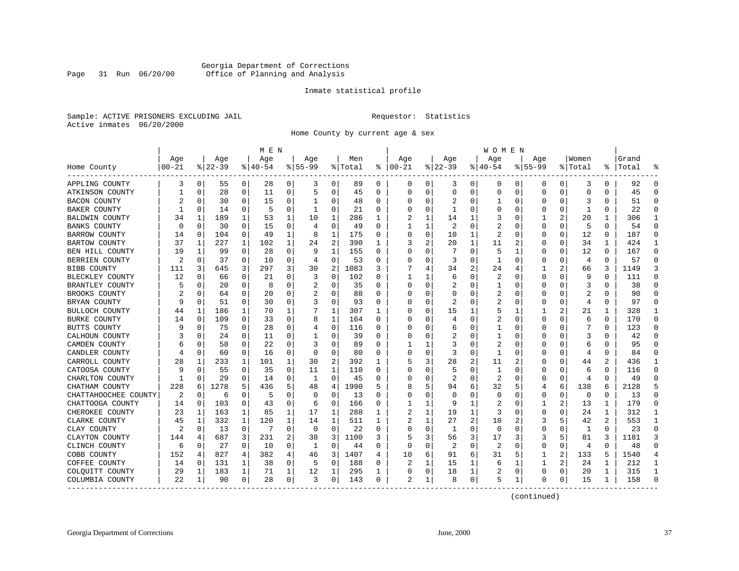Georgia Department of Corrections
Office of Planning and Analysis

Inmate statistical profile

Sample: ACTIVE PRISONERS EXCLUDING JAIL    Requestor: Statistics
Active inmates 06/20/2000

Home County by current age & sex

| Home County | MEN Age 00-21 | % | Age 22-39 | % | Age 40-54 | % | Age 55-99 | % | Men Total | % | WOMEN Age 00-21 | % | Age 22-39 | % | Age 40-54 | % | Age 55-99 | % | Women Total | % | Grand Total | % |
|---|---|---|---|---|---|---|---|---|---|---|---|---|---|---|---|---|---|---|---|---|---|---|
| APPLING COUNTY | 3 | 0 | 55 | 0 | 28 | 0 | 3 | 0 | 89 | 0 | 0 | 0 | 3 | 0 | 0 | 0 | 0 | 0 | 3 | 0 | 92 | 0 |
| ATKINSON COUNTY | 1 | 0 | 28 | 0 | 11 | 0 | 5 | 0 | 45 | 0 | 0 | 0 | 0 | 0 | 0 | 0 | 0 | 0 | 0 | 0 | 45 | 0 |
| BACON COUNTY | 2 | 0 | 30 | 0 | 15 | 0 | 1 | 0 | 48 | 0 | 0 | 0 | 2 | 0 | 1 | 0 | 0 | 0 | 3 | 0 | 51 | 0 |
| BAKER COUNTY | 1 | 0 | 14 | 0 | 5 | 0 | 1 | 0 | 21 | 0 | 0 | 0 | 1 | 0 | 0 | 0 | 0 | 0 | 1 | 0 | 22 | 0 |
| BALDWIN COUNTY | 34 | 1 | 189 | 1 | 53 | 1 | 10 | 1 | 286 | 1 | 2 | 1 | 14 | 1 | 3 | 0 | 1 | 2 | 20 | 1 | 306 | 1 |
| BANKS COUNTY | 0 | 0 | 30 | 0 | 15 | 0 | 4 | 0 | 49 | 0 | 1 | 1 | 2 | 0 | 2 | 0 | 0 | 0 | 5 | 0 | 54 | 0 |
| BARROW COUNTY | 14 | 0 | 104 | 0 | 49 | 1 | 8 | 1 | 175 | 0 | 0 | 0 | 10 | 1 | 2 | 0 | 0 | 0 | 12 | 0 | 187 | 0 |
| BARTOW COUNTY | 37 | 1 | 227 | 1 | 102 | 1 | 24 | 2 | 390 | 1 | 3 | 2 | 20 | 1 | 11 | 2 | 0 | 0 | 34 | 1 | 424 | 1 |
| BEN HILL COUNTY | 19 | 1 | 99 | 0 | 28 | 0 | 9 | 1 | 155 | 0 | 0 | 0 | 7 | 0 | 5 | 1 | 0 | 0 | 12 | 0 | 167 | 0 |
| BERRIEN COUNTY | 2 | 0 | 37 | 0 | 10 | 0 | 4 | 0 | 53 | 0 | 0 | 0 | 3 | 0 | 1 | 0 | 0 | 0 | 4 | 0 | 57 | 0 |
| BIBB COUNTY | 111 | 3 | 645 | 3 | 297 | 3 | 30 | 2 | 1083 | 3 | 7 | 4 | 34 | 2 | 24 | 4 | 1 | 2 | 66 | 3 | 1149 | 3 |
| BLECKLEY COUNTY | 12 | 0 | 66 | 0 | 21 | 0 | 3 | 0 | 102 | 0 | 1 | 1 | 6 | 0 | 2 | 0 | 0 | 0 | 9 | 0 | 111 | 0 |
| BRANTLEY COUNTY | 5 | 0 | 20 | 0 | 8 | 0 | 2 | 0 | 35 | 0 | 0 | 0 | 2 | 0 | 1 | 0 | 0 | 0 | 3 | 0 | 38 | 0 |
| BROOKS COUNTY | 2 | 0 | 64 | 0 | 20 | 0 | 2 | 0 | 88 | 0 | 0 | 0 | 0 | 0 | 2 | 0 | 0 | 0 | 2 | 0 | 90 | 0 |
| BRYAN COUNTY | 9 | 0 | 51 | 0 | 30 | 0 | 3 | 0 | 93 | 0 | 0 | 0 | 2 | 0 | 2 | 0 | 0 | 0 | 4 | 0 | 97 | 0 |
| BULLOCH COUNTY | 44 | 1 | 186 | 1 | 70 | 1 | 7 | 1 | 307 | 1 | 0 | 0 | 15 | 1 | 5 | 1 | 1 | 2 | 21 | 1 | 328 | 1 |
| BURKE COUNTY | 14 | 0 | 109 | 0 | 33 | 0 | 8 | 1 | 164 | 0 | 0 | 0 | 4 | 0 | 2 | 0 | 0 | 0 | 6 | 0 | 170 | 0 |
| BUTTS COUNTY | 9 | 0 | 75 | 0 | 28 | 0 | 4 | 0 | 116 | 0 | 0 | 0 | 6 | 0 | 1 | 0 | 0 | 0 | 7 | 0 | 123 | 0 |
| CALHOUN COUNTY | 3 | 0 | 24 | 0 | 11 | 0 | 1 | 0 | 39 | 0 | 0 | 0 | 2 | 0 | 1 | 0 | 0 | 0 | 3 | 0 | 42 | 0 |
| CAMDEN COUNTY | 6 | 0 | 58 | 0 | 22 | 0 | 3 | 0 | 89 | 0 | 1 | 1 | 3 | 0 | 2 | 0 | 0 | 0 | 6 | 0 | 95 | 0 |
| CANDLER COUNTY | 4 | 0 | 60 | 0 | 16 | 0 | 0 | 0 | 80 | 0 | 0 | 0 | 3 | 0 | 1 | 0 | 0 | 0 | 4 | 0 | 84 | 0 |
| CARROLL COUNTY | 28 | 1 | 233 | 1 | 101 | 1 | 30 | 2 | 392 | 1 | 5 | 3 | 28 | 2 | 11 | 2 | 0 | 0 | 44 | 2 | 436 | 1 |
| CATOOSA COUNTY | 9 | 0 | 55 | 0 | 35 | 0 | 11 | 1 | 110 | 0 | 0 | 0 | 5 | 0 | 1 | 0 | 0 | 0 | 6 | 0 | 116 | 0 |
| CHARLTON COUNTY | 1 | 0 | 29 | 0 | 14 | 0 | 1 | 0 | 45 | 0 | 0 | 0 | 2 | 0 | 2 | 0 | 0 | 0 | 4 | 0 | 49 | 0 |
| CHATHAM COUNTY | 228 | 6 | 1278 | 5 | 436 | 5 | 48 | 4 | 1990 | 5 | 8 | 5 | 94 | 6 | 32 | 5 | 4 | 6 | 138 | 6 | 2128 | 5 |
| CHATTAHOOCHEE COUNTY | 2 | 0 | 6 | 0 | 5 | 0 | 0 | 0 | 13 | 0 | 0 | 0 | 0 | 0 | 0 | 0 | 0 | 0 | 0 | 0 | 13 | 0 |
| CHATTOOGA COUNTY | 14 | 0 | 103 | 0 | 43 | 0 | 6 | 0 | 166 | 0 | 1 | 1 | 9 | 1 | 2 | 0 | 1 | 2 | 13 | 1 | 179 | 0 |
| CHEROKEE COUNTY | 23 | 1 | 163 | 1 | 85 | 1 | 17 | 1 | 288 | 1 | 2 | 1 | 19 | 1 | 3 | 0 | 0 | 0 | 24 | 1 | 312 | 1 |
| CLARKE COUNTY | 45 | 1 | 332 | 1 | 120 | 1 | 14 | 1 | 511 | 1 | 2 | 1 | 27 | 2 | 10 | 2 | 3 | 5 | 42 | 2 | 553 | 1 |
| CLAY COUNTY | 2 | 0 | 13 | 0 | 7 | 0 | 0 | 0 | 22 | 0 | 0 | 0 | 1 | 0 | 0 | 0 | 0 | 0 | 1 | 0 | 23 | 0 |
| CLAYTON COUNTY | 144 | 4 | 687 | 3 | 231 | 2 | 38 | 3 | 1100 | 3 | 5 | 3 | 56 | 3 | 17 | 3 | 3 | 5 | 81 | 3 | 1181 | 3 |
| CLINCH COUNTY | 6 | 0 | 27 | 0 | 10 | 0 | 1 | 0 | 44 | 0 | 0 | 0 | 2 | 0 | 2 | 0 | 0 | 0 | 4 | 0 | 48 | 0 |
| COBB COUNTY | 152 | 4 | 827 | 4 | 382 | 4 | 46 | 3 | 1407 | 4 | 10 | 6 | 91 | 6 | 31 | 5 | 1 | 2 | 133 | 5 | 1540 | 4 |
| COFFEE COUNTY | 14 | 0 | 131 | 1 | 38 | 0 | 5 | 0 | 188 | 0 | 2 | 1 | 15 | 1 | 6 | 1 | 1 | 2 | 24 | 1 | 212 | 1 |
| COLQUITT COUNTY | 29 | 1 | 183 | 1 | 71 | 1 | 12 | 1 | 295 | 1 | 0 | 0 | 18 | 1 | 2 | 0 | 0 | 0 | 20 | 1 | 315 | 1 |
| COLUMBIA COUNTY | 22 | 1 | 90 | 0 | 28 | 0 | 3 | 0 | 143 | 0 | 2 | 1 | 8 | 0 | 5 | 1 | 0 | 0 | 15 | 1 | 158 | 0 |

(continued)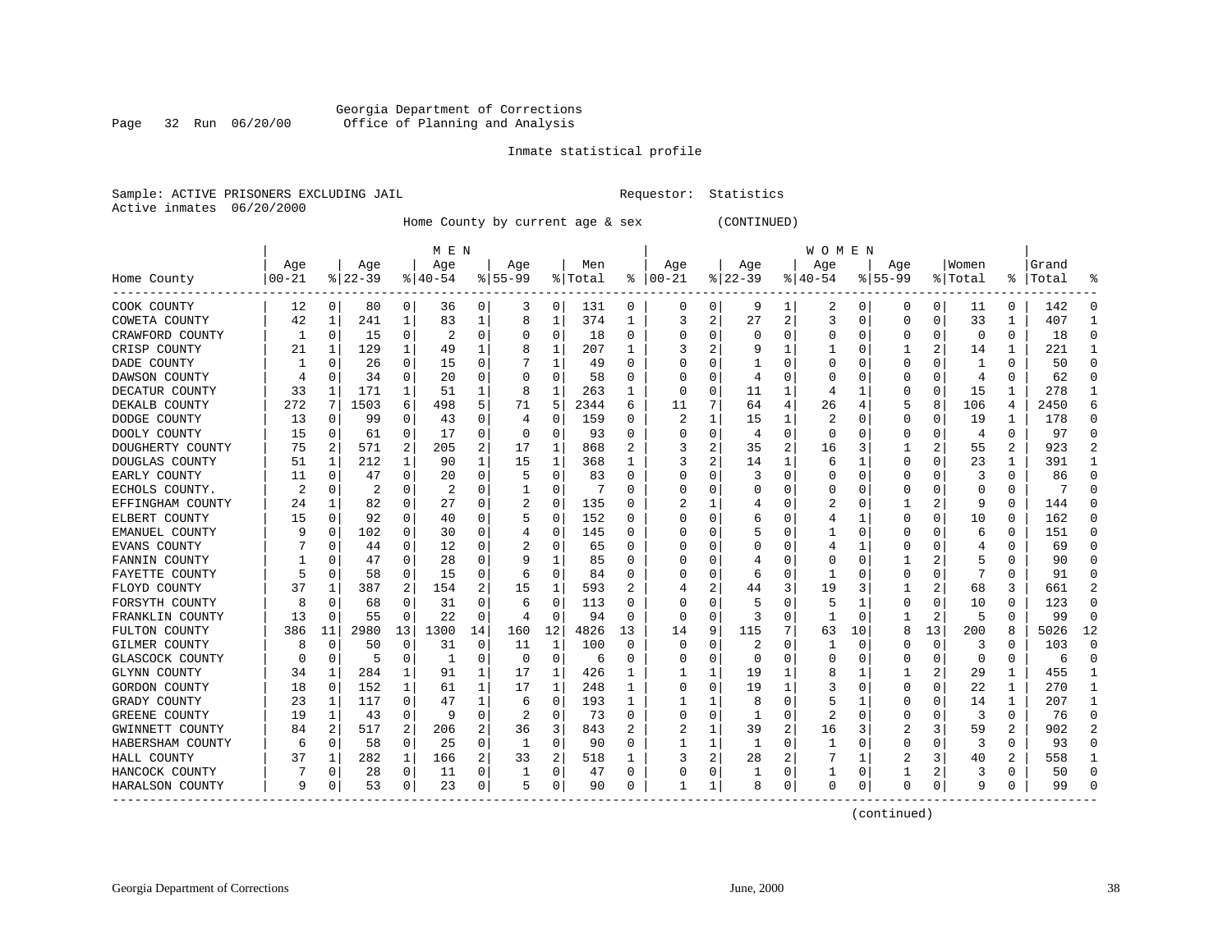Georgia Department of Corrections
Page 32 Run 06/20/00 Office of Planning and Analysis

Inmate statistical profile

Sample: ACTIVE PRISONERS EXCLUDING JAIL Requestor: Statistics
Active inmates 06/20/2000

Home County by current age & sex (CONTINUED)

| Home County | MEN Age 00-21 | % | Age 22-39 | % | Age 40-54 | % | Age 55-99 | % | Men Total | % | WOMEN Age 00-21 | % | Age 22-39 | % | Age 40-54 | % | Age 55-99 | % | Women Total | % | Grand Total | % |
|---|---|---|---|---|---|---|---|---|---|---|---|---|---|---|---|---|---|---|---|---|---|---|
| COOK COUNTY | 12 | 0 | 80 | 0 | 36 | 0 | 3 | 0 | 131 | 0 | 0 | 0 | 9 | 1 | 2 | 0 | 0 | 0 | 11 | 0 | 142 | 0 |
| COWETA COUNTY | 42 | 1 | 241 | 1 | 83 | 1 | 8 | 1 | 374 | 1 | 3 | 2 | 27 | 2 | 3 | 0 | 0 | 0 | 33 | 1 | 407 | 1 |
| CRAWFORD COUNTY | 1 | 0 | 15 | 0 | 2 | 0 | 0 | 0 | 18 | 0 | 0 | 0 | 0 | 0 | 0 | 0 | 0 | 0 | 0 | 0 | 18 | 0 |
| CRISP COUNTY | 21 | 1 | 129 | 1 | 49 | 1 | 8 | 1 | 207 | 1 | 3 | 2 | 9 | 1 | 1 | 0 | 1 | 2 | 14 | 1 | 221 | 1 |
| DADE COUNTY | 1 | 0 | 26 | 0 | 15 | 0 | 7 | 1 | 49 | 0 | 0 | 0 | 1 | 0 | 0 | 0 | 0 | 0 | 1 | 0 | 50 | 0 |
| DAWSON COUNTY | 4 | 0 | 34 | 0 | 20 | 0 | 0 | 0 | 58 | 0 | 0 | 0 | 4 | 0 | 0 | 0 | 0 | 0 | 4 | 0 | 62 | 0 |
| DECATUR COUNTY | 33 | 1 | 171 | 1 | 51 | 1 | 8 | 1 | 263 | 1 | 0 | 0 | 11 | 1 | 4 | 1 | 0 | 0 | 15 | 1 | 278 | 1 |
| DEKALB COUNTY | 272 | 7 | 1503 | 6 | 498 | 5 | 71 | 5 | 2344 | 6 | 11 | 7 | 64 | 4 | 26 | 4 | 5 | 8 | 106 | 4 | 2450 | 6 |
| DODGE COUNTY | 13 | 0 | 99 | 0 | 43 | 0 | 4 | 0 | 159 | 0 | 2 | 1 | 15 | 1 | 2 | 0 | 0 | 0 | 19 | 1 | 178 | 0 |
| DOOLY COUNTY | 15 | 0 | 61 | 0 | 17 | 0 | 0 | 0 | 93 | 0 | 0 | 0 | 4 | 0 | 0 | 0 | 0 | 0 | 4 | 0 | 97 | 0 |
| DOUGHERTY COUNTY | 75 | 2 | 571 | 2 | 205 | 2 | 17 | 1 | 868 | 2 | 3 | 2 | 35 | 2 | 16 | 3 | 1 | 2 | 55 | 2 | 923 | 2 |
| DOUGLAS COUNTY | 51 | 1 | 212 | 1 | 90 | 1 | 15 | 1 | 368 | 1 | 3 | 2 | 14 | 1 | 6 | 1 | 0 | 0 | 23 | 1 | 391 | 1 |
| EARLY COUNTY | 11 | 0 | 47 | 0 | 20 | 0 | 5 | 0 | 83 | 0 | 0 | 0 | 3 | 0 | 0 | 0 | 0 | 0 | 3 | 0 | 86 | 0 |
| ECHOLS COUNTY. | 2 | 0 | 2 | 0 | 2 | 0 | 1 | 0 | 7 | 0 | 0 | 0 | 0 | 0 | 0 | 0 | 0 | 0 | 0 | 0 | 7 | 0 |
| EFFINGHAM COUNTY | 24 | 1 | 82 | 0 | 27 | 0 | 2 | 0 | 135 | 0 | 2 | 1 | 4 | 0 | 2 | 0 | 1 | 2 | 9 | 0 | 144 | 0 |
| ELBERT COUNTY | 15 | 0 | 92 | 0 | 40 | 0 | 5 | 0 | 152 | 0 | 0 | 0 | 6 | 0 | 4 | 1 | 0 | 0 | 10 | 0 | 162 | 0 |
| EMANUEL COUNTY | 9 | 0 | 102 | 0 | 30 | 0 | 4 | 0 | 145 | 0 | 0 | 0 | 5 | 0 | 1 | 0 | 0 | 0 | 6 | 0 | 151 | 0 |
| EVANS COUNTY | 7 | 0 | 44 | 0 | 12 | 0 | 2 | 0 | 65 | 0 | 0 | 0 | 0 | 0 | 4 | 1 | 0 | 0 | 4 | 0 | 69 | 0 |
| FANNIN COUNTY | 1 | 0 | 47 | 0 | 28 | 0 | 9 | 1 | 85 | 0 | 0 | 0 | 4 | 0 | 0 | 0 | 1 | 2 | 5 | 0 | 90 | 0 |
| FAYETTE COUNTY | 5 | 0 | 58 | 0 | 15 | 0 | 6 | 0 | 84 | 0 | 0 | 0 | 6 | 0 | 1 | 0 | 0 | 0 | 7 | 0 | 91 | 0 |
| FLOYD COUNTY | 37 | 1 | 387 | 2 | 154 | 2 | 15 | 1 | 593 | 2 | 4 | 2 | 44 | 3 | 19 | 3 | 1 | 2 | 68 | 3 | 661 | 2 |
| FORSYTH COUNTY | 8 | 0 | 68 | 0 | 31 | 0 | 6 | 0 | 113 | 0 | 0 | 0 | 5 | 0 | 5 | 1 | 0 | 0 | 10 | 0 | 123 | 0 |
| FRANKLIN COUNTY | 13 | 0 | 55 | 0 | 22 | 0 | 4 | 0 | 94 | 0 | 0 | 0 | 3 | 0 | 1 | 0 | 1 | 2 | 5 | 0 | 99 | 0 |
| FULTON COUNTY | 386 | 11 | 2980 | 13 | 1300 | 14 | 160 | 12 | 4826 | 13 | 14 | 9 | 115 | 7 | 63 | 10 | 8 | 13 | 200 | 8 | 5026 | 12 |
| GILMER COUNTY | 8 | 0 | 50 | 0 | 31 | 0 | 11 | 1 | 100 | 0 | 0 | 0 | 2 | 0 | 1 | 0 | 0 | 0 | 3 | 0 | 103 | 0 |
| GLASCOCK COUNTY | 0 | 0 | 5 | 0 | 1 | 0 | 0 | 0 | 6 | 0 | 0 | 0 | 0 | 0 | 0 | 0 | 0 | 0 | 0 | 0 | 6 | 0 |
| GLYNN COUNTY | 34 | 1 | 284 | 1 | 91 | 1 | 17 | 1 | 426 | 1 | 1 | 1 | 19 | 1 | 8 | 1 | 1 | 2 | 29 | 1 | 455 | 1 |
| GORDON COUNTY | 18 | 0 | 152 | 1 | 61 | 1 | 17 | 1 | 248 | 1 | 0 | 0 | 19 | 1 | 3 | 0 | 0 | 0 | 22 | 1 | 270 | 1 |
| GRADY COUNTY | 23 | 1 | 117 | 0 | 47 | 1 | 6 | 0 | 193 | 1 | 1 | 1 | 8 | 0 | 5 | 1 | 0 | 0 | 14 | 1 | 207 | 1 |
| GREENE COUNTY | 19 | 1 | 43 | 0 | 9 | 0 | 2 | 0 | 73 | 0 | 0 | 0 | 1 | 0 | 2 | 0 | 0 | 0 | 3 | 0 | 76 | 0 |
| GWINNETT COUNTY | 84 | 2 | 517 | 2 | 206 | 2 | 36 | 3 | 843 | 2 | 2 | 1 | 39 | 2 | 16 | 3 | 2 | 3 | 59 | 2 | 902 | 2 |
| HABERSHAM COUNTY | 6 | 0 | 58 | 0 | 25 | 0 | 1 | 0 | 90 | 0 | 1 | 1 | 1 | 0 | 1 | 0 | 0 | 0 | 3 | 0 | 93 | 0 |
| HALL COUNTY | 37 | 1 | 282 | 1 | 166 | 2 | 33 | 2 | 518 | 1 | 3 | 2 | 28 | 2 | 7 | 1 | 2 | 3 | 40 | 2 | 558 | 1 |
| HANCOCK COUNTY | 7 | 0 | 28 | 0 | 11 | 0 | 1 | 0 | 47 | 0 | 0 | 0 | 1 | 0 | 1 | 0 | 1 | 2 | 3 | 0 | 50 | 0 |
| HARALSON COUNTY | 9 | 0 | 53 | 0 | 23 | 0 | 5 | 0 | 90 | 0 | 1 | 1 | 8 | 0 | 0 | 0 | 0 | 0 | 9 | 0 | 99 | 0 |

(continued)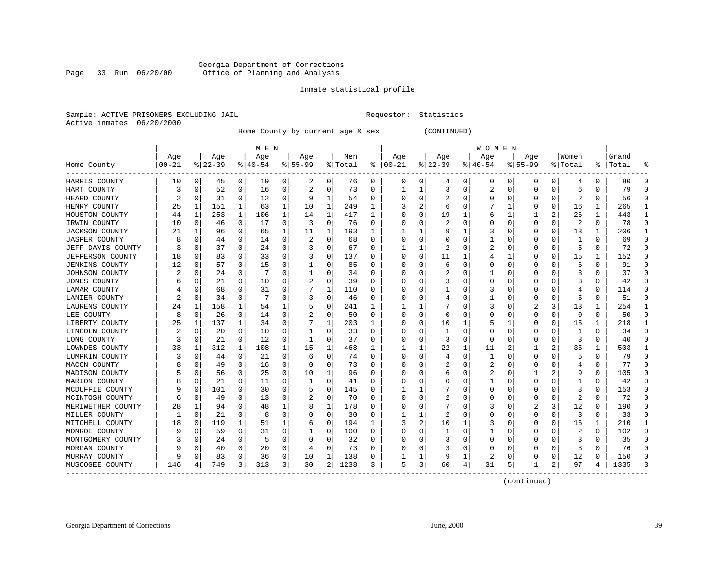Georgia Department of Corrections
Office of Planning and Analysis

Inmate statistical profile

Sample: ACTIVE PRISONERS EXCLUDING JAIL                    Requestor: Statistics
Active inmates 06/20/2000

Home County by current age & sex (CONTINUED)

| Home County | MEN Age 00-21 | % | Age 22-39 | % | Age 40-54 | % | Age 55-99 | % | Men Total | % | WOMEN Age 00-21 | % | Age 22-39 | % | Age 40-54 | % | Age 55-99 | % | Women Total | % | Grand Total | % |
|---|---|---|---|---|---|---|---|---|---|---|---|---|---|---|---|---|---|---|---|---|---|---|
| HARRIS COUNTY | 10 | 0 | 45 | 0 | 19 | 0 | 2 | 0 | 76 | 0 | 0 | 0 | 4 | 0 | 0 | 0 | 0 | 0 | 4 | 0 | 80 | 0 |
| HART COUNTY | 3 | 0 | 52 | 0 | 16 | 0 | 2 | 0 | 73 | 0 | 1 | 1 | 3 | 0 | 2 | 0 | 0 | 0 | 6 | 0 | 79 | 0 |
| HEARD COUNTY | 2 | 0 | 31 | 0 | 12 | 0 | 9 | 1 | 54 | 0 | 0 | 0 | 2 | 0 | 0 | 0 | 0 | 0 | 2 | 0 | 56 | 0 |
| HENRY COUNTY | 25 | 1 | 151 | 1 | 63 | 1 | 10 | 1 | 249 | 1 | 3 | 2 | 6 | 0 | 7 | 1 | 0 | 0 | 16 | 1 | 265 | 1 |
| HOUSTON COUNTY | 44 | 1 | 253 | 1 | 106 | 1 | 14 | 1 | 417 | 1 | 0 | 0 | 19 | 1 | 6 | 1 | 1 | 2 | 26 | 1 | 443 | 1 |
| IRWIN COUNTY | 10 | 0 | 46 | 0 | 17 | 0 | 3 | 0 | 76 | 0 | 0 | 0 | 2 | 0 | 0 | 0 | 0 | 0 | 2 | 0 | 78 | 0 |
| JACKSON COUNTY | 21 | 1 | 96 | 0 | 65 | 1 | 11 | 1 | 193 | 1 | 1 | 1 | 9 | 1 | 3 | 0 | 0 | 0 | 13 | 1 | 206 | 1 |
| JASPER COUNTY | 8 | 0 | 44 | 0 | 14 | 0 | 2 | 0 | 68 | 0 | 0 | 0 | 0 | 0 | 1 | 0 | 0 | 0 | 1 | 0 | 69 | 0 |
| JEFF DAVIS COUNTY | 3 | 0 | 37 | 0 | 24 | 0 | 3 | 0 | 67 | 0 | 1 | 1 | 2 | 0 | 2 | 0 | 0 | 0 | 5 | 0 | 72 | 0 |
| JEFFERSON COUNTY | 18 | 0 | 83 | 0 | 33 | 0 | 3 | 0 | 137 | 0 | 0 | 0 | 11 | 1 | 4 | 1 | 0 | 0 | 15 | 1 | 152 | 0 |
| JENKINS COUNTY | 12 | 0 | 57 | 0 | 15 | 0 | 1 | 0 | 85 | 0 | 0 | 0 | 6 | 0 | 0 | 0 | 0 | 0 | 6 | 0 | 91 | 0 |
| JOHNSON COUNTY | 2 | 0 | 24 | 0 | 7 | 0 | 1 | 0 | 34 | 0 | 0 | 0 | 2 | 0 | 1 | 0 | 0 | 0 | 3 | 0 | 37 | 0 |
| JONES COUNTY | 6 | 0 | 21 | 0 | 10 | 0 | 2 | 0 | 39 | 0 | 0 | 0 | 3 | 0 | 0 | 0 | 0 | 0 | 3 | 0 | 42 | 0 |
| LAMAR COUNTY | 4 | 0 | 68 | 0 | 31 | 0 | 7 | 1 | 110 | 0 | 0 | 0 | 1 | 0 | 3 | 0 | 0 | 0 | 4 | 0 | 114 | 0 |
| LANIER COUNTY | 2 | 0 | 34 | 0 | 7 | 0 | 3 | 0 | 46 | 0 | 0 | 0 | 4 | 0 | 1 | 0 | 0 | 0 | 5 | 0 | 51 | 0 |
| LAURENS COUNTY | 24 | 1 | 158 | 1 | 54 | 1 | 5 | 0 | 241 | 1 | 1 | 1 | 7 | 0 | 3 | 0 | 2 | 3 | 13 | 1 | 254 | 1 |
| LEE COUNTY | 8 | 0 | 26 | 0 | 14 | 0 | 2 | 0 | 50 | 0 | 0 | 0 | 0 | 0 | 0 | 0 | 0 | 0 | 0 | 0 | 50 | 0 |
| LIBERTY COUNTY | 25 | 1 | 137 | 1 | 34 | 0 | 7 | 1 | 203 | 1 | 0 | 0 | 10 | 1 | 5 | 1 | 0 | 0 | 15 | 1 | 218 | 1 |
| LINCOLN COUNTY | 2 | 0 | 20 | 0 | 10 | 0 | 1 | 0 | 33 | 0 | 0 | 0 | 1 | 0 | 0 | 0 | 0 | 0 | 1 | 0 | 34 | 0 |
| LONG COUNTY | 3 | 0 | 21 | 0 | 12 | 0 | 1 | 0 | 37 | 0 | 0 | 0 | 3 | 0 | 0 | 0 | 0 | 0 | 3 | 0 | 40 | 0 |
| LOWNDES COUNTY | 33 | 1 | 312 | 1 | 108 | 1 | 15 | 1 | 468 | 1 | 1 | 1 | 22 | 1 | 11 | 2 | 1 | 2 | 35 | 1 | 503 | 1 |
| LUMPKIN COUNTY | 3 | 0 | 44 | 0 | 21 | 0 | 6 | 0 | 74 | 0 | 0 | 0 | 4 | 0 | 1 | 0 | 0 | 0 | 5 | 0 | 79 | 0 |
| MACON COUNTY | 8 | 0 | 49 | 0 | 16 | 0 | 0 | 0 | 73 | 0 | 0 | 0 | 2 | 0 | 2 | 0 | 0 | 0 | 4 | 0 | 77 | 0 |
| MADISON COUNTY | 5 | 0 | 56 | 0 | 25 | 0 | 10 | 1 | 96 | 0 | 0 | 0 | 6 | 0 | 2 | 0 | 1 | 2 | 9 | 0 | 105 | 0 |
| MARION COUNTY | 8 | 0 | 21 | 0 | 11 | 0 | 1 | 0 | 41 | 0 | 0 | 0 | 0 | 0 | 1 | 0 | 0 | 0 | 1 | 0 | 42 | 0 |
| MCDUFFIE COUNTY | 9 | 0 | 101 | 0 | 30 | 0 | 5 | 0 | 145 | 0 | 1 | 1 | 7 | 0 | 0 | 0 | 0 | 0 | 8 | 0 | 153 | 0 |
| MCINTOSH COUNTY | 6 | 0 | 49 | 0 | 13 | 0 | 2 | 0 | 70 | 0 | 0 | 0 | 2 | 0 | 0 | 0 | 0 | 0 | 2 | 0 | 72 | 0 |
| MERIWETHER COUNTY | 28 | 1 | 94 | 0 | 48 | 1 | 8 | 1 | 178 | 0 | 0 | 0 | 7 | 0 | 3 | 0 | 2 | 3 | 12 | 0 | 190 | 0 |
| MILLER COUNTY | 1 | 0 | 21 | 0 | 8 | 0 | 0 | 0 | 30 | 0 | 1 | 1 | 2 | 0 | 0 | 0 | 0 | 0 | 3 | 0 | 33 | 0 |
| MITCHELL COUNTY | 18 | 0 | 119 | 1 | 51 | 1 | 6 | 0 | 194 | 1 | 3 | 2 | 10 | 1 | 3 | 0 | 0 | 0 | 16 | 1 | 210 | 1 |
| MONROE COUNTY | 9 | 0 | 59 | 0 | 31 | 0 | 1 | 0 | 100 | 0 | 0 | 0 | 1 | 0 | 1 | 0 | 0 | 0 | 2 | 0 | 102 | 0 |
| MONTGOMERY COUNTY | 3 | 0 | 24 | 0 | 5 | 0 | 0 | 0 | 32 | 0 | 0 | 0 | 3 | 0 | 0 | 0 | 0 | 0 | 3 | 0 | 35 | 0 |
| MORGAN COUNTY | 9 | 0 | 40 | 0 | 20 | 0 | 4 | 0 | 73 | 0 | 0 | 0 | 3 | 0 | 0 | 0 | 0 | 0 | 3 | 0 | 76 | 0 |
| MURRAY COUNTY | 9 | 0 | 83 | 0 | 36 | 0 | 10 | 1 | 138 | 0 | 1 | 1 | 9 | 1 | 2 | 0 | 0 | 0 | 12 | 0 | 150 | 0 |
| MUSCOGEE COUNTY | 146 | 4 | 749 | 3 | 313 | 3 | 30 | 2 | 1238 | 3 | 5 | 3 | 60 | 4 | 31 | 5 | 1 | 2 | 97 | 4 | 1335 | 3 |

(continued)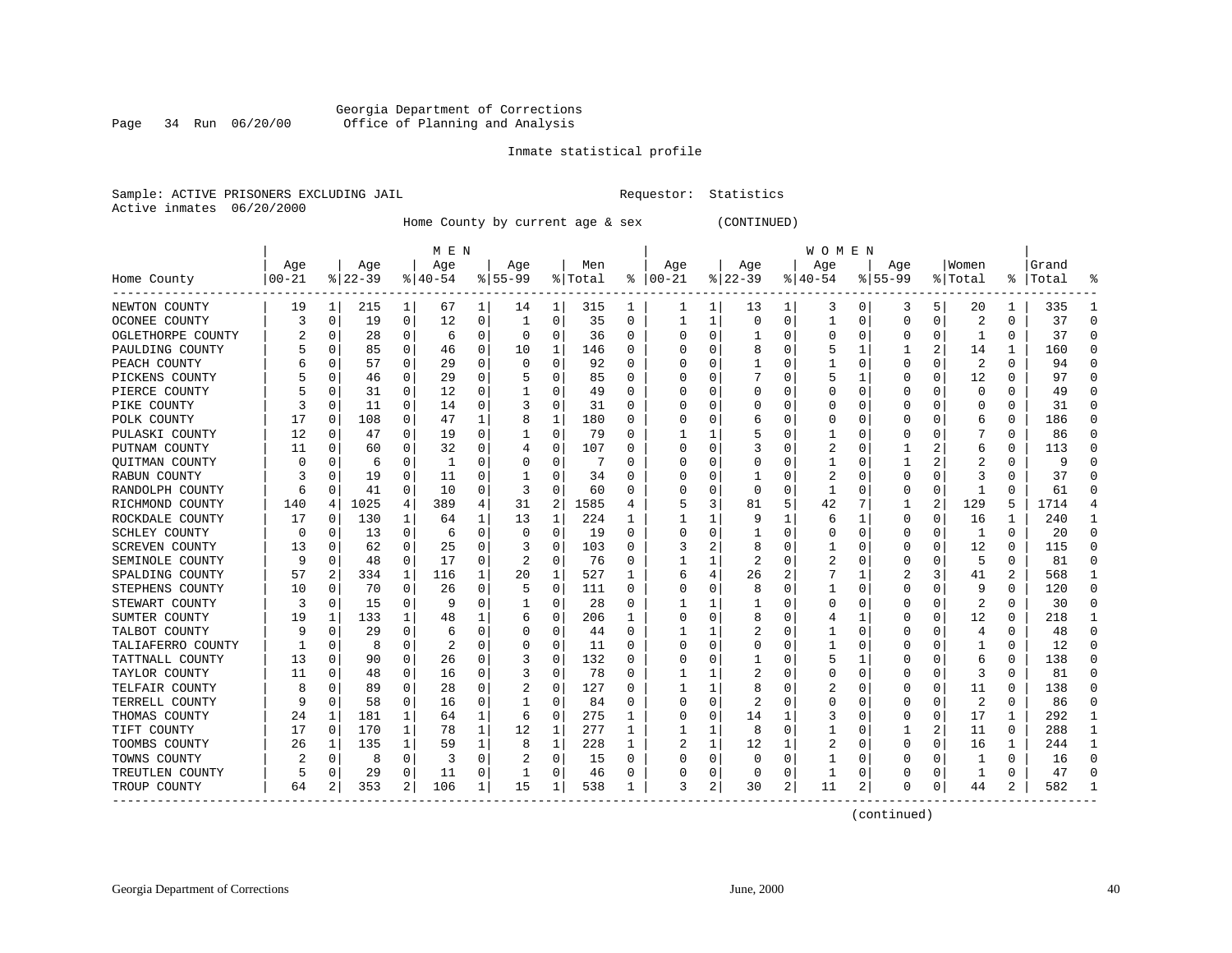Georgia Department of Corrections
Office of Planning and Analysis

Inmate statistical profile

Sample: ACTIVE PRISONERS EXCLUDING JAIL    Requestor: Statistics
Active inmates 06/20/2000

Home County by current age & sex (CONTINUED)

| Home County | MEN Age 00-21 | % | Age 22-39 | % | Age 40-54 | % | Age 55-99 | % | Men Total | % | WOMEN Age 00-21 | % | Age 22-39 | % | Age 40-54 | % | Age 55-99 | % | Women Total | % | Grand Total | % |
|---|---|---|---|---|---|---|---|---|---|---|---|---|---|---|---|---|---|---|---|---|---|---|
| NEWTON COUNTY | 19 | 1 | 215 | 1 | 67 | 1 | 14 | 1 | 315 | 1 | 1 | 1 | 13 | 1 | 3 | 0 | 3 | 5 | 20 | 1 | 335 | 1 |
| OCONEE COUNTY | 3 | 0 | 19 | 0 | 12 | 0 | 1 | 0 | 35 | 0 | 1 | 1 | 0 | 0 | 1 | 0 | 0 | 0 | 2 | 0 | 37 | 0 |
| OGLETHORPE COUNTY | 2 | 0 | 28 | 0 | 6 | 0 | 0 | 0 | 36 | 0 | 0 | 0 | 1 | 0 | 0 | 0 | 0 | 0 | 1 | 0 | 37 | 0 |
| PAULDING COUNTY | 5 | 0 | 85 | 0 | 46 | 0 | 10 | 1 | 146 | 0 | 0 | 0 | 8 | 0 | 5 | 1 | 1 | 2 | 14 | 1 | 160 | 0 |
| PEACH COUNTY | 6 | 0 | 57 | 0 | 29 | 0 | 0 | 0 | 92 | 0 | 0 | 0 | 1 | 0 | 1 | 0 | 0 | 0 | 2 | 0 | 94 | 0 |
| PICKENS COUNTY | 5 | 0 | 46 | 0 | 29 | 0 | 5 | 0 | 85 | 0 | 0 | 0 | 7 | 0 | 5 | 1 | 0 | 0 | 12 | 0 | 97 | 0 |
| PIERCE COUNTY | 5 | 0 | 31 | 0 | 12 | 0 | 1 | 0 | 49 | 0 | 0 | 0 | 0 | 0 | 0 | 0 | 0 | 0 | 0 | 0 | 49 | 0 |
| PIKE COUNTY | 3 | 0 | 11 | 0 | 14 | 0 | 3 | 0 | 31 | 0 | 0 | 0 | 0 | 0 | 0 | 0 | 0 | 0 | 0 | 0 | 31 | 0 |
| POLK COUNTY | 17 | 0 | 108 | 0 | 47 | 1 | 8 | 1 | 180 | 0 | 0 | 0 | 6 | 0 | 0 | 0 | 0 | 0 | 6 | 0 | 186 | 0 |
| PULASKI COUNTY | 12 | 0 | 47 | 0 | 19 | 0 | 1 | 0 | 79 | 0 | 1 | 1 | 5 | 0 | 1 | 0 | 0 | 0 | 7 | 0 | 86 | 0 |
| PUTNAM COUNTY | 11 | 0 | 60 | 0 | 32 | 0 | 4 | 0 | 107 | 0 | 0 | 0 | 3 | 0 | 2 | 0 | 1 | 2 | 6 | 0 | 113 | 0 |
| QUITMAN COUNTY | 0 | 0 | 6 | 0 | 1 | 0 | 0 | 0 | 7 | 0 | 0 | 0 | 0 | 0 | 1 | 0 | 1 | 2 | 2 | 0 | 9 | 0 |
| RABUN COUNTY | 3 | 0 | 19 | 0 | 11 | 0 | 1 | 0 | 34 | 0 | 0 | 0 | 1 | 0 | 2 | 0 | 0 | 0 | 3 | 0 | 37 | 0 |
| RANDOLPH COUNTY | 6 | 0 | 41 | 0 | 10 | 0 | 3 | 0 | 60 | 0 | 0 | 0 | 0 | 0 | 1 | 0 | 0 | 0 | 1 | 0 | 61 | 0 |
| RICHMOND COUNTY | 140 | 4 | 1025 | 4 | 389 | 4 | 31 | 2 | 1585 | 4 | 5 | 3 | 81 | 5 | 42 | 7 | 1 | 2 | 129 | 5 | 1714 | 4 |
| ROCKDALE COUNTY | 17 | 0 | 130 | 1 | 64 | 1 | 13 | 1 | 224 | 1 | 1 | 1 | 9 | 1 | 6 | 1 | 0 | 0 | 16 | 1 | 240 | 1 |
| SCHLEY COUNTY | 0 | 0 | 13 | 0 | 6 | 0 | 0 | 0 | 19 | 0 | 0 | 0 | 1 | 0 | 0 | 0 | 0 | 0 | 1 | 0 | 20 | 0 |
| SCREVEN COUNTY | 13 | 0 | 62 | 0 | 25 | 0 | 3 | 0 | 103 | 0 | 3 | 2 | 8 | 0 | 1 | 0 | 0 | 0 | 12 | 0 | 115 | 0 |
| SEMINOLE COUNTY | 9 | 0 | 48 | 0 | 17 | 0 | 2 | 0 | 76 | 0 | 1 | 1 | 2 | 0 | 2 | 0 | 0 | 0 | 5 | 0 | 81 | 0 |
| SPALDING COUNTY | 57 | 2 | 334 | 1 | 116 | 1 | 20 | 1 | 527 | 1 | 6 | 4 | 26 | 2 | 7 | 1 | 2 | 3 | 41 | 2 | 568 | 1 |
| STEPHENS COUNTY | 10 | 0 | 70 | 0 | 26 | 0 | 5 | 0 | 111 | 0 | 0 | 0 | 8 | 0 | 1 | 0 | 0 | 0 | 9 | 0 | 120 | 0 |
| STEWART COUNTY | 3 | 0 | 15 | 0 | 9 | 0 | 1 | 0 | 28 | 0 | 1 | 1 | 1 | 0 | 0 | 0 | 0 | 0 | 2 | 0 | 30 | 0 |
| SUMTER COUNTY | 19 | 1 | 133 | 1 | 48 | 1 | 6 | 0 | 206 | 1 | 0 | 0 | 8 | 0 | 4 | 1 | 0 | 0 | 12 | 0 | 218 | 1 |
| TALBOT COUNTY | 9 | 0 | 29 | 0 | 6 | 0 | 0 | 0 | 44 | 0 | 1 | 1 | 2 | 0 | 1 | 0 | 0 | 0 | 4 | 0 | 48 | 0 |
| TALIAFERRO COUNTY | 1 | 0 | 8 | 0 | 2 | 0 | 0 | 0 | 11 | 0 | 0 | 0 | 0 | 0 | 1 | 0 | 0 | 0 | 1 | 0 | 12 | 0 |
| TATTNALL COUNTY | 13 | 0 | 90 | 0 | 26 | 0 | 3 | 0 | 132 | 0 | 0 | 0 | 1 | 0 | 5 | 1 | 0 | 0 | 6 | 0 | 138 | 0 |
| TAYLOR COUNTY | 11 | 0 | 48 | 0 | 16 | 0 | 3 | 0 | 78 | 0 | 1 | 1 | 2 | 0 | 0 | 0 | 0 | 0 | 3 | 0 | 81 | 0 |
| TELFAIR COUNTY | 8 | 0 | 89 | 0 | 28 | 0 | 2 | 0 | 127 | 0 | 1 | 1 | 8 | 0 | 2 | 0 | 0 | 0 | 11 | 0 | 138 | 0 |
| TERRELL COUNTY | 9 | 0 | 58 | 0 | 16 | 0 | 1 | 0 | 84 | 0 | 0 | 0 | 2 | 0 | 0 | 0 | 0 | 0 | 2 | 0 | 86 | 0 |
| THOMAS COUNTY | 24 | 1 | 181 | 1 | 64 | 1 | 6 | 0 | 275 | 1 | 0 | 0 | 14 | 1 | 3 | 0 | 0 | 0 | 17 | 1 | 292 | 1 |
| TIFT COUNTY | 17 | 0 | 170 | 1 | 78 | 1 | 12 | 1 | 277 | 1 | 1 | 1 | 8 | 0 | 1 | 0 | 1 | 2 | 11 | 0 | 288 | 1 |
| TOOMBS COUNTY | 26 | 1 | 135 | 1 | 59 | 1 | 8 | 1 | 228 | 1 | 2 | 1 | 12 | 1 | 2 | 0 | 0 | 0 | 16 | 1 | 244 | 1 |
| TOWNS COUNTY | 2 | 0 | 8 | 0 | 3 | 0 | 2 | 0 | 15 | 0 | 0 | 0 | 0 | 0 | 1 | 0 | 0 | 0 | 1 | 0 | 16 | 0 |
| TREUTLEN COUNTY | 5 | 0 | 29 | 0 | 11 | 0 | 1 | 0 | 46 | 0 | 0 | 0 | 0 | 0 | 1 | 0 | 0 | 0 | 1 | 0 | 47 | 0 |
| TROUP COUNTY | 64 | 2 | 353 | 2 | 106 | 1 | 15 | 1 | 538 | 1 | 3 | 2 | 30 | 2 | 11 | 2 | 0 | 0 | 44 | 2 | 582 | 1 |

(continued)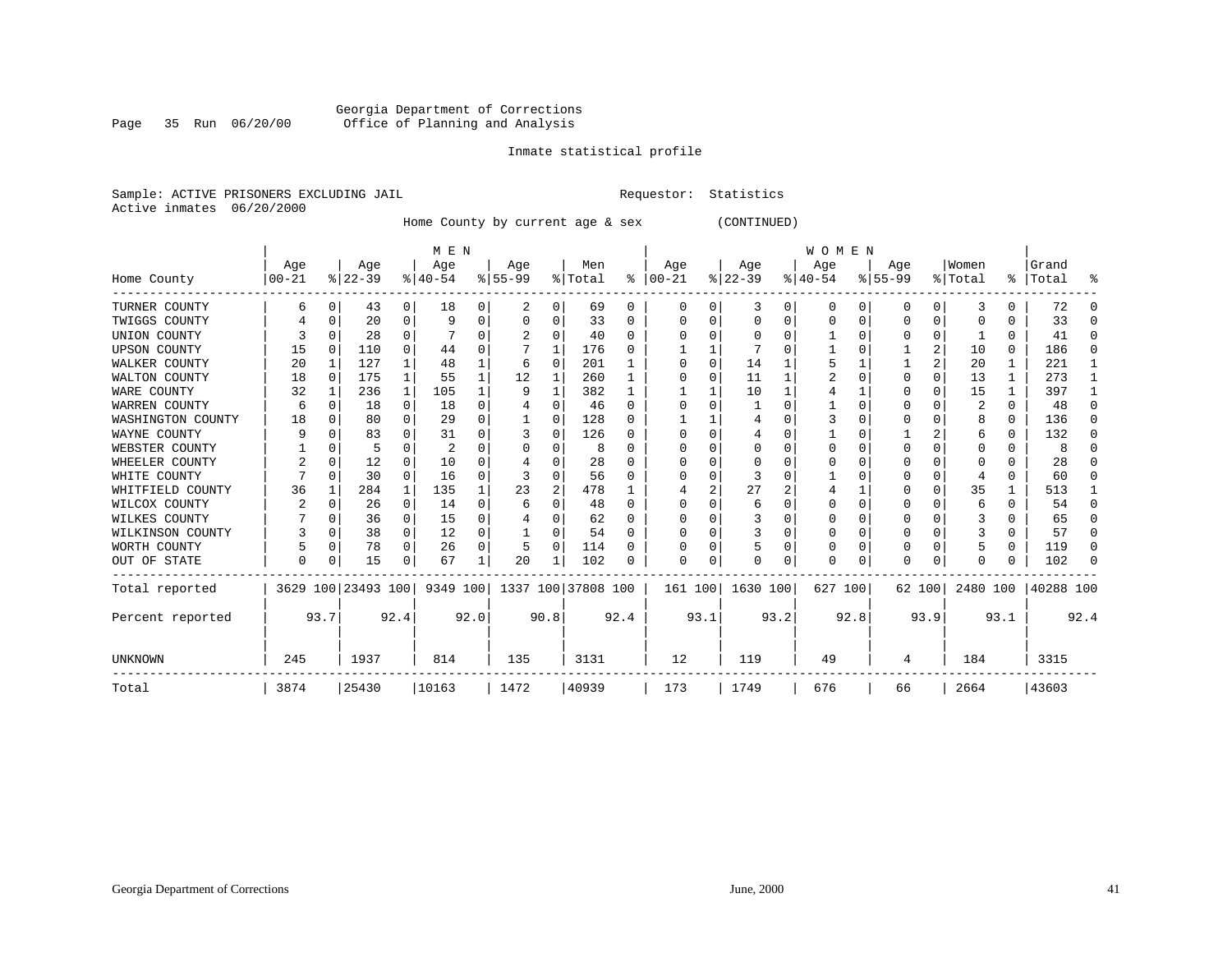Georgia Department of Corrections
Office of Planning and Analysis

Inmate statistical profile

Sample: ACTIVE PRISONERS EXCLUDING JAIL                    Requestor: Statistics
Active inmates 06/20/2000

Home County by current age & sex (CONTINUED)

| Home County | MEN Age 00-21 | % | Age 22-39 | % | Age 40-54 | % | Age 55-99 | % | Men Total | % | WOMEN Age 00-21 | % | Age 22-39 | % | Age 40-54 | % | Age 55-99 | % | Women Total | % | Grand Total | % |
|---|---|---|---|---|---|---|---|---|---|---|---|---|---|---|---|---|---|---|---|---|---|---|
| TURNER COUNTY | 6 | 0 | 43 | 0 | 18 | 0 | 2 | 0 | 69 | 0 | 0 | 0 | 3 | 0 | 0 | 0 | 0 | 0 | 3 | 0 | 72 | 0 |
| TWIGGS COUNTY | 4 | 0 | 20 | 0 | 9 | 0 | 0 | 0 | 33 | 0 | 0 | 0 | 0 | 0 | 0 | 0 | 0 | 0 | 0 | 0 | 33 | 0 |
| UNION COUNTY | 3 | 0 | 28 | 0 | 7 | 0 | 2 | 0 | 40 | 0 | 0 | 0 | 0 | 0 | 1 | 0 | 0 | 0 | 1 | 0 | 41 | 0 |
| UPSON COUNTY | 15 | 0 | 110 | 0 | 44 | 0 | 7 | 1 | 176 | 0 | 1 | 1 | 7 | 0 | 1 | 0 | 1 | 2 | 10 | 0 | 186 | 0 |
| WALKER COUNTY | 20 | 1 | 127 | 1 | 48 | 1 | 6 | 0 | 201 | 1 | 0 | 0 | 14 | 1 | 5 | 1 | 1 | 2 | 20 | 1 | 221 | 1 |
| WALTON COUNTY | 18 | 0 | 175 | 1 | 55 | 1 | 12 | 1 | 260 | 1 | 0 | 0 | 11 | 1 | 2 | 0 | 0 | 0 | 13 | 1 | 273 | 1 |
| WARE COUNTY | 32 | 1 | 236 | 1 | 105 | 1 | 9 | 1 | 382 | 1 | 1 | 1 | 10 | 1 | 4 | 1 | 0 | 0 | 15 | 1 | 397 | 1 |
| WARREN COUNTY | 6 | 0 | 18 | 0 | 18 | 0 | 4 | 0 | 46 | 0 | 0 | 0 | 1 | 0 | 1 | 0 | 0 | 0 | 2 | 0 | 48 | 0 |
| WASHINGTON COUNTY | 18 | 0 | 80 | 0 | 29 | 0 | 1 | 0 | 128 | 0 | 1 | 1 | 4 | 0 | 3 | 0 | 0 | 0 | 8 | 0 | 136 | 0 |
| WAYNE COUNTY | 9 | 0 | 83 | 0 | 31 | 0 | 3 | 0 | 126 | 0 | 0 | 0 | 4 | 0 | 1 | 0 | 1 | 2 | 6 | 0 | 132 | 0 |
| WEBSTER COUNTY | 1 | 0 | 5 | 0 | 2 | 0 | 0 | 0 | 8 | 0 | 0 | 0 | 0 | 0 | 0 | 0 | 0 | 0 | 0 | 0 | 8 | 0 |
| WHEELER COUNTY | 2 | 0 | 12 | 0 | 10 | 0 | 4 | 0 | 28 | 0 | 0 | 0 | 0 | 0 | 0 | 0 | 0 | 0 | 0 | 0 | 28 | 0 |
| WHITE COUNTY | 7 | 0 | 30 | 0 | 16 | 0 | 3 | 0 | 56 | 0 | 0 | 0 | 3 | 0 | 1 | 0 | 0 | 0 | 4 | 0 | 60 | 0 |
| WHITFIELD COUNTY | 36 | 1 | 284 | 1 | 135 | 1 | 23 | 2 | 478 | 1 | 4 | 2 | 27 | 2 | 4 | 1 | 0 | 0 | 35 | 1 | 513 | 1 |
| WILCOX COUNTY | 2 | 0 | 26 | 0 | 14 | 0 | 6 | 0 | 48 | 0 | 0 | 0 | 6 | 0 | 0 | 0 | 0 | 0 | 6 | 0 | 54 | 0 |
| WILKES COUNTY | 7 | 0 | 36 | 0 | 15 | 0 | 4 | 0 | 62 | 0 | 0 | 0 | 3 | 0 | 0 | 0 | 0 | 0 | 3 | 0 | 65 | 0 |
| WILKINSON COUNTY | 3 | 0 | 38 | 0 | 12 | 0 | 1 | 0 | 54 | 0 | 0 | 0 | 3 | 0 | 0 | 0 | 0 | 0 | 3 | 0 | 57 | 0 |
| WORTH COUNTY | 5 | 0 | 78 | 0 | 26 | 0 | 5 | 0 | 114 | 0 | 0 | 0 | 5 | 0 | 0 | 0 | 0 | 0 | 5 | 0 | 119 | 0 |
| OUT OF STATE | 0 | 0 | 15 | 0 | 67 | 1 | 20 | 1 | 102 | 0 | 0 | 0 | 0 | 0 | 0 | 0 | 0 | 0 | 0 | 0 | 102 | 0 |
| Total reported | 3629 | 100 | 23493 | 100 | 9349 | 100 | 1337 | 100 | 37808 | 100 | 161 | 100 | 1630 | 100 | 627 | 100 | 62 | 100 | 2480 | 100 | 40288 | 100 |
| Percent reported | | 93.7 | | 92.4 | | 92.0 | | 90.8 | | 92.4 | | 93.1 | | 93.2 | | 92.8 | | 93.9 | | 93.1 | | 92.4 |
| UNKNOWN | 245 | | 1937 | | 814 | | 135 | | 3131 | | 12 | | 119 | | 49 | | 4 | | 184 | | 3315 | |
| Total | 3874 | | 25430 | | 10163 | | 1472 | | 40939 | | 173 | | 1749 | | 676 | | 66 | | 2664 | | 43603 | |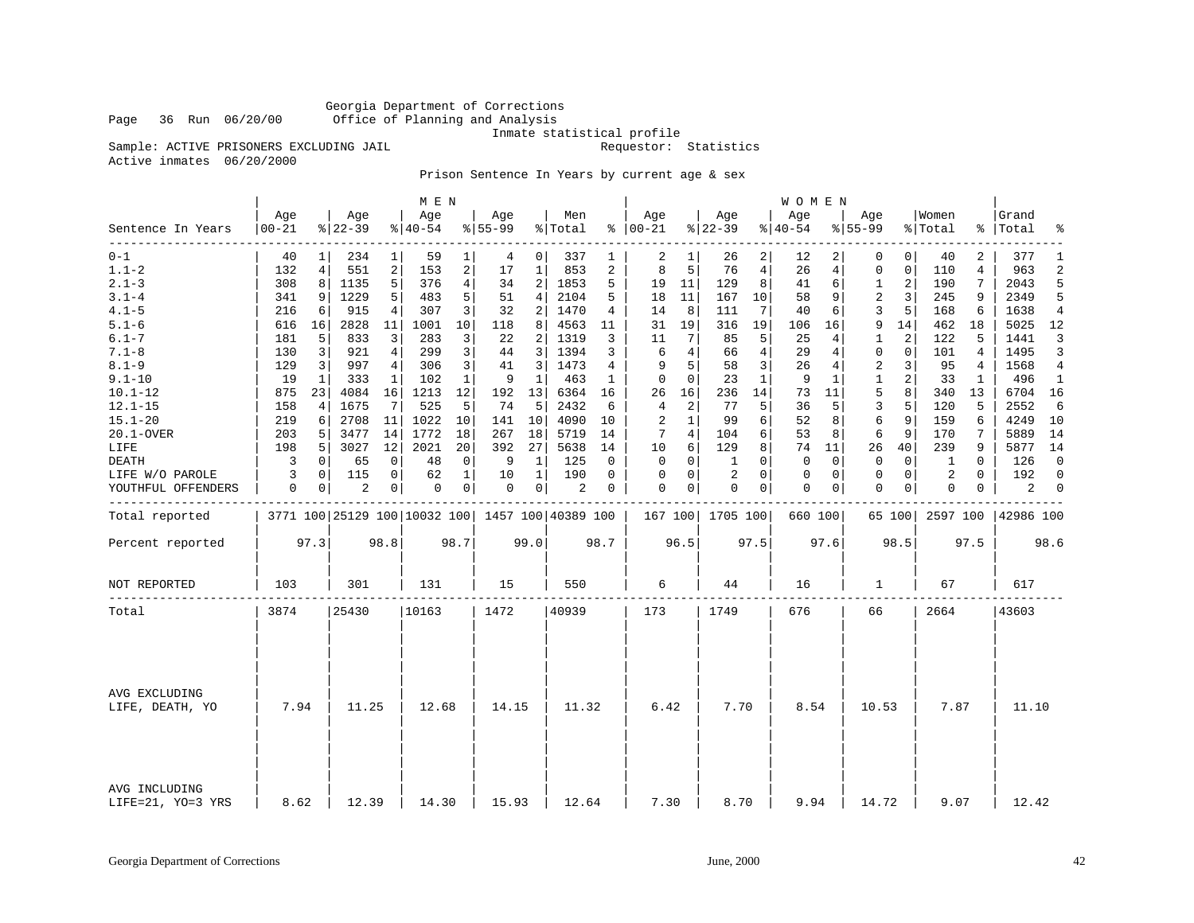Georgia Department of Corrections
Page 36 Run 06/20/00 Office of Planning and Analysis
Inmate statistical profile
Sample: ACTIVE PRISONERS EXCLUDING JAIL Requestor: Statistics
Active inmates 06/20/2000

Prison Sentence In Years by current age & sex

| Sentence In Years | MEN Age 00-21 | % | Age 22-39 | % | Age 40-54 | % | Age 55-99 | % | Men Total | % | WOMEN Age 00-21 | % | Age 22-39 | % | Age 40-54 | % | Age 55-99 | % | Women Total | % | Grand Total | % |
|---|---|---|---|---|---|---|---|---|---|---|---|---|---|---|---|---|---|---|---|---|---|---|
| 0-1 | 40 | 1 | 234 | 1 | 59 | 1 | 4 | 0 | 337 | 1 | 2 | 1 | 26 | 2 | 12 | 2 | 0 | 0 | 40 | 2 | 377 | 1 |
| 1.1-2 | 132 | 4 | 551 | 2 | 153 | 2 | 17 | 1 | 853 | 2 | 8 | 5 | 76 | 4 | 26 | 4 | 0 | 0 | 110 | 4 | 963 | 2 |
| 2.1-3 | 308 | 8 | 1135 | 5 | 376 | 4 | 34 | 2 | 1853 | 5 | 19 | 11 | 129 | 8 | 41 | 6 | 1 | 2 | 190 | 7 | 2043 | 5 |
| 3.1-4 | 341 | 9 | 1229 | 5 | 483 | 5 | 51 | 4 | 2104 | 5 | 18 | 11 | 167 | 10 | 58 | 9 | 2 | 3 | 245 | 9 | 2349 | 5 |
| 4.1-5 | 216 | 6 | 915 | 4 | 307 | 3 | 32 | 2 | 1470 | 4 | 14 | 8 | 111 | 7 | 40 | 6 | 3 | 5 | 168 | 6 | 1638 | 4 |
| 5.1-6 | 616 | 16 | 2828 | 11 | 1001 | 10 | 118 | 8 | 4563 | 11 | 31 | 19 | 316 | 19 | 106 | 16 | 9 | 14 | 462 | 18 | 5025 | 12 |
| 6.1-7 | 181 | 5 | 833 | 3 | 283 | 3 | 22 | 2 | 1319 | 3 | 11 | 7 | 85 | 5 | 25 | 4 | 1 | 2 | 122 | 5 | 1441 | 3 |
| 7.1-8 | 130 | 3 | 921 | 4 | 299 | 3 | 44 | 3 | 1394 | 3 | 6 | 4 | 66 | 4 | 29 | 4 | 0 | 0 | 101 | 4 | 1495 | 3 |
| 8.1-9 | 129 | 3 | 997 | 4 | 306 | 3 | 41 | 3 | 1473 | 4 | 9 | 5 | 58 | 3 | 26 | 4 | 2 | 3 | 95 | 4 | 1568 | 4 |
| 9.1-10 | 19 | 1 | 333 | 1 | 102 | 1 | 9 | 1 | 463 | 1 | 0 | 0 | 23 | 1 | 9 | 1 | 1 | 2 | 33 | 1 | 496 | 1 |
| 10.1-12 | 875 | 23 | 4084 | 16 | 1213 | 12 | 192 | 13 | 6364 | 16 | 26 | 16 | 236 | 14 | 73 | 11 | 5 | 8 | 340 | 13 | 6704 | 16 |
| 12.1-15 | 158 | 4 | 1675 | 7 | 525 | 5 | 74 | 5 | 2432 | 6 | 4 | 2 | 77 | 5 | 36 | 5 | 3 | 5 | 120 | 5 | 2552 | 6 |
| 15.1-20 | 219 | 6 | 2708 | 11 | 1022 | 10 | 141 | 10 | 4090 | 10 | 2 | 1 | 99 | 6 | 52 | 8 | 6 | 9 | 159 | 6 | 4249 | 10 |
| 20.1-OVER | 203 | 5 | 3477 | 14 | 1772 | 18 | 267 | 18 | 5719 | 14 | 7 | 4 | 104 | 6 | 53 | 8 | 6 | 9 | 170 | 7 | 5889 | 14 |
| LIFE | 198 | 5 | 3027 | 12 | 2021 | 20 | 392 | 27 | 5638 | 14 | 10 | 6 | 129 | 8 | 74 | 11 | 26 | 40 | 239 | 9 | 5877 | 14 |
| DEATH | 3 | 0 | 65 | 0 | 48 | 0 | 9 | 1 | 125 | 0 | 0 | 0 | 1 | 0 | 0 | 0 | 0 | 0 | 1 | 0 | 126 | 0 |
| LIFE W/O PAROLE | 3 | 0 | 115 | 0 | 62 | 1 | 10 | 1 | 190 | 0 | 0 | 0 | 2 | 0 | 0 | 0 | 0 | 0 | 2 | 0 | 192 | 0 |
| YOUTHFUL OFFENDERS | 0 | 0 | 2 | 0 | 0 | 0 | 0 | 0 | 2 | 0 | 0 | 0 | 0 | 0 | 0 | 0 | 0 | 0 | 0 | 0 | 2 | 0 |
| Total reported | 3771 | 100 | 25129 | 100 | 10032 | 100 | 1457 | 100 | 40389 | 100 | 167 | 100 | 1705 | 100 | 660 | 100 | 65 | 100 | 2597 | 100 | 42986 | 100 |
| Percent reported | 97.3 | | 98.8 | | 98.7 | | 99.0 | | 98.7 | | 96.5 | | 97.5 | | 97.6 | | 98.5 | | 97.5 | | 98.6 | |
| NOT REPORTED | 103 | | 301 | | 131 | | 15 | | 550 | | 6 | | 44 | | 16 | | 1 | | 67 | | 617 | |
| Total | 3874 | | 25430 | | 10163 | | 1472 | | 40939 | | 173 | | 1749 | | 676 | | 66 | | 2664 | | 43603 | |
| AVG EXCLUDING LIFE, DEATH, YO | 7.94 | | 11.25 | | 12.68 | | 14.15 | | 11.32 | | 6.42 | | 7.70 | | 8.54 | | 10.53 | | 7.87 | | 11.10 | |
| AVG INCLUDING LIFE=21, YO=3 YRS | 8.62 | | 12.39 | | 14.30 | | 15.93 | | 12.64 | | 7.30 | | 8.70 | | 9.94 | | 14.72 | | 9.07 | | 12.42 | |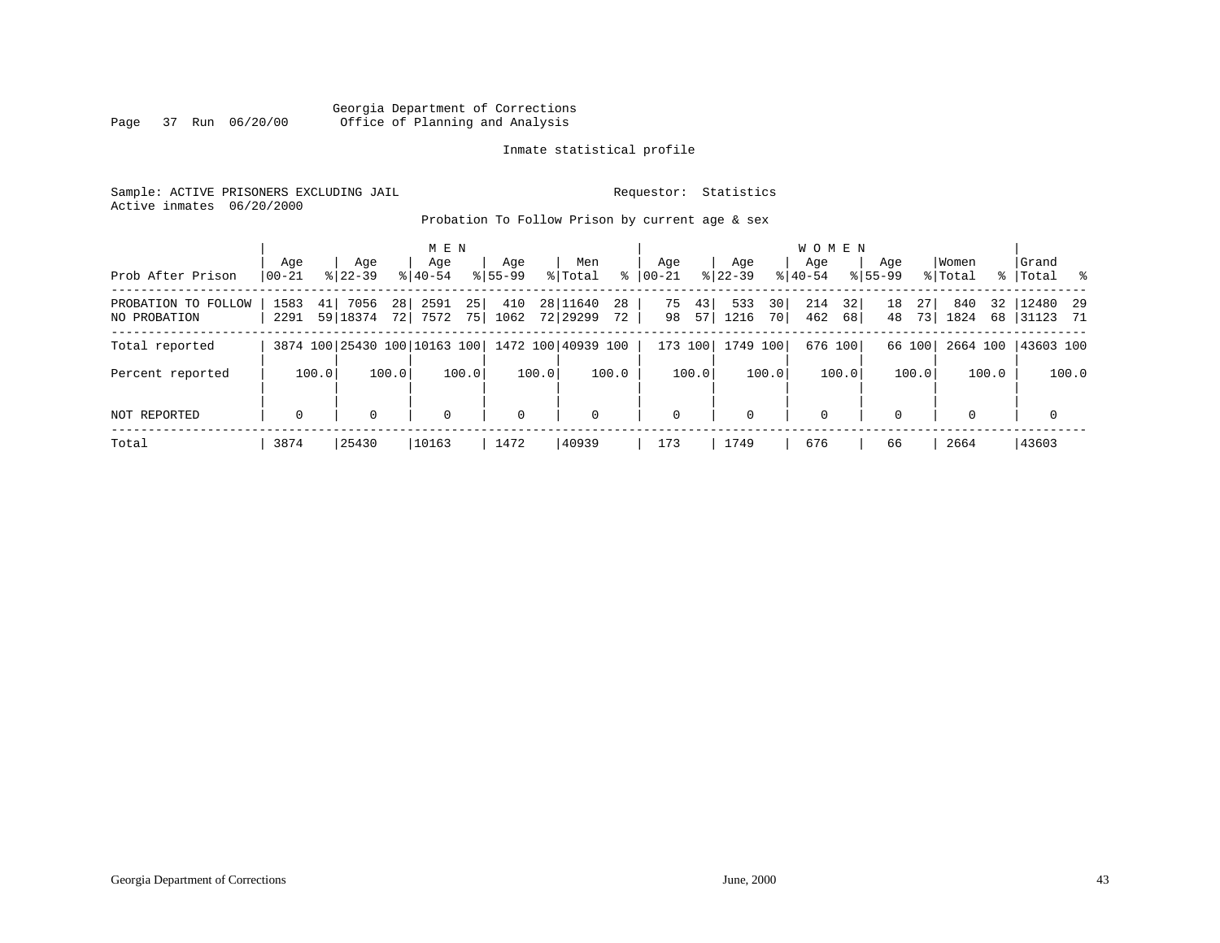Georgia Department of Corrections
Office of Planning and Analysis

Inmate statistical profile

Sample: ACTIVE PRISONERS EXCLUDING JAIL

Requestor: Statistics

Active inmates 06/20/2000

Probation To Follow Prison by current age & sex

| Prob After Prison | MEN Age 00-21 | % | Age 22-39 | % | Age 40-54 | % | Age 55-99 | % | Men Total | % | WOMEN Age 00-21 | % | Age 22-39 | % | Age 40-54 | % | Age 55-99 | % | Women Total | % | Grand Total | % |
|---|---|---|---|---|---|---|---|---|---|---|---|---|---|---|---|---|---|---|---|---|---|---|
| PROBATION TO FOLLOW | 1583 | 41 | 7056 | 28 | 2591 | 25 | 410 | 28 | 11640 | 28 | 75 | 43 | 533 | 30 | 214 | 32 | 18 | 27 | 840 | 32 | 12480 | 29 |
| NO PROBATION | 2291 | 59 | 18374 | 72 | 7572 | 75 | 1062 | 72 | 29299 | 72 | 98 | 57 | 1216 | 70 | 462 | 68 | 48 | 73 | 1824 | 68 | 31123 | 71 |
| Total reported | 3874 | 100 | 25430 | 100 | 10163 | 100 | 1472 | 100 | 40939 | 100 | 173 | 100 | 1749 | 100 | 676 | 100 | 66 | 100 | 2664 | 100 | 43603 | 100 |
| Percent reported | | 100.0 | | 100.0 | | 100.0 | | 100.0 | | 100.0 | | 100.0 | | 100.0 | | 100.0 | | 100.0 | | 100.0 | | 100.0 |
| NOT REPORTED | 0 | | 0 | | 0 | | 0 | | 0 | | 0 | | 0 | | 0 | | 0 | | 0 | | 0 | |
| Total | 3874 | | 25430 | | 10163 | | 1472 | | 40939 | | 173 | | 1749 | | 676 | | 66 | | 2664 | | 43603 | |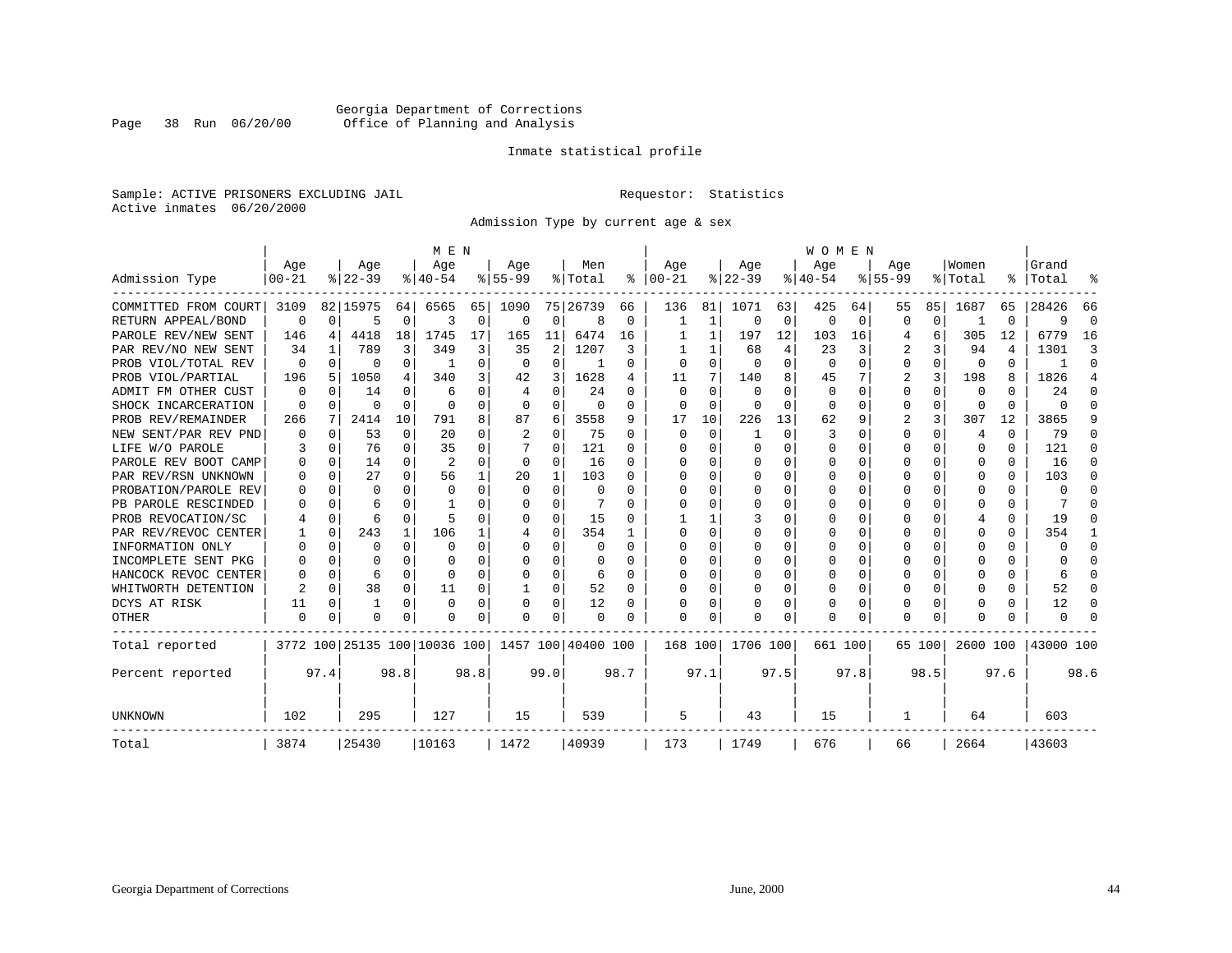Georgia Department of Corrections
Office of Planning and Analysis

Page 38 Run 06/20/00

Inmate statistical profile

Sample: ACTIVE PRISONERS EXCLUDING JAIL

Requestor: Statistics

Active inmates 06/20/2000

Admission Type by current age & sex

| Admission Type | MEN Age 00-21 | % | Age 22-39 | % | Age 40-54 | % | Age 55-99 | % | Men Total | % | WOMEN Age 00-21 | % | Age 22-39 | % | Age 40-54 | % | Age 55-99 | % | Women Total | % | Grand Total | % |
|---|---|---|---|---|---|---|---|---|---|---|---|---|---|---|---|---|---|---|---|---|---|---|
| COMMITTED FROM COURT | 3109 | 82 | 15975 | 64 | 6565 | 65 | 1090 | 75 | 26739 | 66 | 136 | 81 | 1071 | 63 | 425 | 64 | 55 | 85 | 1687 | 65 | 28426 | 66 |
| RETURN APPEAL/BOND | 0 | 0 | 5 | 0 | 3 | 0 | 0 | 0 | 8 | 0 | 1 | 1 | 0 | 0 | 0 | 0 | 0 | 0 | 1 | 0 | 9 | 0 |
| PAROLE REV/NEW SENT | 146 | 4 | 4418 | 18 | 1745 | 17 | 165 | 11 | 6474 | 16 | 1 | 1 | 197 | 12 | 103 | 16 | 4 | 6 | 305 | 12 | 6779 | 16 |
| PAR REV/NO NEW SENT | 34 | 1 | 789 | 3 | 349 | 3 | 35 | 2 | 1207 | 3 | 1 | 1 | 68 | 4 | 23 | 3 | 2 | 3 | 94 | 4 | 1301 | 3 |
| PROB VIOL/TOTAL REV | 0 | 0 | 0 | 0 | 1 | 0 | 0 | 0 | 1 | 0 | 0 | 0 | 0 | 0 | 0 | 0 | 0 | 0 | 0 | 0 | 1 | 0 |
| PROB VIOL/PARTIAL | 196 | 5 | 1050 | 4 | 340 | 3 | 42 | 3 | 1628 | 4 | 11 | 7 | 140 | 8 | 45 | 7 | 2 | 3 | 198 | 8 | 1826 | 4 |
| ADMIT FM OTHER CUST | 0 | 0 | 14 | 0 | 6 | 0 | 4 | 0 | 24 | 0 | 0 | 0 | 0 | 0 | 0 | 0 | 0 | 0 | 0 | 0 | 24 | 0 |
| SHOCK INCARCERATION | 0 | 0 | 0 | 0 | 0 | 0 | 0 | 0 | 0 | 0 | 0 | 0 | 0 | 0 | 0 | 0 | 0 | 0 | 0 | 0 | 0 | 0 |
| PROB REV/REMAINDER | 266 | 7 | 2414 | 10 | 791 | 8 | 87 | 6 | 3558 | 9 | 17 | 10 | 226 | 13 | 62 | 9 | 2 | 3 | 307 | 12 | 3865 | 9 |
| NEW SENT/PAR REV PND | 0 | 0 | 53 | 0 | 20 | 0 | 2 | 0 | 75 | 0 | 0 | 0 | 1 | 0 | 3 | 0 | 0 | 0 | 4 | 0 | 79 | 0 |
| LIFE W/O PAROLE | 3 | 0 | 76 | 0 | 35 | 0 | 7 | 0 | 121 | 0 | 0 | 0 | 0 | 0 | 0 | 0 | 0 | 0 | 0 | 0 | 121 | 0 |
| PAROLE REV BOOT CAMP | 0 | 0 | 14 | 0 | 2 | 0 | 0 | 0 | 16 | 0 | 0 | 0 | 0 | 0 | 0 | 0 | 0 | 0 | 0 | 0 | 16 | 0 |
| PAR REV/RSN UNKNOWN | 0 | 0 | 27 | 0 | 56 | 1 | 20 | 1 | 103 | 0 | 0 | 0 | 0 | 0 | 0 | 0 | 0 | 0 | 0 | 0 | 103 | 0 |
| PROBATION/PAROLE REV | 0 | 0 | 0 | 0 | 0 | 0 | 0 | 0 | 0 | 0 | 0 | 0 | 0 | 0 | 0 | 0 | 0 | 0 | 0 | 0 | 0 | 0 |
| PB PAROLE RESCINDED | 0 | 0 | 6 | 0 | 1 | 0 | 0 | 0 | 7 | 0 | 0 | 0 | 0 | 0 | 0 | 0 | 0 | 0 | 0 | 0 | 7 | 0 |
| PROB REVOCATION/SC | 4 | 0 | 6 | 0 | 5 | 0 | 0 | 0 | 15 | 0 | 1 | 1 | 3 | 0 | 0 | 0 | 0 | 0 | 4 | 0 | 19 | 0 |
| PAR REV/REVOC CENTER | 1 | 0 | 243 | 1 | 106 | 1 | 4 | 0 | 354 | 1 | 0 | 0 | 0 | 0 | 0 | 0 | 0 | 0 | 0 | 0 | 354 | 1 |
| INFORMATION ONLY | 0 | 0 | 0 | 0 | 0 | 0 | 0 | 0 | 0 | 0 | 0 | 0 | 0 | 0 | 0 | 0 | 0 | 0 | 0 | 0 | 0 | 0 |
| INCOMPLETE SENT PKG | 0 | 0 | 0 | 0 | 0 | 0 | 0 | 0 | 0 | 0 | 0 | 0 | 0 | 0 | 0 | 0 | 0 | 0 | 0 | 0 | 0 | 0 |
| HANCOCK REVOC CENTER | 0 | 0 | 6 | 0 | 0 | 0 | 0 | 0 | 6 | 0 | 0 | 0 | 0 | 0 | 0 | 0 | 0 | 0 | 0 | 0 | 6 | 0 |
| WHITWORTH DETENTION | 2 | 0 | 38 | 0 | 11 | 0 | 1 | 0 | 52 | 0 | 0 | 0 | 0 | 0 | 0 | 0 | 0 | 0 | 0 | 0 | 52 | 0 |
| DCYS AT RISK | 11 | 0 | 1 | 0 | 0 | 0 | 0 | 0 | 12 | 0 | 0 | 0 | 0 | 0 | 0 | 0 | 0 | 0 | 0 | 0 | 12 | 0 |
| OTHER | 0 | 0 | 0 | 0 | 0 | 0 | 0 | 0 | 0 | 0 | 0 | 0 | 0 | 0 | 0 | 0 | 0 | 0 | 0 | 0 | 0 | 0 |
| Total reported | 3772 | 100 | 25135 | 100 | 10036 | 100 | 1457 | 100 | 40400 | 100 | 168 | 100 | 1706 | 100 | 661 | 100 | 65 | 100 | 2600 | 100 | 43000 | 100 |
| Percent reported | | 97.4 | | 98.8 | | 98.8 | | 99.0 | | 98.7 | | 97.1 | | 97.5 | | 97.8 | | 98.5 | | 97.6 | | 98.6 |
| UNKNOWN | 102 | | 295 | | 127 | | 15 | | 539 | | 5 | | 43 | | 15 | | 1 | | 64 | | 603 | |
| Total | 3874 | | 25430 | | 10163 | | 1472 | | 40939 | | 173 | | 1749 | | 676 | | 66 | | 2664 | | 43603 | |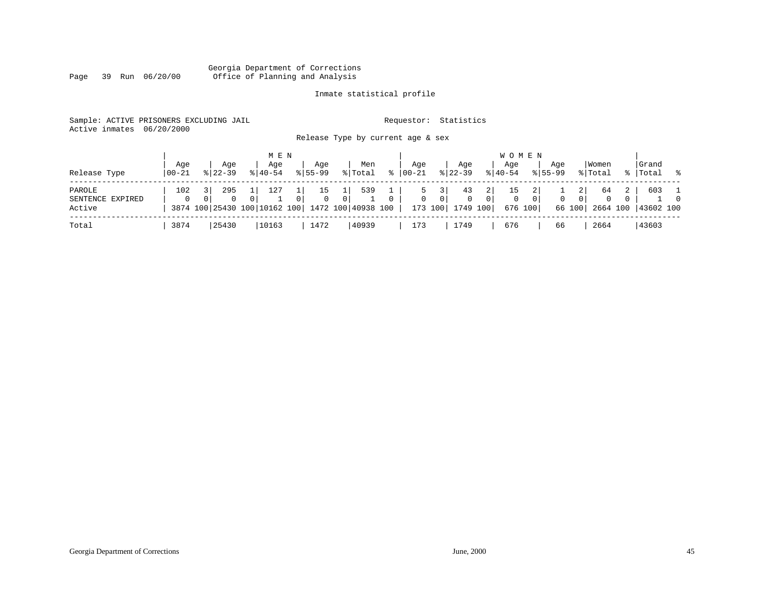Georgia Department of Corrections
Office of Planning and Analysis

Inmate statistical profile

Sample: ACTIVE PRISONERS EXCLUDING JAIL
Active inmates 06/20/2000

Requestor: Statistics

Release Type by current age & sex

| Release Type | MEN Age 00-21 | % | Age 22-39 | % | Age 40-54 | % | Age 55-99 | % | Men Total | % | WOMEN Age 00-21 | % | Age 22-39 | % | Age 40-54 | % | Age 55-99 | % | Women Total | % | Grand Total | % |
|---|---|---|---|---|---|---|---|---|---|---|---|---|---|---|---|---|---|---|---|---|---|---|
| PAROLE | 102 | 3 | 295 | 1 | 127 | 1 | 15 | 1 | 539 | 1 | 5 | 3 | 43 | 2 | 15 | 2 | 1 | 2 | 64 | 2 | 603 | 1 |
| SENTENCE EXPIRED | 0 | 0 | 0 | 0 | 1 | 0 | 0 | 0 | 1 | 0 | 0 | 0 | 0 | 0 | 0 | 0 | 0 | 0 | 0 | 0 | 1 | 0 |
| Active | 3874 | 100 | 25430 | 100 | 10162 | 100 | 1472 | 100 | 40938 | 100 | 173 | 100 | 1749 | 100 | 676 | 100 | 66 | 100 | 2664 | 100 | 43602 | 100 |
| Total | 3874 | | 25430 | | 10163 | | 1472 | | 40939 | | 173 | | 1749 | | 676 | | 66 | | 2664 | | 43603 | |

Georgia Department of Corrections June, 2000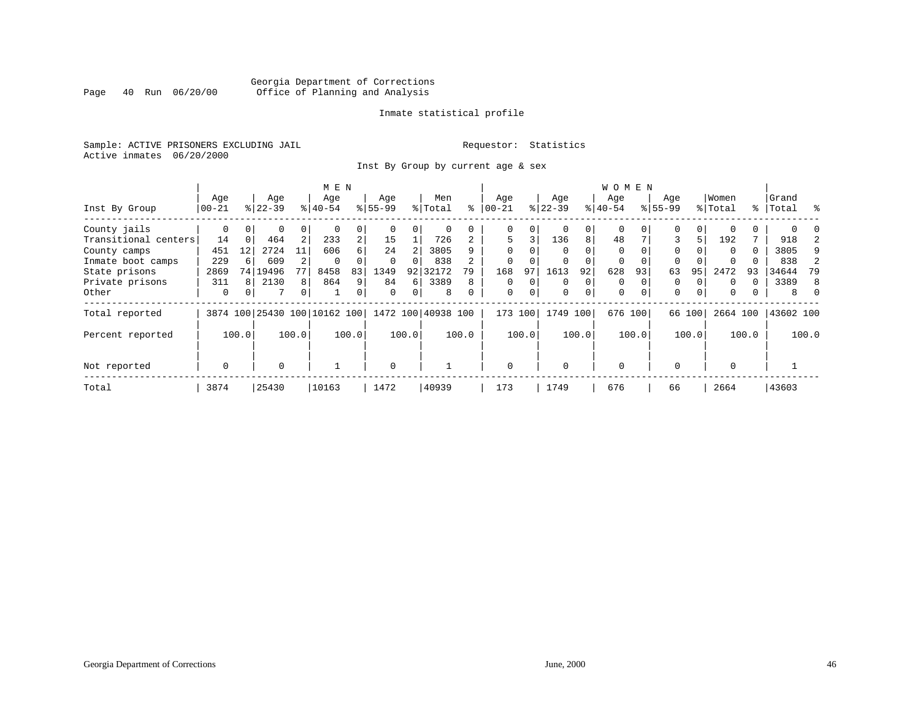Georgia Department of Corrections
Office of Planning and Analysis

Inmate statistical profile

Sample: ACTIVE PRISONERS EXCLUDING JAIL

Requestor: Statistics

Active inmates 06/20/2000

Inst By Group by current age & sex

| Inst By Group | MEN Age 00-21 | % | Age 22-39 | % | Age 40-54 | % | Age 55-99 | % | Men Total | % | WOMEN Age 00-21 | % | Age 22-39 | % | Age 40-54 | % | Age 55-99 | % | Women Total | % | Grand Total | % |
|---|---|---|---|---|---|---|---|---|---|---|---|---|---|---|---|---|---|---|---|---|---|---|
| County jails | 0 | 0 | 0 | 0 | 0 | 0 | 0 | 0 | 0 | 0 | 0 | 0 | 0 | 0 | 0 | 0 | 0 | 0 | 0 | 0 | 0 | 0 |
| Transitional centers | 14 | 0 | 464 | 2 | 233 | 2 | 15 | 1 | 726 | 2 | 5 | 3 | 136 | 8 | 48 | 7 | 3 | 5 | 192 | 7 | 918 | 2 |
| County camps | 451 | 12 | 2724 | 11 | 606 | 6 | 24 | 2 | 3805 | 9 | 0 | 0 | 0 | 0 | 0 | 0 | 0 | 0 | 0 | 0 | 3805 | 9 |
| Inmate boot camps | 229 | 6 | 609 | 2 | 0 | 0 | 0 | 0 | 838 | 2 | 0 | 0 | 0 | 0 | 0 | 0 | 0 | 0 | 0 | 0 | 838 | 2 |
| State prisons | 2869 | 74 | 19496 | 77 | 8458 | 83 | 1349 | 92 | 32172 | 79 | 168 | 97 | 1613 | 92 | 628 | 93 | 63 | 95 | 2472 | 93 | 34644 | 79 |
| Private prisons | 311 | 8 | 2130 | 8 | 864 | 9 | 84 | 6 | 3389 | 8 | 0 | 0 | 0 | 0 | 0 | 0 | 0 | 0 | 0 | 0 | 3389 | 8 |
| Other | 0 | 0 | 7 | 0 | 1 | 0 | 0 | 0 | 8 | 0 | 0 | 0 | 0 | 0 | 0 | 0 | 0 | 0 | 0 | 0 | 8 | 0 |
| Total reported | 3874 | 100 | 25430 | 100 | 10162 | 100 | 1472 | 100 | 40938 | 100 | 173 | 100 | 1749 | 100 | 676 | 100 | 66 | 100 | 2664 | 100 | 43602 | 100 |
| Percent reported | | 100.0 | | 100.0 | | 100.0 | | 100.0 | | 100.0 | | 100.0 | | 100.0 | | 100.0 | | 100.0 | | 100.0 | | 100.0 |
| Not reported | 0 | | 0 | | 1 | | 0 | | 1 | | 0 | | 0 | | 0 | | 0 | | 0 | | 1 | |
| Total | 3874 | | 25430 | | 10163 | | 1472 | | 40939 | | 173 | | 1749 | | 676 | | 66 | | 2664 | | 43603 | |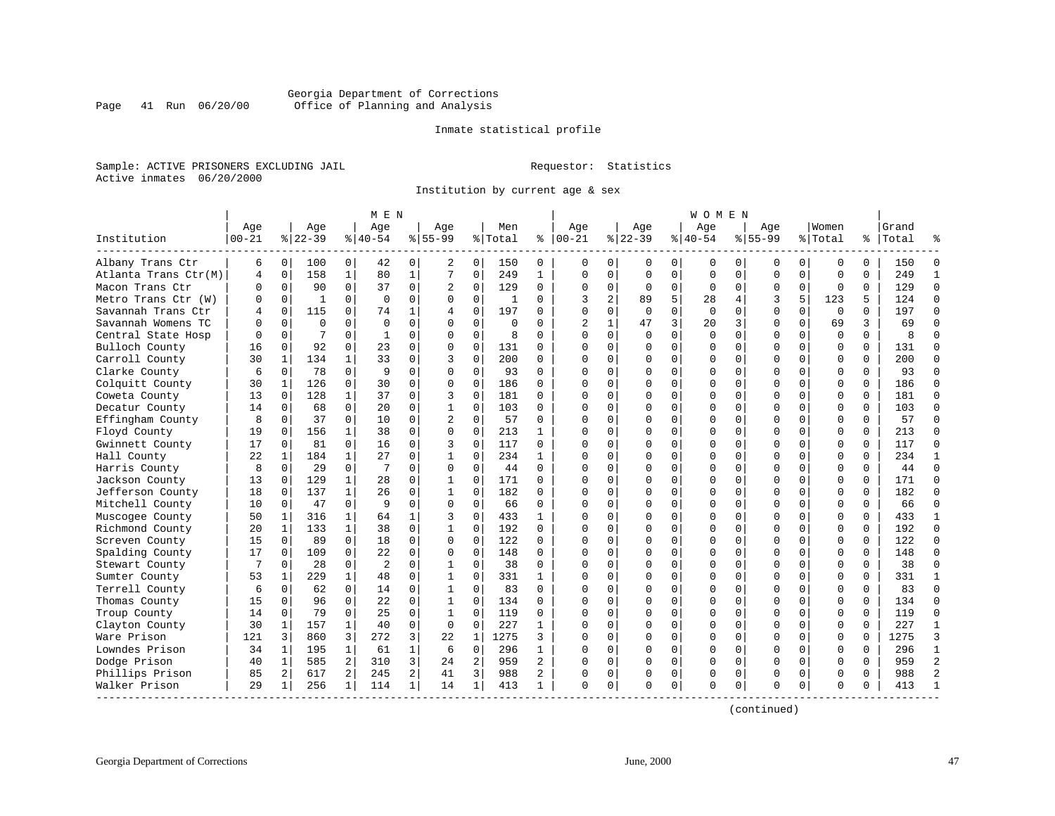Georgia Department of Corrections
Office of Planning and Analysis

Inmate statistical profile

Sample: ACTIVE PRISONERS EXCLUDING JAIL                Requestor: Statistics
Active inmates 06/20/2000

Institution by current age & sex

| | MEN | | | | | | | | | | WOMEN | | | | | | | | | | | |
|---|---|---|---|---|---|---|---|---|---|---|---|---|---|---|---|---|---|---|---|---|---|---|
| Institution | Age 00-21 | % | Age 22-39 | % | Age 40-54 | % | Age 55-99 | % | Men Total | % | Age 00-21 | % | Age 22-39 | % | Age 40-54 | % | Age 55-99 | % | Women Total | % | Grand Total | % |
| Albany Trans Ctr | 6 | 0 | 100 | 0 | 42 | 0 | 2 | 0 | 150 | 0 | 0 | 0 | 0 | 0 | 0 | 0 | 0 | 0 | 0 | 0 | 150 | 0 |
| Atlanta Trans Ctr(M) | 4 | 0 | 158 | 1 | 80 | 1 | 7 | 0 | 249 | 1 | 0 | 0 | 0 | 0 | 0 | 0 | 0 | 0 | 0 | 0 | 249 | 1 |
| Macon Trans Ctr | 0 | 0 | 90 | 0 | 37 | 0 | 2 | 0 | 129 | 0 | 0 | 0 | 0 | 0 | 0 | 0 | 0 | 0 | 0 | 0 | 129 | 0 |
| Metro Trans Ctr (W) | 0 | 0 | 1 | 0 | 0 | 0 | 0 | 0 | 1 | 0 | 3 | 2 | 89 | 5 | 28 | 4 | 3 | 5 | 123 | 5 | 124 | 0 |
| Savannah Trans Ctr | 4 | 0 | 115 | 0 | 74 | 1 | 4 | 0 | 197 | 0 | 0 | 0 | 0 | 0 | 0 | 0 | 0 | 0 | 0 | 0 | 197 | 0 |
| Savannah Womens TC | 0 | 0 | 0 | 0 | 0 | 0 | 0 | 0 | 0 | 0 | 2 | 1 | 47 | 3 | 20 | 3 | 0 | 0 | 69 | 3 | 69 | 0 |
| Central State Hosp | 0 | 0 | 7 | 0 | 1 | 0 | 0 | 0 | 8 | 0 | 0 | 0 | 0 | 0 | 0 | 0 | 0 | 0 | 0 | 0 | 8 | 0 |
| Bulloch County | 16 | 0 | 92 | 0 | 23 | 0 | 0 | 0 | 131 | 0 | 0 | 0 | 0 | 0 | 0 | 0 | 0 | 0 | 0 | 0 | 131 | 0 |
| Carroll County | 30 | 1 | 134 | 1 | 33 | 0 | 3 | 0 | 200 | 0 | 0 | 0 | 0 | 0 | 0 | 0 | 0 | 0 | 0 | 0 | 200 | 0 |
| Clarke County | 6 | 0 | 78 | 0 | 9 | 0 | 0 | 0 | 93 | 0 | 0 | 0 | 0 | 0 | 0 | 0 | 0 | 0 | 0 | 0 | 93 | 0 |
| Colquitt County | 30 | 1 | 126 | 0 | 30 | 0 | 0 | 0 | 186 | 0 | 0 | 0 | 0 | 0 | 0 | 0 | 0 | 0 | 0 | 0 | 186 | 0 |
| Coweta County | 13 | 0 | 128 | 1 | 37 | 0 | 3 | 0 | 181 | 0 | 0 | 0 | 0 | 0 | 0 | 0 | 0 | 0 | 0 | 0 | 181 | 0 |
| Decatur County | 14 | 0 | 68 | 0 | 20 | 0 | 1 | 0 | 103 | 0 | 0 | 0 | 0 | 0 | 0 | 0 | 0 | 0 | 0 | 0 | 103 | 0 |
| Effingham County | 8 | 0 | 37 | 0 | 10 | 0 | 2 | 0 | 57 | 0 | 0 | 0 | 0 | 0 | 0 | 0 | 0 | 0 | 0 | 0 | 57 | 0 |
| Floyd County | 19 | 0 | 156 | 1 | 38 | 0 | 0 | 0 | 213 | 1 | 0 | 0 | 0 | 0 | 0 | 0 | 0 | 0 | 0 | 0 | 213 | 0 |
| Gwinnett County | 17 | 0 | 81 | 0 | 16 | 0 | 3 | 0 | 117 | 0 | 0 | 0 | 0 | 0 | 0 | 0 | 0 | 0 | 0 | 0 | 117 | 0 |
| Hall County | 22 | 1 | 184 | 1 | 27 | 0 | 1 | 0 | 234 | 1 | 0 | 0 | 0 | 0 | 0 | 0 | 0 | 0 | 0 | 0 | 234 | 1 |
| Harris County | 8 | 0 | 29 | 0 | 7 | 0 | 0 | 0 | 44 | 0 | 0 | 0 | 0 | 0 | 0 | 0 | 0 | 0 | 0 | 0 | 44 | 0 |
| Jackson County | 13 | 0 | 129 | 1 | 28 | 0 | 1 | 0 | 171 | 0 | 0 | 0 | 0 | 0 | 0 | 0 | 0 | 0 | 0 | 0 | 171 | 0 |
| Jefferson County | 18 | 0 | 137 | 1 | 26 | 0 | 1 | 0 | 182 | 0 | 0 | 0 | 0 | 0 | 0 | 0 | 0 | 0 | 0 | 0 | 182 | 0 |
| Mitchell County | 10 | 0 | 47 | 0 | 9 | 0 | 0 | 0 | 66 | 0 | 0 | 0 | 0 | 0 | 0 | 0 | 0 | 0 | 0 | 0 | 66 | 0 |
| Muscogee County | 50 | 1 | 316 | 1 | 64 | 1 | 3 | 0 | 433 | 1 | 0 | 0 | 0 | 0 | 0 | 0 | 0 | 0 | 0 | 0 | 433 | 1 |
| Richmond County | 20 | 1 | 133 | 1 | 38 | 0 | 1 | 0 | 192 | 0 | 0 | 0 | 0 | 0 | 0 | 0 | 0 | 0 | 0 | 0 | 192 | 0 |
| Screven County | 15 | 0 | 89 | 0 | 18 | 0 | 0 | 0 | 122 | 0 | 0 | 0 | 0 | 0 | 0 | 0 | 0 | 0 | 0 | 0 | 122 | 0 |
| Spalding County | 17 | 0 | 109 | 0 | 22 | 0 | 0 | 0 | 148 | 0 | 0 | 0 | 0 | 0 | 0 | 0 | 0 | 0 | 0 | 0 | 148 | 0 |
| Stewart County | 7 | 0 | 28 | 0 | 2 | 0 | 1 | 0 | 38 | 0 | 0 | 0 | 0 | 0 | 0 | 0 | 0 | 0 | 0 | 0 | 38 | 0 |
| Sumter County | 53 | 1 | 229 | 1 | 48 | 0 | 1 | 0 | 331 | 1 | 0 | 0 | 0 | 0 | 0 | 0 | 0 | 0 | 0 | 0 | 331 | 1 |
| Terrell County | 6 | 0 | 62 | 0 | 14 | 0 | 1 | 0 | 83 | 0 | 0 | 0 | 0 | 0 | 0 | 0 | 0 | 0 | 0 | 0 | 83 | 0 |
| Thomas County | 15 | 0 | 96 | 0 | 22 | 0 | 1 | 0 | 134 | 0 | 0 | 0 | 0 | 0 | 0 | 0 | 0 | 0 | 0 | 0 | 134 | 0 |
| Troup County | 14 | 0 | 79 | 0 | 25 | 0 | 1 | 0 | 119 | 0 | 0 | 0 | 0 | 0 | 0 | 0 | 0 | 0 | 0 | 0 | 119 | 0 |
| Clayton County | 30 | 1 | 157 | 1 | 40 | 0 | 0 | 0 | 227 | 1 | 0 | 0 | 0 | 0 | 0 | 0 | 0 | 0 | 0 | 0 | 227 | 1 |
| Ware Prison | 121 | 3 | 860 | 3 | 272 | 3 | 22 | 1 | 1275 | 3 | 0 | 0 | 0 | 0 | 0 | 0 | 0 | 0 | 0 | 0 | 1275 | 3 |
| Lowndes Prison | 34 | 1 | 195 | 1 | 61 | 1 | 6 | 0 | 296 | 1 | 0 | 0 | 0 | 0 | 0 | 0 | 0 | 0 | 0 | 0 | 296 | 1 |
| Dodge Prison | 40 | 1 | 585 | 2 | 310 | 3 | 24 | 2 | 959 | 2 | 0 | 0 | 0 | 0 | 0 | 0 | 0 | 0 | 0 | 0 | 959 | 2 |
| Phillips Prison | 85 | 2 | 617 | 2 | 245 | 2 | 41 | 3 | 988 | 2 | 0 | 0 | 0 | 0 | 0 | 0 | 0 | 0 | 0 | 0 | 988 | 2 |
| Walker Prison | 29 | 1 | 256 | 1 | 114 | 1 | 14 | 1 | 413 | 1 | 0 | 0 | 0 | 0 | 0 | 0 | 0 | 0 | 0 | 0 | 413 | 1 |

(continued)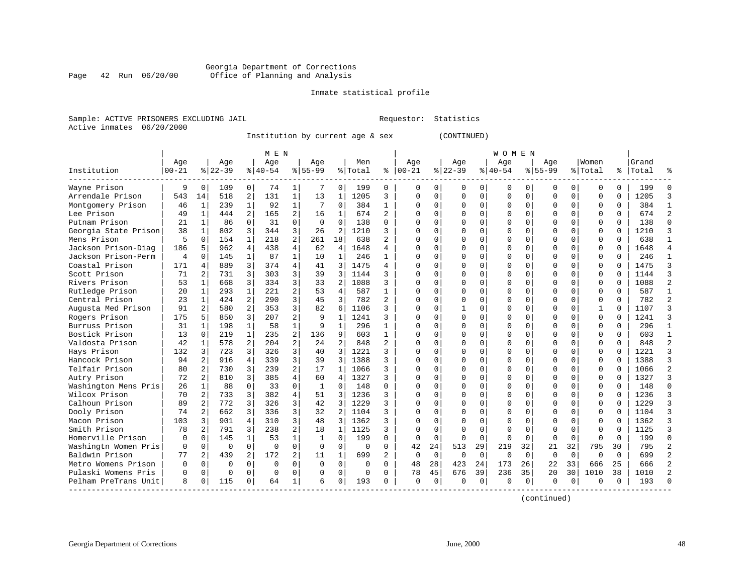Georgia Department of Corrections
Office of Planning and Analysis

Inmate statistical profile

Sample: ACTIVE PRISONERS EXCLUDING JAIL    Requestor: Statistics
Active inmates 06/20/2000

Institution by current age & sex (CONTINUED)

| Institution | MEN Age 00-21 | % | Age 22-39 | % | Age 40-54 | % | Age 55-99 | % | Men Total | % | WOMEN Age 00-21 | % | Age 22-39 | % | Age 40-54 | % | Age 55-99 | % | Women Total | % | Grand Total | % |
|---|---|---|---|---|---|---|---|---|---|---|---|---|---|---|---|---|---|---|---|---|---|---|
| Wayne Prison | 9 | 0 | 109 | 0 | 74 | 1 | 7 | 0 | 199 | 0 | 0 | 0 | 0 | 0 | 0 | 0 | 0 | 0 | 0 | 0 | 199 | 0 |
| Arrendale Prison | 543 | 14 | 518 | 2 | 131 | 1 | 13 | 1 | 1205 | 3 | 0 | 0 | 0 | 0 | 0 | 0 | 0 | 0 | 0 | 0 | 1205 | 3 |
| Montgomery Prison | 46 | 1 | 239 | 1 | 92 | 1 | 7 | 0 | 384 | 1 | 0 | 0 | 0 | 0 | 0 | 0 | 0 | 0 | 0 | 0 | 384 | 1 |
| Lee Prison | 49 | 1 | 444 | 2 | 165 | 2 | 16 | 1 | 674 | 2 | 0 | 0 | 0 | 0 | 0 | 0 | 0 | 0 | 0 | 0 | 674 | 2 |
| Putnam Prison | 21 | 1 | 86 | 0 | 31 | 0 | 0 | 0 | 138 | 0 | 0 | 0 | 0 | 0 | 0 | 0 | 0 | 0 | 0 | 0 | 138 | 0 |
| Georgia State Prison | 38 | 1 | 802 | 3 | 344 | 3 | 26 | 2 | 1210 | 3 | 0 | 0 | 0 | 0 | 0 | 0 | 0 | 0 | 0 | 0 | 1210 | 3 |
| Mens Prison | 5 | 0 | 154 | 1 | 218 | 2 | 261 | 18 | 638 | 2 | 0 | 0 | 0 | 0 | 0 | 0 | 0 | 0 | 0 | 0 | 638 | 1 |
| Jackson Prison-Diag | 186 | 5 | 962 | 4 | 438 | 4 | 62 | 4 | 1648 | 4 | 0 | 0 | 0 | 0 | 0 | 0 | 0 | 0 | 0 | 0 | 1648 | 4 |
| Jackson Prison-Perm | 4 | 0 | 145 | 1 | 87 | 1 | 10 | 1 | 246 | 1 | 0 | 0 | 0 | 0 | 0 | 0 | 0 | 0 | 0 | 0 | 246 | 1 |
| Coastal Prison | 171 | 4 | 889 | 3 | 374 | 4 | 41 | 3 | 1475 | 4 | 0 | 0 | 0 | 0 | 0 | 0 | 0 | 0 | 0 | 0 | 1475 | 3 |
| Scott Prison | 71 | 2 | 731 | 3 | 303 | 3 | 39 | 3 | 1144 | 3 | 0 | 0 | 0 | 0 | 0 | 0 | 0 | 0 | 0 | 0 | 1144 | 3 |
| Rivers Prison | 53 | 1 | 668 | 3 | 334 | 3 | 33 | 2 | 1088 | 3 | 0 | 0 | 0 | 0 | 0 | 0 | 0 | 0 | 0 | 0 | 1088 | 2 |
| Rutledge Prison | 20 | 1 | 293 | 1 | 221 | 2 | 53 | 4 | 587 | 1 | 0 | 0 | 0 | 0 | 0 | 0 | 0 | 0 | 0 | 0 | 587 | 1 |
| Central Prison | 23 | 1 | 424 | 2 | 290 | 3 | 45 | 3 | 782 | 2 | 0 | 0 | 0 | 0 | 0 | 0 | 0 | 0 | 0 | 0 | 782 | 2 |
| Augusta Med Prison | 91 | 2 | 580 | 2 | 353 | 3 | 82 | 6 | 1106 | 3 | 0 | 0 | 1 | 0 | 0 | 0 | 0 | 0 | 1 | 0 | 1107 | 3 |
| Rogers Prison | 175 | 5 | 850 | 3 | 207 | 2 | 9 | 1 | 1241 | 3 | 0 | 0 | 0 | 0 | 0 | 0 | 0 | 0 | 0 | 0 | 1241 | 3 |
| Burruss Prison | 31 | 1 | 198 | 1 | 58 | 1 | 9 | 1 | 296 | 1 | 0 | 0 | 0 | 0 | 0 | 0 | 0 | 0 | 0 | 0 | 296 | 1 |
| Bostick Prison | 13 | 0 | 219 | 1 | 235 | 2 | 136 | 9 | 603 | 1 | 0 | 0 | 0 | 0 | 0 | 0 | 0 | 0 | 0 | 0 | 603 | 1 |
| Valdosta Prison | 42 | 1 | 578 | 2 | 204 | 2 | 24 | 2 | 848 | 2 | 0 | 0 | 0 | 0 | 0 | 0 | 0 | 0 | 0 | 0 | 848 | 2 |
| Hays Prison | 132 | 3 | 723 | 3 | 326 | 3 | 40 | 3 | 1221 | 3 | 0 | 0 | 0 | 0 | 0 | 0 | 0 | 0 | 0 | 0 | 1221 | 3 |
| Hancock Prison | 94 | 2 | 916 | 4 | 339 | 3 | 39 | 3 | 1388 | 3 | 0 | 0 | 0 | 0 | 0 | 0 | 0 | 0 | 0 | 0 | 1388 | 3 |
| Telfair Prison | 80 | 2 | 730 | 3 | 239 | 2 | 17 | 1 | 1066 | 3 | 0 | 0 | 0 | 0 | 0 | 0 | 0 | 0 | 0 | 0 | 1066 | 2 |
| Autry Prison | 72 | 2 | 810 | 3 | 385 | 4 | 60 | 4 | 1327 | 3 | 0 | 0 | 0 | 0 | 0 | 0 | 0 | 0 | 0 | 0 | 1327 | 3 |
| Washington Mens Pris | 26 | 1 | 88 | 0 | 33 | 0 | 1 | 0 | 148 | 0 | 0 | 0 | 0 | 0 | 0 | 0 | 0 | 0 | 0 | 0 | 148 | 0 |
| Wilcox Prison | 70 | 2 | 733 | 3 | 382 | 4 | 51 | 3 | 1236 | 3 | 0 | 0 | 0 | 0 | 0 | 0 | 0 | 0 | 0 | 0 | 1236 | 3 |
| Calhoun Prison | 89 | 2 | 772 | 3 | 326 | 3 | 42 | 3 | 1229 | 3 | 0 | 0 | 0 | 0 | 0 | 0 | 0 | 0 | 0 | 0 | 1229 | 3 |
| Dooly Prison | 74 | 2 | 662 | 3 | 336 | 3 | 32 | 2 | 1104 | 3 | 0 | 0 | 0 | 0 | 0 | 0 | 0 | 0 | 0 | 0 | 1104 | 3 |
| Macon Prison | 103 | 3 | 901 | 4 | 310 | 3 | 48 | 3 | 1362 | 3 | 0 | 0 | 0 | 0 | 0 | 0 | 0 | 0 | 0 | 0 | 1362 | 3 |
| Smith Prison | 78 | 2 | 791 | 3 | 238 | 2 | 18 | 1 | 1125 | 3 | 0 | 0 | 0 | 0 | 0 | 0 | 0 | 0 | 0 | 0 | 1125 | 3 |
| Homerville Prison | 0 | 0 | 145 | 1 | 53 | 1 | 1 | 0 | 199 | 0 | 0 | 0 | 0 | 0 | 0 | 0 | 0 | 0 | 0 | 0 | 199 | 0 |
| Washingtn Women Pris | 0 | 0 | 0 | 0 | 0 | 0 | 0 | 0 | 0 | 0 | 42 | 24 | 513 | 29 | 219 | 32 | 21 | 32 | 795 | 30 | 795 | 2 |
| Baldwin Prison | 77 | 2 | 439 | 2 | 172 | 2 | 11 | 1 | 699 | 2 | 0 | 0 | 0 | 0 | 0 | 0 | 0 | 0 | 0 | 0 | 699 | 2 |
| Metro Womens Prison | 0 | 0 | 0 | 0 | 0 | 0 | 0 | 0 | 0 | 0 | 48 | 28 | 423 | 24 | 173 | 26 | 22 | 33 | 666 | 25 | 666 | 2 |
| Pulaski Womens Pris | 0 | 0 | 0 | 0 | 0 | 0 | 0 | 0 | 0 | 0 | 78 | 45 | 676 | 39 | 236 | 35 | 20 | 30 | 1010 | 38 | 1010 | 2 |
| Pelham PreTrans Unit | 8 | 0 | 115 | 0 | 64 | 1 | 6 | 0 | 193 | 0 | 0 | 0 | 0 | 0 | 0 | 0 | 0 | 0 | 0 | 0 | 193 | 0 |

(continued)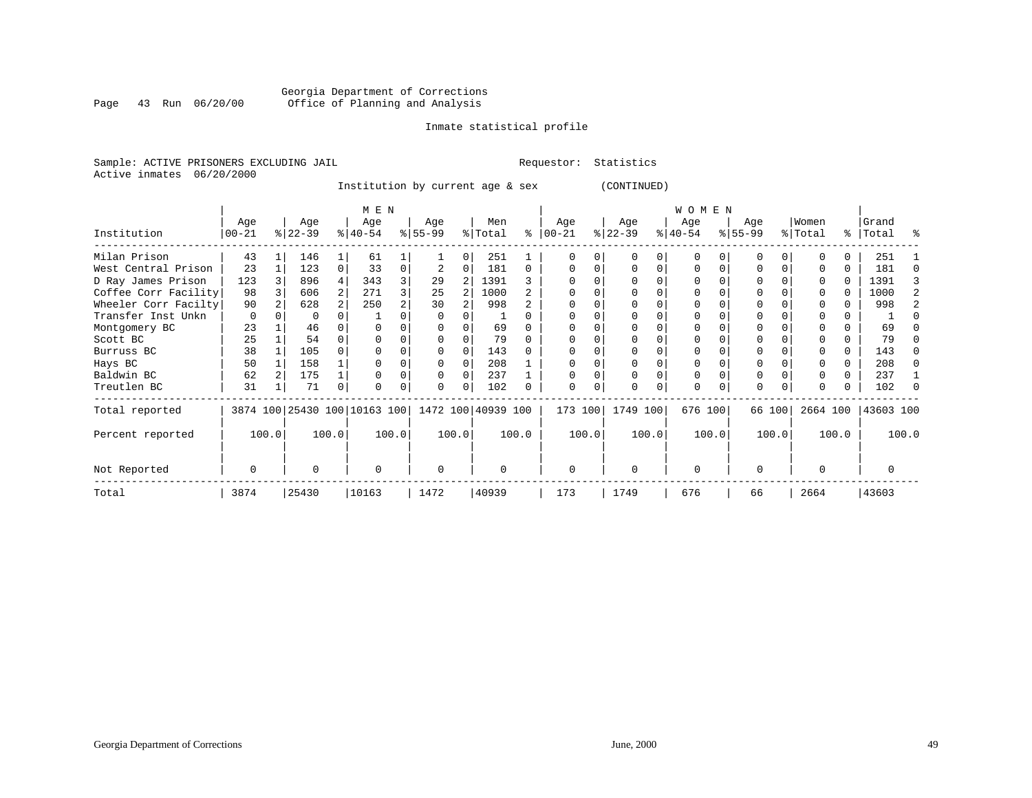Georgia Department of Corrections
Office of Planning and Analysis

Inmate statistical profile

Sample: ACTIVE PRISONERS EXCLUDING JAIL

Requestor: Statistics

Active inmates 06/20/2000

Institution by current age & sex (CONTINUED)

| Institution | MEN Age 00-21 | % | Age 22-39 | % | Age 40-54 | % | Age 55-99 | % | Men Total | % | WOMEN Age 00-21 | % | Age 22-39 | % | Age 40-54 | % | Age 55-99 | % | Women Total | % | Grand Total | % |
|---|---|---|---|---|---|---|---|---|---|---|---|---|---|---|---|---|---|---|---|---|---|---|
| Milan Prison | 43 | 1 | 146 | 1 | 61 | 1 | 1 | 0 | 251 | 1 | 0 | 0 | 0 | 0 | 0 | 0 | 0 | 0 | 0 | 0 | 251 | 1 |
| West Central Prison | 23 | 1 | 123 | 0 | 33 | 0 | 2 | 0 | 181 | 0 | 0 | 0 | 0 | 0 | 0 | 0 | 0 | 0 | 0 | 0 | 181 | 0 |
| D Ray James Prison | 123 | 3 | 896 | 4 | 343 | 3 | 29 | 2 | 1391 | 3 | 0 | 0 | 0 | 0 | 0 | 0 | 0 | 0 | 0 | 0 | 1391 | 3 |
| Coffee Corr Facility | 98 | 3 | 606 | 2 | 271 | 3 | 25 | 2 | 1000 | 2 | 0 | 0 | 0 | 0 | 0 | 0 | 0 | 0 | 0 | 0 | 1000 | 2 |
| Wheeler Corr Facilty | 90 | 2 | 628 | 2 | 250 | 2 | 30 | 2 | 998 | 2 | 0 | 0 | 0 | 0 | 0 | 0 | 0 | 0 | 0 | 0 | 998 | 2 |
| Transfer Inst Unkn | 0 | 0 | 0 | 0 | 1 | 0 | 0 | 0 | 1 | 0 | 0 | 0 | 0 | 0 | 0 | 0 | 0 | 0 | 0 | 0 | 1 | 0 |
| Montgomery BC | 23 | 1 | 46 | 0 | 0 | 0 | 0 | 0 | 69 | 0 | 0 | 0 | 0 | 0 | 0 | 0 | 0 | 0 | 0 | 0 | 69 | 0 |
| Scott BC | 25 | 1 | 54 | 0 | 0 | 0 | 0 | 0 | 79 | 0 | 0 | 0 | 0 | 0 | 0 | 0 | 0 | 0 | 0 | 0 | 79 | 0 |
| Burruss BC | 38 | 1 | 105 | 0 | 0 | 0 | 0 | 0 | 143 | 0 | 0 | 0 | 0 | 0 | 0 | 0 | 0 | 0 | 0 | 0 | 143 | 0 |
| Hays BC | 50 | 1 | 158 | 1 | 0 | 0 | 0 | 0 | 208 | 1 | 0 | 0 | 0 | 0 | 0 | 0 | 0 | 0 | 0 | 0 | 208 | 0 |
| Baldwin BC | 62 | 2 | 175 | 1 | 0 | 0 | 0 | 0 | 237 | 1 | 0 | 0 | 0 | 0 | 0 | 0 | 0 | 0 | 0 | 0 | 237 | 1 |
| Treutlen BC | 31 | 1 | 71 | 0 | 0 | 0 | 0 | 0 | 102 | 0 | 0 | 0 | 0 | 0 | 0 | 0 | 0 | 0 | 0 | 0 | 102 | 0 |
| Total reported | 3874 | 100 | 25430 | 100 | 10163 | 100 | 1472 | 100 | 40939 | 100 | 173 | 100 | 1749 | 100 | 676 | 100 | 66 | 100 | 2664 | 100 | 43603 | 100 |
| Percent reported | | 100.0 | | 100.0 | | 100.0 | | 100.0 | | 100.0 | | 100.0 | | 100.0 | | 100.0 | | 100.0 | | 100.0 | | 100.0 |
| Not Reported | 0 | | 0 | | 0 | | 0 | | 0 | | 0 | | 0 | | 0 | | 0 | | 0 | | 0 | |
| Total | 3874 | | 25430 | | 10163 | | 1472 | | 40939 | | 173 | | 1749 | | 676 | | 66 | | 2664 | | 43603 | |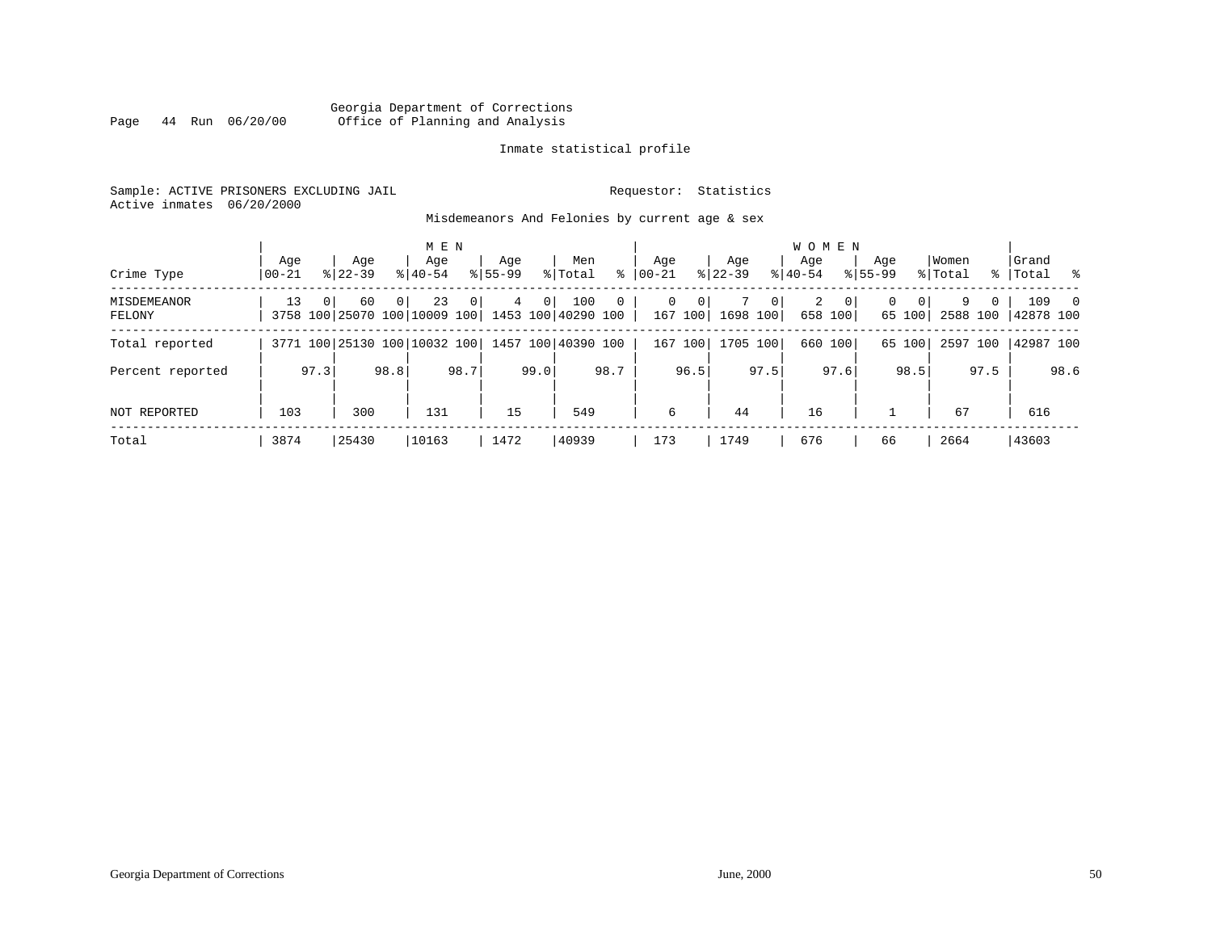Georgia Department of Corrections
Office of Planning and Analysis

Inmate statistical profile

Sample: ACTIVE PRISONERS EXCLUDING JAIL
Active inmates 06/20/2000

Requestor: Statistics

Misdemeanors And Felonies by current age & sex

| | MEN | | | | | | | | | | WOMEN | | | | | | | | | | | |
|---|---|---|---|---|---|---|---|---|---|---|---|---|---|---|---|---|---|---|---|---|---|---|
| Crime Type | Age 00-21 | % | Age 22-39 | % | Age 40-54 | % | Age 55-99 | % | Men Total | % | Age 00-21 | % | Age 22-39 | % | Age 40-54 | % | Age 55-99 | % | Women Total | % | Grand Total | % |
| MISDEMEANOR | 13 | 0 | 60 | 0 | 23 | 0 | 4 | 0 | 100 | 0 | 0 | 0 | 7 | 0 | 2 | 0 | 0 | 0 | 9 | 0 | 109 | 0 |
| FELONY | 3758 | 100 | 25070 | 100 | 10009 | 100 | 1453 | 100 | 40290 | 100 | 167 | 100 | 1698 | 100 | 658 | 100 | 65 | 100 | 2588 | 100 | 42878 | 100 |
| Total reported | 3771 | 100 | 25130 | 100 | 10032 | 100 | 1457 | 100 | 40390 | 100 | 167 | 100 | 1705 | 100 | 660 | 100 | 65 | 100 | 2597 | 100 | 42987 | 100 |
| Percent reported | | 97.3 | | 98.8 | | 98.7 | | 99.0 | | 98.7 | | 96.5 | | 97.5 | | 97.6 | | 98.5 | | 97.5 | | 98.6 |
| NOT REPORTED | 103 | | 300 | | 131 | | 15 | | 549 | | 6 | | 44 | | 16 | | 1 | | 67 | | 616 | |
| Total | 3874 | | 25430 | | 10163 | | 1472 | | 40939 | | 173 | | 1749 | | 676 | | 66 | | 2664 | | 43603 | |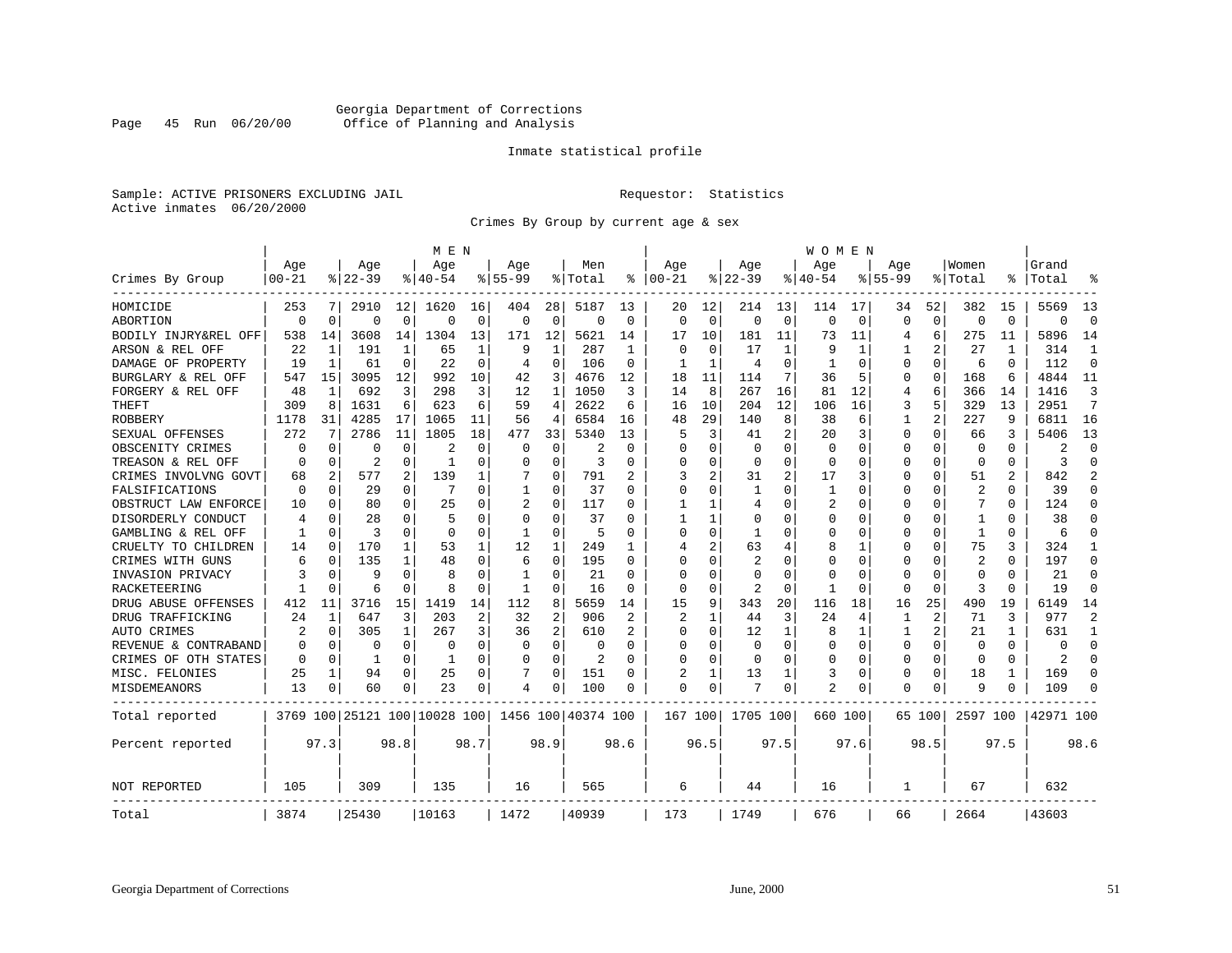Georgia Department of Corrections
Page 45 Run 06/20/00 Office of Planning and Analysis

Inmate statistical profile

Sample: ACTIVE PRISONERS EXCLUDING JAIL Requestor: Statistics
Active inmates 06/20/2000

Crimes By Group by current age & sex

| | MEN | | | | | | | | | | WOMEN | | | | | | | | | | | |
|---|---|---|---|---|---|---|---|---|---|---|---|---|---|---|---|---|---|---|---|---|---|---|
| Crimes By Group | Age 00-21 | % | Age 22-39 | % | Age 40-54 | % | Age 55-99 | % | Men Total | % | Age 00-21 | % | Age 22-39 | % | Age 40-54 | % | Age 55-99 | % | Women Total | % | Grand Total | % |
| HOMICIDE | 253 | 7 | 2910 | 12 | 1620 | 16 | 404 | 28 | 5187 | 13 | 20 | 12 | 214 | 13 | 114 | 17 | 34 | 52 | 382 | 15 | 5569 | 13 |
| ABORTION | 0 | 0 | 0 | 0 | 0 | 0 | 0 | 0 | 0 | 0 | 0 | 0 | 0 | 0 | 0 | 0 | 0 | 0 | 0 | 0 | 0 | 0 |
| BODILY INJRY&REL OFF | 538 | 14 | 3608 | 14 | 1304 | 13 | 171 | 12 | 5621 | 14 | 17 | 10 | 181 | 11 | 73 | 11 | 4 | 6 | 275 | 11 | 5896 | 14 |
| ARSON & REL OFF | 22 | 1 | 191 | 1 | 65 | 1 | 9 | 1 | 287 | 1 | 0 | 0 | 17 | 1 | 9 | 1 | 1 | 2 | 27 | 1 | 314 | 1 |
| DAMAGE OF PROPERTY | 19 | 1 | 61 | 0 | 22 | 0 | 4 | 0 | 106 | 0 | 1 | 1 | 4 | 0 | 1 | 0 | 0 | 0 | 6 | 0 | 112 | 0 |
| BURGLARY & REL OFF | 547 | 15 | 3095 | 12 | 992 | 10 | 42 | 3 | 4676 | 12 | 18 | 11 | 114 | 7 | 36 | 5 | 0 | 0 | 168 | 6 | 4844 | 11 |
| FORGERY & REL OFF | 48 | 1 | 692 | 3 | 298 | 3 | 12 | 1 | 1050 | 3 | 14 | 8 | 267 | 16 | 81 | 12 | 4 | 6 | 366 | 14 | 1416 | 3 |
| THEFT | 309 | 8 | 1631 | 6 | 623 | 6 | 59 | 4 | 2622 | 6 | 16 | 10 | 204 | 12 | 106 | 16 | 3 | 5 | 329 | 13 | 2951 | 7 |
| ROBBERY | 1178 | 31 | 4285 | 17 | 1065 | 11 | 56 | 4 | 6584 | 16 | 48 | 29 | 140 | 8 | 38 | 6 | 1 | 2 | 227 | 9 | 6811 | 16 |
| SEXUAL OFFENSES | 272 | 7 | 2786 | 11 | 1805 | 18 | 477 | 33 | 5340 | 13 | 5 | 3 | 41 | 2 | 20 | 3 | 0 | 0 | 66 | 3 | 5406 | 13 |
| OBSCENITY CRIMES | 0 | 0 | 0 | 0 | 2 | 0 | 0 | 0 | 2 | 0 | 0 | 0 | 0 | 0 | 0 | 0 | 0 | 0 | 0 | 0 | 2 | 0 |
| TREASON & REL OFF | 0 | 0 | 2 | 0 | 1 | 0 | 0 | 0 | 3 | 0 | 0 | 0 | 0 | 0 | 0 | 0 | 0 | 0 | 0 | 0 | 3 | 0 |
| CRIMES INVOLVNG GOVT | 68 | 2 | 577 | 2 | 139 | 1 | 7 | 0 | 791 | 2 | 3 | 2 | 31 | 2 | 17 | 3 | 0 | 0 | 51 | 2 | 842 | 2 |
| FALSIFICATIONS | 0 | 0 | 29 | 0 | 7 | 0 | 1 | 0 | 37 | 0 | 0 | 0 | 1 | 0 | 1 | 0 | 0 | 0 | 2 | 0 | 39 | 0 |
| OBSTRUCT LAW ENFORCE | 10 | 0 | 80 | 0 | 25 | 0 | 2 | 0 | 117 | 0 | 1 | 1 | 4 | 0 | 2 | 0 | 0 | 0 | 7 | 0 | 124 | 0 |
| DISORDERLY CONDUCT | 4 | 0 | 28 | 0 | 5 | 0 | 0 | 0 | 37 | 0 | 1 | 1 | 0 | 0 | 0 | 0 | 0 | 0 | 1 | 0 | 38 | 0 |
| GAMBLING & REL OFF | 1 | 0 | 3 | 0 | 0 | 0 | 1 | 0 | 5 | 0 | 0 | 0 | 1 | 0 | 0 | 0 | 0 | 0 | 1 | 0 | 6 | 0 |
| CRUELTY TO CHILDREN | 14 | 0 | 170 | 1 | 53 | 1 | 12 | 1 | 249 | 1 | 4 | 2 | 63 | 4 | 8 | 1 | 0 | 0 | 75 | 3 | 324 | 1 |
| CRIMES WITH GUNS | 6 | 0 | 135 | 1 | 48 | 0 | 6 | 0 | 195 | 0 | 0 | 0 | 2 | 0 | 0 | 0 | 0 | 0 | 2 | 0 | 197 | 0 |
| INVASION PRIVACY | 3 | 0 | 9 | 0 | 8 | 0 | 1 | 0 | 21 | 0 | 0 | 0 | 0 | 0 | 0 | 0 | 0 | 0 | 0 | 0 | 21 | 0 |
| RACKETEERING | 1 | 0 | 6 | 0 | 8 | 0 | 1 | 0 | 16 | 0 | 0 | 0 | 2 | 0 | 1 | 0 | 0 | 0 | 3 | 0 | 19 | 0 |
| DRUG ABUSE OFFENSES | 412 | 11 | 3716 | 15 | 1419 | 14 | 112 | 8 | 5659 | 14 | 15 | 9 | 343 | 20 | 116 | 18 | 16 | 25 | 490 | 19 | 6149 | 14 |
| DRUG TRAFFICKING | 24 | 1 | 647 | 3 | 203 | 2 | 32 | 2 | 906 | 2 | 2 | 1 | 44 | 3 | 24 | 4 | 1 | 2 | 71 | 3 | 977 | 2 |
| AUTO CRIMES | 2 | 0 | 305 | 1 | 267 | 3 | 36 | 2 | 610 | 2 | 0 | 0 | 12 | 1 | 8 | 1 | 1 | 2 | 21 | 1 | 631 | 1 |
| REVENUE & CONTRABAND | 0 | 0 | 0 | 0 | 0 | 0 | 0 | 0 | 0 | 0 | 0 | 0 | 0 | 0 | 0 | 0 | 0 | 0 | 0 | 0 | 0 | 0 |
| CRIMES OF OTH STATES | 0 | 0 | 1 | 0 | 1 | 0 | 0 | 0 | 2 | 0 | 0 | 0 | 0 | 0 | 0 | 0 | 0 | 0 | 0 | 0 | 2 | 0 |
| MISC. FELONIES | 25 | 1 | 94 | 0 | 25 | 0 | 7 | 0 | 151 | 0 | 2 | 1 | 13 | 1 | 3 | 0 | 0 | 0 | 18 | 1 | 169 | 0 |
| MISDEMEANORS | 13 | 0 | 60 | 0 | 23 | 0 | 4 | 0 | 100 | 0 | 0 | 0 | 7 | 0 | 2 | 0 | 0 | 0 | 9 | 0 | 109 | 0 |
| Total reported | 3769 | 100 | 25121 | 100 | 10028 | 100 | 1456 | 100 | 40374 | 100 | 167 | 100 | 1705 | 100 | 660 | 100 | 65 | 100 | 2597 | 100 | 42971 | 100 |
| Percent reported | | 97.3 | | 98.8 | | 98.7 | | 98.9 | | 98.6 | | 96.5 | | 97.5 | | 97.6 | | 98.5 | | 97.5 | | 98.6 |
| NOT REPORTED | 105 | | 309 | | 135 | | 16 | | 565 | | 6 | | 44 | | 16 | | 1 | | 67 | | 632 | |
| Total | 3874 | | 25430 | | 10163 | | 1472 | | 40939 | | 173 | | 1749 | | 676 | | 66 | | 2664 | | 43603 | |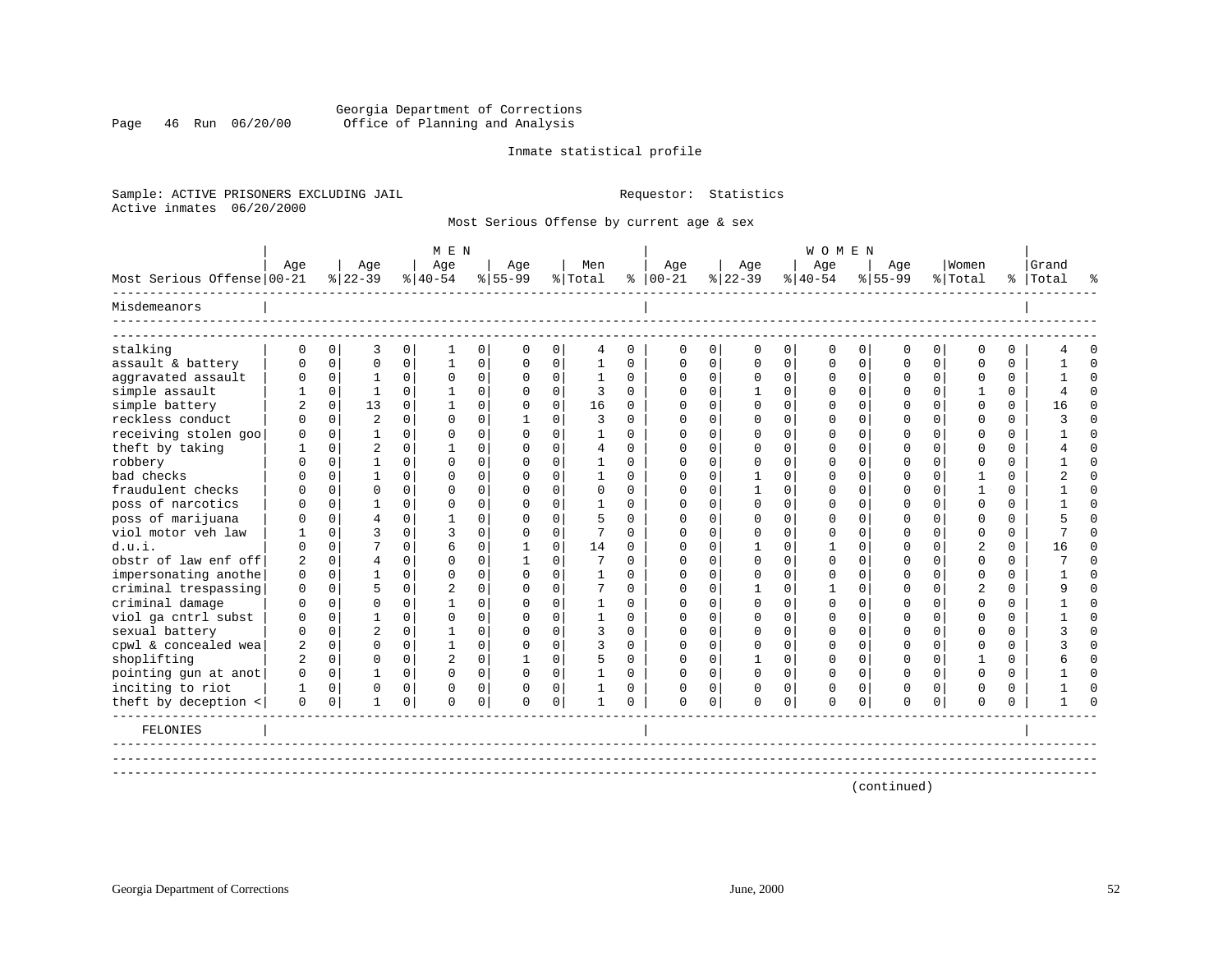Georgia Department of Corrections
Office of Planning and Analysis

Inmate statistical profile

Sample: ACTIVE PRISONERS EXCLUDING JAIL

Requestor: Statistics

Active inmates 06/20/2000

Most Serious Offense by current age & sex

| Most Serious Offense | MEN Age 00-21 | % | Age 22-39 | % | Age 40-54 | % | Age 55-99 | % | Men Total | % | WOMEN Age 00-21 | % | Age 22-39 | % | Age 40-54 | % | Age 55-99 | % | Women Total | % | Grand Total | % |
|---|---|---|---|---|---|---|---|---|---|---|---|---|---|---|---|---|---|---|---|---|---|---|
| **Misdemeanors** | | | | | | | | | | | | | | | | | | | | | | |
| stalking | 0 | 0 | 3 | 0 | 1 | 0 | 0 | 0 | 4 | 0 | 0 | 0 | 0 | 0 | 0 | 0 | 0 | 0 | 0 | 0 | 4 | 0 |
| assault & battery | 0 | 0 | 0 | 0 | 1 | 0 | 0 | 0 | 1 | 0 | 0 | 0 | 0 | 0 | 0 | 0 | 0 | 0 | 0 | 0 | 1 | 0 |
| aggravated assault | 0 | 0 | 1 | 0 | 0 | 0 | 0 | 0 | 1 | 0 | 0 | 0 | 0 | 0 | 0 | 0 | 0 | 0 | 0 | 0 | 1 | 0 |
| simple assault | 1 | 0 | 1 | 0 | 1 | 0 | 0 | 0 | 3 | 0 | 0 | 0 | 1 | 0 | 0 | 0 | 0 | 0 | 1 | 0 | 4 | 0 |
| simple battery | 2 | 0 | 13 | 0 | 1 | 0 | 0 | 0 | 16 | 0 | 0 | 0 | 0 | 0 | 0 | 0 | 0 | 0 | 0 | 0 | 16 | 0 |
| reckless conduct | 0 | 0 | 2 | 0 | 0 | 0 | 1 | 0 | 3 | 0 | 0 | 0 | 0 | 0 | 0 | 0 | 0 | 0 | 0 | 0 | 3 | 0 |
| receiving stolen goo | 0 | 0 | 1 | 0 | 0 | 0 | 0 | 0 | 1 | 0 | 0 | 0 | 0 | 0 | 0 | 0 | 0 | 0 | 0 | 0 | 1 | 0 |
| theft by taking | 1 | 0 | 2 | 0 | 1 | 0 | 0 | 0 | 4 | 0 | 0 | 0 | 0 | 0 | 0 | 0 | 0 | 0 | 0 | 0 | 4 | 0 |
| robbery | 0 | 0 | 1 | 0 | 0 | 0 | 0 | 0 | 1 | 0 | 0 | 0 | 0 | 0 | 0 | 0 | 0 | 0 | 0 | 0 | 1 | 0 |
| bad checks | 0 | 0 | 1 | 0 | 0 | 0 | 0 | 0 | 1 | 0 | 0 | 0 | 1 | 0 | 0 | 0 | 0 | 0 | 1 | 0 | 2 | 0 |
| fraudulent checks | 0 | 0 | 0 | 0 | 0 | 0 | 0 | 0 | 0 | 0 | 0 | 0 | 1 | 0 | 0 | 0 | 0 | 0 | 1 | 0 | 1 | 0 |
| poss of narcotics | 0 | 0 | 1 | 0 | 0 | 0 | 0 | 0 | 1 | 0 | 0 | 0 | 0 | 0 | 0 | 0 | 0 | 0 | 0 | 0 | 1 | 0 |
| poss of marijuana | 0 | 0 | 4 | 0 | 1 | 0 | 0 | 0 | 5 | 0 | 0 | 0 | 0 | 0 | 0 | 0 | 0 | 0 | 0 | 0 | 5 | 0 |
| viol motor veh law | 1 | 0 | 3 | 0 | 3 | 0 | 0 | 0 | 7 | 0 | 0 | 0 | 0 | 0 | 0 | 0 | 0 | 0 | 0 | 0 | 7 | 0 |
| d.u.i. | 0 | 0 | 7 | 0 | 6 | 0 | 1 | 0 | 14 | 0 | 0 | 0 | 1 | 0 | 1 | 0 | 0 | 0 | 2 | 0 | 16 | 0 |
| obstr of law enf off | 2 | 0 | 4 | 0 | 0 | 0 | 1 | 0 | 7 | 0 | 0 | 0 | 0 | 0 | 0 | 0 | 0 | 0 | 0 | 0 | 7 | 0 |
| impersonating anothe | 0 | 0 | 1 | 0 | 0 | 0 | 0 | 0 | 1 | 0 | 0 | 0 | 0 | 0 | 0 | 0 | 0 | 0 | 0 | 0 | 1 | 0 |
| criminal trespassing | 0 | 0 | 5 | 0 | 2 | 0 | 0 | 0 | 7 | 0 | 0 | 0 | 1 | 0 | 1 | 0 | 0 | 0 | 2 | 0 | 9 | 0 |
| criminal damage | 0 | 0 | 0 | 0 | 1 | 0 | 0 | 0 | 1 | 0 | 0 | 0 | 0 | 0 | 0 | 0 | 0 | 0 | 0 | 0 | 1 | 0 |
| viol ga cntrl subst | 0 | 0 | 1 | 0 | 0 | 0 | 0 | 0 | 1 | 0 | 0 | 0 | 0 | 0 | 0 | 0 | 0 | 0 | 0 | 0 | 1 | 0 |
| sexual battery | 0 | 0 | 2 | 0 | 1 | 0 | 0 | 0 | 3 | 0 | 0 | 0 | 0 | 0 | 0 | 0 | 0 | 0 | 0 | 0 | 3 | 0 |
| cpwl & concealed wea | 2 | 0 | 0 | 0 | 1 | 0 | 0 | 0 | 3 | 0 | 0 | 0 | 0 | 0 | 0 | 0 | 0 | 0 | 0 | 0 | 3 | 0 |
| shoplifting | 2 | 0 | 0 | 0 | 2 | 0 | 1 | 0 | 5 | 0 | 0 | 0 | 1 | 0 | 0 | 0 | 0 | 0 | 1 | 0 | 6 | 0 |
| pointing gun at anot | 0 | 0 | 1 | 0 | 0 | 0 | 0 | 0 | 1 | 0 | 0 | 0 | 0 | 0 | 0 | 0 | 0 | 0 | 0 | 0 | 1 | 0 |
| inciting to riot | 1 | 0 | 0 | 0 | 0 | 0 | 0 | 0 | 1 | 0 | 0 | 0 | 0 | 0 | 0 | 0 | 0 | 0 | 0 | 0 | 1 | 0 |
| theft by deception < | 0 | 0 | 1 | 0 | 0 | 0 | 0 | 0 | 1 | 0 | 0 | 0 | 0 | 0 | 0 | 0 | 0 | 0 | 0 | 0 | 1 | 0 |
| **FELONIES** | | | | | | | | | | | | | | | | | | | | | | |

(continued)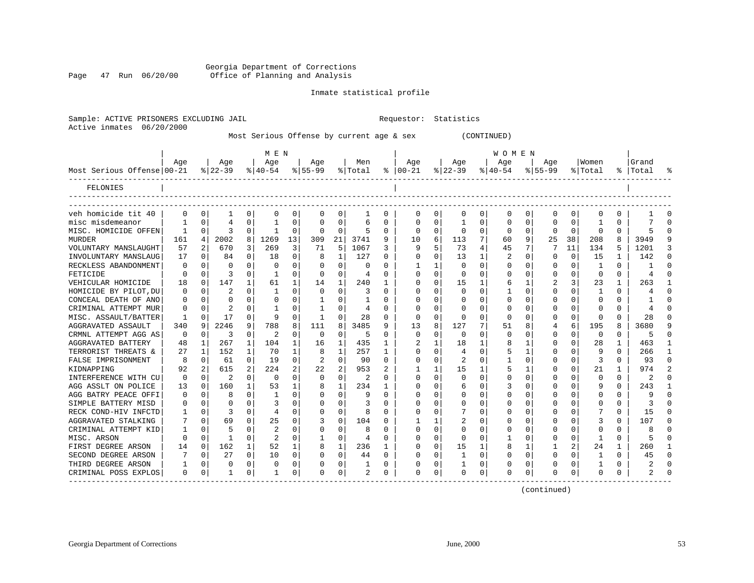Georgia Department of Corrections
Office of Planning and Analysis

Inmate statistical profile

Sample: ACTIVE PRISONERS EXCLUDING JAIL                Requestor: Statistics
Active inmates 06/20/2000

Most Serious Offense by current age & sex (CONTINUED)

| Most Serious Offense | MEN Age 00-21 | % | Age 22-39 | % | Age 40-54 | % | Age 55-99 | % | Men Total | % | WOMEN Age 00-21 | % | Age 22-39 | % | Age 40-54 | % | Age 55-99 | % | Women Total | % | Grand Total | % |
|---|---|---|---|---|---|---|---|---|---|---|---|---|---|---|---|---|---|---|---|---|---|---|
| FELONIES | | | | | | | | | | | | | | | | | | | | | | |
| veh homicide tit 40 | 0 | 0 | 1 | 0 | 0 | 0 | 0 | 0 | 1 | 0 | 0 | 0 | 0 | 0 | 0 | 0 | 0 | 0 | 0 | 0 | 1 | 0 |
| misc misdemeanor | 1 | 0 | 4 | 0 | 1 | 0 | 0 | 0 | 6 | 0 | 0 | 0 | 1 | 0 | 0 | 0 | 0 | 0 | 1 | 0 | 7 | 0 |
| MISC. HOMICIDE OFFEN | 1 | 0 | 3 | 0 | 1 | 0 | 0 | 0 | 5 | 0 | 0 | 0 | 0 | 0 | 0 | 0 | 0 | 0 | 0 | 0 | 5 | 0 |
| MURDER | 161 | 4 | 2002 | 8 | 1269 | 13 | 309 | 21 | 3741 | 9 | 10 | 6 | 113 | 7 | 60 | 9 | 25 | 38 | 208 | 8 | 3949 | 9 |
| VOLUNTARY MANSLAUGHT | 57 | 2 | 670 | 3 | 269 | 3 | 71 | 5 | 1067 | 3 | 9 | 5 | 73 | 4 | 45 | 7 | 7 | 11 | 134 | 5 | 1201 | 3 |
| INVOLUNTARY MANSLAUG | 17 | 0 | 84 | 0 | 18 | 0 | 8 | 1 | 127 | 0 | 0 | 0 | 13 | 1 | 2 | 0 | 0 | 0 | 15 | 1 | 142 | 0 |
| RECKLESS ABANDONMENT | 0 | 0 | 0 | 0 | 0 | 0 | 0 | 0 | 0 | 0 | 1 | 1 | 0 | 0 | 0 | 0 | 0 | 0 | 1 | 0 | 1 | 0 |
| FETICIDE | 0 | 0 | 3 | 0 | 1 | 0 | 0 | 0 | 4 | 0 | 0 | 0 | 0 | 0 | 0 | 0 | 0 | 0 | 0 | 0 | 4 | 0 |
| VEHICULAR HOMICIDE | 18 | 0 | 147 | 1 | 61 | 1 | 14 | 1 | 240 | 1 | 0 | 0 | 15 | 1 | 6 | 1 | 2 | 3 | 23 | 1 | 263 | 1 |
| HOMICIDE BY PILOT,DU | 0 | 0 | 2 | 0 | 1 | 0 | 0 | 0 | 3 | 0 | 0 | 0 | 0 | 0 | 1 | 0 | 0 | 0 | 1 | 0 | 4 | 0 |
| CONCEAL DEATH OF ANO | 0 | 0 | 0 | 0 | 0 | 0 | 1 | 0 | 1 | 0 | 0 | 0 | 0 | 0 | 0 | 0 | 0 | 0 | 0 | 0 | 1 | 0 |
| CRIMINAL ATTEMPT MUR | 0 | 0 | 2 | 0 | 1 | 0 | 1 | 0 | 4 | 0 | 0 | 0 | 0 | 0 | 0 | 0 | 0 | 0 | 0 | 0 | 4 | 0 |
| MISC. ASSAULT/BATTER | 1 | 0 | 17 | 0 | 9 | 0 | 1 | 0 | 28 | 0 | 0 | 0 | 0 | 0 | 0 | 0 | 0 | 0 | 0 | 0 | 28 | 0 |
| AGGRAVATED ASSAULT | 340 | 9 | 2246 | 9 | 788 | 8 | 111 | 8 | 3485 | 9 | 13 | 8 | 127 | 7 | 51 | 8 | 4 | 6 | 195 | 8 | 3680 | 9 |
| CRMNL ATTEMPT AGG AS | 0 | 0 | 3 | 0 | 2 | 0 | 0 | 0 | 5 | 0 | 0 | 0 | 0 | 0 | 0 | 0 | 0 | 0 | 0 | 0 | 5 | 0 |
| AGGRAVATED BATTERY | 48 | 1 | 267 | 1 | 104 | 1 | 16 | 1 | 435 | 1 | 2 | 1 | 18 | 1 | 8 | 1 | 0 | 0 | 28 | 1 | 463 | 1 |
| TERRORIST THREATS & | 27 | 1 | 152 | 1 | 70 | 1 | 8 | 1 | 257 | 1 | 0 | 0 | 4 | 0 | 5 | 1 | 0 | 0 | 9 | 0 | 266 | 1 |
| FALSE IMPRISONMENT | 8 | 0 | 61 | 0 | 19 | 0 | 2 | 0 | 90 | 0 | 0 | 0 | 2 | 0 | 1 | 0 | 0 | 0 | 3 | 0 | 93 | 0 |
| KIDNAPPING | 92 | 2 | 615 | 2 | 224 | 2 | 22 | 2 | 953 | 2 | 1 | 1 | 15 | 1 | 5 | 1 | 0 | 0 | 21 | 1 | 974 | 2 |
| INTERFERENCE WITH CU | 0 | 0 | 2 | 0 | 0 | 0 | 0 | 0 | 2 | 0 | 0 | 0 | 0 | 0 | 0 | 0 | 0 | 0 | 0 | 0 | 2 | 0 |
| AGG ASSLT ON POLICE | 13 | 0 | 160 | 1 | 53 | 1 | 8 | 1 | 234 | 1 | 0 | 0 | 6 | 0 | 3 | 0 | 0 | 0 | 9 | 0 | 243 | 1 |
| AGG BATRY PEACE OFFI | 0 | 0 | 8 | 0 | 1 | 0 | 0 | 0 | 9 | 0 | 0 | 0 | 0 | 0 | 0 | 0 | 0 | 0 | 0 | 0 | 9 | 0 |
| SIMPLE BATTERY MISD | 0 | 0 | 0 | 0 | 3 | 0 | 0 | 0 | 3 | 0 | 0 | 0 | 0 | 0 | 0 | 0 | 0 | 0 | 0 | 0 | 3 | 0 |
| RECK COND-HIV INFCTD | 1 | 0 | 3 | 0 | 4 | 0 | 0 | 0 | 8 | 0 | 0 | 0 | 7 | 0 | 0 | 0 | 0 | 0 | 7 | 0 | 15 | 0 |
| AGGRAVATED STALKING | 7 | 0 | 69 | 0 | 25 | 0 | 3 | 0 | 104 | 0 | 1 | 1 | 2 | 0 | 0 | 0 | 0 | 0 | 3 | 0 | 107 | 0 |
| CRIMINAL ATTEMPT KID | 1 | 0 | 5 | 0 | 2 | 0 | 0 | 0 | 8 | 0 | 0 | 0 | 0 | 0 | 0 | 0 | 0 | 0 | 0 | 0 | 8 | 0 |
| MISC. ARSON | 0 | 0 | 1 | 0 | 2 | 0 | 1 | 0 | 4 | 0 | 0 | 0 | 0 | 0 | 1 | 0 | 0 | 0 | 1 | 0 | 5 | 0 |
| FIRST DEGREE ARSON | 14 | 0 | 162 | 1 | 52 | 1 | 8 | 1 | 236 | 1 | 0 | 0 | 15 | 1 | 8 | 1 | 1 | 2 | 24 | 1 | 260 | 1 |
| SECOND DEGREE ARSON | 7 | 0 | 27 | 0 | 10 | 0 | 0 | 0 | 44 | 0 | 0 | 0 | 1 | 0 | 0 | 0 | 0 | 0 | 1 | 0 | 45 | 0 |
| THIRD DEGREE ARSON | 1 | 0 | 0 | 0 | 0 | 0 | 0 | 0 | 1 | 0 | 0 | 0 | 1 | 0 | 0 | 0 | 0 | 0 | 1 | 0 | 2 | 0 |
| CRIMINAL POSS EXPLOS | 0 | 0 | 1 | 0 | 1 | 0 | 0 | 0 | 2 | 0 | 0 | 0 | 0 | 0 | 0 | 0 | 0 | 0 | 0 | 0 | 2 | 0 |

(continued)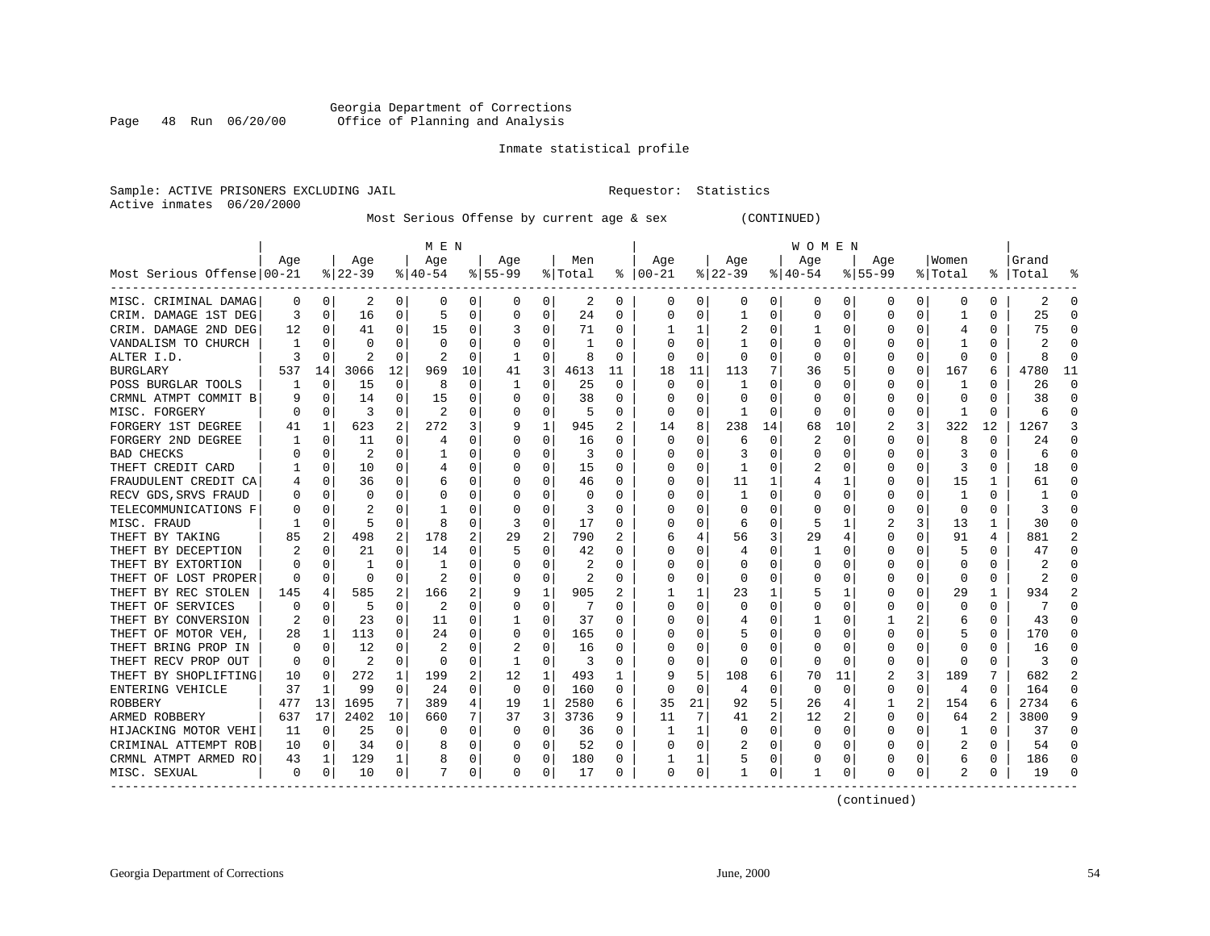Georgia Department of Corrections
Page 48 Run 06/20/00 Office of Planning and Analysis

Inmate statistical profile

Sample: ACTIVE PRISONERS EXCLUDING JAIL                    Requestor: Statistics
Active inmates 06/20/2000

Most Serious Offense by current age & sex (CONTINUED)

| Most Serious Offense | MEN Age 00-21 | % | Age 22-39 | % | Age 40-54 | % | Age 55-99 | % | Men Total | % | WOMEN Age 00-21 | % | Age 22-39 | % | Age 40-54 | % | Age 55-99 | % | Women Total | % | Grand Total | % |
|---|---|---|---|---|---|---|---|---|---|---|---|---|---|---|---|---|---|---|---|---|---|---|
| MISC. CRIMINAL DAMAG | 0 | 0 | 2 | 0 | 0 | 0 | 0 | 0 | 2 | 0 | 0 | 0 | 0 | 0 | 0 | 0 | 0 | 0 | 0 | 0 | 2 | 0 |
| CRIM. DAMAGE 1ST DEG | 3 | 0 | 16 | 0 | 5 | 0 | 0 | 0 | 24 | 0 | 0 | 0 | 1 | 0 | 0 | 0 | 0 | 0 | 1 | 0 | 25 | 0 |
| CRIM. DAMAGE 2ND DEG | 12 | 0 | 41 | 0 | 15 | 0 | 3 | 0 | 71 | 0 | 1 | 1 | 2 | 0 | 1 | 0 | 0 | 0 | 4 | 0 | 75 | 0 |
| VANDALISM TO CHURCH | 1 | 0 | 0 | 0 | 0 | 0 | 0 | 0 | 1 | 0 | 0 | 0 | 1 | 0 | 0 | 0 | 0 | 0 | 1 | 0 | 2 | 0 |
| ALTER I.D. | 3 | 0 | 2 | 0 | 2 | 0 | 1 | 0 | 8 | 0 | 0 | 0 | 0 | 0 | 0 | 0 | 0 | 0 | 0 | 0 | 8 | 0 |
| BURGLARY | 537 | 14 | 3066 | 12 | 969 | 10 | 41 | 3 | 4613 | 11 | 18 | 11 | 113 | 7 | 36 | 5 | 0 | 0 | 167 | 6 | 4780 | 11 |
| POSS BURGLAR TOOLS | 1 | 0 | 15 | 0 | 8 | 0 | 1 | 0 | 25 | 0 | 0 | 0 | 1 | 0 | 0 | 0 | 0 | 0 | 1 | 0 | 26 | 0 |
| CRMNL ATMPT COMMIT B | 9 | 0 | 14 | 0 | 15 | 0 | 0 | 0 | 38 | 0 | 0 | 0 | 0 | 0 | 0 | 0 | 0 | 0 | 0 | 0 | 38 | 0 |
| MISC. FORGERY | 0 | 0 | 3 | 0 | 2 | 0 | 0 | 0 | 5 | 0 | 0 | 0 | 1 | 0 | 0 | 0 | 0 | 0 | 1 | 0 | 6 | 0 |
| FORGERY 1ST DEGREE | 41 | 1 | 623 | 2 | 272 | 3 | 9 | 1 | 945 | 2 | 14 | 8 | 238 | 14 | 68 | 10 | 2 | 3 | 322 | 12 | 1267 | 3 |
| FORGERY 2ND DEGREE | 1 | 0 | 11 | 0 | 4 | 0 | 0 | 0 | 16 | 0 | 0 | 0 | 6 | 0 | 2 | 0 | 0 | 0 | 8 | 0 | 24 | 0 |
| BAD CHECKS | 0 | 0 | 2 | 0 | 1 | 0 | 0 | 0 | 3 | 0 | 0 | 0 | 3 | 0 | 0 | 0 | 0 | 0 | 3 | 0 | 6 | 0 |
| THEFT CREDIT CARD | 1 | 0 | 10 | 0 | 4 | 0 | 0 | 0 | 15 | 0 | 0 | 0 | 1 | 0 | 2 | 0 | 0 | 0 | 3 | 0 | 18 | 0 |
| FRAUDULENT CREDIT CA | 4 | 0 | 36 | 0 | 6 | 0 | 0 | 0 | 46 | 0 | 0 | 0 | 11 | 1 | 4 | 1 | 0 | 0 | 15 | 1 | 61 | 0 |
| RECV GDS,SRVS FRAUD | 0 | 0 | 0 | 0 | 0 | 0 | 0 | 0 | 0 | 0 | 0 | 0 | 1 | 0 | 0 | 0 | 0 | 0 | 1 | 0 | 1 | 0 |
| TELECOMMUNICATIONS F | 0 | 0 | 2 | 0 | 1 | 0 | 0 | 0 | 3 | 0 | 0 | 0 | 0 | 0 | 0 | 0 | 0 | 0 | 0 | 0 | 3 | 0 |
| MISC. FRAUD | 1 | 0 | 5 | 0 | 8 | 0 | 3 | 0 | 17 | 0 | 0 | 0 | 6 | 0 | 5 | 1 | 2 | 3 | 13 | 1 | 30 | 0 |
| THEFT BY TAKING | 85 | 2 | 498 | 2 | 178 | 2 | 29 | 2 | 790 | 2 | 6 | 4 | 56 | 3 | 29 | 4 | 0 | 0 | 91 | 4 | 881 | 2 |
| THEFT BY DECEPTION | 2 | 0 | 21 | 0 | 14 | 0 | 5 | 0 | 42 | 0 | 0 | 0 | 4 | 0 | 1 | 0 | 0 | 0 | 5 | 0 | 47 | 0 |
| THEFT BY EXTORTION | 0 | 0 | 1 | 0 | 1 | 0 | 0 | 0 | 2 | 0 | 0 | 0 | 0 | 0 | 0 | 0 | 0 | 0 | 0 | 0 | 2 | 0 |
| THEFT OF LOST PROPER | 0 | 0 | 0 | 0 | 2 | 0 | 0 | 0 | 2 | 0 | 0 | 0 | 0 | 0 | 0 | 0 | 0 | 0 | 0 | 0 | 2 | 0 |
| THEFT BY REC STOLEN | 145 | 4 | 585 | 2 | 166 | 2 | 9 | 1 | 905 | 2 | 1 | 1 | 23 | 1 | 5 | 1 | 0 | 0 | 29 | 1 | 934 | 2 |
| THEFT OF SERVICES | 0 | 0 | 5 | 0 | 2 | 0 | 0 | 0 | 7 | 0 | 0 | 0 | 0 | 0 | 0 | 0 | 0 | 0 | 0 | 0 | 7 | 0 |
| THEFT BY CONVERSION | 2 | 0 | 23 | 0 | 11 | 0 | 1 | 0 | 37 | 0 | 0 | 0 | 4 | 0 | 1 | 0 | 1 | 2 | 6 | 0 | 43 | 0 |
| THEFT OF MOTOR VEH, | 28 | 1 | 113 | 0 | 24 | 0 | 0 | 0 | 165 | 0 | 0 | 0 | 5 | 0 | 0 | 0 | 0 | 0 | 5 | 0 | 170 | 0 |
| THEFT BRING PROP IN | 0 | 0 | 12 | 0 | 2 | 0 | 2 | 0 | 16 | 0 | 0 | 0 | 0 | 0 | 0 | 0 | 0 | 0 | 0 | 0 | 16 | 0 |
| THEFT RECV PROP OUT | 0 | 0 | 2 | 0 | 0 | 0 | 1 | 0 | 3 | 0 | 0 | 0 | 0 | 0 | 0 | 0 | 0 | 0 | 0 | 0 | 3 | 0 |
| THEFT BY SHOPLIFTING | 10 | 0 | 272 | 1 | 199 | 2 | 12 | 1 | 493 | 1 | 9 | 5 | 108 | 6 | 70 | 11 | 2 | 3 | 189 | 7 | 682 | 2 |
| ENTERING VEHICLE | 37 | 1 | 99 | 0 | 24 | 0 | 0 | 0 | 160 | 0 | 0 | 0 | 4 | 0 | 0 | 0 | 0 | 0 | 4 | 0 | 164 | 0 |
| ROBBERY | 477 | 13 | 1695 | 7 | 389 | 4 | 19 | 1 | 2580 | 6 | 35 | 21 | 92 | 5 | 26 | 4 | 1 | 2 | 154 | 6 | 2734 | 6 |
| ARMED ROBBERY | 637 | 17 | 2402 | 10 | 660 | 7 | 37 | 3 | 3736 | 9 | 11 | 7 | 41 | 2 | 12 | 2 | 0 | 0 | 64 | 2 | 3800 | 9 |
| HIJACKING MOTOR VEHI | 11 | 0 | 25 | 0 | 0 | 0 | 0 | 0 | 36 | 0 | 1 | 1 | 0 | 0 | 0 | 0 | 0 | 0 | 1 | 0 | 37 | 0 |
| CRIMINAL ATTEMPT ROB | 10 | 0 | 34 | 0 | 8 | 0 | 0 | 0 | 52 | 0 | 0 | 0 | 2 | 0 | 0 | 0 | 0 | 0 | 2 | 0 | 54 | 0 |
| CRMNL ATMPT ARMED RO | 43 | 1 | 129 | 1 | 8 | 0 | 0 | 0 | 180 | 0 | 1 | 1 | 5 | 0 | 0 | 0 | 0 | 0 | 6 | 0 | 186 | 0 |
| MISC. SEXUAL | 0 | 0 | 10 | 0 | 7 | 0 | 0 | 0 | 17 | 0 | 0 | 0 | 1 | 0 | 1 | 0 | 0 | 0 | 2 | 0 | 19 | 0 |

(continued)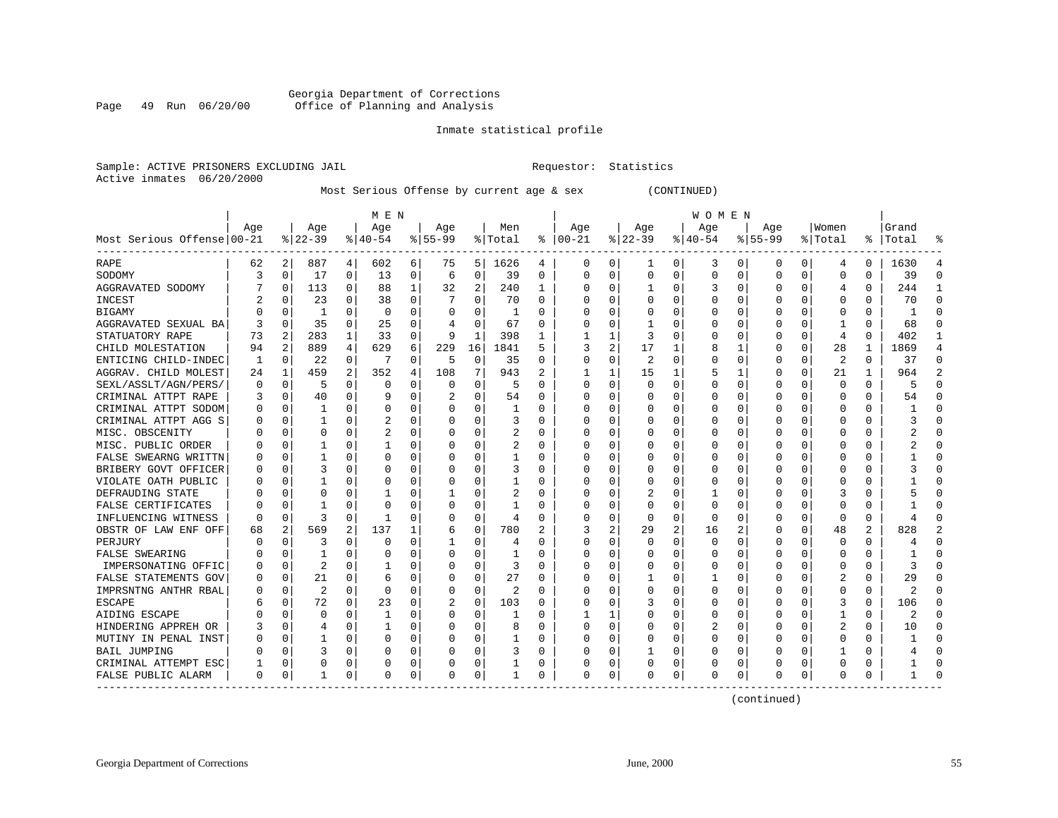Georgia Department of Corrections
Office of Planning and Analysis

Inmate statistical profile

Sample: ACTIVE PRISONERS EXCLUDING JAIL    Requestor: Statistics
Active inmates 06/20/2000

Most Serious Offense by current age & sex (CONTINUED)

| Most Serious Offense | MEN Age 00-21 | % | Age 22-39 | % | Age 40-54 | % | Age 55-99 | % | Men Total | % | WOMEN Age 00-21 | % | Age 22-39 | % | Age 40-54 | % | Age 55-99 | % | Women Total | % | Grand Total | % |
|---|---|---|---|---|---|---|---|---|---|---|---|---|---|---|---|---|---|---|---|---|---|---|
| RAPE | 62 | 2 | 887 | 4 | 602 | 6 | 75 | 5 | 1626 | 4 | 0 | 0 | 1 | 0 | 3 | 0 | 0 | 0 | 4 | 0 | 1630 | 4 |
| SODOMY | 3 | 0 | 17 | 0 | 13 | 0 | 6 | 0 | 39 | 0 | 0 | 0 | 0 | 0 | 0 | 0 | 0 | 0 | 0 | 0 | 39 | 0 |
| AGGRAVATED SODOMY | 7 | 0 | 113 | 0 | 88 | 1 | 32 | 2 | 240 | 1 | 0 | 0 | 1 | 0 | 3 | 0 | 0 | 0 | 4 | 0 | 244 | 1 |
| INCEST | 2 | 0 | 23 | 0 | 38 | 0 | 7 | 0 | 70 | 0 | 0 | 0 | 0 | 0 | 0 | 0 | 0 | 0 | 0 | 0 | 70 | 0 |
| BIGAMY | 0 | 0 | 1 | 0 | 0 | 0 | 0 | 0 | 1 | 0 | 0 | 0 | 0 | 0 | 0 | 0 | 0 | 0 | 0 | 0 | 1 | 0 |
| AGGRAVATED SEXUAL BA | 3 | 0 | 35 | 0 | 25 | 0 | 4 | 0 | 67 | 0 | 0 | 0 | 1 | 0 | 0 | 0 | 0 | 0 | 1 | 0 | 68 | 0 |
| STATUTORY RAPE | 73 | 2 | 283 | 1 | 33 | 0 | 9 | 1 | 398 | 1 | 1 | 1 | 3 | 0 | 0 | 0 | 0 | 0 | 4 | 0 | 402 | 1 |
| CHILD MOLESTATION | 94 | 2 | 889 | 4 | 629 | 6 | 229 | 16 | 1841 | 5 | 3 | 2 | 17 | 1 | 8 | 1 | 0 | 0 | 28 | 1 | 1869 | 4 |
| ENTICING CHILD-INDEC | 1 | 0 | 22 | 0 | 7 | 0 | 5 | 0 | 35 | 0 | 0 | 0 | 2 | 0 | 0 | 0 | 0 | 0 | 2 | 0 | 37 | 0 |
| AGGRAV. CHILD MOLEST | 24 | 1 | 459 | 2 | 352 | 4 | 108 | 7 | 943 | 2 | 1 | 1 | 15 | 1 | 5 | 1 | 0 | 0 | 21 | 1 | 964 | 2 |
| SEXL/ASSLT/AGN/PERS/ | 0 | 0 | 5 | 0 | 0 | 0 | 0 | 0 | 5 | 0 | 0 | 0 | 0 | 0 | 0 | 0 | 0 | 0 | 0 | 0 | 5 | 0 |
| CRIMINAL ATTPT RAPE | 3 | 0 | 40 | 0 | 9 | 0 | 2 | 0 | 54 | 0 | 0 | 0 | 0 | 0 | 0 | 0 | 0 | 0 | 0 | 0 | 54 | 0 |
| CRIMINAL ATTPT SODOM | 0 | 0 | 1 | 0 | 0 | 0 | 0 | 0 | 1 | 0 | 0 | 0 | 0 | 0 | 0 | 0 | 0 | 0 | 0 | 0 | 1 | 0 |
| CRIMINAL ATTPT AGG S | 0 | 0 | 1 | 0 | 2 | 0 | 0 | 0 | 3 | 0 | 0 | 0 | 0 | 0 | 0 | 0 | 0 | 0 | 0 | 0 | 3 | 0 |
| MISC. OBSCENITY | 0 | 0 | 0 | 0 | 2 | 0 | 0 | 0 | 2 | 0 | 0 | 0 | 0 | 0 | 0 | 0 | 0 | 0 | 0 | 0 | 2 | 0 |
| MISC. PUBLIC ORDER | 0 | 0 | 1 | 0 | 1 | 0 | 0 | 0 | 2 | 0 | 0 | 0 | 0 | 0 | 0 | 0 | 0 | 0 | 0 | 0 | 2 | 0 |
| FALSE SWEARNG WRITTN | 0 | 0 | 1 | 0 | 0 | 0 | 0 | 0 | 1 | 0 | 0 | 0 | 0 | 0 | 0 | 0 | 0 | 0 | 0 | 0 | 1 | 0 |
| BRIBERY GOVT OFFICER | 0 | 0 | 3 | 0 | 0 | 0 | 0 | 0 | 3 | 0 | 0 | 0 | 0 | 0 | 0 | 0 | 0 | 0 | 0 | 0 | 3 | 0 |
| VIOLATE OATH PUBLIC | 0 | 0 | 1 | 0 | 0 | 0 | 0 | 0 | 1 | 0 | 0 | 0 | 0 | 0 | 0 | 0 | 0 | 0 | 0 | 0 | 1 | 0 |
| DEFRAUDING STATE | 0 | 0 | 0 | 0 | 1 | 0 | 1 | 0 | 2 | 0 | 0 | 0 | 2 | 0 | 1 | 0 | 0 | 0 | 3 | 0 | 5 | 0 |
| FALSE CERTIFICATES | 0 | 0 | 1 | 0 | 0 | 0 | 0 | 0 | 1 | 0 | 0 | 0 | 0 | 0 | 0 | 0 | 0 | 0 | 0 | 0 | 1 | 0 |
| INFLUENCING WITNESS | 0 | 0 | 3 | 0 | 1 | 0 | 0 | 0 | 4 | 0 | 0 | 0 | 0 | 0 | 0 | 0 | 0 | 0 | 0 | 0 | 4 | 0 |
| OBSTR OF LAW ENF OFF | 68 | 2 | 569 | 2 | 137 | 1 | 6 | 0 | 780 | 2 | 3 | 2 | 29 | 2 | 16 | 2 | 0 | 0 | 48 | 2 | 828 | 2 |
| PERJURY | 0 | 0 | 3 | 0 | 0 | 0 | 1 | 0 | 4 | 0 | 0 | 0 | 0 | 0 | 0 | 0 | 0 | 0 | 0 | 0 | 4 | 0 |
| FALSE SWEARING | 0 | 0 | 1 | 0 | 0 | 0 | 0 | 0 | 1 | 0 | 0 | 0 | 0 | 0 | 0 | 0 | 0 | 0 | 0 | 0 | 1 | 0 |
| IMPERSONATING OFFIC | 0 | 0 | 2 | 0 | 1 | 0 | 0 | 0 | 3 | 0 | 0 | 0 | 0 | 0 | 0 | 0 | 0 | 0 | 0 | 0 | 3 | 0 |
| FALSE STATEMENTS GOV | 0 | 0 | 21 | 0 | 6 | 0 | 0 | 0 | 27 | 0 | 0 | 0 | 1 | 0 | 1 | 0 | 0 | 0 | 2 | 0 | 29 | 0 |
| IMPRSNTNG ANTHR RBAL | 0 | 0 | 2 | 0 | 0 | 0 | 0 | 0 | 2 | 0 | 0 | 0 | 0 | 0 | 0 | 0 | 0 | 0 | 0 | 0 | 2 | 0 |
| ESCAPE | 6 | 0 | 72 | 0 | 23 | 0 | 2 | 0 | 103 | 0 | 0 | 0 | 3 | 0 | 0 | 0 | 0 | 0 | 3 | 0 | 106 | 0 |
| AIDING ESCAPE | 0 | 0 | 0 | 0 | 1 | 0 | 0 | 0 | 1 | 0 | 1 | 1 | 0 | 0 | 0 | 0 | 0 | 0 | 1 | 0 | 2 | 0 |
| HINDERING APPREH OR | 3 | 0 | 4 | 0 | 1 | 0 | 0 | 0 | 8 | 0 | 0 | 0 | 0 | 0 | 2 | 0 | 0 | 0 | 2 | 0 | 10 | 0 |
| MUTINY IN PENAL INST | 0 | 0 | 1 | 0 | 0 | 0 | 0 | 0 | 1 | 0 | 0 | 0 | 0 | 0 | 0 | 0 | 0 | 0 | 0 | 0 | 1 | 0 |
| BAIL JUMPING | 0 | 0 | 3 | 0 | 0 | 0 | 0 | 0 | 3 | 0 | 0 | 0 | 1 | 0 | 0 | 0 | 0 | 0 | 1 | 0 | 4 | 0 |
| CRIMINAL ATTEMPT ESC | 1 | 0 | 0 | 0 | 0 | 0 | 0 | 0 | 1 | 0 | 0 | 0 | 0 | 0 | 0 | 0 | 0 | 0 | 0 | 0 | 1 | 0 |
| FALSE PUBLIC ALARM | 0 | 0 | 1 | 0 | 0 | 0 | 0 | 0 | 1 | 0 | 0 | 0 | 0 | 0 | 0 | 0 | 0 | 0 | 0 | 0 | 1 | 0 |

(continued)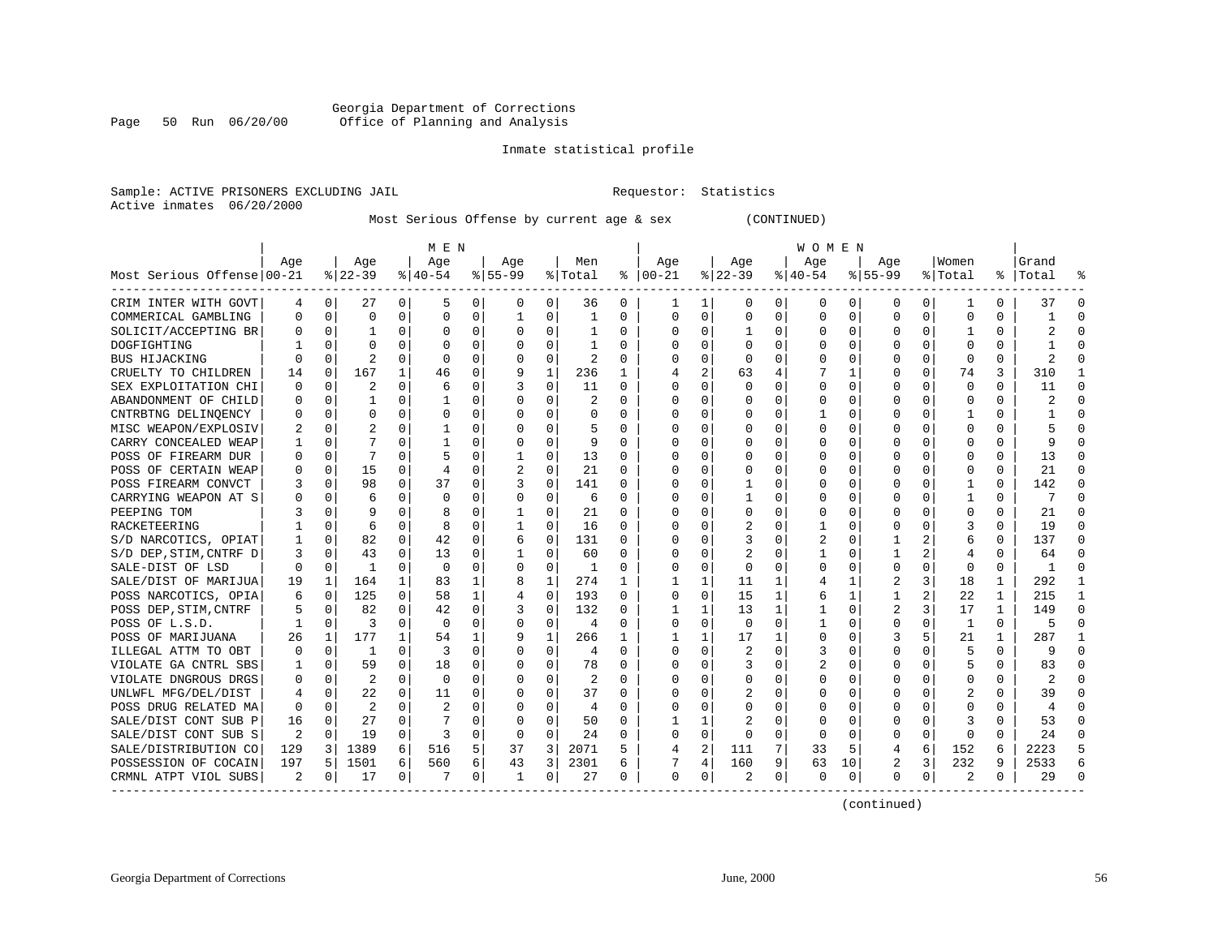Georgia Department of Corrections
Office of Planning and Analysis

Page 50 Run 06/20/00

Inmate statistical profile

Sample: ACTIVE PRISONERS EXCLUDING JAIL    Requestor: Statistics
Active inmates 06/20/2000

Most Serious Offense by current age & sex (CONTINUED)

| | MEN | | | | | | | | | | | WOMEN | | | | | | | | | | | | |
|---|---|---|---|---|---|---|---|---|---|---|---|---|---|---|---|---|---|---|---|---|---|---|---|---|
| Most Serious Offense | Age 00-21 | % | Age 22-39 | % | Age 40-54 | % | Age 55-99 | % | Men Total | % | Age 00-21 | % | Age 22-39 | % | Age 40-54 | % | Age 55-99 | % | Women Total | % | Grand Total | % |
| CRIM INTER WITH GOVT | 4 | 0 | 27 | 0 | 5 | 0 | 0 | 0 | 36 | 0 | 1 | 1 | 0 | 0 | 0 | 0 | 0 | 0 | 1 | 0 | 37 | 0 |
| COMMERICAL GAMBLING | 0 | 0 | 0 | 0 | 0 | 0 | 1 | 0 | 1 | 0 | 0 | 0 | 0 | 0 | 0 | 0 | 0 | 0 | 0 | 0 | 1 | 0 |
| SOLICIT/ACCEPTING BR | 0 | 0 | 1 | 0 | 0 | 0 | 0 | 0 | 1 | 0 | 0 | 0 | 1 | 0 | 0 | 0 | 0 | 0 | 1 | 0 | 2 | 0 |
| DOGFIGHTING | 1 | 0 | 0 | 0 | 0 | 0 | 0 | 0 | 1 | 0 | 0 | 0 | 0 | 0 | 0 | 0 | 0 | 0 | 0 | 0 | 1 | 0 |
| BUS HIJACKING | 0 | 0 | 2 | 0 | 0 | 0 | 0 | 0 | 2 | 0 | 0 | 0 | 0 | 0 | 0 | 0 | 0 | 0 | 0 | 0 | 2 | 0 |
| CRUELTY TO CHILDREN | 14 | 0 | 167 | 1 | 46 | 0 | 9 | 1 | 236 | 1 | 4 | 2 | 63 | 4 | 7 | 1 | 0 | 0 | 74 | 3 | 310 | 1 |
| SEX EXPLOITATION CHI | 0 | 0 | 2 | 0 | 6 | 0 | 3 | 0 | 11 | 0 | 0 | 0 | 0 | 0 | 0 | 0 | 0 | 0 | 0 | 0 | 11 | 0 |
| ABANDONMENT OF CHILD | 0 | 0 | 1 | 0 | 1 | 0 | 0 | 0 | 2 | 0 | 0 | 0 | 0 | 0 | 0 | 0 | 0 | 0 | 0 | 0 | 2 | 0 |
| CNTRBTNG DELINQENCY | 0 | 0 | 0 | 0 | 0 | 0 | 0 | 0 | 0 | 0 | 0 | 0 | 0 | 0 | 1 | 0 | 0 | 0 | 1 | 0 | 1 | 0 |
| MISC WEAPON/EXPLOSIV | 2 | 0 | 2 | 0 | 1 | 0 | 0 | 0 | 5 | 0 | 0 | 0 | 0 | 0 | 0 | 0 | 0 | 0 | 0 | 0 | 5 | 0 |
| CARRY CONCEALED WEAP | 1 | 0 | 7 | 0 | 1 | 0 | 0 | 0 | 9 | 0 | 0 | 0 | 0 | 0 | 0 | 0 | 0 | 0 | 0 | 0 | 9 | 0 |
| POSS OF FIREARM DUR | 0 | 0 | 7 | 0 | 5 | 0 | 1 | 0 | 13 | 0 | 0 | 0 | 0 | 0 | 0 | 0 | 0 | 0 | 0 | 0 | 13 | 0 |
| POSS OF CERTAIN WEAP | 0 | 0 | 15 | 0 | 4 | 0 | 2 | 0 | 21 | 0 | 0 | 0 | 0 | 0 | 0 | 0 | 0 | 0 | 0 | 0 | 21 | 0 |
| POSS FIREARM CONVCT | 3 | 0 | 98 | 0 | 37 | 0 | 3 | 0 | 141 | 0 | 0 | 0 | 1 | 0 | 0 | 0 | 0 | 0 | 1 | 0 | 142 | 0 |
| CARRYING WEAPON AT S | 0 | 0 | 6 | 0 | 0 | 0 | 0 | 0 | 6 | 0 | 0 | 0 | 1 | 0 | 0 | 0 | 0 | 0 | 1 | 0 | 7 | 0 |
| PEEPING TOM | 3 | 0 | 9 | 0 | 8 | 0 | 1 | 0 | 21 | 0 | 0 | 0 | 0 | 0 | 0 | 0 | 0 | 0 | 0 | 0 | 21 | 0 |
| RACKETEERING | 1 | 0 | 6 | 0 | 8 | 0 | 1 | 0 | 16 | 0 | 0 | 0 | 2 | 0 | 1 | 0 | 0 | 0 | 3 | 0 | 19 | 0 |
| S/D NARCOTICS, OPIAT | 1 | 0 | 82 | 0 | 42 | 0 | 6 | 0 | 131 | 0 | 0 | 0 | 3 | 0 | 2 | 0 | 1 | 2 | 6 | 0 | 137 | 0 |
| S/D DEP,STIM,CNTRF D | 3 | 0 | 43 | 0 | 13 | 0 | 1 | 0 | 60 | 0 | 0 | 0 | 2 | 0 | 1 | 0 | 1 | 2 | 4 | 0 | 64 | 0 |
| SALE-DIST OF LSD | 0 | 0 | 1 | 0 | 0 | 0 | 0 | 0 | 1 | 0 | 0 | 0 | 0 | 0 | 0 | 0 | 0 | 0 | 0 | 0 | 1 | 0 |
| SALE/DIST OF MARIJUA | 19 | 1 | 164 | 1 | 83 | 1 | 8 | 1 | 274 | 1 | 1 | 1 | 11 | 1 | 4 | 1 | 2 | 3 | 18 | 1 | 292 | 1 |
| POSS NARCOTICS, OPIA | 6 | 0 | 125 | 0 | 58 | 1 | 4 | 0 | 193 | 0 | 0 | 0 | 15 | 1 | 6 | 1 | 1 | 2 | 22 | 1 | 215 | 1 |
| POSS DEP,STIM,CNTRF | 5 | 0 | 82 | 0 | 42 | 0 | 3 | 0 | 132 | 0 | 1 | 1 | 13 | 1 | 1 | 0 | 2 | 3 | 17 | 1 | 149 | 0 |
| POSS OF L.S.D. | 1 | 0 | 3 | 0 | 0 | 0 | 0 | 0 | 4 | 0 | 0 | 0 | 0 | 0 | 1 | 0 | 0 | 0 | 1 | 0 | 5 | 0 |
| POSS OF MARIJUANA | 26 | 1 | 177 | 1 | 54 | 1 | 9 | 1 | 266 | 1 | 1 | 1 | 17 | 1 | 0 | 0 | 3 | 5 | 21 | 1 | 287 | 1 |
| ILLEGAL ATTM TO OBT | 0 | 0 | 1 | 0 | 3 | 0 | 0 | 0 | 4 | 0 | 0 | 0 | 2 | 0 | 3 | 0 | 0 | 0 | 5 | 0 | 9 | 0 |
| VIOLATE GA CNTRL SBS | 1 | 0 | 59 | 0 | 18 | 0 | 0 | 0 | 78 | 0 | 0 | 0 | 3 | 0 | 2 | 0 | 0 | 0 | 5 | 0 | 83 | 0 |
| VIOLATE DNGROUS DRGS | 0 | 0 | 2 | 0 | 0 | 0 | 0 | 0 | 2 | 0 | 0 | 0 | 0 | 0 | 0 | 0 | 0 | 0 | 0 | 0 | 2 | 0 |
| UNLWFL MFG/DEL/DIST | 4 | 0 | 22 | 0 | 11 | 0 | 0 | 0 | 37 | 0 | 0 | 0 | 2 | 0 | 0 | 0 | 0 | 0 | 2 | 0 | 39 | 0 |
| POSS DRUG RELATED MA | 0 | 0 | 2 | 0 | 2 | 0 | 0 | 0 | 4 | 0 | 0 | 0 | 0 | 0 | 0 | 0 | 0 | 0 | 0 | 0 | 4 | 0 |
| SALE/DIST CONT SUB P | 16 | 0 | 27 | 0 | 7 | 0 | 0 | 0 | 50 | 0 | 1 | 1 | 2 | 0 | 0 | 0 | 0 | 0 | 3 | 0 | 53 | 0 |
| SALE/DIST CONT SUB S | 2 | 0 | 19 | 0 | 3 | 0 | 0 | 0 | 24 | 0 | 0 | 0 | 0 | 0 | 0 | 0 | 0 | 0 | 0 | 0 | 24 | 0 |
| SALE/DISTRIBUTION CO | 129 | 3 | 1389 | 6 | 516 | 5 | 37 | 3 | 2071 | 5 | 4 | 2 | 111 | 7 | 33 | 5 | 4 | 6 | 152 | 6 | 2223 | 5 |
| POSSESSION OF COCAIN | 197 | 5 | 1501 | 6 | 560 | 6 | 43 | 3 | 2301 | 6 | 7 | 4 | 160 | 9 | 63 | 10 | 2 | 3 | 232 | 9 | 2533 | 6 |
| CRMNL ATPT VIOL SUBS | 2 | 0 | 17 | 0 | 7 | 0 | 1 | 0 | 27 | 0 | 0 | 0 | 2 | 0 | 0 | 0 | 0 | 0 | 2 | 0 | 29 | 0 |

(continued)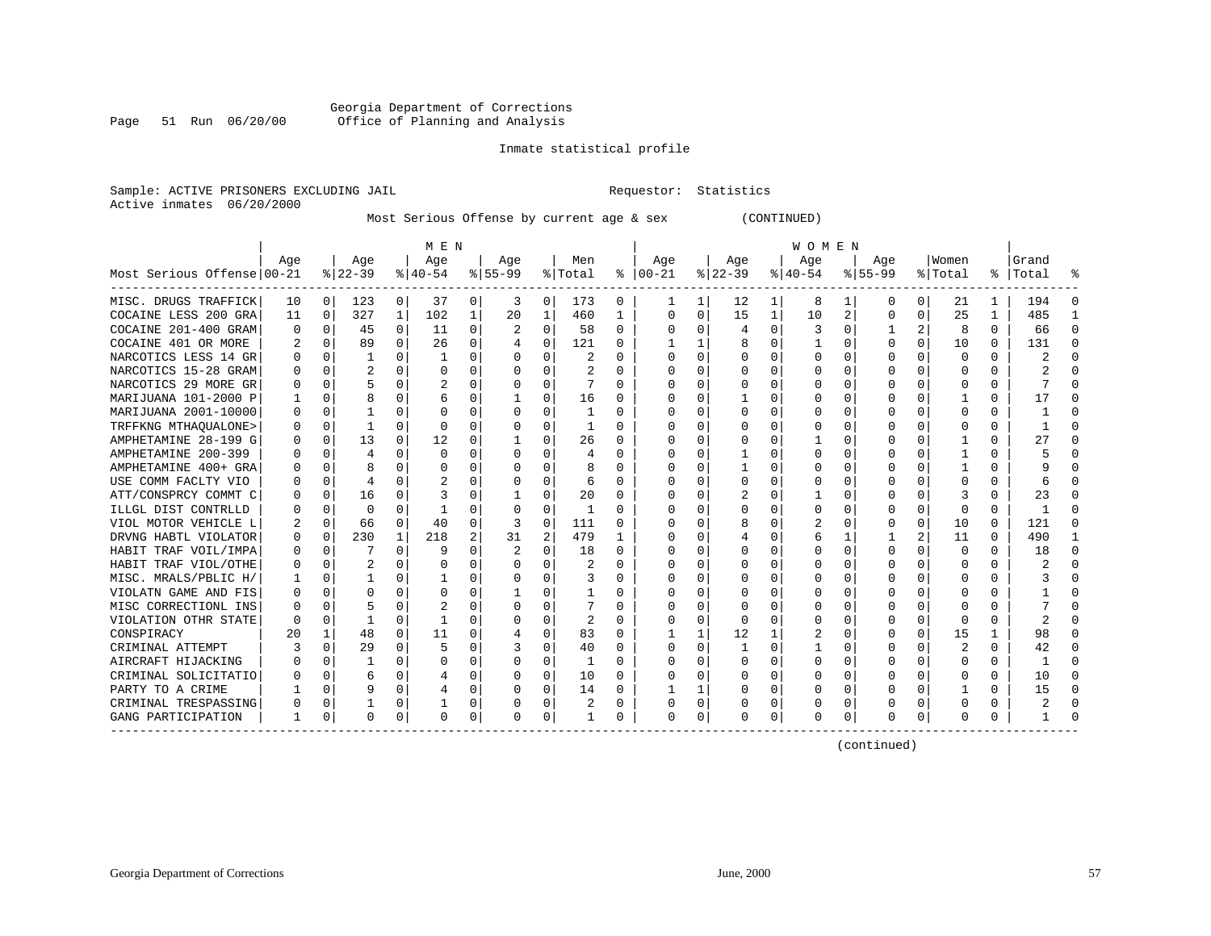Georgia Department of Corrections
Office of Planning and Analysis

Inmate statistical profile

Sample: ACTIVE PRISONERS EXCLUDING JAIL                    Requestor: Statistics
Active inmates 06/20/2000

Most Serious Offense by current age & sex (CONTINUED)

| Most Serious Offense | MEN Age 00-21 | % | Age 22-39 | % | Age 40-54 | % | Age 55-99 | % | Men Total | % | WOMEN Age 00-21 | % | Age 22-39 | % | Age 40-54 | % | Age 55-99 | % | Women Total | % | Grand Total | % |
|---|---|---|---|---|---|---|---|---|---|---|---|---|---|---|---|---|---|---|---|---|---|---|
| MISC. DRUGS TRAFFICK | 10 | 0 | 123 | 0 | 37 | 0 | 3 | 0 | 173 | 0 | 1 | 1 | 12 | 1 | 8 | 1 | 0 | 0 | 21 | 1 | 194 | 0 |
| COCAINE LESS 200 GRA | 11 | 0 | 327 | 1 | 102 | 1 | 20 | 1 | 460 | 1 | 0 | 0 | 15 | 1 | 10 | 2 | 0 | 0 | 25 | 1 | 485 | 1 |
| COCAINE 201-400 GRAM | 0 | 0 | 45 | 0 | 11 | 0 | 2 | 0 | 58 | 0 | 0 | 0 | 4 | 0 | 3 | 0 | 1 | 2 | 8 | 0 | 66 | 0 |
| COCAINE 401 OR MORE | 2 | 0 | 89 | 0 | 26 | 0 | 4 | 0 | 121 | 0 | 1 | 1 | 8 | 0 | 1 | 0 | 0 | 0 | 10 | 0 | 131 | 0 |
| NARCOTICS LESS 14 GR | 0 | 0 | 1 | 0 | 1 | 0 | 0 | 0 | 2 | 0 | 0 | 0 | 0 | 0 | 0 | 0 | 0 | 0 | 0 | 0 | 2 | 0 |
| NARCOTICS 15-28 GRAM | 0 | 0 | 2 | 0 | 0 | 0 | 0 | 0 | 2 | 0 | 0 | 0 | 0 | 0 | 0 | 0 | 0 | 0 | 0 | 0 | 2 | 0 |
| NARCOTICS 29 MORE GR | 0 | 0 | 5 | 0 | 2 | 0 | 0 | 0 | 7 | 0 | 0 | 0 | 0 | 0 | 0 | 0 | 0 | 0 | 0 | 0 | 7 | 0 |
| MARIJUANA 101-2000 P | 1 | 0 | 8 | 0 | 6 | 0 | 1 | 0 | 16 | 0 | 0 | 0 | 1 | 0 | 0 | 0 | 0 | 0 | 1 | 0 | 17 | 0 |
| MARIJUANA 2001-10000 | 0 | 0 | 1 | 0 | 0 | 0 | 0 | 0 | 1 | 0 | 0 | 0 | 0 | 0 | 0 | 0 | 0 | 0 | 0 | 0 | 1 | 0 |
| TRFFKNG MTHAQUALONE> | 0 | 0 | 1 | 0 | 0 | 0 | 0 | 0 | 1 | 0 | 0 | 0 | 0 | 0 | 0 | 0 | 0 | 0 | 0 | 0 | 1 | 0 |
| AMPHETAMINE 28-199 G | 0 | 0 | 13 | 0 | 12 | 0 | 1 | 0 | 26 | 0 | 0 | 0 | 0 | 0 | 1 | 0 | 0 | 0 | 1 | 0 | 27 | 0 |
| AMPHETAMINE 200-399 | 0 | 0 | 4 | 0 | 0 | 0 | 0 | 0 | 4 | 0 | 0 | 0 | 1 | 0 | 0 | 0 | 0 | 0 | 1 | 0 | 5 | 0 |
| AMPHETAMINE 400+ GRA | 0 | 0 | 8 | 0 | 0 | 0 | 0 | 0 | 8 | 0 | 0 | 0 | 1 | 0 | 0 | 0 | 0 | 0 | 1 | 0 | 9 | 0 |
| USE COMM FACLTY VIO | 0 | 0 | 4 | 0 | 2 | 0 | 0 | 0 | 6 | 0 | 0 | 0 | 0 | 0 | 0 | 0 | 0 | 0 | 0 | 0 | 6 | 0 |
| ATT/CONSPRCY COMMT C | 0 | 0 | 16 | 0 | 3 | 0 | 1 | 0 | 20 | 0 | 0 | 0 | 2 | 0 | 1 | 0 | 0 | 0 | 3 | 0 | 23 | 0 |
| ILLGL DIST CONTRLLD | 0 | 0 | 0 | 0 | 1 | 0 | 0 | 0 | 1 | 0 | 0 | 0 | 0 | 0 | 0 | 0 | 0 | 0 | 0 | 0 | 1 | 0 |
| VIOL MOTOR VEHICLE L | 2 | 0 | 66 | 0 | 40 | 0 | 3 | 0 | 111 | 0 | 0 | 0 | 8 | 0 | 2 | 0 | 0 | 0 | 10 | 0 | 121 | 0 |
| DRVNG HABTL VIOLATOR | 0 | 0 | 230 | 1 | 218 | 2 | 31 | 2 | 479 | 1 | 0 | 0 | 4 | 0 | 6 | 1 | 1 | 2 | 11 | 0 | 490 | 1 |
| HABIT TRAF VOIL/IMPA | 0 | 0 | 7 | 0 | 9 | 0 | 2 | 0 | 18 | 0 | 0 | 0 | 0 | 0 | 0 | 0 | 0 | 0 | 0 | 0 | 18 | 0 |
| HABIT TRAF VIOL/OTHE | 0 | 0 | 2 | 0 | 0 | 0 | 0 | 0 | 2 | 0 | 0 | 0 | 0 | 0 | 0 | 0 | 0 | 0 | 0 | 0 | 2 | 0 |
| MISC. MRALS/PBLIC H/ | 1 | 0 | 1 | 0 | 1 | 0 | 0 | 0 | 3 | 0 | 0 | 0 | 0 | 0 | 0 | 0 | 0 | 0 | 0 | 0 | 3 | 0 |
| VIOLATN GAME AND FIS | 0 | 0 | 0 | 0 | 0 | 0 | 1 | 0 | 1 | 0 | 0 | 0 | 0 | 0 | 0 | 0 | 0 | 0 | 0 | 0 | 1 | 0 |
| MISC CORRECTIONL INS | 0 | 0 | 5 | 0 | 2 | 0 | 0 | 0 | 7 | 0 | 0 | 0 | 0 | 0 | 0 | 0 | 0 | 0 | 0 | 0 | 7 | 0 |
| VIOLATION OTHR STATE | 0 | 0 | 1 | 0 | 1 | 0 | 0 | 0 | 2 | 0 | 0 | 0 | 0 | 0 | 0 | 0 | 0 | 0 | 0 | 0 | 2 | 0 |
| CONSPIRACY | 20 | 1 | 48 | 0 | 11 | 0 | 4 | 0 | 83 | 0 | 1 | 1 | 12 | 1 | 2 | 0 | 0 | 0 | 15 | 1 | 98 | 0 |
| CRIMINAL ATTEMPT | 3 | 0 | 29 | 0 | 5 | 0 | 3 | 0 | 40 | 0 | 0 | 0 | 1 | 0 | 1 | 0 | 0 | 0 | 2 | 0 | 42 | 0 |
| AIRCRAFT HIJACKING | 0 | 0 | 1 | 0 | 0 | 0 | 0 | 0 | 1 | 0 | 0 | 0 | 0 | 0 | 0 | 0 | 0 | 0 | 0 | 0 | 1 | 0 |
| CRIMINAL SOLICITATIO | 0 | 0 | 6 | 0 | 4 | 0 | 0 | 0 | 10 | 0 | 0 | 0 | 0 | 0 | 0 | 0 | 0 | 0 | 0 | 0 | 10 | 0 |
| PARTY TO A CRIME | 1 | 0 | 9 | 0 | 4 | 0 | 0 | 0 | 14 | 0 | 1 | 1 | 0 | 0 | 0 | 0 | 0 | 0 | 1 | 0 | 15 | 0 |
| CRIMINAL TRESPASSING | 0 | 0 | 1 | 0 | 1 | 0 | 0 | 0 | 2 | 0 | 0 | 0 | 0 | 0 | 0 | 0 | 0 | 0 | 0 | 0 | 2 | 0 |
| GANG PARTICIPATION | 1 | 0 | 0 | 0 | 0 | 0 | 0 | 0 | 1 | 0 | 0 | 0 | 0 | 0 | 0 | 0 | 0 | 0 | 0 | 0 | 1 | 0 |

(continued)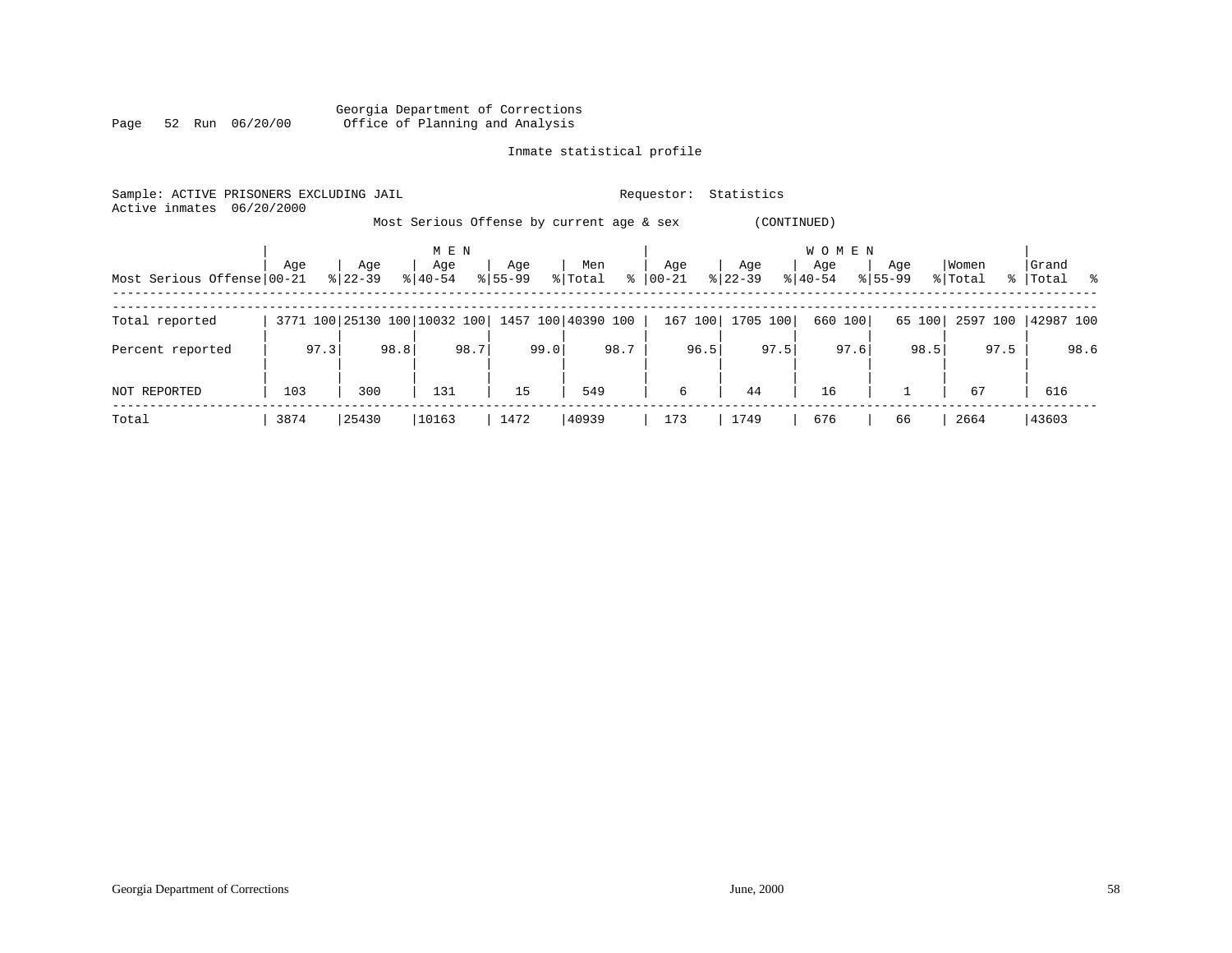Georgia Department of Corrections
Office of Planning and Analysis

Inmate statistical profile

Sample: ACTIVE PRISONERS EXCLUDING JAIL  Requestor: Statistics
Active inmates 06/20/2000

Most Serious Offense by current age & sex (CONTINUED)

| | MEN | | | | | | | | | | WOMEN | | | | | | | | | | | |
|---|---|---|---|---|---|---|---|---|---|---|---|---|---|---|---|---|---|---|---|---|---|---|
| Most Serious Offense | Age 00-21 | % | Age 22-39 | % | Age 40-54 | % | Age 55-99 | % | Men Total | % | Age 00-21 | % | Age 22-39 | % | Age 40-54 | % | Age 55-99 | % | Women Total | % | Grand Total | % |
| Total reported | 3771 | 100 | 25130 | 100 | 10032 | 100 | 1457 | 100 | 40390 | 100 | 167 | 100 | 1705 | 100 | 660 | 100 | 65 | 100 | 2597 | 100 | 42987 | 100 |
| Percent reported | | 97.3 | | 98.8 | | 98.7 | | 99.0 | | 98.7 | | 96.5 | | 97.5 | | 97.6 | | 98.5 | | 97.5 | | 98.6 |
| NOT REPORTED | 103 | | 300 | | 131 | | 15 | | 549 | | 6 | | 44 | | 16 | | 1 | | 67 | | 616 | |
| Total | 3874 | | 25430 | | 10163 | | 1472 | | 40939 | | 173 | | 1749 | | 676 | | 66 | | 2664 | | 43603 | |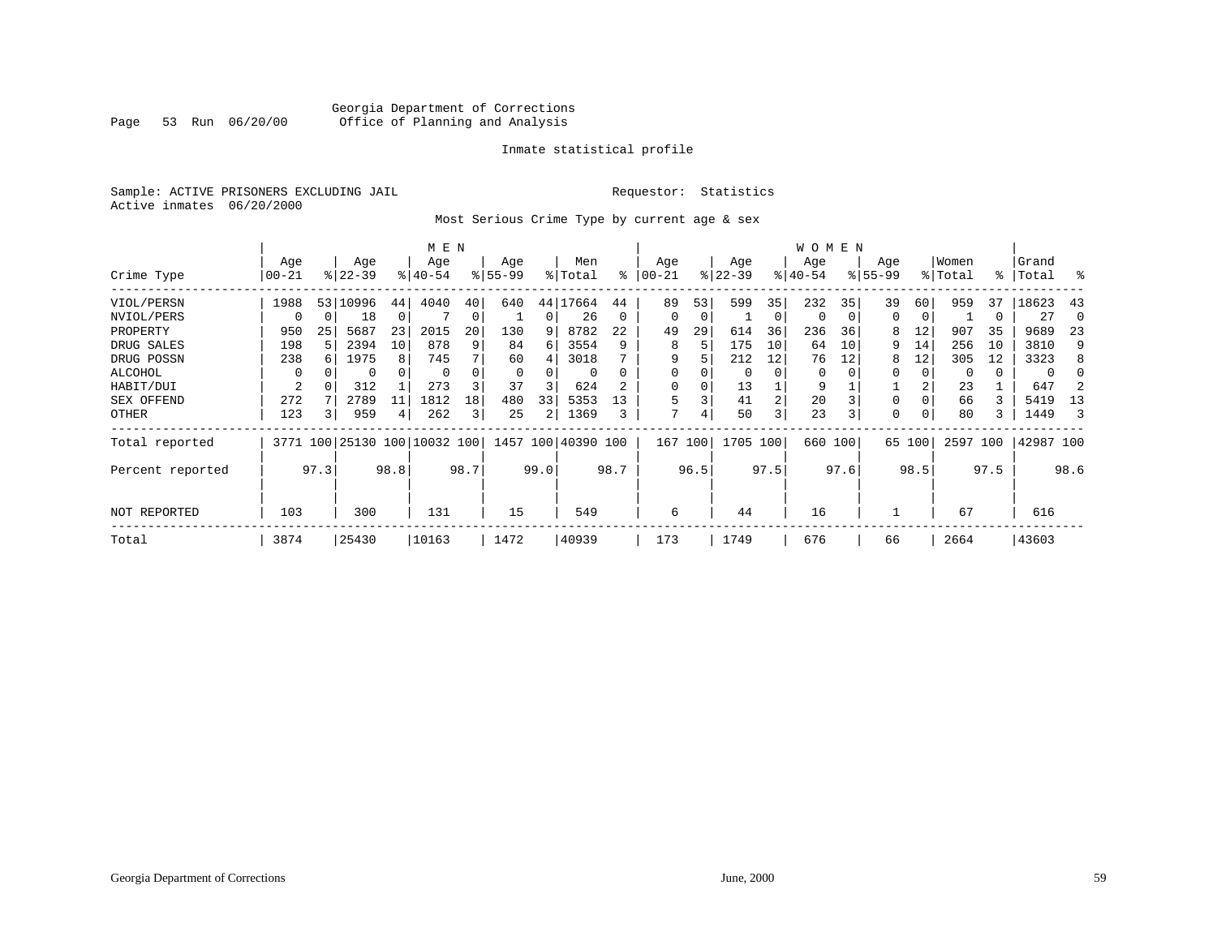Georgia Department of Corrections
Office of Planning and Analysis

Page 53 Run 06/20/00

Inmate statistical profile

Sample: ACTIVE PRISONERS EXCLUDING JAIL

Requestor: Statistics

Active inmates 06/20/2000

Most Serious Crime Type by current age & sex

| | MEN | | | | | | | | | | WOMEN | | | | | | | | | | | |
|---|---|---|---|---|---|---|---|---|---|---|---|---|---|---|---|---|---|---|---|---|---|---|
| Crime Type | Age 00-21 | % | Age 22-39 | % | Age 40-54 | % | Age 55-99 | % | Men Total | % | Age 00-21 | % | Age 22-39 | % | Age 40-54 | % | Age 55-99 | % | Women Total | % | Grand Total | % |
| VIOL/PERSN | 1988 | 53 | 10996 | 44 | 4040 | 40 | 640 | 44 | 17664 | 44 | 89 | 53 | 599 | 35 | 232 | 35 | 39 | 60 | 959 | 37 | 18623 | 43 |
| NVIOL/PERS | 0 | 0 | 18 | 0 | 7 | 0 | 1 | 0 | 26 | 0 | 0 | 0 | 1 | 0 | 0 | 0 | 0 | 0 | 1 | 0 | 27 | 0 |
| PROPERTY | 950 | 25 | 5687 | 23 | 2015 | 20 | 130 | 9 | 8782 | 22 | 49 | 29 | 614 | 36 | 236 | 36 | 8 | 12 | 907 | 35 | 9689 | 23 |
| DRUG SALES | 198 | 5 | 2394 | 10 | 878 | 9 | 84 | 6 | 3554 | 9 | 8 | 5 | 175 | 10 | 64 | 10 | 9 | 14 | 256 | 10 | 3810 | 9 |
| DRUG POSSN | 238 | 6 | 1975 | 8 | 745 | 7 | 60 | 4 | 3018 | 7 | 9 | 5 | 212 | 12 | 76 | 12 | 8 | 12 | 305 | 12 | 3323 | 8 |
| ALCOHOL | 0 | 0 | 0 | 0 | 0 | 0 | 0 | 0 | 0 | 0 | 0 | 0 | 0 | 0 | 0 | 0 | 0 | 0 | 0 | 0 | 0 | 0 |
| HABIT/DUI | 2 | 0 | 312 | 1 | 273 | 3 | 37 | 3 | 624 | 2 | 0 | 0 | 13 | 1 | 9 | 1 | 1 | 2 | 23 | 1 | 647 | 2 |
| SEX OFFEND | 272 | 7 | 2789 | 11 | 1812 | 18 | 480 | 33 | 5353 | 13 | 5 | 3 | 41 | 2 | 20 | 3 | 0 | 0 | 66 | 3 | 5419 | 13 |
| OTHER | 123 | 3 | 959 | 4 | 262 | 3 | 25 | 2 | 1369 | 3 | 7 | 4 | 50 | 3 | 23 | 3 | 0 | 0 | 80 | 3 | 1449 | 3 |
| Total reported | 3771 | 100 | 25130 | 100 | 10032 | 100 | 1457 | 100 | 40390 | 100 | 167 | 100 | 1705 | 100 | 660 | 100 | 65 | 100 | 2597 | 100 | 42987 | 100 |
| Percent reported | | 97.3 | | 98.8 | | 98.7 | | 99.0 | | 98.7 | | 96.5 | | 97.5 | | 97.6 | | 98.5 | | 97.5 | | 98.6 |
| NOT REPORTED | 103 | | 300 | | 131 | | 15 | | 549 | | 6 | | 44 | | 16 | | 1 | | 67 | | 616 | |
| Total | 3874 | | 25430 | | 10163 | | 1472 | | 40939 | | 173 | | 1749 | | 676 | | 66 | | 2664 | | 43603 | |